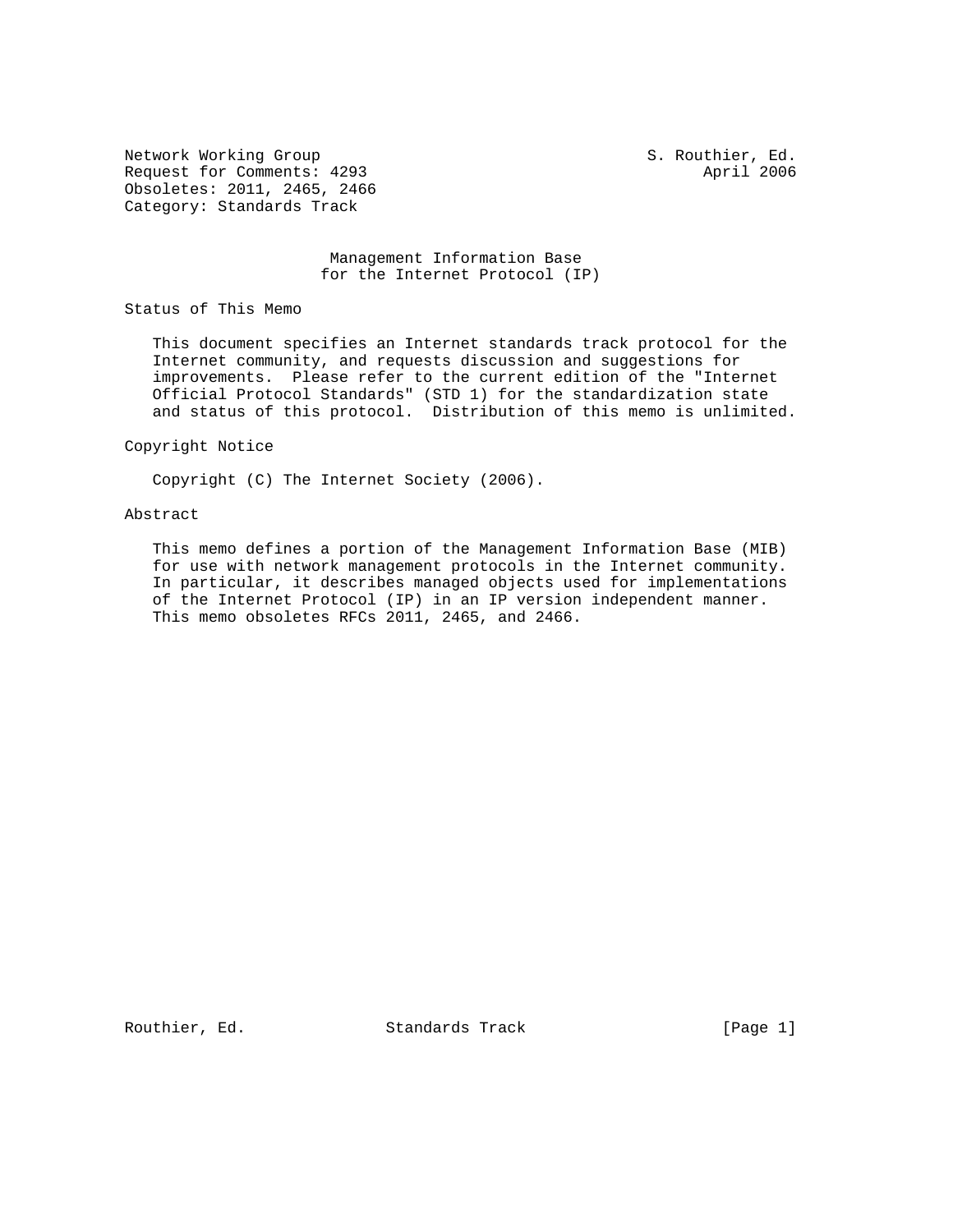Network Working Group S. Routhier, Ed.
Request for Comments: 4293 April 2006
Obsoletes: 2011, 2465, 2466
Category: Standards Track

# Management Information Base for the Internet Protocol (IP)

## Status of This Memo

This document specifies an Internet standards track protocol for the Internet community, and requests discussion and suggestions for improvements. Please refer to the current edition of the "Internet Official Protocol Standards" (STD 1) for the standardization state and status of this protocol. Distribution of this memo is unlimited.

## Copyright Notice

Copyright (C) The Internet Society (2006).

## Abstract

This memo defines a portion of the Management Information Base (MIB) for use with network management protocols in the Internet community. In particular, it describes managed objects used for implementations of the Internet Protocol (IP) in an IP version independent manner. This memo obsoletes RFCs 2011, 2465, and 2466.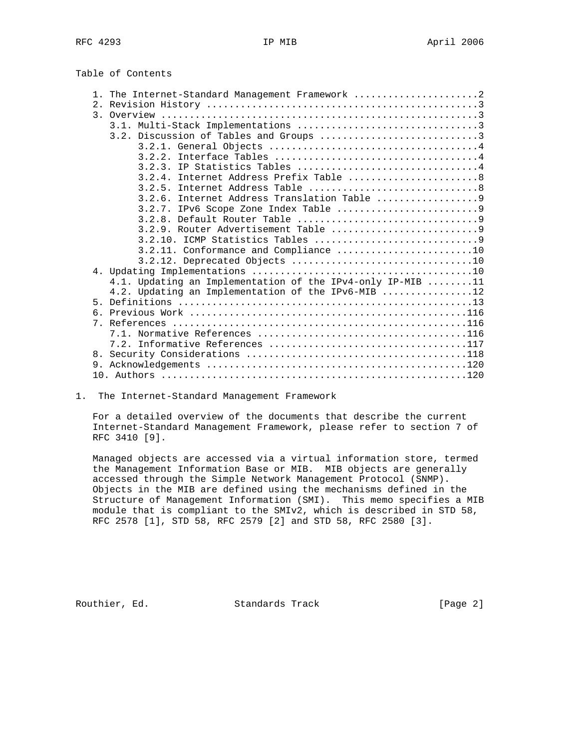Table of Contents

```
   1. The Internet-Standard Management Framework ......................2
   2. Revision History ................................................3
   3. Overview ........................................................3
      3.1. Multi-Stack Implementations ................................3
      3.2. Discussion of Tables and Groups ............................3
           3.2.1. General Objects .....................................4
           3.2.2. Interface Tables ....................................4
           3.2.3. IP Statistics Tables ................................4
           3.2.4. Internet Address Prefix Table .......................8
           3.2.5. Internet Address Table ..............................8
           3.2.6. Internet Address Translation Table ..................9
           3.2.7. IPv6 Scope Zone Index Table .........................9
           3.2.8. Default Router Table ................................9
           3.2.9. Router Advertisement Table ..........................9
           3.2.10. ICMP Statistics Tables .............................9
           3.2.11. Conformance and Compliance ........................10
           3.2.12. Deprecated Objects ................................10
   4. Updating Implementations .......................................10
      4.1. Updating an Implementation of the IPv4-only IP-MIB ........11
      4.2. Updating an Implementation of the IPv6-MIB ................12
   5. Definitions ....................................................13
   6. Previous Work .................................................116
   7. References ....................................................116
      7.1. Normative References .....................................116
      7.2. Informative References ...................................117
   8. Security Considerations .......................................118
   9. Acknowledgements ..............................................120
   10. Authors ......................................................120
```

# 1. The Internet-Standard Management Framework

For a detailed overview of the documents that describe the current Internet-Standard Management Framework, please refer to section 7 of RFC 3410 [9].

Managed objects are accessed via a virtual information store, termed the Management Information Base or MIB. MIB objects are generally accessed through the Simple Network Management Protocol (SNMP). Objects in the MIB are defined using the mechanisms defined in the Structure of Management Information (SMI). This memo specifies a MIB module that is compliant to the SMIv2, which is described in STD 58, RFC 2578 [1], STD 58, RFC 2579 [2] and STD 58, RFC 2580 [3].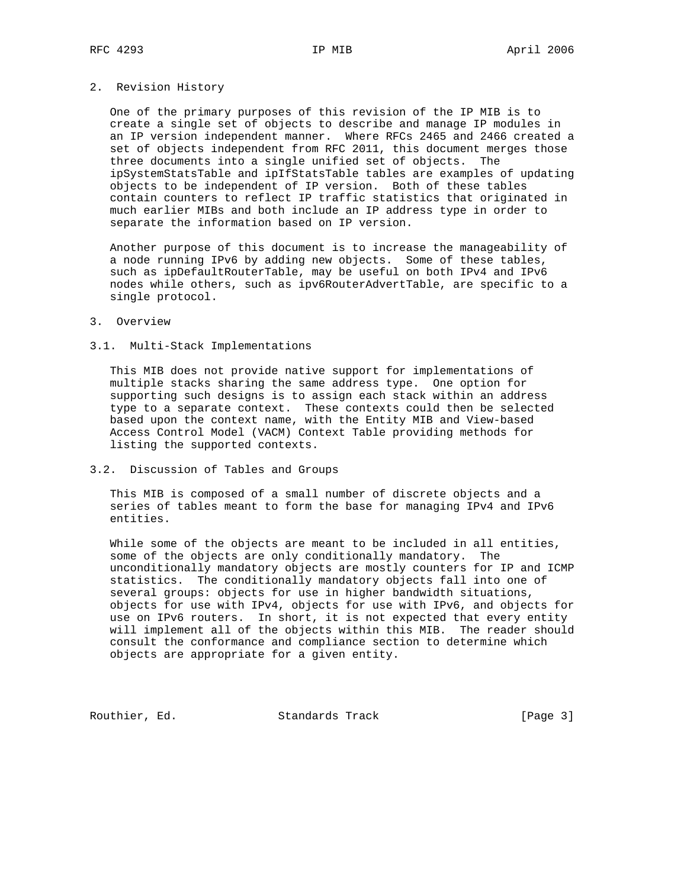## 2. Revision History

One of the primary purposes of this revision of the IP MIB is to create a single set of objects to describe and manage IP modules in an IP version independent manner. Where RFCs 2465 and 2466 created a set of objects independent from RFC 2011, this document merges those three documents into a single unified set of objects. The ipSystemStatsTable and ipIfStatsTable tables are examples of updating objects to be independent of IP version. Both of these tables contain counters to reflect IP traffic statistics that originated in much earlier MIBs and both include an IP address type in order to separate the information based on IP version.

Another purpose of this document is to increase the manageability of a node running IPv6 by adding new objects. Some of these tables, such as ipDefaultRouterTable, may be useful on both IPv4 and IPv6 nodes while others, such as ipv6RouterAdvertTable, are specific to a single protocol.

## 3. Overview

### 3.1. Multi-Stack Implementations

This MIB does not provide native support for implementations of multiple stacks sharing the same address type. One option for supporting such designs is to assign each stack within an address type to a separate context. These contexts could then be selected based upon the context name, with the Entity MIB and View-based Access Control Model (VACM) Context Table providing methods for listing the supported contexts.

### 3.2. Discussion of Tables and Groups

This MIB is composed of a small number of discrete objects and a series of tables meant to form the base for managing IPv4 and IPv6 entities.

While some of the objects are meant to be included in all entities, some of the objects are only conditionally mandatory. The unconditionally mandatory objects are mostly counters for IP and ICMP statistics. The conditionally mandatory objects fall into one of several groups: objects for use in higher bandwidth situations, objects for use with IPv4, objects for use with IPv6, and objects for use on IPv6 routers. In short, it is not expected that every entity will implement all of the objects within this MIB. The reader should consult the conformance and compliance section to determine which objects are appropriate for a given entity.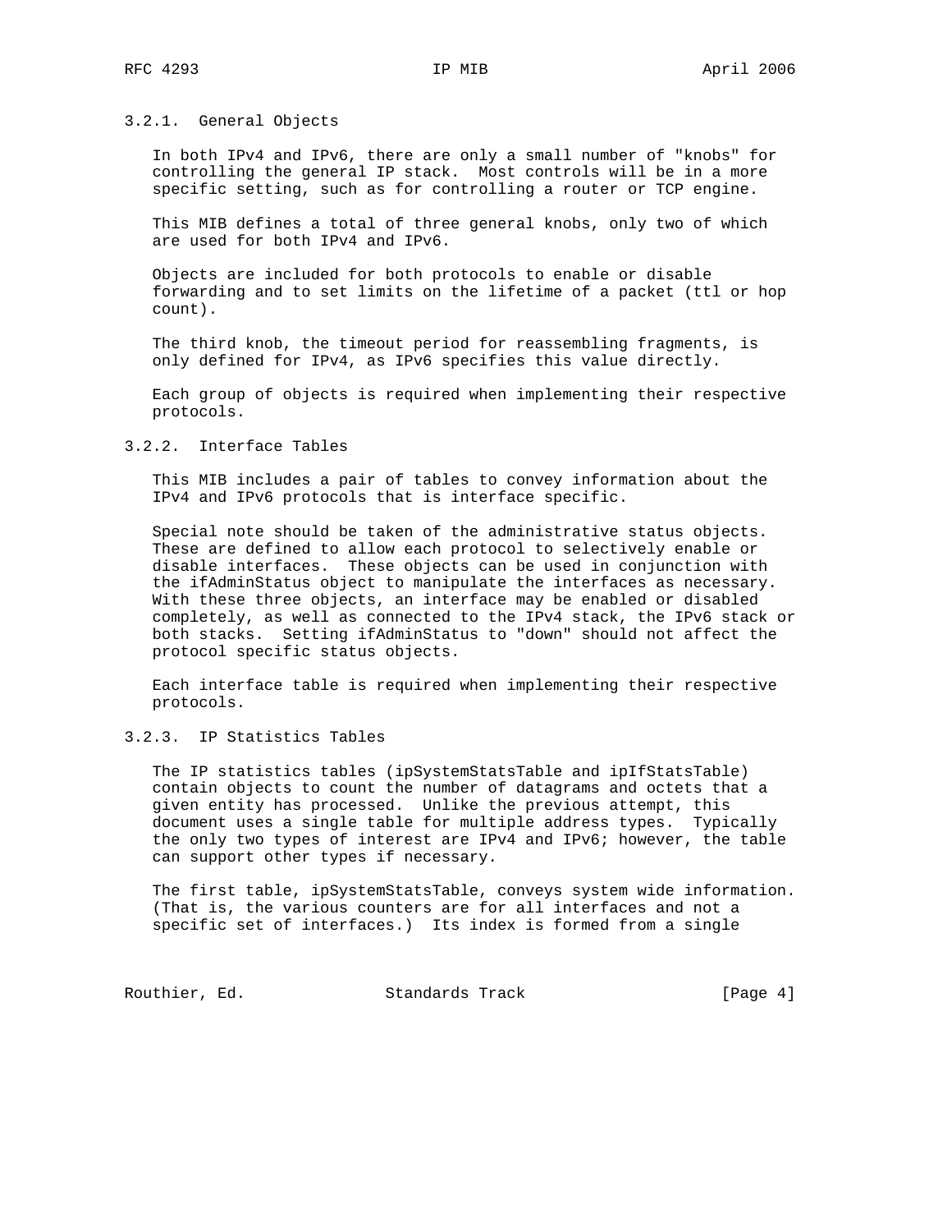### 3.2.1. General Objects

In both IPv4 and IPv6, there are only a small number of "knobs" for controlling the general IP stack. Most controls will be in a more specific setting, such as for controlling a router or TCP engine.

This MIB defines a total of three general knobs, only two of which are used for both IPv4 and IPv6.

Objects are included for both protocols to enable or disable forwarding and to set limits on the lifetime of a packet (ttl or hop count).

The third knob, the timeout period for reassembling fragments, is only defined for IPv4, as IPv6 specifies this value directly.

Each group of objects is required when implementing their respective protocols.

### 3.2.2. Interface Tables

This MIB includes a pair of tables to convey information about the IPv4 and IPv6 protocols that is interface specific.

Special note should be taken of the administrative status objects. These are defined to allow each protocol to selectively enable or disable interfaces. These objects can be used in conjunction with the ifAdminStatus object to manipulate the interfaces as necessary. With these three objects, an interface may be enabled or disabled completely, as well as connected to the IPv4 stack, the IPv6 stack or both stacks. Setting ifAdminStatus to "down" should not affect the protocol specific status objects.

Each interface table is required when implementing their respective protocols.

### 3.2.3. IP Statistics Tables

The IP statistics tables (ipSystemStatsTable and ipIfStatsTable) contain objects to count the number of datagrams and octets that a given entity has processed. Unlike the previous attempt, this document uses a single table for multiple address types. Typically the only two types of interest are IPv4 and IPv6; however, the table can support other types if necessary.

The first table, ipSystemStatsTable, conveys system wide information. (That is, the various counters are for all interfaces and not a specific set of interfaces.) Its index is formed from a single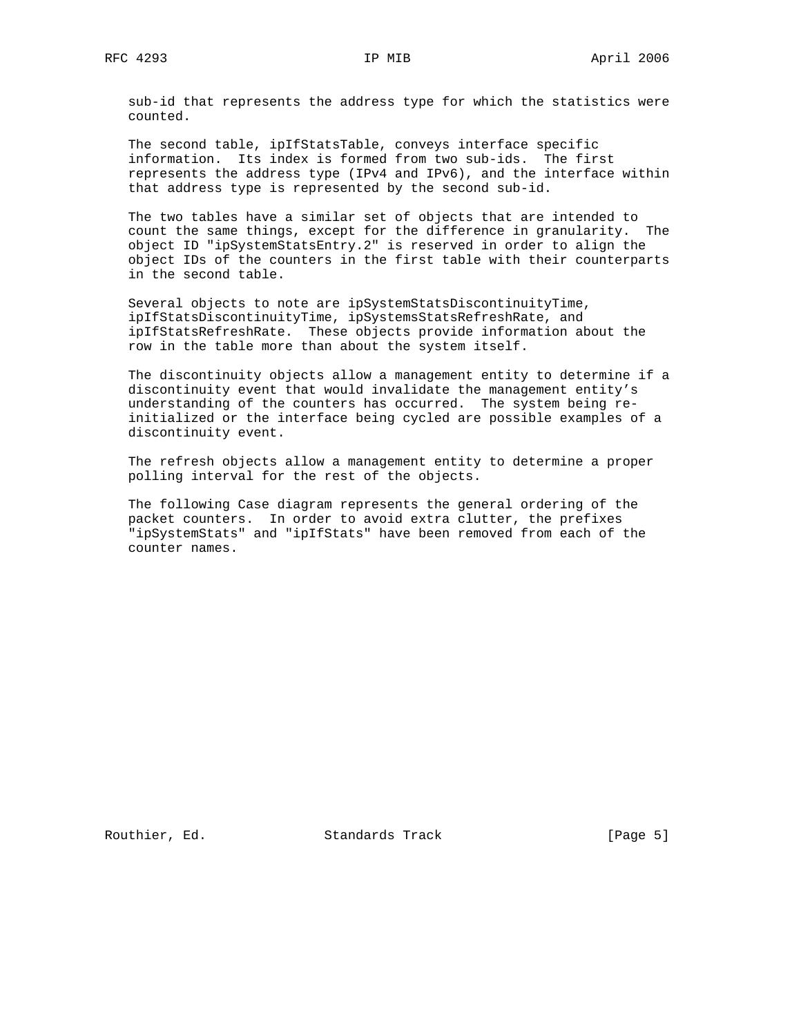sub-id that represents the address type for which the statistics were counted.

The second table, ipIfStatsTable, conveys interface specific information. Its index is formed from two sub-ids. The first represents the address type (IPv4 and IPv6), and the interface within that address type is represented by the second sub-id.

The two tables have a similar set of objects that are intended to count the same things, except for the difference in granularity. The object ID "ipSystemStatsEntry.2" is reserved in order to align the object IDs of the counters in the first table with their counterparts in the second table.

Several objects to note are ipSystemStatsDiscontinuityTime, ipIfStatsDiscontinuityTime, ipSystemsStatsRefreshRate, and ipIfStatsRefreshRate. These objects provide information about the row in the table more than about the system itself.

The discontinuity objects allow a management entity to determine if a discontinuity event that would invalidate the management entity's understanding of the counters has occurred. The system being re-initialized or the interface being cycled are possible examples of a discontinuity event.

The refresh objects allow a management entity to determine a proper polling interval for the rest of the objects.

The following Case diagram represents the general ordering of the packet counters. In order to avoid extra clutter, the prefixes "ipSystemStats" and "ipIfStats" have been removed from each of the counter names.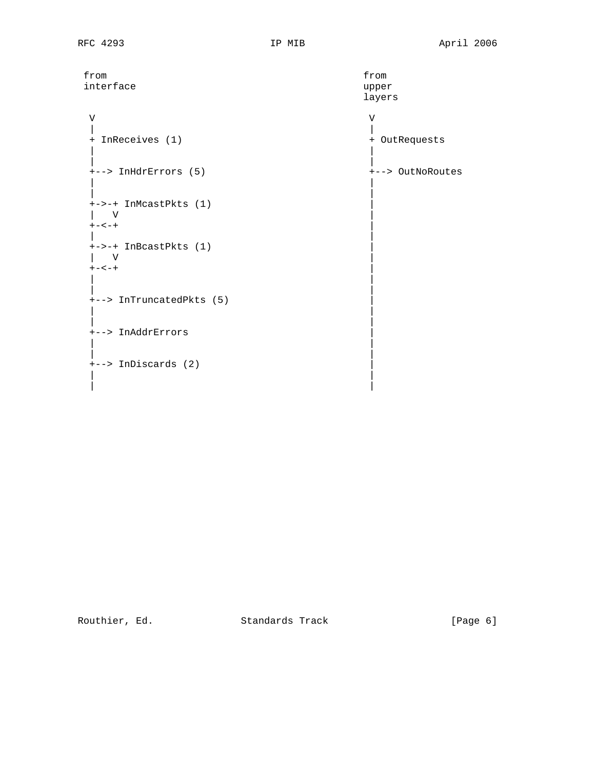```
 from                                               from
 interface                                          upper
                                                    layers

  V                                                  V
  |                                                  |
  + InReceives (1)                                   + OutRequests
  |                                                  |
  |                                                  |
  +--> InHdrErrors (5)                               +--> OutNoRoutes
  |                                                  |
  |                                                  |
  +->-+ InMcastPkts (1)                              |
  |   V                                              |
  +-<-+                                              |
  |                                                  |
  +->-+ InBcastPkts (1)                              |
  |   V                                              |
  +-<-+                                              |
  |                                                  |
  |                                                  |
  +--> InTruncatedPkts (5)                           |
  |                                                  |
  |                                                  |
  +--> InAddrErrors                                  |
  |                                                  |
  |                                                  |
  +--> InDiscards (2)                                |
  |                                                  |
  |                                                  |
```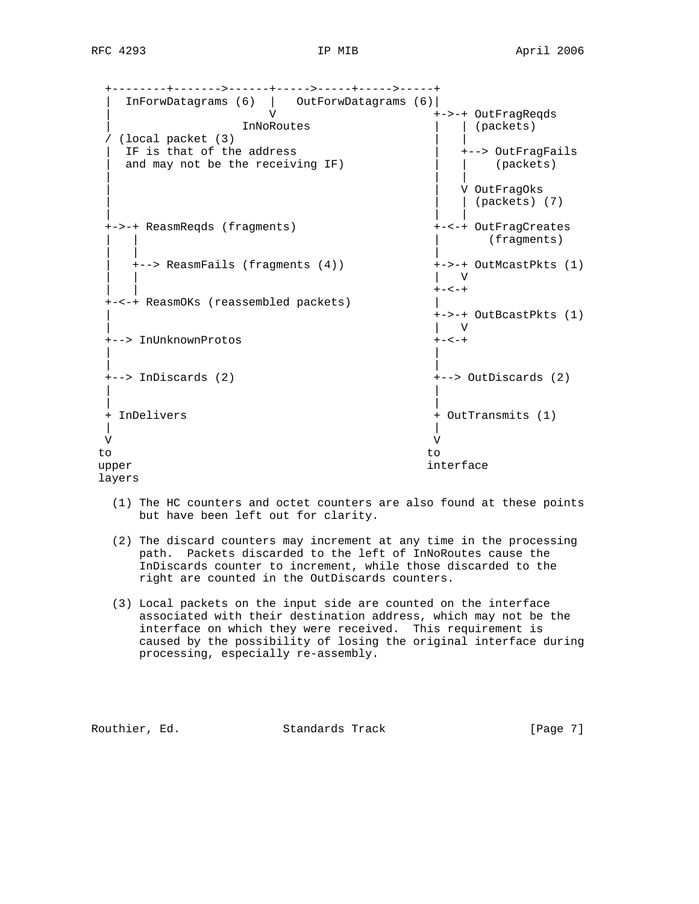```
  +--------+------->------+----->-----+----->-----+
  |  InForwDatagrams (6)  |   OutForwDatagrams (6)|
  |                       V                       +->-+ OutFragReqds
  |                   InNoRoutes                  |   | (packets)
  / (local packet (3)                             |   |
  |  IF is that of the address                    |   +--> OutFragFails
  |  and may not be the receiving IF)             |   |    (packets)
  |                                               |   |
  |                                               |   V OutFragOks
  |                                               |   | (packets) (7)
  |                                               |   |
  +->-+ ReasmReqds (fragments)                    +-<-+ OutFragCreates
  |   |                                           |       (fragments)
  |   |                                           |
  |   +--> ReasmFails (fragments (4))             +->-+ OutMcastPkts (1)
  |   |                                           |   V
  |   |                                           +-<-+
  +-<-+ ReasmOKs (reassembled packets)            |
  |                                               +->-+ OutBcastPkts (1)
  |                                               |   V
  +--> InUnknownProtos                            +-<-+
  |                                               |
  |                                               |
  +--> InDiscards (2)                             +--> OutDiscards (2)
  |                                               |
  |                                               |
  + InDelivers                                    + OutTransmits (1)
  |                                               |
  V                                               V
 to                                              to
 upper                                           interface
 layers
```

(1) The HC counters and octet counters are also found at these points but have been left out for clarity.

(2) The discard counters may increment at any time in the processing path. Packets discarded to the left of InNoRoutes cause the InDiscards counter to increment, while those discarded to the right are counted in the OutDiscards counters.

(3) Local packets on the input side are counted on the interface associated with their destination address, which may not be the interface on which they were received. This requirement is caused by the possibility of losing the original interface during processing, especially re-assembly.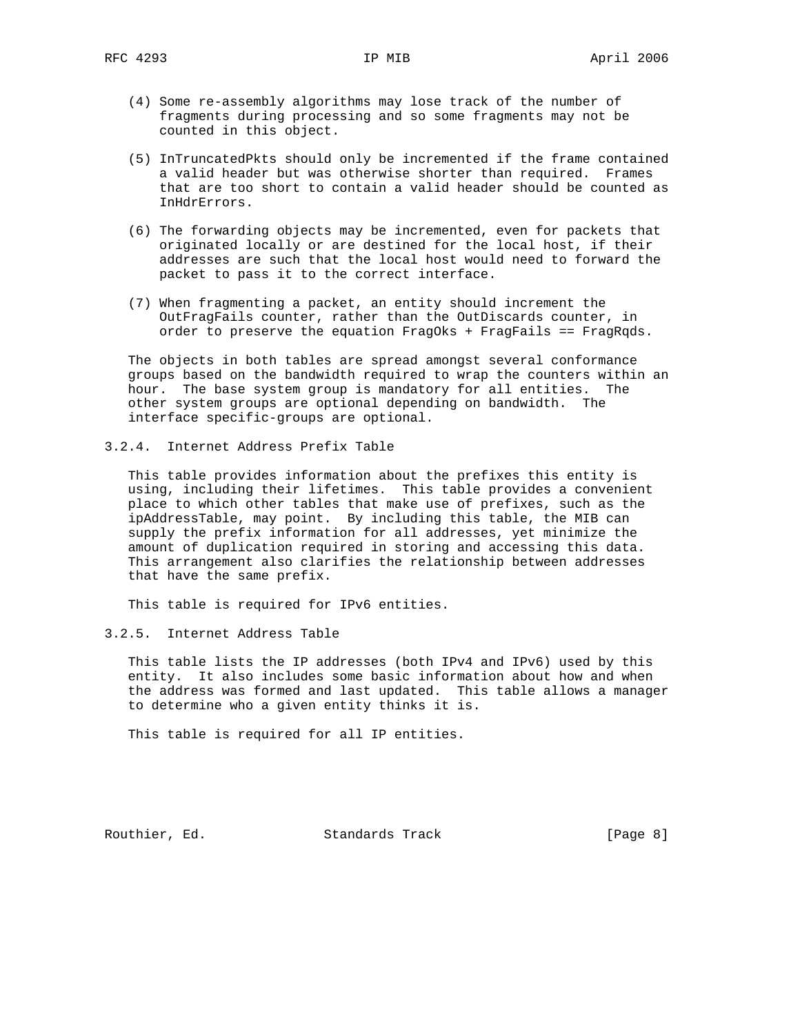(4) Some re-assembly algorithms may lose track of the number of fragments during processing and so some fragments may not be counted in this object.

(5) InTruncatedPkts should only be incremented if the frame contained a valid header but was otherwise shorter than required. Frames that are too short to contain a valid header should be counted as InHdrErrors.

(6) The forwarding objects may be incremented, even for packets that originated locally or are destined for the local host, if their addresses are such that the local host would need to forward the packet to pass it to the correct interface.

(7) When fragmenting a packet, an entity should increment the OutFragFails counter, rather than the OutDiscards counter, in order to preserve the equation FragOks + FragFails == FragRqds.

The objects in both tables are spread amongst several conformance groups based on the bandwidth required to wrap the counters within an hour. The base system group is mandatory for all entities. The other system groups are optional depending on bandwidth. The interface specific-groups are optional.

### 3.2.4. Internet Address Prefix Table

This table provides information about the prefixes this entity is using, including their lifetimes. This table provides a convenient place to which other tables that make use of prefixes, such as the ipAddressTable, may point. By including this table, the MIB can supply the prefix information for all addresses, yet minimize the amount of duplication required in storing and accessing this data. This arrangement also clarifies the relationship between addresses that have the same prefix.

This table is required for IPv6 entities.

### 3.2.5. Internet Address Table

This table lists the IP addresses (both IPv4 and IPv6) used by this entity. It also includes some basic information about how and when the address was formed and last updated. This table allows a manager to determine who a given entity thinks it is.

This table is required for all IP entities.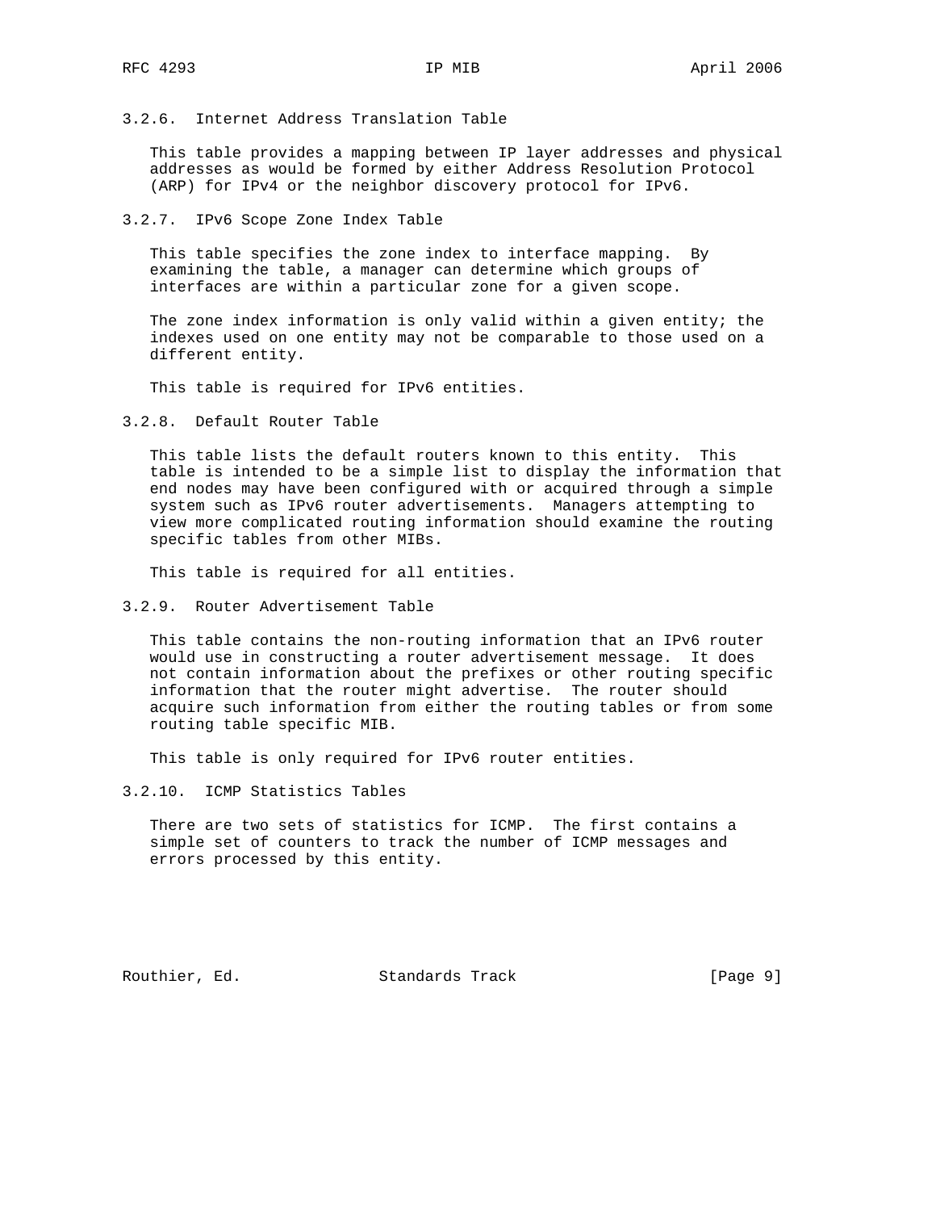### 3.2.6. Internet Address Translation Table

This table provides a mapping between IP layer addresses and physical addresses as would be formed by either Address Resolution Protocol (ARP) for IPv4 or the neighbor discovery protocol for IPv6.

### 3.2.7. IPv6 Scope Zone Index Table

This table specifies the zone index to interface mapping. By examining the table, a manager can determine which groups of interfaces are within a particular zone for a given scope.

The zone index information is only valid within a given entity; the indexes used on one entity may not be comparable to those used on a different entity.

This table is required for IPv6 entities.

### 3.2.8. Default Router Table

This table lists the default routers known to this entity. This table is intended to be a simple list to display the information that end nodes may have been configured with or acquired through a simple system such as IPv6 router advertisements. Managers attempting to view more complicated routing information should examine the routing specific tables from other MIBs.

This table is required for all entities.

### 3.2.9. Router Advertisement Table

This table contains the non-routing information that an IPv6 router would use in constructing a router advertisement message. It does not contain information about the prefixes or other routing specific information that the router might advertise. The router should acquire such information from either the routing tables or from some routing table specific MIB.

This table is only required for IPv6 router entities.

### 3.2.10. ICMP Statistics Tables

There are two sets of statistics for ICMP. The first contains a simple set of counters to track the number of ICMP messages and errors processed by this entity.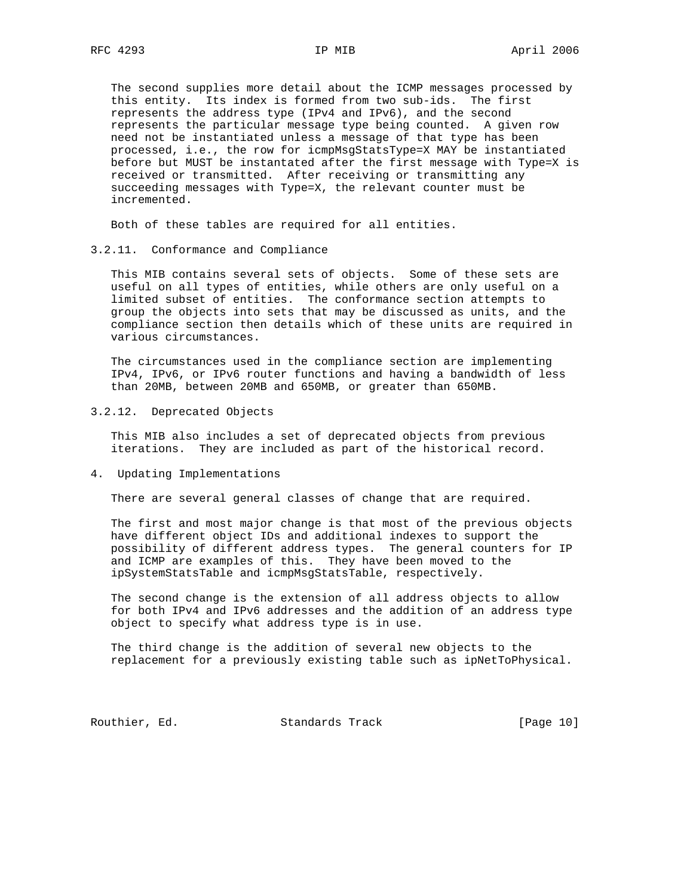The second supplies more detail about the ICMP messages processed by this entity. Its index is formed from two sub-ids. The first represents the address type (IPv4 and IPv6), and the second represents the particular message type being counted. A given row need not be instantiated unless a message of that type has been processed, i.e., the row for icmpMsgStatsType=X MAY be instantiated before but MUST be instantated after the first message with Type=X is received or transmitted. After receiving or transmitting any succeeding messages with Type=X, the relevant counter must be incremented.

Both of these tables are required for all entities.

### 3.2.11. Conformance and Compliance

This MIB contains several sets of objects. Some of these sets are useful on all types of entities, while others are only useful on a limited subset of entities. The conformance section attempts to group the objects into sets that may be discussed as units, and the compliance section then details which of these units are required in various circumstances.

The circumstances used in the compliance section are implementing IPv4, IPv6, or IPv6 router functions and having a bandwidth of less than 20MB, between 20MB and 650MB, or greater than 650MB.

### 3.2.12. Deprecated Objects

This MIB also includes a set of deprecated objects from previous iterations. They are included as part of the historical record.

## 4. Updating Implementations

There are several general classes of change that are required.

The first and most major change is that most of the previous objects have different object IDs and additional indexes to support the possibility of different address types. The general counters for IP and ICMP are examples of this. They have been moved to the ipSystemStatsTable and icmpMsgStatsTable, respectively.

The second change is the extension of all address objects to allow for both IPv4 and IPv6 addresses and the addition of an address type object to specify what address type is in use.

The third change is the addition of several new objects to the replacement for a previously existing table such as ipNetToPhysical.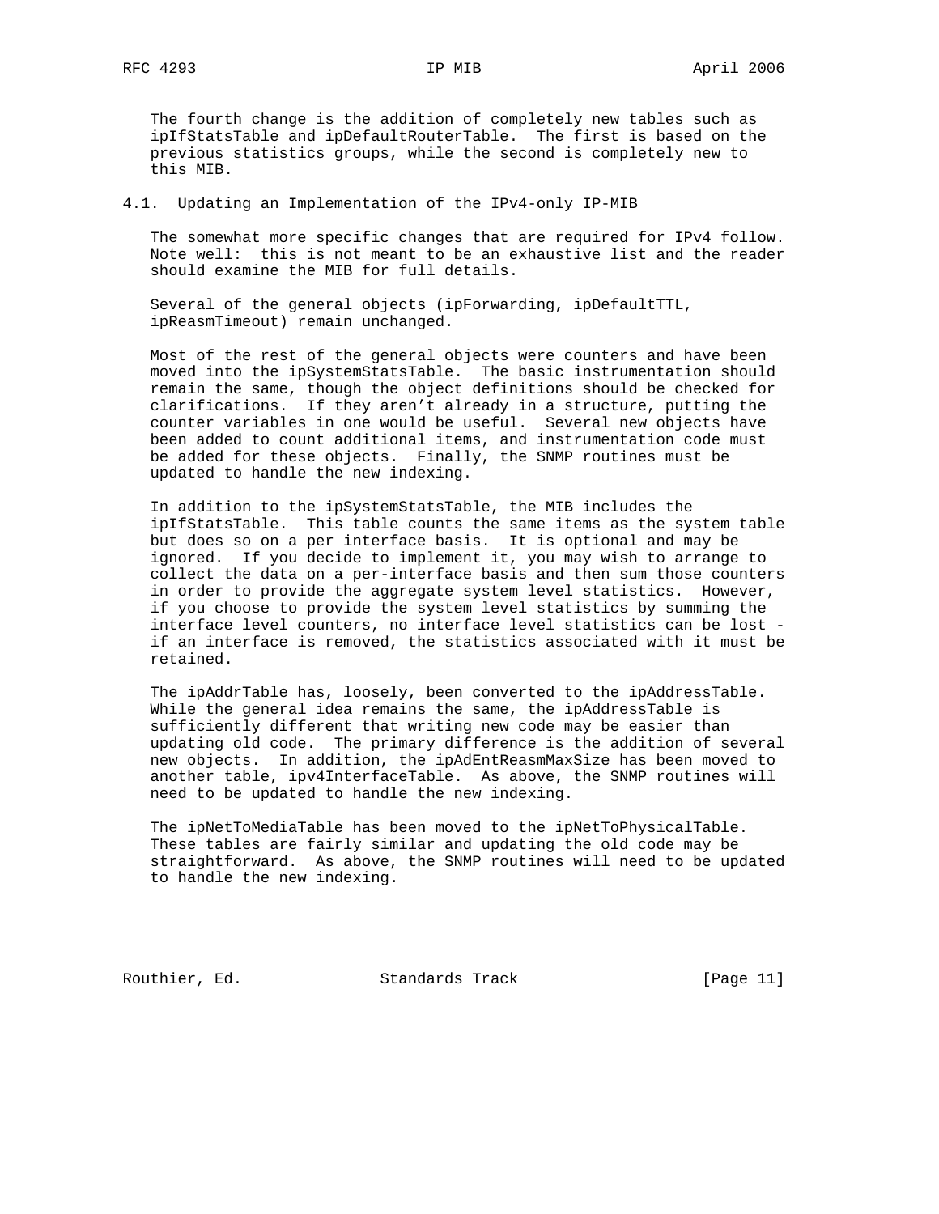The fourth change is the addition of completely new tables such as ipIfStatsTable and ipDefaultRouterTable. The first is based on the previous statistics groups, while the second is completely new to this MIB.

## 4.1. Updating an Implementation of the IPv4-only IP-MIB

The somewhat more specific changes that are required for IPv4 follow. Note well: this is not meant to be an exhaustive list and the reader should examine the MIB for full details.

Several of the general objects (ipForwarding, ipDefaultTTL, ipReasmTimeout) remain unchanged.

Most of the rest of the general objects were counters and have been moved into the ipSystemStatsTable. The basic instrumentation should remain the same, though the object definitions should be checked for clarifications. If they aren't already in a structure, putting the counter variables in one would be useful. Several new objects have been added to count additional items, and instrumentation code must be added for these objects. Finally, the SNMP routines must be updated to handle the new indexing.

In addition to the ipSystemStatsTable, the MIB includes the ipIfStatsTable. This table counts the same items as the system table but does so on a per interface basis. It is optional and may be ignored. If you decide to implement it, you may wish to arrange to collect the data on a per-interface basis and then sum those counters in order to provide the aggregate system level statistics. However, if you choose to provide the system level statistics by summing the interface level counters, no interface level statistics can be lost - if an interface is removed, the statistics associated with it must be retained.

The ipAddrTable has, loosely, been converted to the ipAddressTable. While the general idea remains the same, the ipAddressTable is sufficiently different that writing new code may be easier than updating old code. The primary difference is the addition of several new objects. In addition, the ipAdEntReasmMaxSize has been moved to another table, ipv4InterfaceTable. As above, the SNMP routines will need to be updated to handle the new indexing.

The ipNetToMediaTable has been moved to the ipNetToPhysicalTable. These tables are fairly similar and updating the old code may be straightforward. As above, the SNMP routines will need to be updated to handle the new indexing.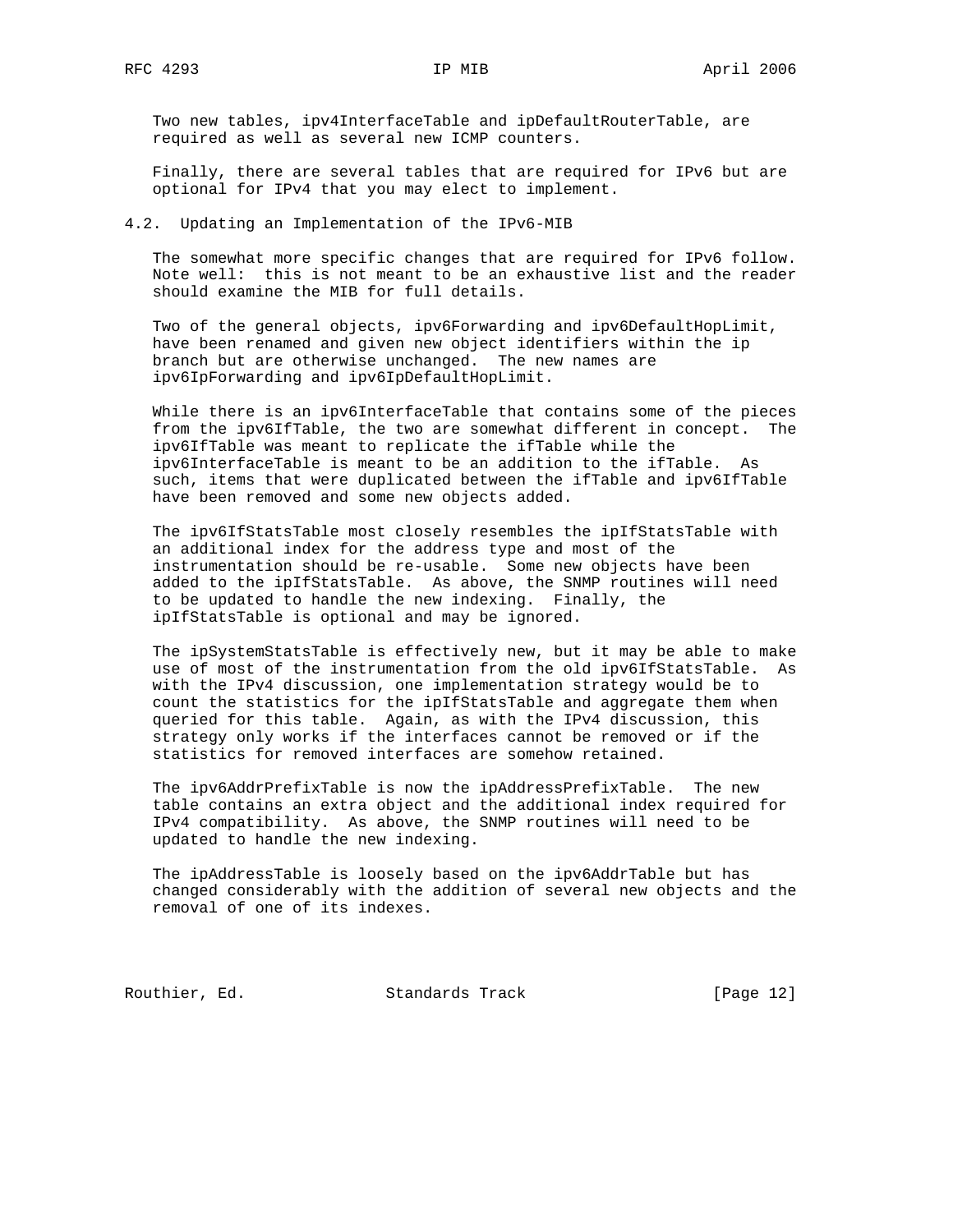Two new tables, ipv4InterfaceTable and ipDefaultRouterTable, are required as well as several new ICMP counters.

Finally, there are several tables that are required for IPv6 but are optional for IPv4 that you may elect to implement.

## 4.2. Updating an Implementation of the IPv6-MIB

The somewhat more specific changes that are required for IPv6 follow. Note well: this is not meant to be an exhaustive list and the reader should examine the MIB for full details.

Two of the general objects, ipv6Forwarding and ipv6DefaultHopLimit, have been renamed and given new object identifiers within the ip branch but are otherwise unchanged. The new names are ipv6IpForwarding and ipv6IpDefaultHopLimit.

While there is an ipv6InterfaceTable that contains some of the pieces from the ipv6IfTable, the two are somewhat different in concept. The ipv6IfTable was meant to replicate the ifTable while the ipv6InterfaceTable is meant to be an addition to the ifTable. As such, items that were duplicated between the ifTable and ipv6IfTable have been removed and some new objects added.

The ipv6IfStatsTable most closely resembles the ipIfStatsTable with an additional index for the address type and most of the instrumentation should be re-usable. Some new objects have been added to the ipIfStatsTable. As above, the SNMP routines will need to be updated to handle the new indexing. Finally, the ipIfStatsTable is optional and may be ignored.

The ipSystemStatsTable is effectively new, but it may be able to make use of most of the instrumentation from the old ipv6IfStatsTable. As with the IPv4 discussion, one implementation strategy would be to count the statistics for the ipIfStatsTable and aggregate them when queried for this table. Again, as with the IPv4 discussion, this strategy only works if the interfaces cannot be removed or if the statistics for removed interfaces are somehow retained.

The ipv6AddrPrefixTable is now the ipAddressPrefixTable. The new table contains an extra object and the additional index required for IPv4 compatibility. As above, the SNMP routines will need to be updated to handle the new indexing.

The ipAddressTable is loosely based on the ipv6AddrTable but has changed considerably with the addition of several new objects and the removal of one of its indexes.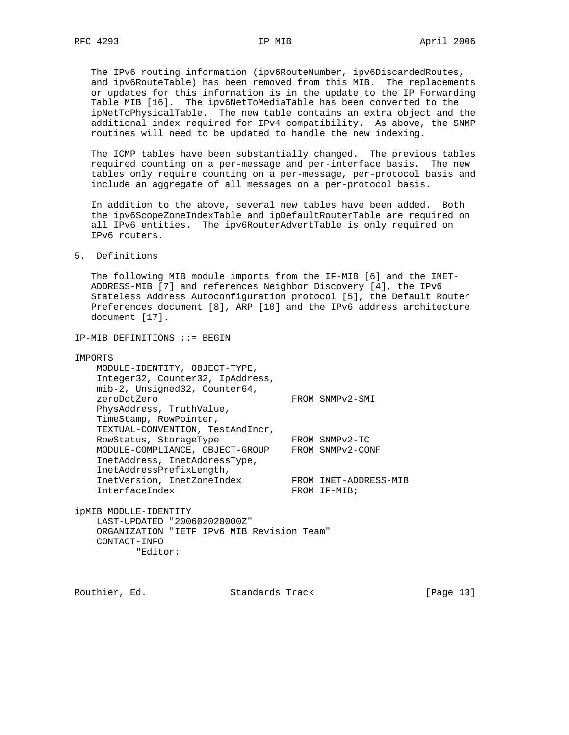The IPv6 routing information (ipv6RouteNumber, ipv6DiscardedRoutes, and ipv6RouteTable) has been removed from this MIB. The replacements or updates for this information is in the update to the IP Forwarding Table MIB [16]. The ipv6NetToMediaTable has been converted to the ipNetToPhysicalTable. The new table contains an extra object and the additional index required for IPv4 compatibility. As above, the SNMP routines will need to be updated to handle the new indexing.

The ICMP tables have been substantially changed. The previous tables required counting on a per-message and per-interface basis. The new tables only require counting on a per-message, per-protocol basis and include an aggregate of all messages on a per-protocol basis.

In addition to the above, several new tables have been added. Both the ipv6ScopeZoneIndexTable and ipDefaultRouterTable are required on all IPv6 entities. The ipv6RouterAdvertTable is only required on IPv6 routers.

## 5. Definitions

The following MIB module imports from the IF-MIB [6] and the INET-ADDRESS-MIB [7] and references Neighbor Discovery [4], the IPv6 Stateless Address Autoconfiguration protocol [5], the Default Router Preferences document [8], ARP [10] and the IPv6 address architecture document [17].

```
IP-MIB DEFINITIONS ::= BEGIN

IMPORTS
    MODULE-IDENTITY, OBJECT-TYPE,
    Integer32, Counter32, IpAddress,
    mib-2, Unsigned32, Counter64,
    zeroDotZero                        FROM SNMPv2-SMI
    PhysAddress, TruthValue,
    TimeStamp, RowPointer,
    TEXTUAL-CONVENTION, TestAndIncr,
    RowStatus, StorageType             FROM SNMPv2-TC
    MODULE-COMPLIANCE, OBJECT-GROUP    FROM SNMPv2-CONF
    InetAddress, InetAddressType,
    InetAddressPrefixLength,
    InetVersion, InetZoneIndex         FROM INET-ADDRESS-MIB
    InterfaceIndex                     FROM IF-MIB;

ipMIB MODULE-IDENTITY
    LAST-UPDATED "200602020000Z"
    ORGANIZATION "IETF IPv6 MIB Revision Team"
    CONTACT-INFO
           "Editor:
```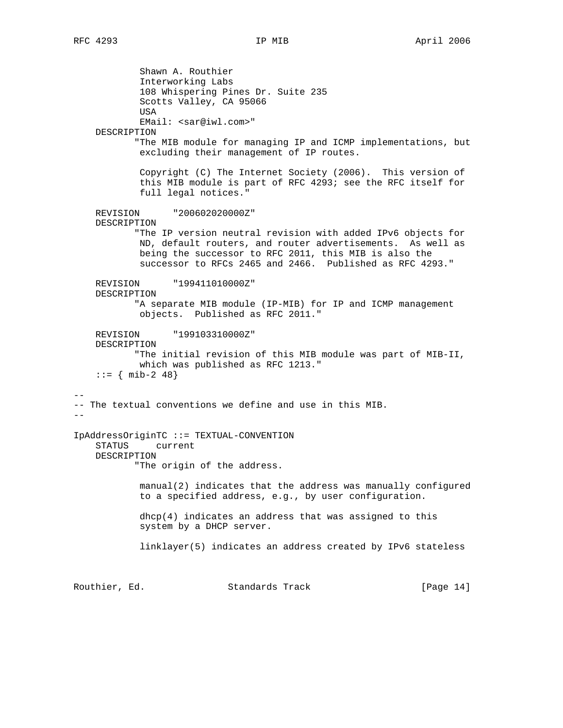```
            Shawn A. Routhier
            Interworking Labs
            108 Whispering Pines Dr. Suite 235
            Scotts Valley, CA 95066
            USA
            EMail: <sar@iwl.com>"
    DESCRIPTION
           "The MIB module for managing IP and ICMP implementations, but
            excluding their management of IP routes.

            Copyright (C) The Internet Society (2006).  This version of
            this MIB module is part of RFC 4293; see the RFC itself for
            full legal notices."

    REVISION      "200602020000Z"
    DESCRIPTION
           "The IP version neutral revision with added IPv6 objects for
            ND, default routers, and router advertisements.  As well as
            being the successor to RFC 2011, this MIB is also the
            successor to RFCs 2465 and 2466.  Published as RFC 4293."

    REVISION      "199411010000Z"
    DESCRIPTION
           "A separate MIB module (IP-MIB) for IP and ICMP management
            objects.  Published as RFC 2011."

    REVISION      "199103310000Z"
    DESCRIPTION
           "The initial revision of this MIB module was part of MIB-II,
            which was published as RFC 1213."
    ::= { mib-2 48}

--
-- The textual conventions we define and use in this MIB.
--

IpAddressOriginTC ::= TEXTUAL-CONVENTION
    STATUS     current
    DESCRIPTION
           "The origin of the address.

            manual(2) indicates that the address was manually configured
            to a specified address, e.g., by user configuration.

            dhcp(4) indicates an address that was assigned to this
            system by a DHCP server.

            linklayer(5) indicates an address created by IPv6 stateless
```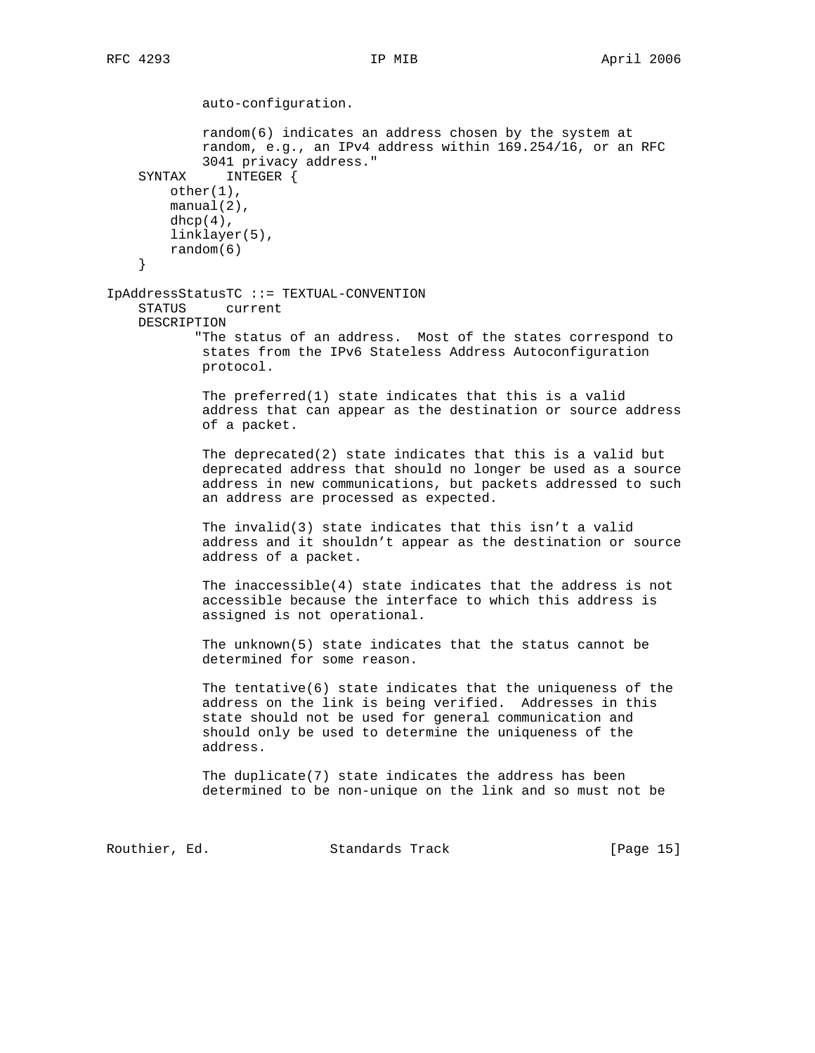```
            auto-configuration.

            random(6) indicates an address chosen by the system at
            random, e.g., an IPv4 address within 169.254/16, or an RFC
            3041 privacy address."
    SYNTAX     INTEGER {
        other(1),
        manual(2),
        dhcp(4),
        linklayer(5),
        random(6)
    }

IpAddressStatusTC ::= TEXTUAL-CONVENTION
    STATUS     current
    DESCRIPTION
           "The status of an address.  Most of the states correspond to
            states from the IPv6 Stateless Address Autoconfiguration
            protocol.

            The preferred(1) state indicates that this is a valid
            address that can appear as the destination or source address
            of a packet.

            The deprecated(2) state indicates that this is a valid but
            deprecated address that should no longer be used as a source
            address in new communications, but packets addressed to such
            an address are processed as expected.

            The invalid(3) state indicates that this isn't a valid
            address and it shouldn't appear as the destination or source
            address of a packet.

            The inaccessible(4) state indicates that the address is not
            accessible because the interface to which this address is
            assigned is not operational.

            The unknown(5) state indicates that the status cannot be
            determined for some reason.

            The tentative(6) state indicates that the uniqueness of the
            address on the link is being verified.  Addresses in this
            state should not be used for general communication and
            should only be used to determine the uniqueness of the
            address.

            The duplicate(7) state indicates the address has been
            determined to be non-unique on the link and so must not be
```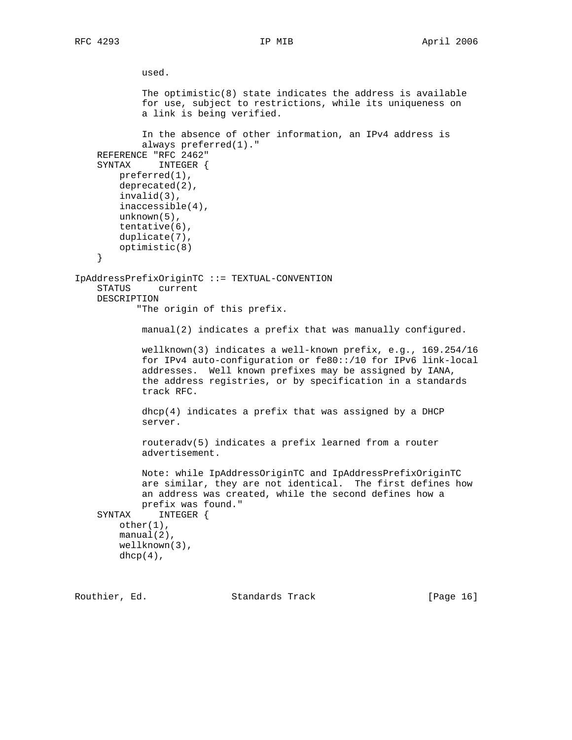```
            used.

            The optimistic(8) state indicates the address is available
            for use, subject to restrictions, while its uniqueness on
            a link is being verified.

            In the absence of other information, an IPv4 address is
            always preferred(1)."
    REFERENCE "RFC 2462"
    SYNTAX     INTEGER {
        preferred(1),
        deprecated(2),
        invalid(3),
        inaccessible(4),
        unknown(5),
        tentative(6),
        duplicate(7),
        optimistic(8)
    }

IpAddressPrefixOriginTC ::= TEXTUAL-CONVENTION
    STATUS     current
    DESCRIPTION
           "The origin of this prefix.

            manual(2) indicates a prefix that was manually configured.

            wellknown(3) indicates a well-known prefix, e.g., 169.254/16
            for IPv4 auto-configuration or fe80::/10 for IPv6 link-local
            addresses.  Well known prefixes may be assigned by IANA,
            the address registries, or by specification in a standards
            track RFC.

            dhcp(4) indicates a prefix that was assigned by a DHCP
            server.

            routeradv(5) indicates a prefix learned from a router
            advertisement.

            Note: while IpAddressOriginTC and IpAddressPrefixOriginTC
            are similar, they are not identical.  The first defines how
            an address was created, while the second defines how a
            prefix was found."
    SYNTAX     INTEGER {
        other(1),
        manual(2),
        wellknown(3),
        dhcp(4),
```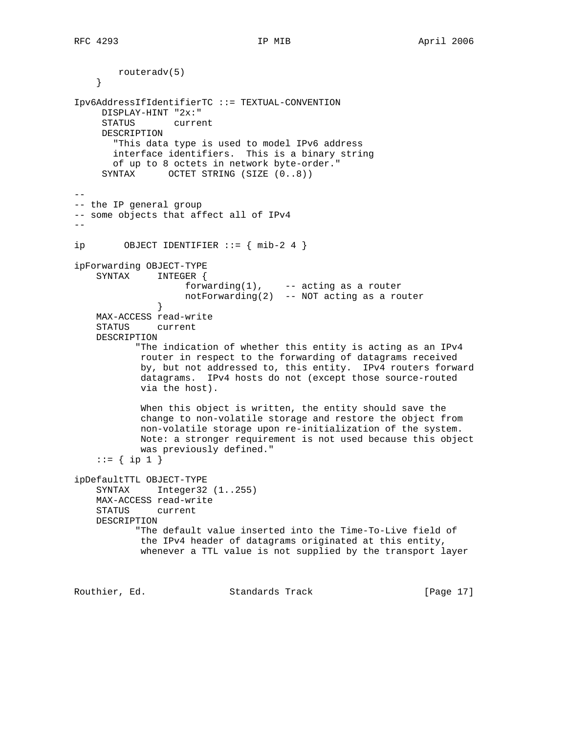```
        routeradv(5)
    }

Ipv6AddressIfIdentifierTC ::= TEXTUAL-CONVENTION
     DISPLAY-HINT "2x:"
     STATUS       current
     DESCRIPTION
       "This data type is used to model IPv6 address
       interface identifiers.  This is a binary string
       of up to 8 octets in network byte-order."
     SYNTAX      OCTET STRING (SIZE (0..8))

--
-- the IP general group
-- some objects that affect all of IPv4
--

ip       OBJECT IDENTIFIER ::= { mib-2 4 }

ipForwarding OBJECT-TYPE
    SYNTAX     INTEGER {
                    forwarding(1),    -- acting as a router
                    notForwarding(2)  -- NOT acting as a router
               }
    MAX-ACCESS read-write
    STATUS     current
    DESCRIPTION
           "The indication of whether this entity is acting as an IPv4
            router in respect to the forwarding of datagrams received
            by, but not addressed to, this entity.  IPv4 routers forward
            datagrams.  IPv4 hosts do not (except those source-routed
            via the host).

            When this object is written, the entity should save the
            change to non-volatile storage and restore the object from
            non-volatile storage upon re-initialization of the system.
            Note: a stronger requirement is not used because this object
            was previously defined."
    ::= { ip 1 }

ipDefaultTTL OBJECT-TYPE
    SYNTAX     Integer32 (1..255)
    MAX-ACCESS read-write
    STATUS     current
    DESCRIPTION
           "The default value inserted into the Time-To-Live field of
            the IPv4 header of datagrams originated at this entity,
            whenever a TTL value is not supplied by the transport layer
```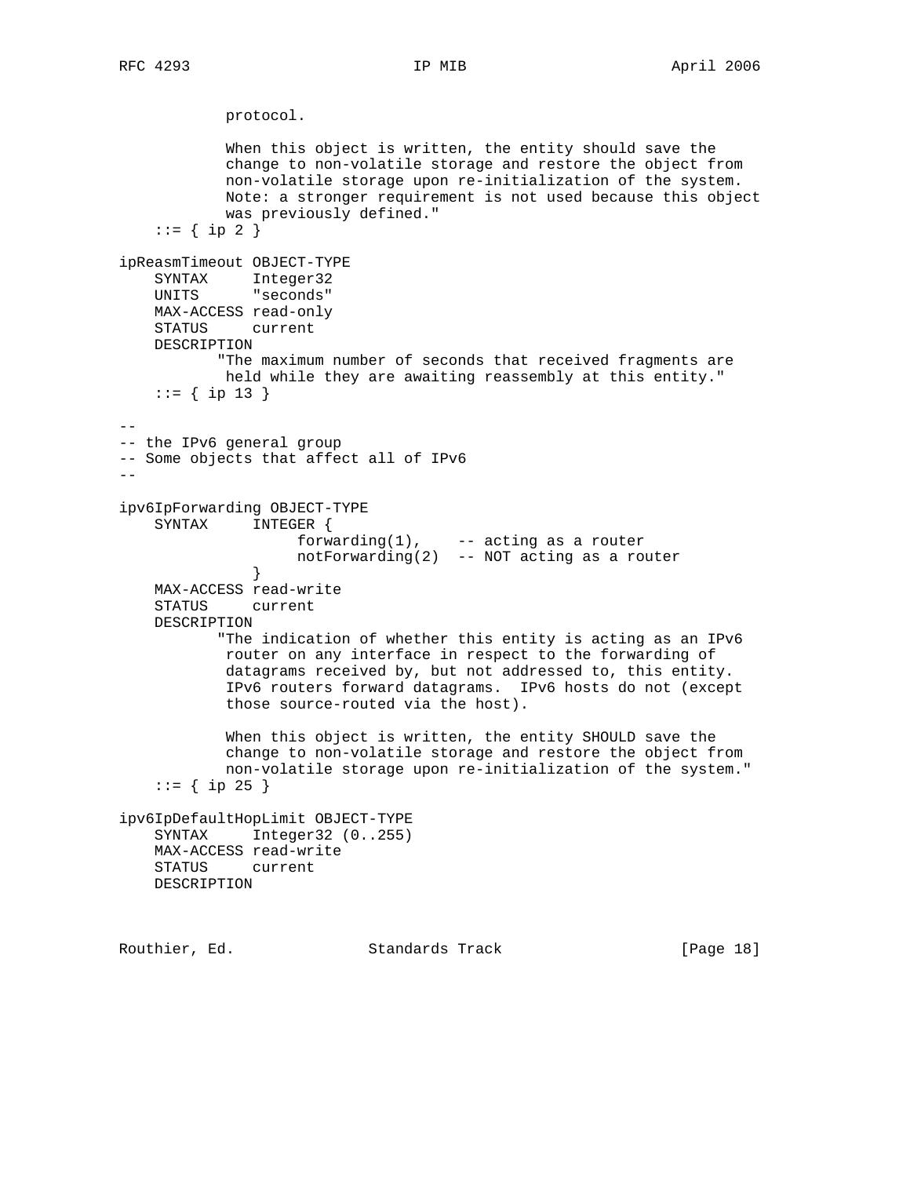```
            protocol.

            When this object is written, the entity should save the
            change to non-volatile storage and restore the object from
            non-volatile storage upon re-initialization of the system.
            Note: a stronger requirement is not used because this object
            was previously defined."
    ::= { ip 2 }

ipReasmTimeout OBJECT-TYPE
    SYNTAX     Integer32
    UNITS      "seconds"
    MAX-ACCESS read-only
    STATUS     current
    DESCRIPTION
           "The maximum number of seconds that received fragments are
            held while they are awaiting reassembly at this entity."
    ::= { ip 13 }

--
-- the IPv6 general group
-- Some objects that affect all of IPv6
--

ipv6IpForwarding OBJECT-TYPE
    SYNTAX     INTEGER {
                    forwarding(1),    -- acting as a router
                    notForwarding(2)  -- NOT acting as a router
               }
    MAX-ACCESS read-write
    STATUS     current
    DESCRIPTION
           "The indication of whether this entity is acting as an IPv6
            router on any interface in respect to the forwarding of
            datagrams received by, but not addressed to, this entity.
            IPv6 routers forward datagrams.  IPv6 hosts do not (except
            those source-routed via the host).

            When this object is written, the entity SHOULD save the
            change to non-volatile storage and restore the object from
            non-volatile storage upon re-initialization of the system."
    ::= { ip 25 }

ipv6IpDefaultHopLimit OBJECT-TYPE
    SYNTAX     Integer32 (0..255)
    MAX-ACCESS read-write
    STATUS     current
    DESCRIPTION
```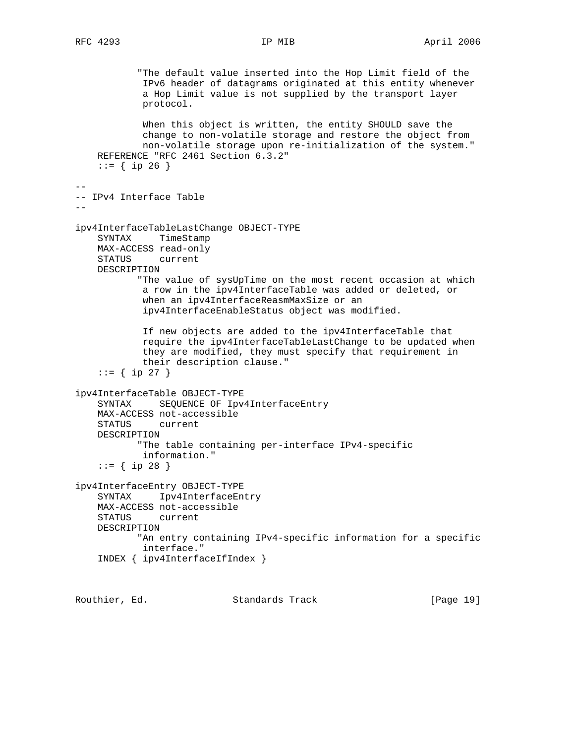```
           "The default value inserted into the Hop Limit field of the
            IPv6 header of datagrams originated at this entity whenever
            a Hop Limit value is not supplied by the transport layer
            protocol.

            When this object is written, the entity SHOULD save the
            change to non-volatile storage and restore the object from
            non-volatile storage upon re-initialization of the system."
    REFERENCE "RFC 2461 Section 6.3.2"
    ::= { ip 26 }

--
-- IPv4 Interface Table
--

ipv4InterfaceTableLastChange OBJECT-TYPE
    SYNTAX     TimeStamp
    MAX-ACCESS read-only
    STATUS     current
    DESCRIPTION
           "The value of sysUpTime on the most recent occasion at which
            a row in the ipv4InterfaceTable was added or deleted, or
            when an ipv4InterfaceReasmMaxSize or an
            ipv4InterfaceEnableStatus object was modified.

            If new objects are added to the ipv4InterfaceTable that
            require the ipv4InterfaceTableLastChange to be updated when
            they are modified, they must specify that requirement in
            their description clause."
    ::= { ip 27 }

ipv4InterfaceTable OBJECT-TYPE
    SYNTAX     SEQUENCE OF Ipv4InterfaceEntry
    MAX-ACCESS not-accessible
    STATUS     current
    DESCRIPTION
           "The table containing per-interface IPv4-specific
            information."
    ::= { ip 28 }

ipv4InterfaceEntry OBJECT-TYPE
    SYNTAX     Ipv4InterfaceEntry
    MAX-ACCESS not-accessible
    STATUS     current
    DESCRIPTION
           "An entry containing IPv4-specific information for a specific
            interface."
    INDEX { ipv4InterfaceIfIndex }
```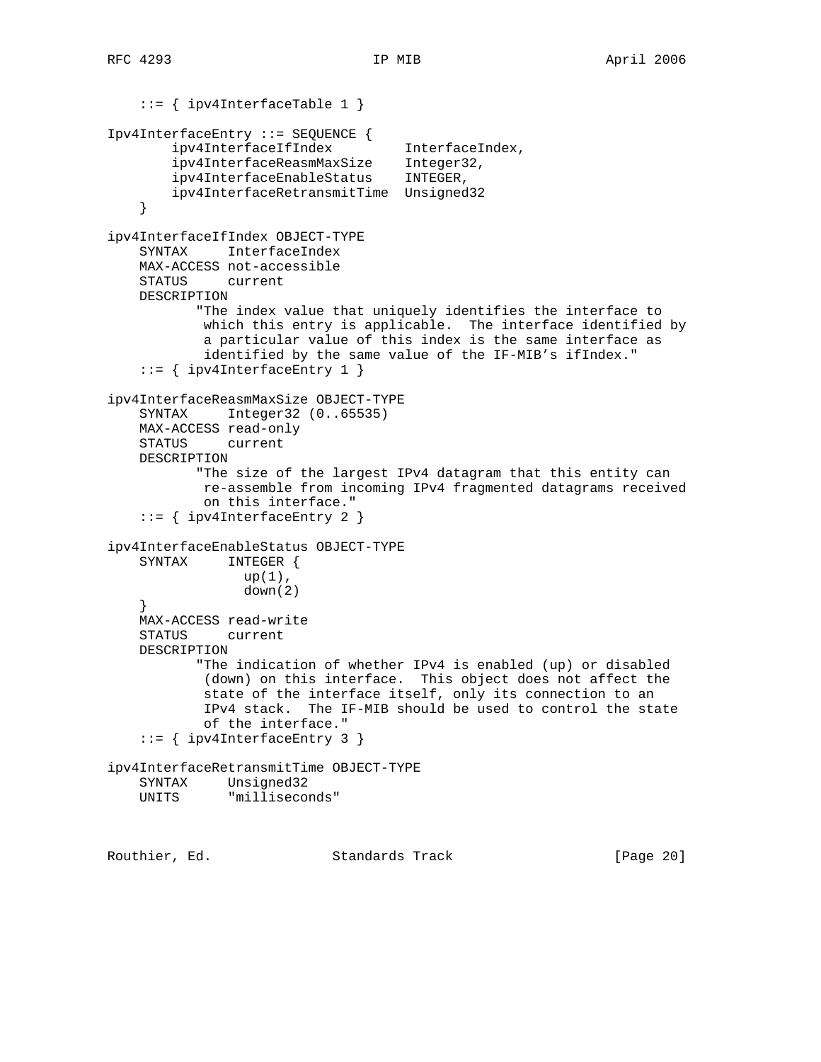```
    ::= { ipv4InterfaceTable 1 }

Ipv4InterfaceEntry ::= SEQUENCE {
        ipv4InterfaceIfIndex         InterfaceIndex,
        ipv4InterfaceReasmMaxSize    Integer32,
        ipv4InterfaceEnableStatus    INTEGER,
        ipv4InterfaceRetransmitTime  Unsigned32
    }

ipv4InterfaceIfIndex OBJECT-TYPE
    SYNTAX     InterfaceIndex
    MAX-ACCESS not-accessible
    STATUS     current
    DESCRIPTION
           "The index value that uniquely identifies the interface to
            which this entry is applicable.  The interface identified by
            a particular value of this index is the same interface as
            identified by the same value of the IF-MIB's ifIndex."
    ::= { ipv4InterfaceEntry 1 }

ipv4InterfaceReasmMaxSize OBJECT-TYPE
    SYNTAX     Integer32 (0..65535)
    MAX-ACCESS read-only
    STATUS     current
    DESCRIPTION
           "The size of the largest IPv4 datagram that this entity can
            re-assemble from incoming IPv4 fragmented datagrams received
            on this interface."
    ::= { ipv4InterfaceEntry 2 }

ipv4InterfaceEnableStatus OBJECT-TYPE
    SYNTAX     INTEGER {
                 up(1),
                 down(2)
    }
    MAX-ACCESS read-write
    STATUS     current
    DESCRIPTION
           "The indication of whether IPv4 is enabled (up) or disabled
            (down) on this interface.  This object does not affect the
            state of the interface itself, only its connection to an
            IPv4 stack.  The IF-MIB should be used to control the state
            of the interface."
    ::= { ipv4InterfaceEntry 3 }

ipv4InterfaceRetransmitTime OBJECT-TYPE
    SYNTAX     Unsigned32
    UNITS      "milliseconds"
```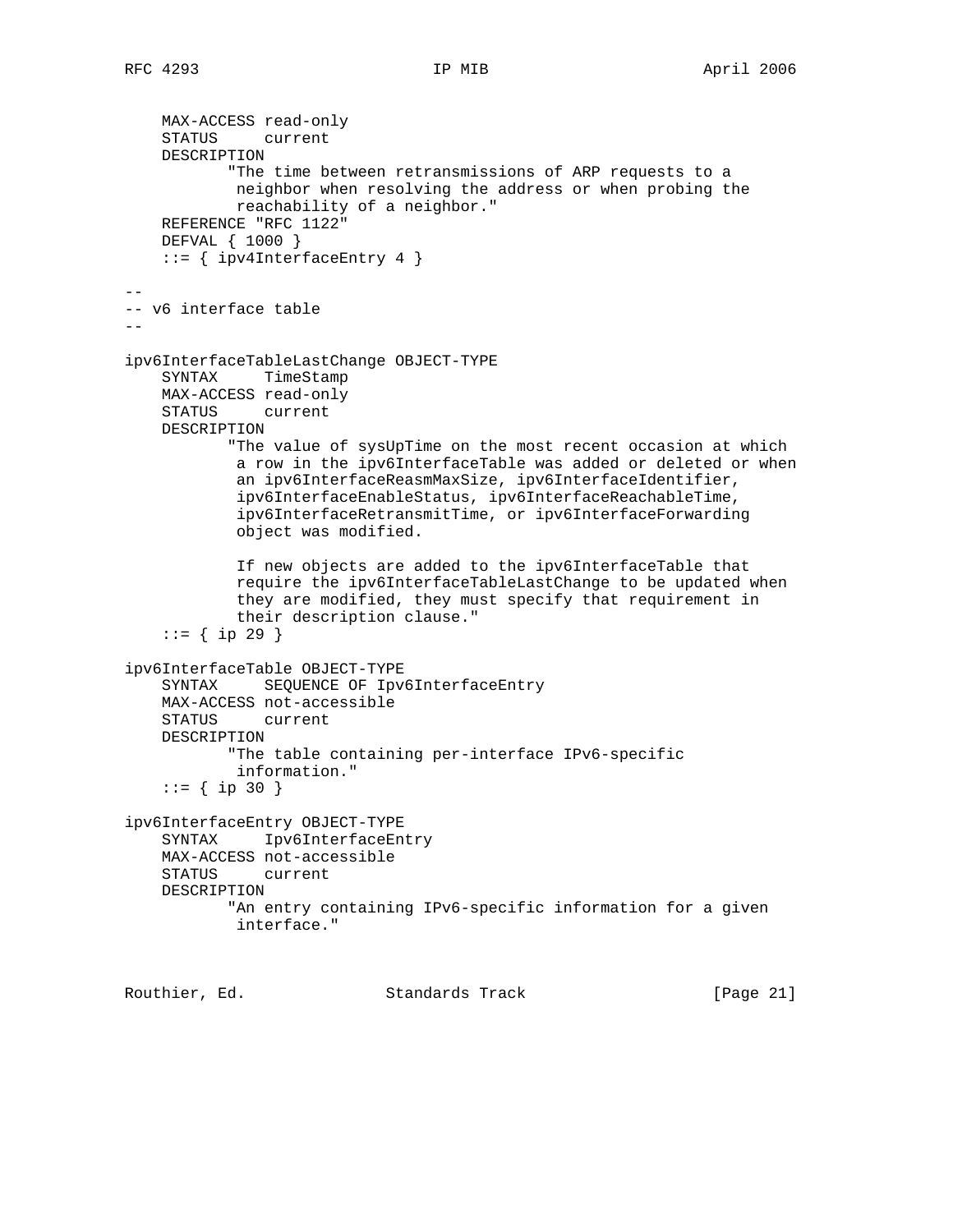```
    MAX-ACCESS read-only
    STATUS     current
    DESCRIPTION
           "The time between retransmissions of ARP requests to a
            neighbor when resolving the address or when probing the
            reachability of a neighbor."
    REFERENCE "RFC 1122"
    DEFVAL { 1000 }
    ::= { ipv4InterfaceEntry 4 }

--
-- v6 interface table
--

ipv6InterfaceTableLastChange OBJECT-TYPE
    SYNTAX     TimeStamp
    MAX-ACCESS read-only
    STATUS     current
    DESCRIPTION
           "The value of sysUpTime on the most recent occasion at which
            a row in the ipv6InterfaceTable was added or deleted or when
            an ipv6InterfaceReasmMaxSize, ipv6InterfaceIdentifier,
            ipv6InterfaceEnableStatus, ipv6InterfaceReachableTime,
            ipv6InterfaceRetransmitTime, or ipv6InterfaceForwarding
            object was modified.

            If new objects are added to the ipv6InterfaceTable that
            require the ipv6InterfaceTableLastChange to be updated when
            they are modified, they must specify that requirement in
            their description clause."
    ::= { ip 29 }

ipv6InterfaceTable OBJECT-TYPE
    SYNTAX     SEQUENCE OF Ipv6InterfaceEntry
    MAX-ACCESS not-accessible
    STATUS     current
    DESCRIPTION
           "The table containing per-interface IPv6-specific
            information."
    ::= { ip 30 }

ipv6InterfaceEntry OBJECT-TYPE
    SYNTAX     Ipv6InterfaceEntry
    MAX-ACCESS not-accessible
    STATUS     current
    DESCRIPTION
           "An entry containing IPv6-specific information for a given
            interface."
```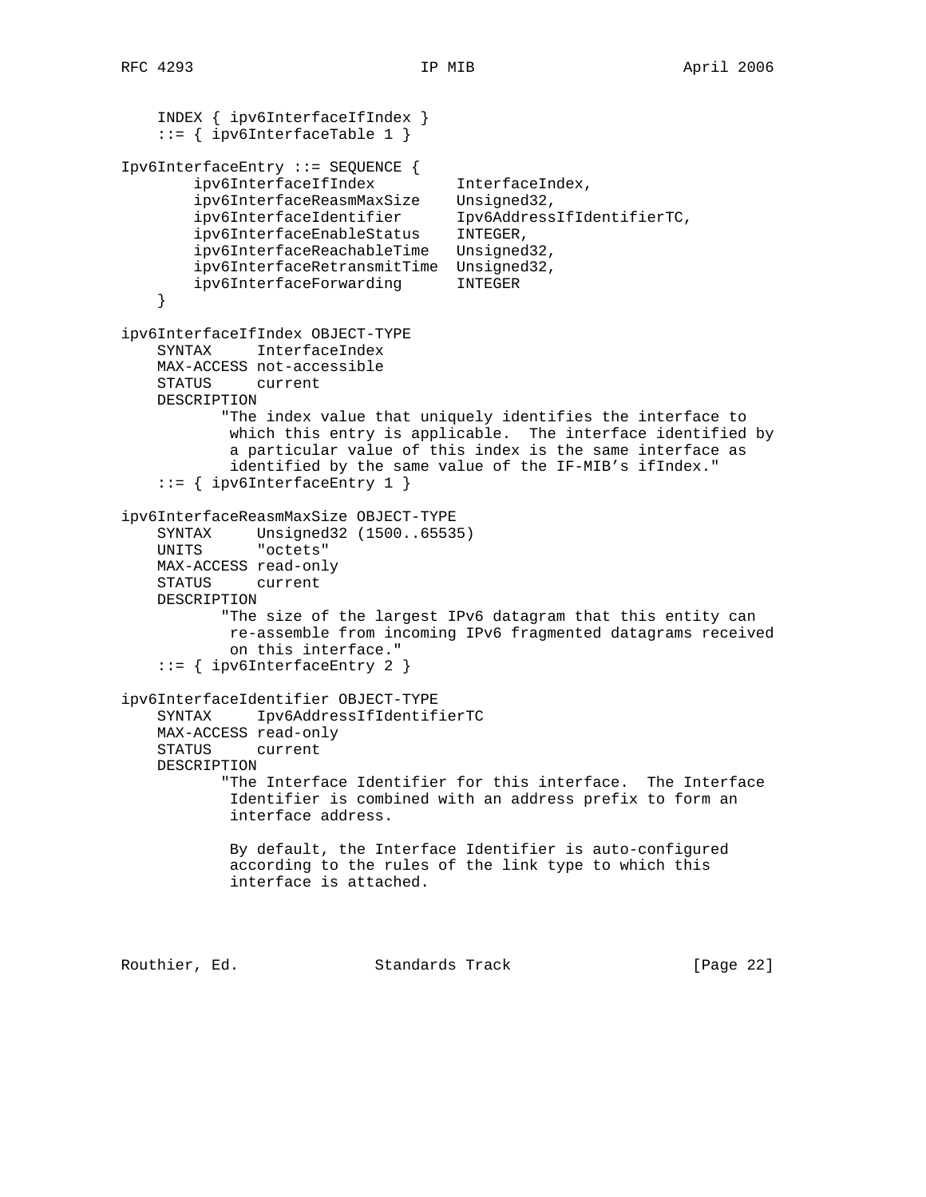```
    INDEX { ipv6InterfaceIfIndex }
    ::= { ipv6InterfaceTable 1 }

Ipv6InterfaceEntry ::= SEQUENCE {
        ipv6InterfaceIfIndex         InterfaceIndex,
        ipv6InterfaceReasmMaxSize    Unsigned32,
        ipv6InterfaceIdentifier      Ipv6AddressIfIdentifierTC,
        ipv6InterfaceEnableStatus    INTEGER,
        ipv6InterfaceReachableTime   Unsigned32,
        ipv6InterfaceRetransmitTime  Unsigned32,
        ipv6InterfaceForwarding      INTEGER
    }

ipv6InterfaceIfIndex OBJECT-TYPE
    SYNTAX     InterfaceIndex
    MAX-ACCESS not-accessible
    STATUS     current
    DESCRIPTION
           "The index value that uniquely identifies the interface to
            which this entry is applicable.  The interface identified by
            a particular value of this index is the same interface as
            identified by the same value of the IF-MIB's ifIndex."
    ::= { ipv6InterfaceEntry 1 }

ipv6InterfaceReasmMaxSize OBJECT-TYPE
    SYNTAX     Unsigned32 (1500..65535)
    UNITS      "octets"
    MAX-ACCESS read-only
    STATUS     current
    DESCRIPTION
           "The size of the largest IPv6 datagram that this entity can
            re-assemble from incoming IPv6 fragmented datagrams received
            on this interface."
    ::= { ipv6InterfaceEntry 2 }

ipv6InterfaceIdentifier OBJECT-TYPE
    SYNTAX     Ipv6AddressIfIdentifierTC
    MAX-ACCESS read-only
    STATUS     current
    DESCRIPTION
           "The Interface Identifier for this interface.  The Interface
            Identifier is combined with an address prefix to form an
            interface address.

            By default, the Interface Identifier is auto-configured
            according to the rules of the link type to which this
            interface is attached.
```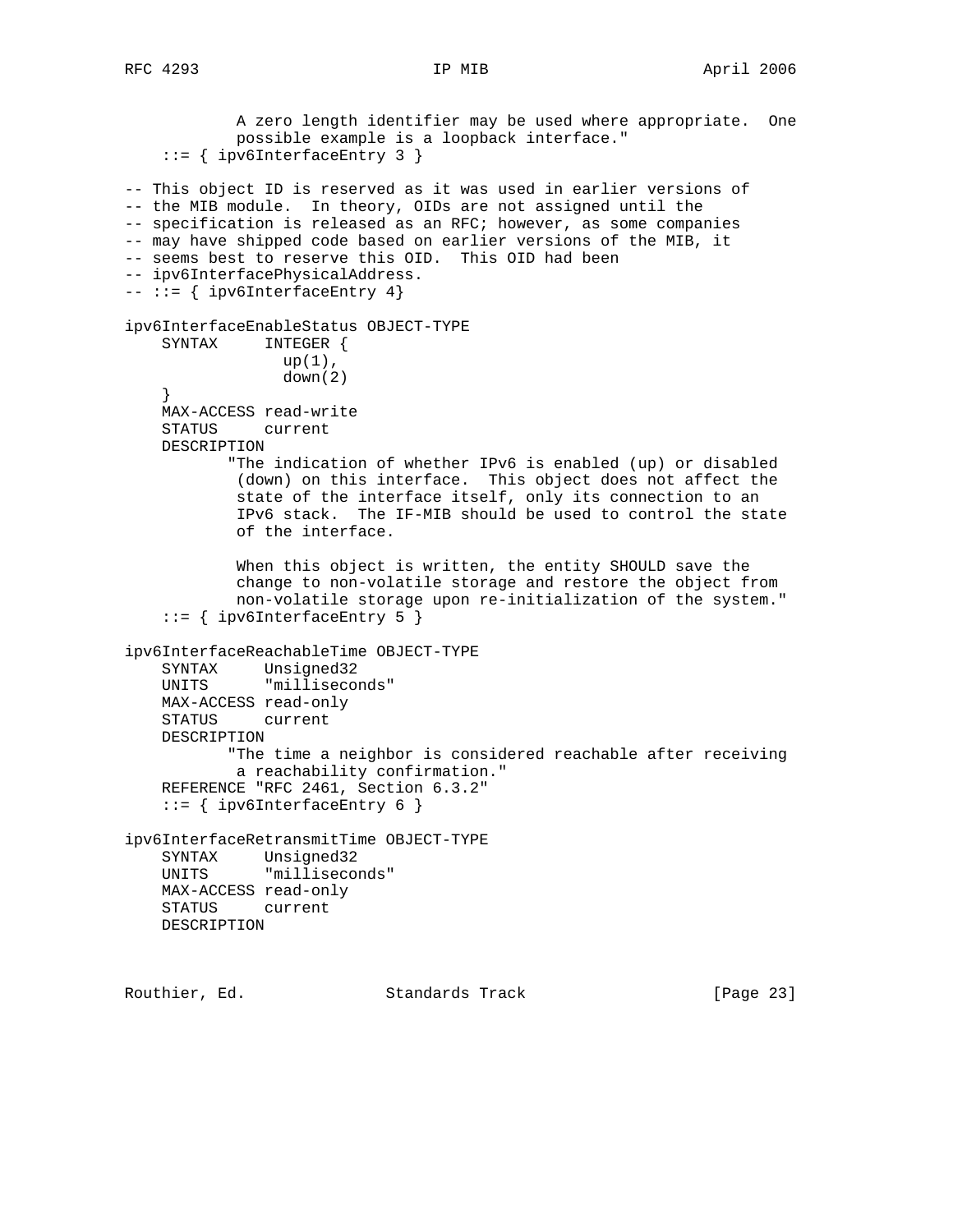```
            A zero length identifier may be used where appropriate.  One
            possible example is a loopback interface."
    ::= { ipv6InterfaceEntry 3 }

-- This object ID is reserved as it was used in earlier versions of
-- the MIB module.  In theory, OIDs are not assigned until the
-- specification is released as an RFC; however, as some companies
-- may have shipped code based on earlier versions of the MIB, it
-- seems best to reserve this OID.  This OID had been
-- ipv6InterfacePhysicalAddress.
-- ::= { ipv6InterfaceEntry 4}

ipv6InterfaceEnableStatus OBJECT-TYPE
    SYNTAX     INTEGER {
                 up(1),
                 down(2)
    }
    MAX-ACCESS read-write
    STATUS     current
    DESCRIPTION
           "The indication of whether IPv6 is enabled (up) or disabled
            (down) on this interface.  This object does not affect the
            state of the interface itself, only its connection to an
            IPv6 stack.  The IF-MIB should be used to control the state
            of the interface.

            When this object is written, the entity SHOULD save the
            change to non-volatile storage and restore the object from
            non-volatile storage upon re-initialization of the system."
    ::= { ipv6InterfaceEntry 5 }

ipv6InterfaceReachableTime OBJECT-TYPE
    SYNTAX     Unsigned32
    UNITS      "milliseconds"
    MAX-ACCESS read-only
    STATUS     current
    DESCRIPTION
           "The time a neighbor is considered reachable after receiving
            a reachability confirmation."
    REFERENCE "RFC 2461, Section 6.3.2"
    ::= { ipv6InterfaceEntry 6 }

ipv6InterfaceRetransmitTime OBJECT-TYPE
    SYNTAX     Unsigned32
    UNITS      "milliseconds"
    MAX-ACCESS read-only
    STATUS     current
    DESCRIPTION
```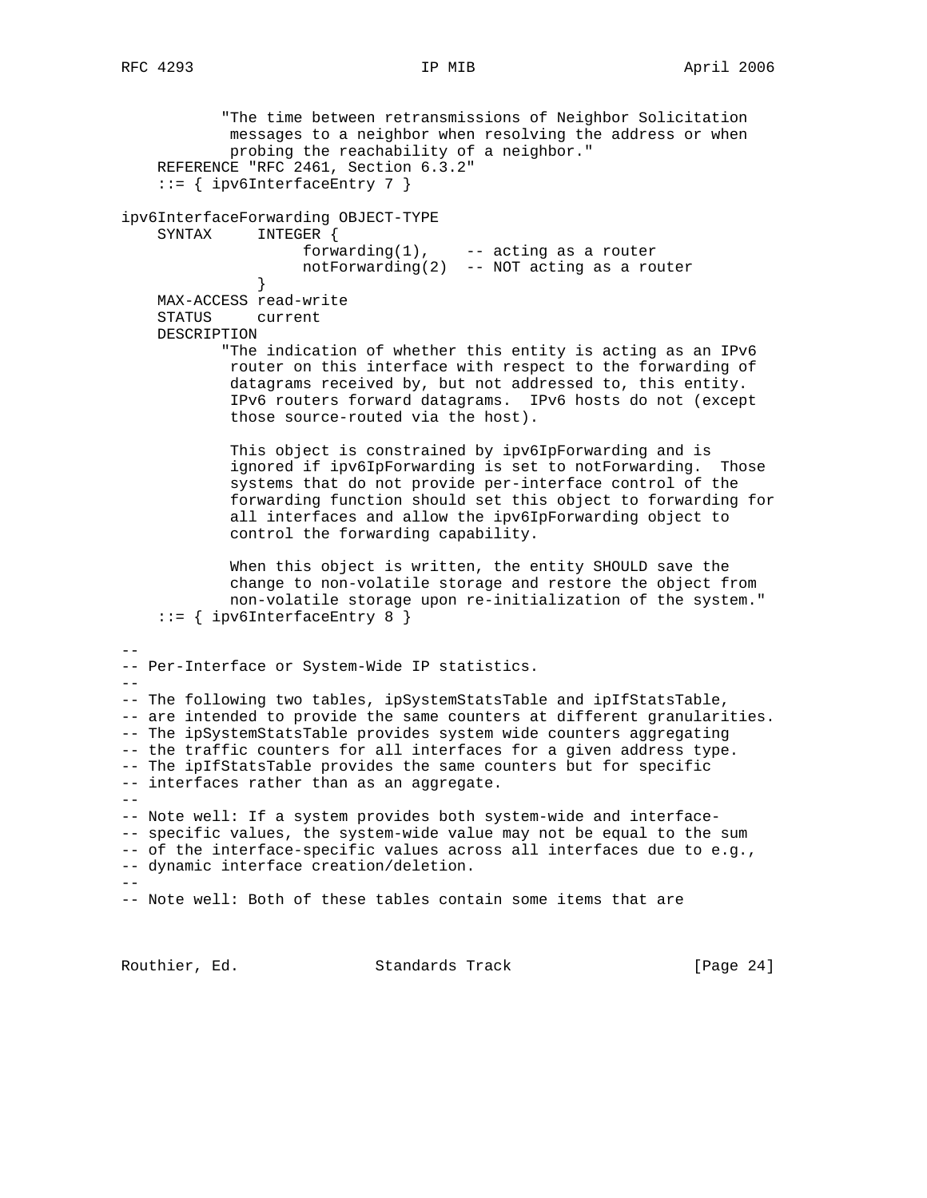```
            "The time between retransmissions of Neighbor Solicitation
             messages to a neighbor when resolving the address or when
             probing the reachability of a neighbor."
    REFERENCE "RFC 2461, Section 6.3.2"
    ::= { ipv6InterfaceEntry 7 }

ipv6InterfaceForwarding OBJECT-TYPE
    SYNTAX     INTEGER {
                   forwarding(1),    -- acting as a router
                   notForwarding(2)  -- NOT acting as a router
               }
    MAX-ACCESS read-write
    STATUS     current
    DESCRIPTION
           "The indication of whether this entity is acting as an IPv6
            router on this interface with respect to the forwarding of
            datagrams received by, but not addressed to, this entity.
            IPv6 routers forward datagrams.  IPv6 hosts do not (except
            those source-routed via the host).

            This object is constrained by ipv6IpForwarding and is
            ignored if ipv6IpForwarding is set to notForwarding.  Those
            systems that do not provide per-interface control of the
            forwarding function should set this object to forwarding for
            all interfaces and allow the ipv6IpForwarding object to
            control the forwarding capability.

            When this object is written, the entity SHOULD save the
            change to non-volatile storage and restore the object from
            non-volatile storage upon re-initialization of the system."
    ::= { ipv6InterfaceEntry 8 }

--
-- Per-Interface or System-Wide IP statistics.
--
-- The following two tables, ipSystemStatsTable and ipIfStatsTable,
-- are intended to provide the same counters at different granularities.
-- The ipSystemStatsTable provides system wide counters aggregating
-- the traffic counters for all interfaces for a given address type.
-- The ipIfStatsTable provides the same counters but for specific
-- interfaces rather than as an aggregate.
--
-- Note well: If a system provides both system-wide and interface-
-- specific values, the system-wide value may not be equal to the sum
-- of the interface-specific values across all interfaces due to e.g.,
-- dynamic interface creation/deletion.
--
-- Note well: Both of these tables contain some items that are
```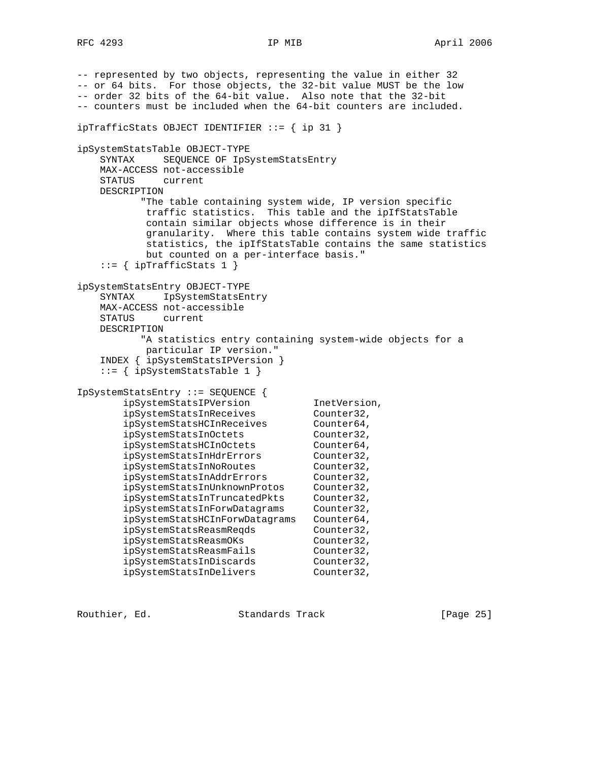```
-- represented by two objects, representing the value in either 32
-- or 64 bits.  For those objects, the 32-bit value MUST be the low
-- order 32 bits of the 64-bit value.  Also note that the 32-bit
-- counters must be included when the 64-bit counters are included.

ipTrafficStats OBJECT IDENTIFIER ::= { ip 31 }

ipSystemStatsTable OBJECT-TYPE
    SYNTAX     SEQUENCE OF IpSystemStatsEntry
    MAX-ACCESS not-accessible
    STATUS     current
    DESCRIPTION
           "The table containing system wide, IP version specific
            traffic statistics.  This table and the ipIfStatsTable
            contain similar objects whose difference is in their
            granularity.  Where this table contains system wide traffic
            statistics, the ipIfStatsTable contains the same statistics
            but counted on a per-interface basis."
    ::= { ipTrafficStats 1 }

ipSystemStatsEntry OBJECT-TYPE
    SYNTAX     IpSystemStatsEntry
    MAX-ACCESS not-accessible
    STATUS     current
    DESCRIPTION
           "A statistics entry containing system-wide objects for a
            particular IP version."
    INDEX { ipSystemStatsIPVersion }
    ::= { ipSystemStatsTable 1 }

IpSystemStatsEntry ::= SEQUENCE {
        ipSystemStatsIPVersion           InetVersion,
        ipSystemStatsInReceives          Counter32,
        ipSystemStatsHCInReceives        Counter64,
        ipSystemStatsInOctets            Counter32,
        ipSystemStatsHCInOctets          Counter64,
        ipSystemStatsInHdrErrors         Counter32,
        ipSystemStatsInNoRoutes          Counter32,
        ipSystemStatsInAddrErrors        Counter32,
        ipSystemStatsInUnknownProtos     Counter32,
        ipSystemStatsInTruncatedPkts     Counter32,
        ipSystemStatsInForwDatagrams     Counter32,
        ipSystemStatsHCInForwDatagrams   Counter64,
        ipSystemStatsReasmReqds          Counter32,
        ipSystemStatsReasmOKs            Counter32,
        ipSystemStatsReasmFails          Counter32,
        ipSystemStatsInDiscards          Counter32,
        ipSystemStatsInDelivers          Counter32,
```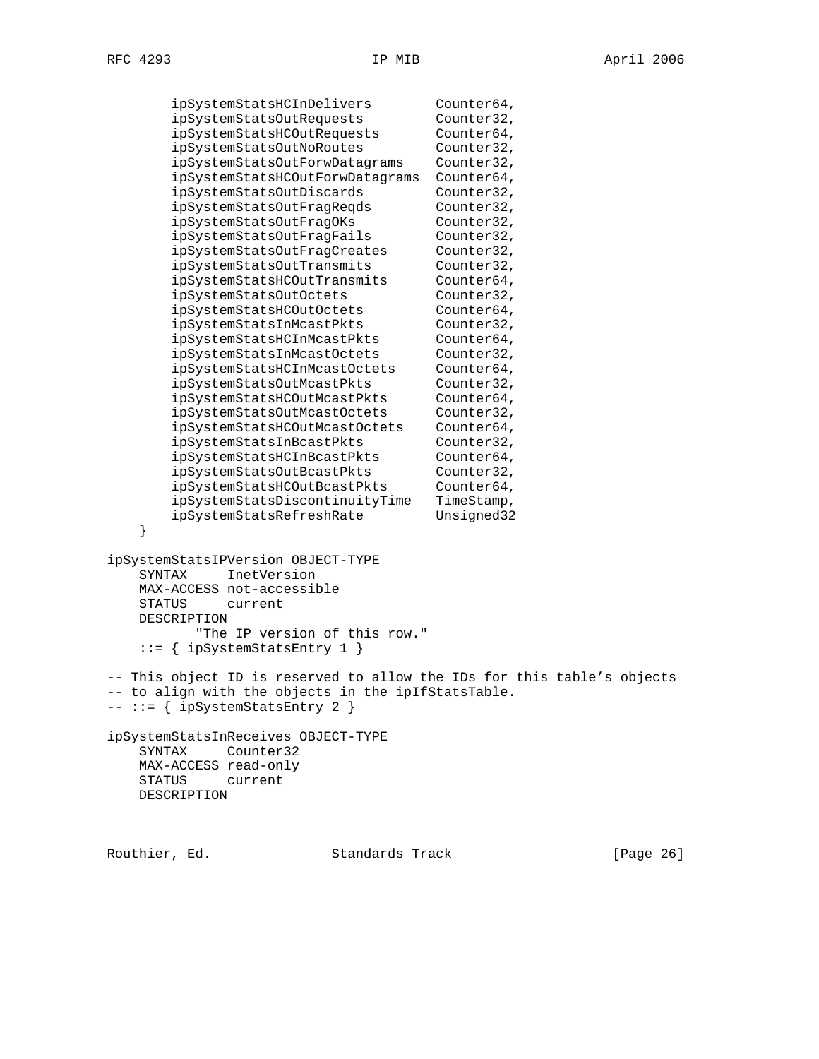```
        ipSystemStatsHCInDelivers        Counter64,
        ipSystemStatsOutRequests         Counter32,
        ipSystemStatsHCOutRequests       Counter64,
        ipSystemStatsOutNoRoutes         Counter32,
        ipSystemStatsOutForwDatagrams    Counter32,
        ipSystemStatsHCOutForwDatagrams  Counter64,
        ipSystemStatsOutDiscards         Counter32,
        ipSystemStatsOutFragReqds        Counter32,
        ipSystemStatsOutFragOKs          Counter32,
        ipSystemStatsOutFragFails        Counter32,
        ipSystemStatsOutFragCreates      Counter32,
        ipSystemStatsOutTransmits        Counter32,
        ipSystemStatsHCOutTransmits      Counter64,
        ipSystemStatsOutOctets           Counter32,
        ipSystemStatsHCOutOctets         Counter64,
        ipSystemStatsInMcastPkts         Counter32,
        ipSystemStatsHCInMcastPkts       Counter64,
        ipSystemStatsInMcastOctets       Counter32,
        ipSystemStatsHCInMcastOctets     Counter64,
        ipSystemStatsOutMcastPkts        Counter32,
        ipSystemStatsHCOutMcastPkts      Counter64,
        ipSystemStatsOutMcastOctets      Counter32,
        ipSystemStatsHCOutMcastOctets    Counter64,
        ipSystemStatsInBcastPkts         Counter32,
        ipSystemStatsHCInBcastPkts       Counter64,
        ipSystemStatsOutBcastPkts        Counter32,
        ipSystemStatsHCOutBcastPkts      Counter64,
        ipSystemStatsDiscontinuityTime   TimeStamp,
        ipSystemStatsRefreshRate         Unsigned32
    }

ipSystemStatsIPVersion OBJECT-TYPE
    SYNTAX     InetVersion
    MAX-ACCESS not-accessible
    STATUS     current
    DESCRIPTION
           "The IP version of this row."
    ::= { ipSystemStatsEntry 1 }

-- This object ID is reserved to allow the IDs for this table's objects
-- to align with the objects in the ipIfStatsTable.
-- ::= { ipSystemStatsEntry 2 }

ipSystemStatsInReceives OBJECT-TYPE
    SYNTAX     Counter32
    MAX-ACCESS read-only
    STATUS     current
    DESCRIPTION
```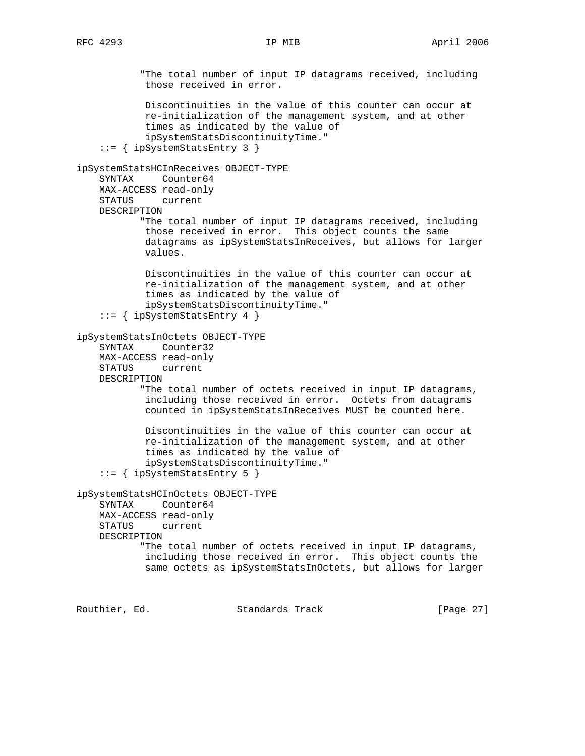```
           "The total number of input IP datagrams received, including
            those received in error.

            Discontinuities in the value of this counter can occur at
            re-initialization of the management system, and at other
            times as indicated by the value of
            ipSystemStatsDiscontinuityTime."
    ::= { ipSystemStatsEntry 3 }

ipSystemStatsHCInReceives OBJECT-TYPE
    SYNTAX     Counter64
    MAX-ACCESS read-only
    STATUS     current
    DESCRIPTION
           "The total number of input IP datagrams received, including
            those received in error.  This object counts the same
            datagrams as ipSystemStatsInReceives, but allows for larger
            values.

            Discontinuities in the value of this counter can occur at
            re-initialization of the management system, and at other
            times as indicated by the value of
            ipSystemStatsDiscontinuityTime."
    ::= { ipSystemStatsEntry 4 }

ipSystemStatsInOctets OBJECT-TYPE
    SYNTAX     Counter32
    MAX-ACCESS read-only
    STATUS     current
    DESCRIPTION
           "The total number of octets received in input IP datagrams,
            including those received in error.  Octets from datagrams
            counted in ipSystemStatsInReceives MUST be counted here.

            Discontinuities in the value of this counter can occur at
            re-initialization of the management system, and at other
            times as indicated by the value of
            ipSystemStatsDiscontinuityTime."
    ::= { ipSystemStatsEntry 5 }

ipSystemStatsHCInOctets OBJECT-TYPE
    SYNTAX     Counter64
    MAX-ACCESS read-only
    STATUS     current
    DESCRIPTION
           "The total number of octets received in input IP datagrams,
            including those received in error.  This object counts the
            same octets as ipSystemStatsInOctets, but allows for larger
```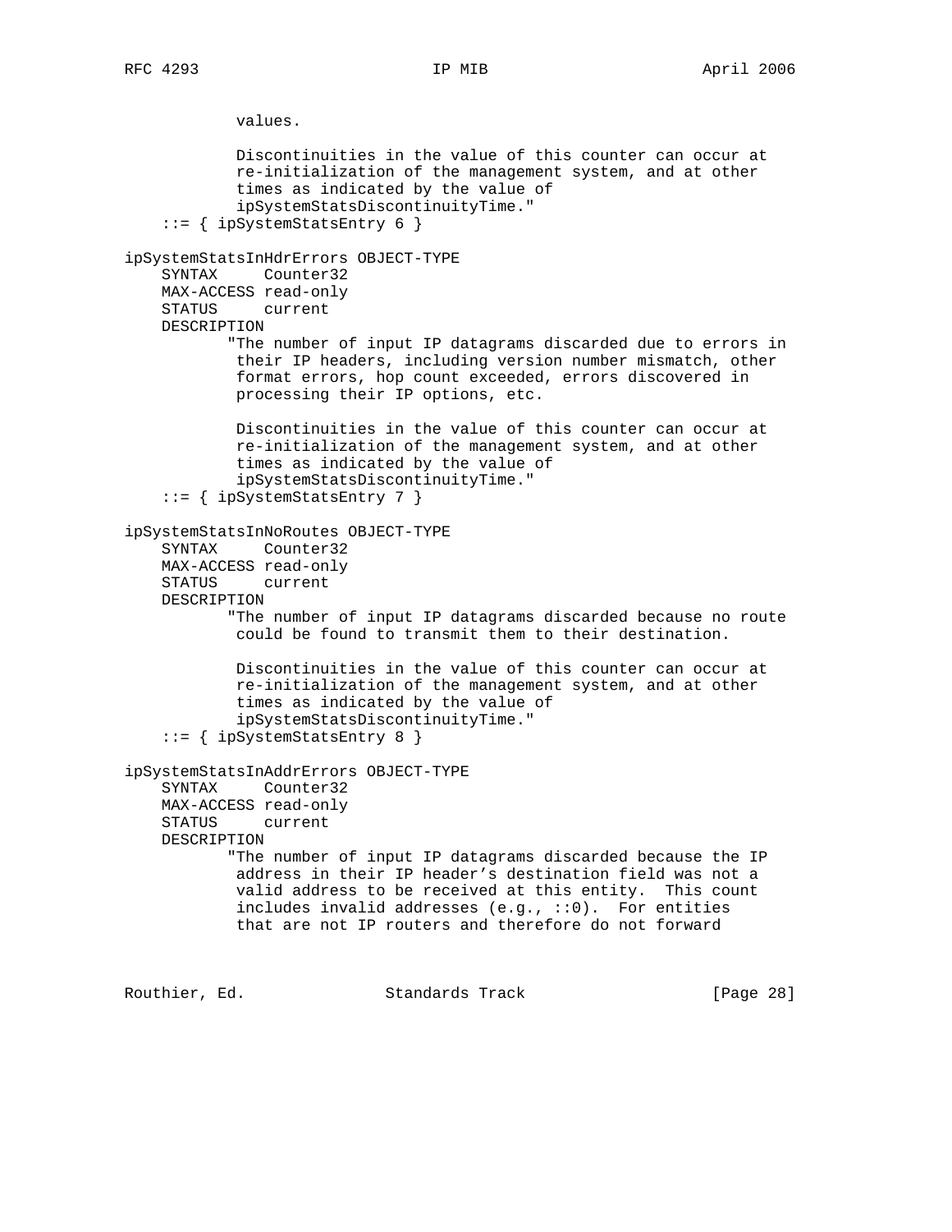```
            values.

            Discontinuities in the value of this counter can occur at
            re-initialization of the management system, and at other
            times as indicated by the value of
            ipSystemStatsDiscontinuityTime."
    ::= { ipSystemStatsEntry 6 }

ipSystemStatsInHdrErrors OBJECT-TYPE
    SYNTAX     Counter32
    MAX-ACCESS read-only
    STATUS     current
    DESCRIPTION
           "The number of input IP datagrams discarded due to errors in
            their IP headers, including version number mismatch, other
            format errors, hop count exceeded, errors discovered in
            processing their IP options, etc.

            Discontinuities in the value of this counter can occur at
            re-initialization of the management system, and at other
            times as indicated by the value of
            ipSystemStatsDiscontinuityTime."
    ::= { ipSystemStatsEntry 7 }

ipSystemStatsInNoRoutes OBJECT-TYPE
    SYNTAX     Counter32
    MAX-ACCESS read-only
    STATUS     current
    DESCRIPTION
           "The number of input IP datagrams discarded because no route
            could be found to transmit them to their destination.

            Discontinuities in the value of this counter can occur at
            re-initialization of the management system, and at other
            times as indicated by the value of
            ipSystemStatsDiscontinuityTime."
    ::= { ipSystemStatsEntry 8 }

ipSystemStatsInAddrErrors OBJECT-TYPE
    SYNTAX     Counter32
    MAX-ACCESS read-only
    STATUS     current
    DESCRIPTION
           "The number of input IP datagrams discarded because the IP
            address in their IP header's destination field was not a
            valid address to be received at this entity.  This count
            includes invalid addresses (e.g., ::0).  For entities
            that are not IP routers and therefore do not forward
```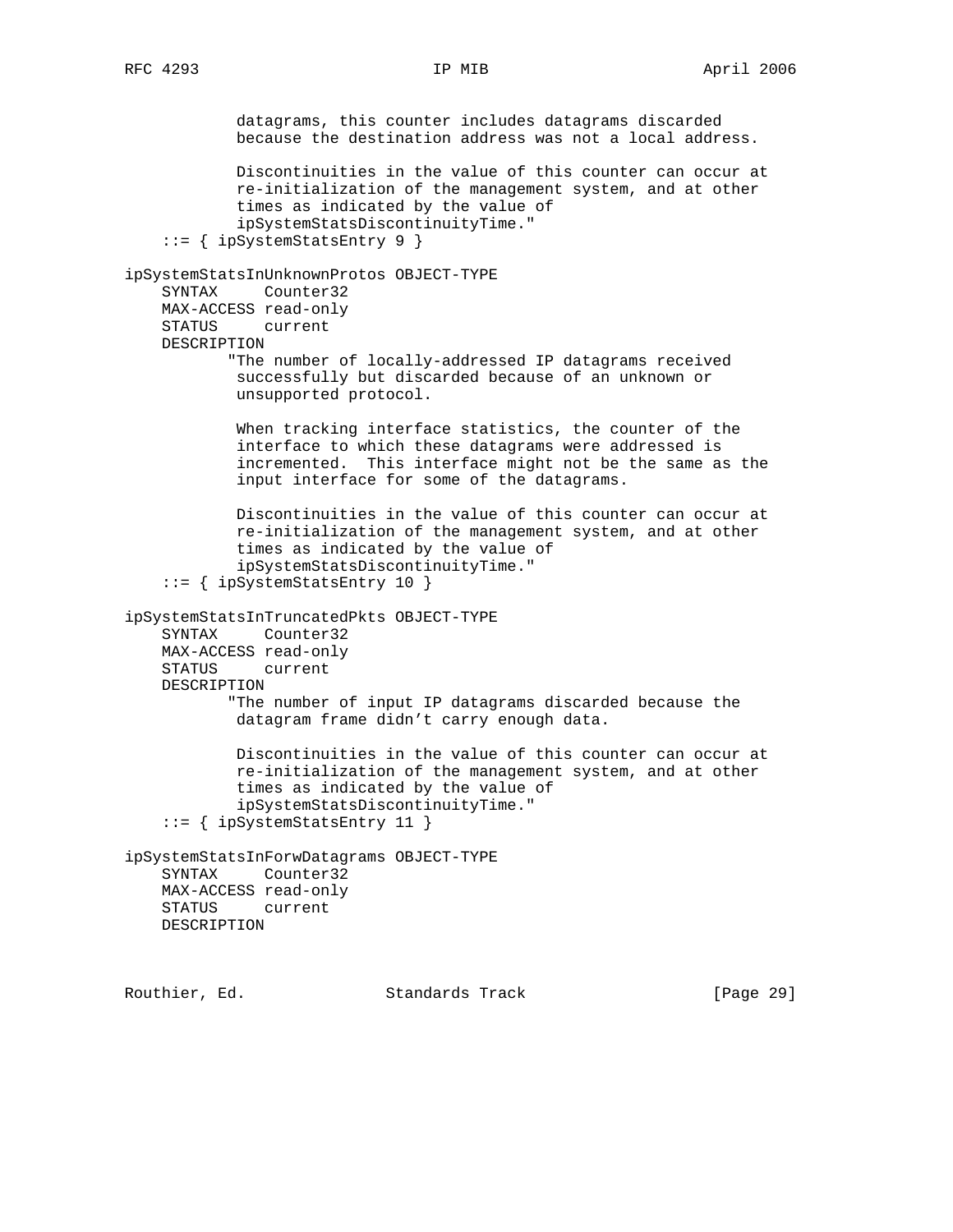```
            datagrams, this counter includes datagrams discarded
            because the destination address was not a local address.

            Discontinuities in the value of this counter can occur at
            re-initialization of the management system, and at other
            times as indicated by the value of
            ipSystemStatsDiscontinuityTime."
    ::= { ipSystemStatsEntry 9 }

ipSystemStatsInUnknownProtos OBJECT-TYPE
    SYNTAX     Counter32
    MAX-ACCESS read-only
    STATUS     current
    DESCRIPTION
           "The number of locally-addressed IP datagrams received
            successfully but discarded because of an unknown or
            unsupported protocol.

            When tracking interface statistics, the counter of the
            interface to which these datagrams were addressed is
            incremented.  This interface might not be the same as the
            input interface for some of the datagrams.

            Discontinuities in the value of this counter can occur at
            re-initialization of the management system, and at other
            times as indicated by the value of
            ipSystemStatsDiscontinuityTime."
    ::= { ipSystemStatsEntry 10 }

ipSystemStatsInTruncatedPkts OBJECT-TYPE
    SYNTAX     Counter32
    MAX-ACCESS read-only
    STATUS     current
    DESCRIPTION
           "The number of input IP datagrams discarded because the
            datagram frame didn't carry enough data.

            Discontinuities in the value of this counter can occur at
            re-initialization of the management system, and at other
            times as indicated by the value of
            ipSystemStatsDiscontinuityTime."
    ::= { ipSystemStatsEntry 11 }

ipSystemStatsInForwDatagrams OBJECT-TYPE
    SYNTAX     Counter32
    MAX-ACCESS read-only
    STATUS     current
    DESCRIPTION
```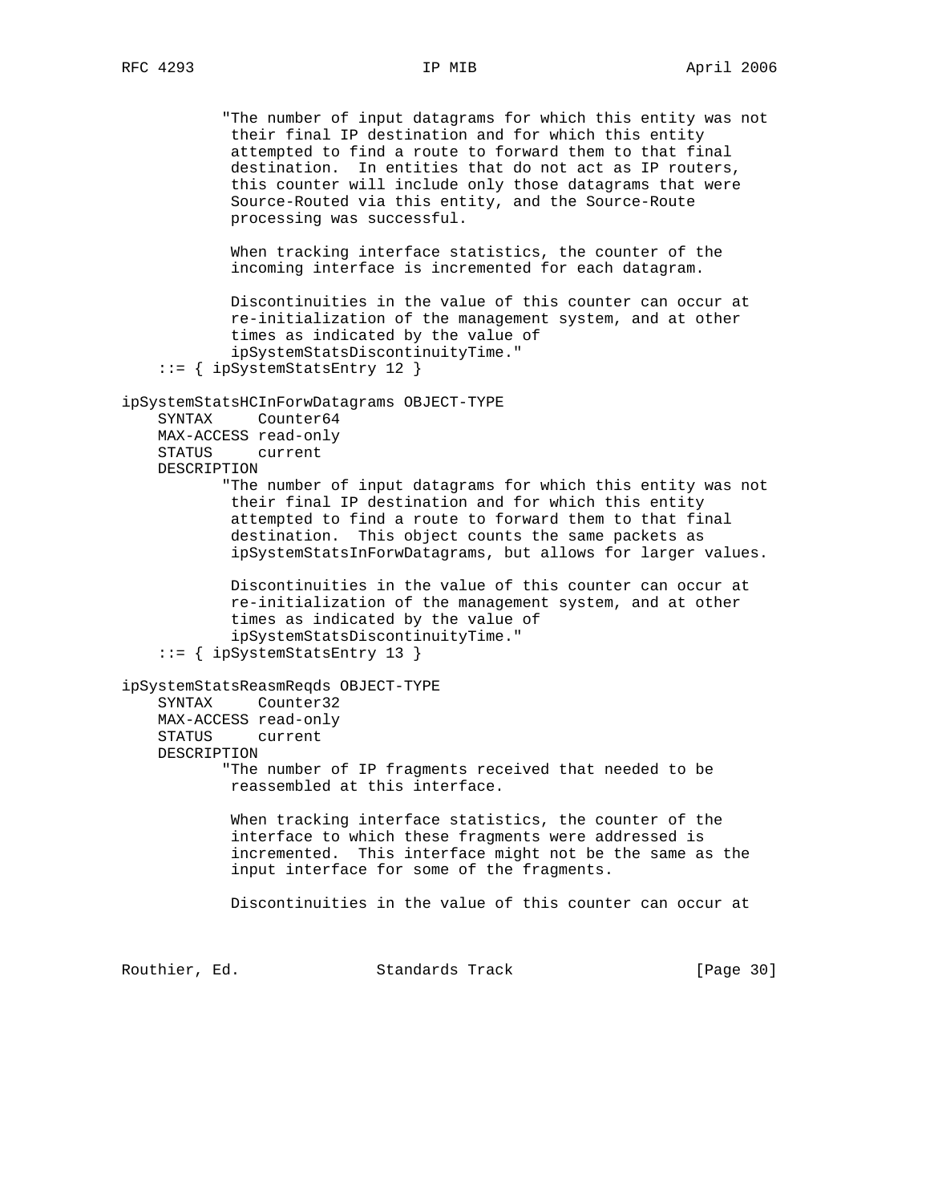```
           "The number of input datagrams for which this entity was not
            their final IP destination and for which this entity
            attempted to find a route to forward them to that final
            destination.  In entities that do not act as IP routers,
            this counter will include only those datagrams that were
            Source-Routed via this entity, and the Source-Route
            processing was successful.

            When tracking interface statistics, the counter of the
            incoming interface is incremented for each datagram.

            Discontinuities in the value of this counter can occur at
            re-initialization of the management system, and at other
            times as indicated by the value of
            ipSystemStatsDiscontinuityTime."
    ::= { ipSystemStatsEntry 12 }

ipSystemStatsHCInForwDatagrams OBJECT-TYPE
    SYNTAX     Counter64
    MAX-ACCESS read-only
    STATUS     current
    DESCRIPTION
           "The number of input datagrams for which this entity was not
            their final IP destination and for which this entity
            attempted to find a route to forward them to that final
            destination.  This object counts the same packets as
            ipSystemStatsInForwDatagrams, but allows for larger values.

            Discontinuities in the value of this counter can occur at
            re-initialization of the management system, and at other
            times as indicated by the value of
            ipSystemStatsDiscontinuityTime."
    ::= { ipSystemStatsEntry 13 }

ipSystemStatsReasmReqds OBJECT-TYPE
    SYNTAX     Counter32
    MAX-ACCESS read-only
    STATUS     current
    DESCRIPTION
           "The number of IP fragments received that needed to be
            reassembled at this interface.

            When tracking interface statistics, the counter of the
            interface to which these fragments were addressed is
            incremented.  This interface might not be the same as the
            input interface for some of the fragments.

            Discontinuities in the value of this counter can occur at
```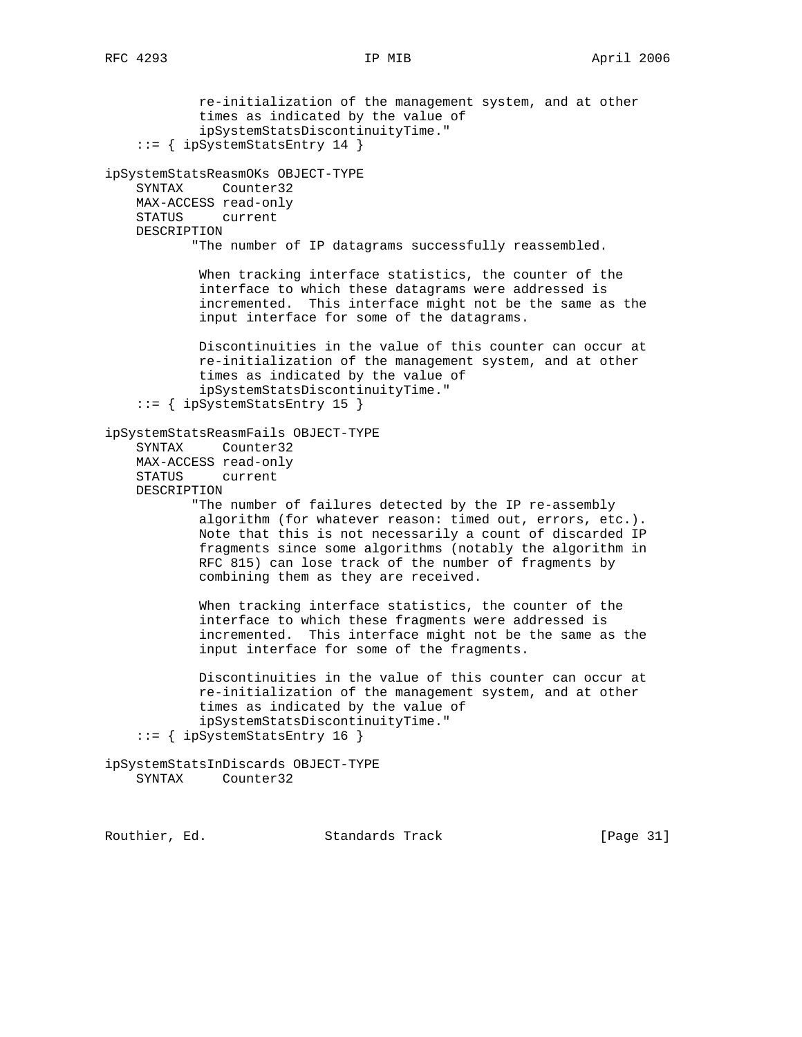```
            re-initialization of the management system, and at other
            times as indicated by the value of
            ipSystemStatsDiscontinuityTime."
    ::= { ipSystemStatsEntry 14 }

ipSystemStatsReasmOKs OBJECT-TYPE
    SYNTAX     Counter32
    MAX-ACCESS read-only
    STATUS     current
    DESCRIPTION
           "The number of IP datagrams successfully reassembled.

            When tracking interface statistics, the counter of the
            interface to which these datagrams were addressed is
            incremented.  This interface might not be the same as the
            input interface for some of the datagrams.

            Discontinuities in the value of this counter can occur at
            re-initialization of the management system, and at other
            times as indicated by the value of
            ipSystemStatsDiscontinuityTime."
    ::= { ipSystemStatsEntry 15 }

ipSystemStatsReasmFails OBJECT-TYPE
    SYNTAX     Counter32
    MAX-ACCESS read-only
    STATUS     current
    DESCRIPTION
           "The number of failures detected by the IP re-assembly
            algorithm (for whatever reason: timed out, errors, etc.).
            Note that this is not necessarily a count of discarded IP
            fragments since some algorithms (notably the algorithm in
            RFC 815) can lose track of the number of fragments by
            combining them as they are received.

            When tracking interface statistics, the counter of the
            interface to which these fragments were addressed is
            incremented.  This interface might not be the same as the
            input interface for some of the fragments.

            Discontinuities in the value of this counter can occur at
            re-initialization of the management system, and at other
            times as indicated by the value of
            ipSystemStatsDiscontinuityTime."
    ::= { ipSystemStatsEntry 16 }

ipSystemStatsInDiscards OBJECT-TYPE
    SYNTAX     Counter32
```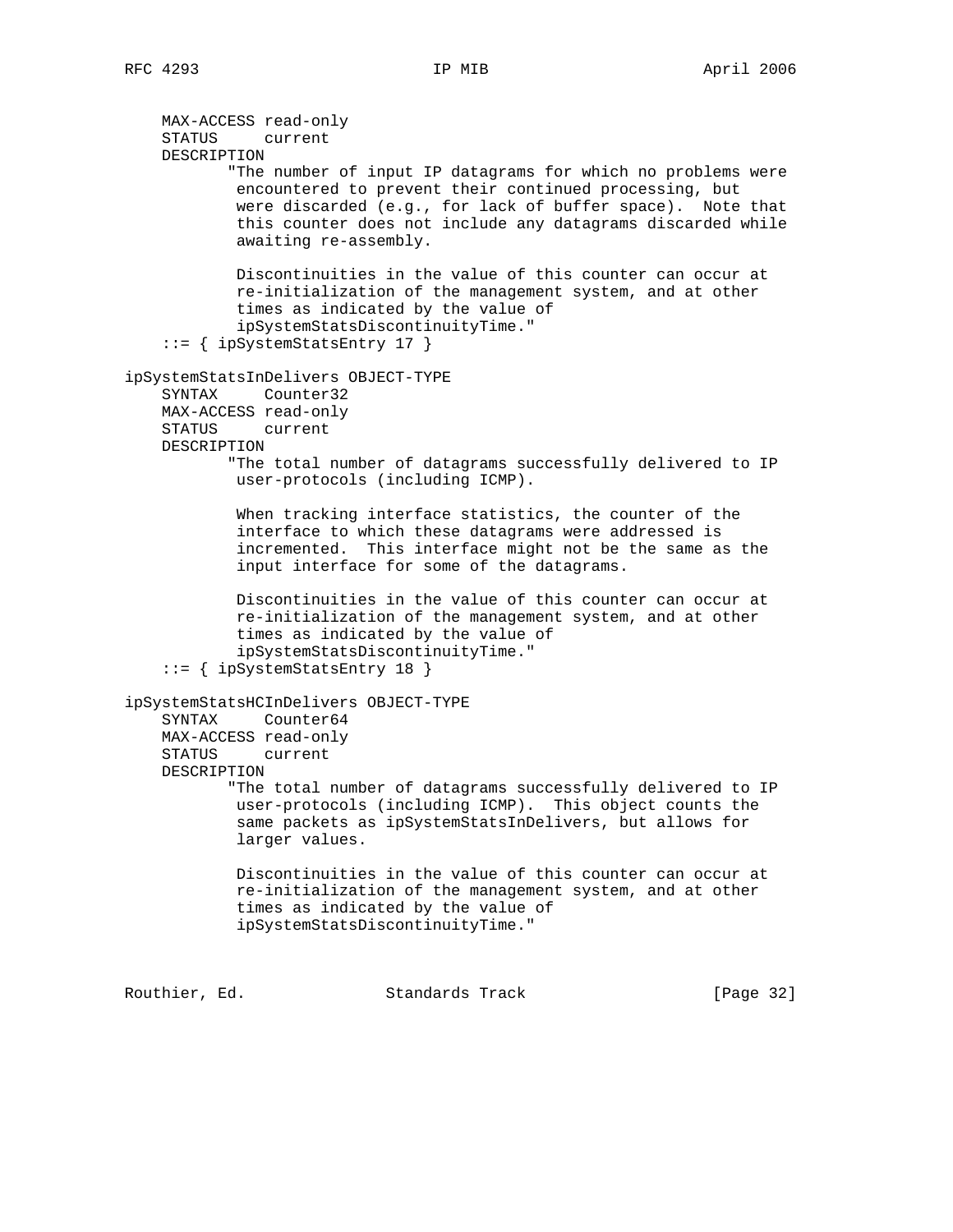```
    MAX-ACCESS read-only
    STATUS     current
    DESCRIPTION
           "The number of input IP datagrams for which no problems were
            encountered to prevent their continued processing, but
            were discarded (e.g., for lack of buffer space).  Note that
            this counter does not include any datagrams discarded while
            awaiting re-assembly.

            Discontinuities in the value of this counter can occur at
            re-initialization of the management system, and at other
            times as indicated by the value of
            ipSystemStatsDiscontinuityTime."
    ::= { ipSystemStatsEntry 17 }

ipSystemStatsInDelivers OBJECT-TYPE
    SYNTAX     Counter32
    MAX-ACCESS read-only
    STATUS     current
    DESCRIPTION
           "The total number of datagrams successfully delivered to IP
            user-protocols (including ICMP).

            When tracking interface statistics, the counter of the
            interface to which these datagrams were addressed is
            incremented.  This interface might not be the same as the
            input interface for some of the datagrams.

            Discontinuities in the value of this counter can occur at
            re-initialization of the management system, and at other
            times as indicated by the value of
            ipSystemStatsDiscontinuityTime."
    ::= { ipSystemStatsEntry 18 }

ipSystemStatsHCInDelivers OBJECT-TYPE
    SYNTAX     Counter64
    MAX-ACCESS read-only
    STATUS     current
    DESCRIPTION
           "The total number of datagrams successfully delivered to IP
            user-protocols (including ICMP).  This object counts the
            same packets as ipSystemStatsInDelivers, but allows for
            larger values.

            Discontinuities in the value of this counter can occur at
            re-initialization of the management system, and at other
            times as indicated by the value of
            ipSystemStatsDiscontinuityTime."
```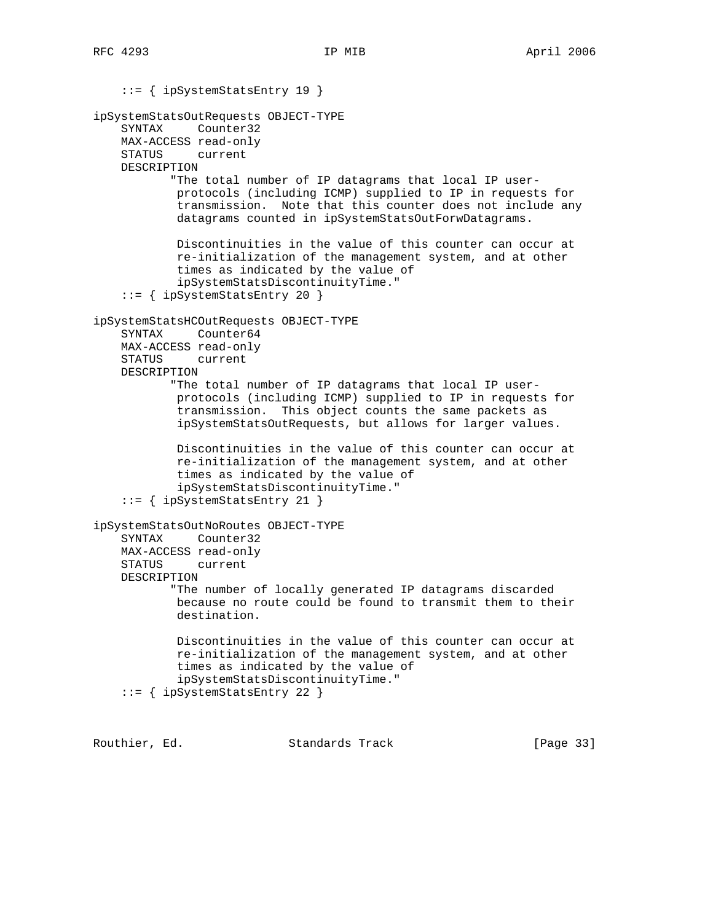```
    ::= { ipSystemStatsEntry 19 }

ipSystemStatsOutRequests OBJECT-TYPE
    SYNTAX     Counter32
    MAX-ACCESS read-only
    STATUS     current
    DESCRIPTION
           "The total number of IP datagrams that local IP user-
            protocols (including ICMP) supplied to IP in requests for
            transmission.  Note that this counter does not include any
            datagrams counted in ipSystemStatsOutForwDatagrams.

            Discontinuities in the value of this counter can occur at
            re-initialization of the management system, and at other
            times as indicated by the value of
            ipSystemStatsDiscontinuityTime."
    ::= { ipSystemStatsEntry 20 }

ipSystemStatsHCOutRequests OBJECT-TYPE
    SYNTAX     Counter64
    MAX-ACCESS read-only
    STATUS     current
    DESCRIPTION
           "The total number of IP datagrams that local IP user-
            protocols (including ICMP) supplied to IP in requests for
            transmission.  This object counts the same packets as
            ipSystemStatsOutRequests, but allows for larger values.

            Discontinuities in the value of this counter can occur at
            re-initialization of the management system, and at other
            times as indicated by the value of
            ipSystemStatsDiscontinuityTime."
    ::= { ipSystemStatsEntry 21 }

ipSystemStatsOutNoRoutes OBJECT-TYPE
    SYNTAX     Counter32
    MAX-ACCESS read-only
    STATUS     current
    DESCRIPTION
           "The number of locally generated IP datagrams discarded
            because no route could be found to transmit them to their
            destination.

            Discontinuities in the value of this counter can occur at
            re-initialization of the management system, and at other
            times as indicated by the value of
            ipSystemStatsDiscontinuityTime."
    ::= { ipSystemStatsEntry 22 }
```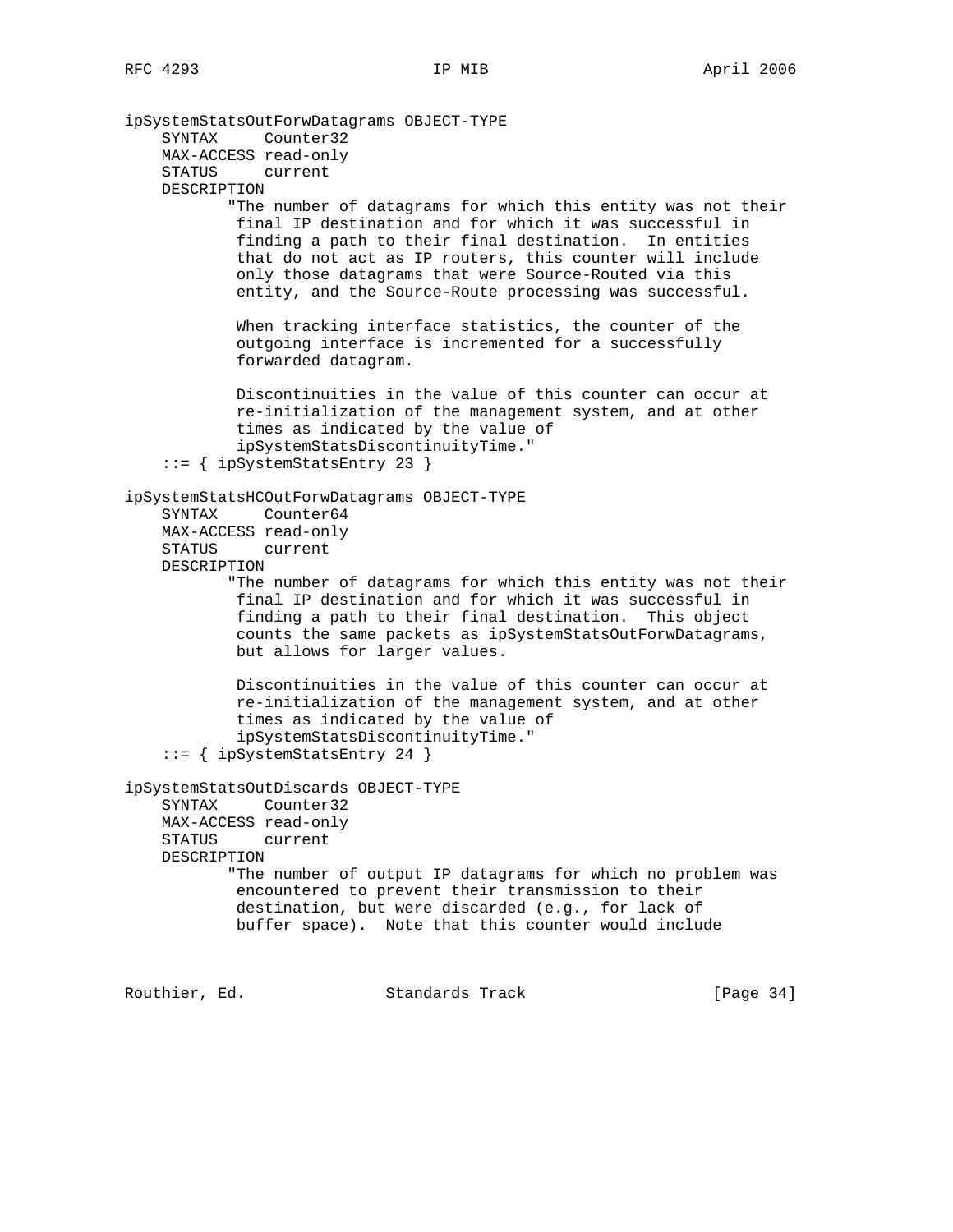```
ipSystemStatsOutForwDatagrams OBJECT-TYPE
    SYNTAX     Counter32
    MAX-ACCESS read-only
    STATUS     current
    DESCRIPTION
           "The number of datagrams for which this entity was not their
            final IP destination and for which it was successful in
            finding a path to their final destination.  In entities
            that do not act as IP routers, this counter will include
            only those datagrams that were Source-Routed via this
            entity, and the Source-Route processing was successful.

            When tracking interface statistics, the counter of the
            outgoing interface is incremented for a successfully
            forwarded datagram.

            Discontinuities in the value of this counter can occur at
            re-initialization of the management system, and at other
            times as indicated by the value of
            ipSystemStatsDiscontinuityTime."
    ::= { ipSystemStatsEntry 23 }

ipSystemStatsHCOutForwDatagrams OBJECT-TYPE
    SYNTAX     Counter64
    MAX-ACCESS read-only
    STATUS     current
    DESCRIPTION
           "The number of datagrams for which this entity was not their
            final IP destination and for which it was successful in
            finding a path to their final destination.  This object
            counts the same packets as ipSystemStatsOutForwDatagrams,
            but allows for larger values.

            Discontinuities in the value of this counter can occur at
            re-initialization of the management system, and at other
            times as indicated by the value of
            ipSystemStatsDiscontinuityTime."
    ::= { ipSystemStatsEntry 24 }

ipSystemStatsOutDiscards OBJECT-TYPE
    SYNTAX     Counter32
    MAX-ACCESS read-only
    STATUS     current
    DESCRIPTION
           "The number of output IP datagrams for which no problem was
            encountered to prevent their transmission to their
            destination, but were discarded (e.g., for lack of
            buffer space).  Note that this counter would include
```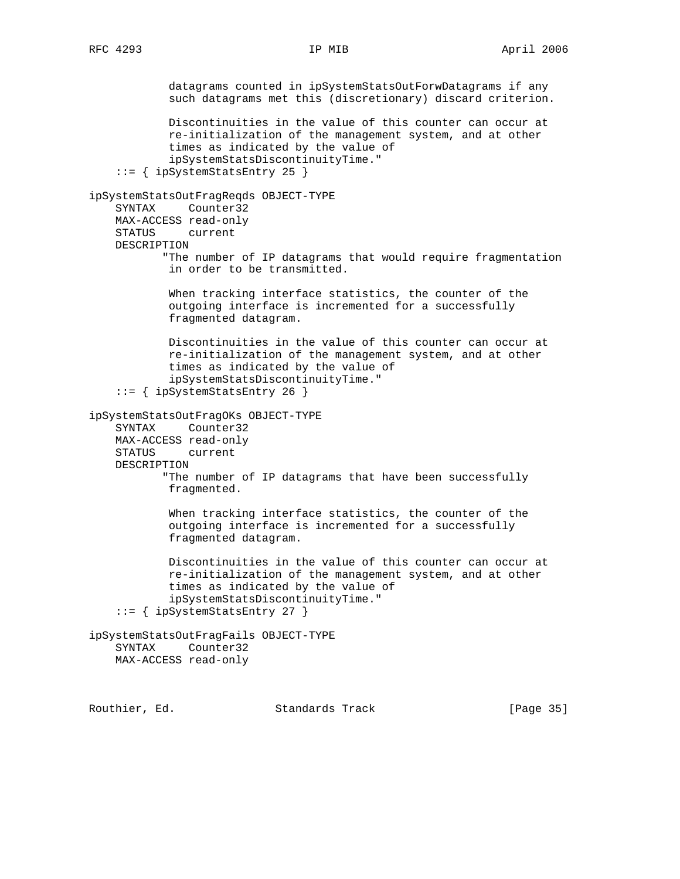```
            datagrams counted in ipSystemStatsOutForwDatagrams if any
            such datagrams met this (discretionary) discard criterion.

            Discontinuities in the value of this counter can occur at
            re-initialization of the management system, and at other
            times as indicated by the value of
            ipSystemStatsDiscontinuityTime."
    ::= { ipSystemStatsEntry 25 }

ipSystemStatsOutFragReqds OBJECT-TYPE
    SYNTAX     Counter32
    MAX-ACCESS read-only
    STATUS     current
    DESCRIPTION
           "The number of IP datagrams that would require fragmentation
            in order to be transmitted.

            When tracking interface statistics, the counter of the
            outgoing interface is incremented for a successfully
            fragmented datagram.

            Discontinuities in the value of this counter can occur at
            re-initialization of the management system, and at other
            times as indicated by the value of
            ipSystemStatsDiscontinuityTime."
    ::= { ipSystemStatsEntry 26 }

ipSystemStatsOutFragOKs OBJECT-TYPE
    SYNTAX     Counter32
    MAX-ACCESS read-only
    STATUS     current
    DESCRIPTION
           "The number of IP datagrams that have been successfully
            fragmented.

            When tracking interface statistics, the counter of the
            outgoing interface is incremented for a successfully
            fragmented datagram.

            Discontinuities in the value of this counter can occur at
            re-initialization of the management system, and at other
            times as indicated by the value of
            ipSystemStatsDiscontinuityTime."
    ::= { ipSystemStatsEntry 27 }

ipSystemStatsOutFragFails OBJECT-TYPE
    SYNTAX     Counter32
    MAX-ACCESS read-only
```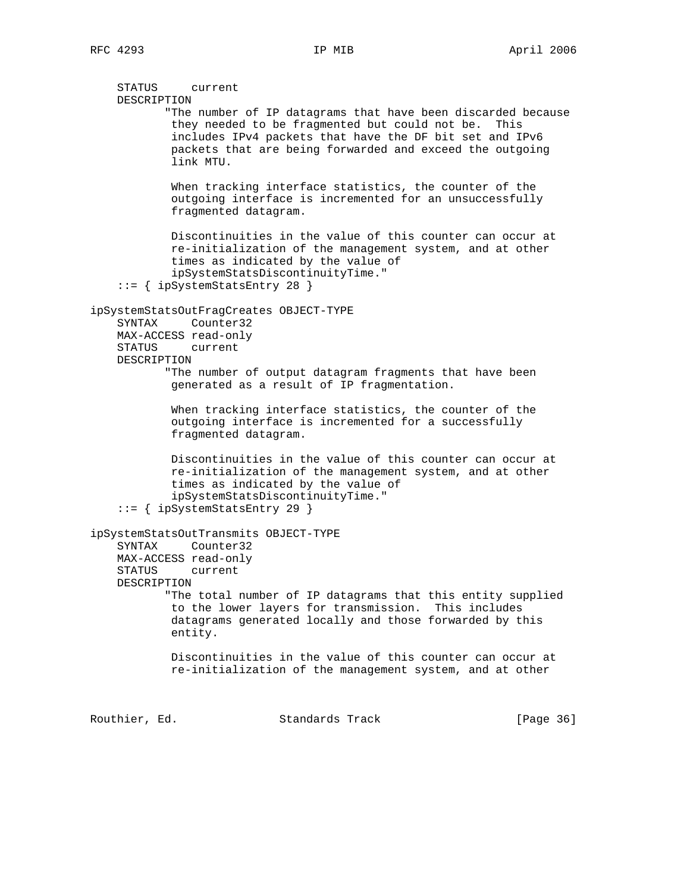```
    STATUS     current
    DESCRIPTION
           "The number of IP datagrams that have been discarded because
            they needed to be fragmented but could not be.  This
            includes IPv4 packets that have the DF bit set and IPv6
            packets that are being forwarded and exceed the outgoing
            link MTU.

            When tracking interface statistics, the counter of the
            outgoing interface is incremented for an unsuccessfully
            fragmented datagram.

            Discontinuities in the value of this counter can occur at
            re-initialization of the management system, and at other
            times as indicated by the value of
            ipSystemStatsDiscontinuityTime."
    ::= { ipSystemStatsEntry 28 }

ipSystemStatsOutFragCreates OBJECT-TYPE
    SYNTAX     Counter32
    MAX-ACCESS read-only
    STATUS     current
    DESCRIPTION
           "The number of output datagram fragments that have been
            generated as a result of IP fragmentation.

            When tracking interface statistics, the counter of the
            outgoing interface is incremented for a successfully
            fragmented datagram.

            Discontinuities in the value of this counter can occur at
            re-initialization of the management system, and at other
            times as indicated by the value of
            ipSystemStatsDiscontinuityTime."
    ::= { ipSystemStatsEntry 29 }

ipSystemStatsOutTransmits OBJECT-TYPE
    SYNTAX     Counter32
    MAX-ACCESS read-only
    STATUS     current
    DESCRIPTION
           "The total number of IP datagrams that this entity supplied
            to the lower layers for transmission.  This includes
            datagrams generated locally and those forwarded by this
            entity.

            Discontinuities in the value of this counter can occur at
            re-initialization of the management system, and at other
```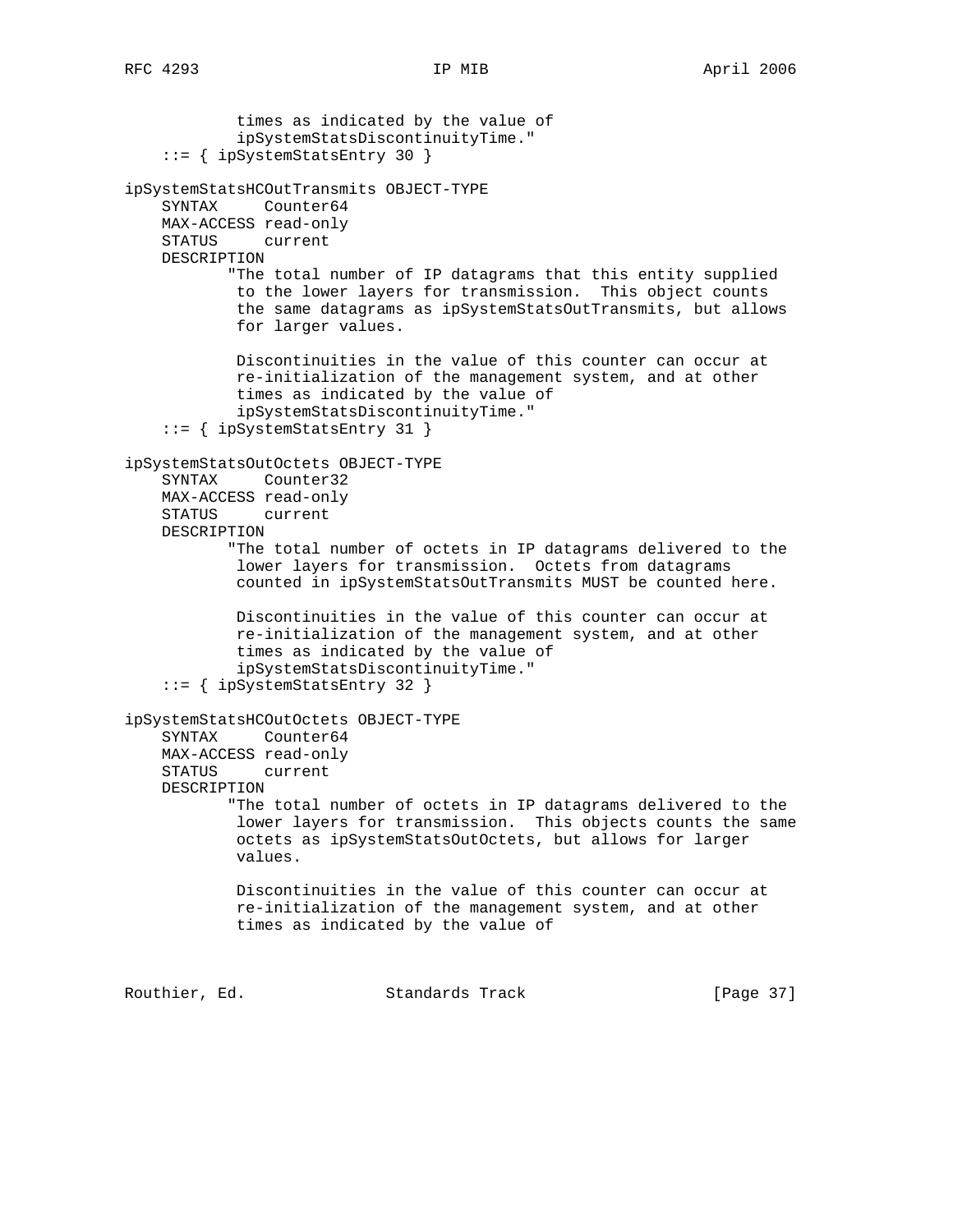```
            times as indicated by the value of
            ipSystemStatsDiscontinuityTime."
    ::= { ipSystemStatsEntry 30 }

ipSystemStatsHCOutTransmits OBJECT-TYPE
    SYNTAX     Counter64
    MAX-ACCESS read-only
    STATUS     current
    DESCRIPTION
           "The total number of IP datagrams that this entity supplied
            to the lower layers for transmission.  This object counts
            the same datagrams as ipSystemStatsOutTransmits, but allows
            for larger values.

            Discontinuities in the value of this counter can occur at
            re-initialization of the management system, and at other
            times as indicated by the value of
            ipSystemStatsDiscontinuityTime."
    ::= { ipSystemStatsEntry 31 }

ipSystemStatsOutOctets OBJECT-TYPE
    SYNTAX     Counter32
    MAX-ACCESS read-only
    STATUS     current
    DESCRIPTION
           "The total number of octets in IP datagrams delivered to the
            lower layers for transmission.  Octets from datagrams
            counted in ipSystemStatsOutTransmits MUST be counted here.

            Discontinuities in the value of this counter can occur at
            re-initialization of the management system, and at other
            times as indicated by the value of
            ipSystemStatsDiscontinuityTime."
    ::= { ipSystemStatsEntry 32 }

ipSystemStatsHCOutOctets OBJECT-TYPE
    SYNTAX     Counter64
    MAX-ACCESS read-only
    STATUS     current
    DESCRIPTION
           "The total number of octets in IP datagrams delivered to the
            lower layers for transmission.  This objects counts the same
            octets as ipSystemStatsOutOctets, but allows for larger
            values.

            Discontinuities in the value of this counter can occur at
            re-initialization of the management system, and at other
            times as indicated by the value of
```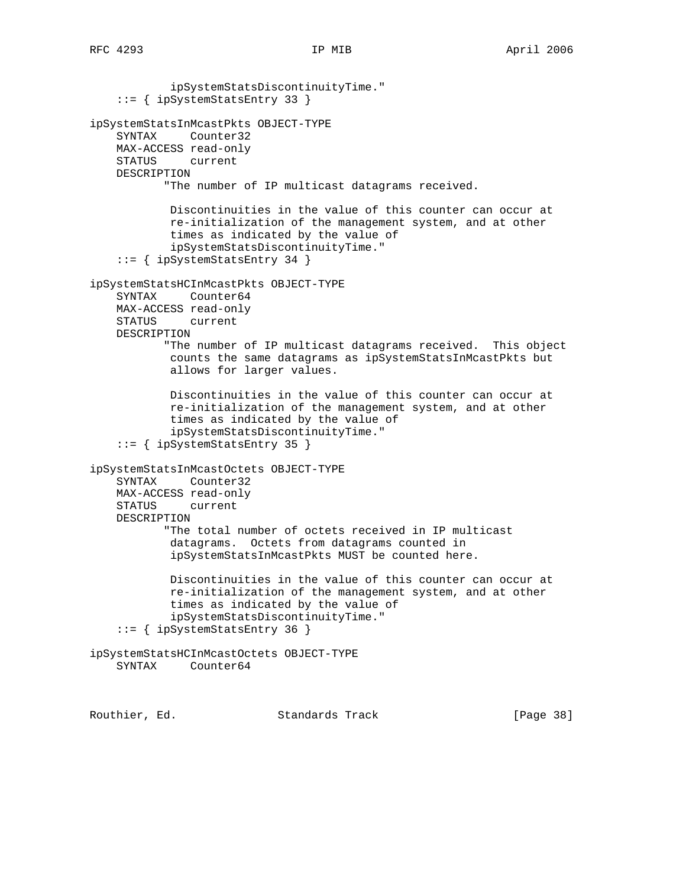```
            ipSystemStatsDiscontinuityTime."
    ::= { ipSystemStatsEntry 33 }

ipSystemStatsInMcastPkts OBJECT-TYPE
    SYNTAX     Counter32
    MAX-ACCESS read-only
    STATUS     current
    DESCRIPTION
           "The number of IP multicast datagrams received.

            Discontinuities in the value of this counter can occur at
            re-initialization of the management system, and at other
            times as indicated by the value of
            ipSystemStatsDiscontinuityTime."
    ::= { ipSystemStatsEntry 34 }

ipSystemStatsHCInMcastPkts OBJECT-TYPE
    SYNTAX     Counter64
    MAX-ACCESS read-only
    STATUS     current
    DESCRIPTION
           "The number of IP multicast datagrams received.  This object
            counts the same datagrams as ipSystemStatsInMcastPkts but
            allows for larger values.

            Discontinuities in the value of this counter can occur at
            re-initialization of the management system, and at other
            times as indicated by the value of
            ipSystemStatsDiscontinuityTime."
    ::= { ipSystemStatsEntry 35 }

ipSystemStatsInMcastOctets OBJECT-TYPE
    SYNTAX     Counter32
    MAX-ACCESS read-only
    STATUS     current
    DESCRIPTION
           "The total number of octets received in IP multicast
            datagrams.  Octets from datagrams counted in
            ipSystemStatsInMcastPkts MUST be counted here.

            Discontinuities in the value of this counter can occur at
            re-initialization of the management system, and at other
            times as indicated by the value of
            ipSystemStatsDiscontinuityTime."
    ::= { ipSystemStatsEntry 36 }

ipSystemStatsHCInMcastOctets OBJECT-TYPE
    SYNTAX     Counter64
```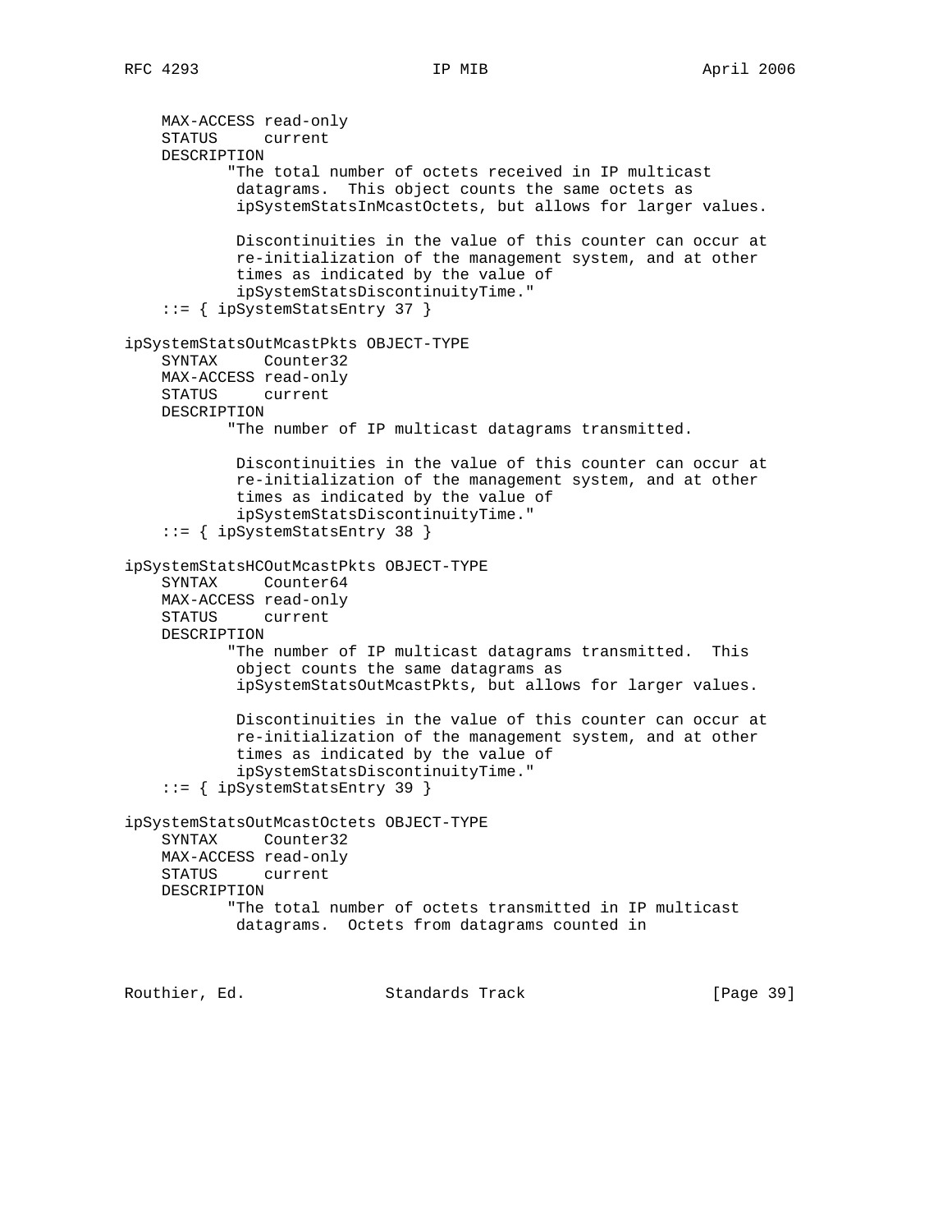```
    MAX-ACCESS read-only
    STATUS     current
    DESCRIPTION
           "The total number of octets received in IP multicast
            datagrams.  This object counts the same octets as
            ipSystemStatsInMcastOctets, but allows for larger values.

            Discontinuities in the value of this counter can occur at
            re-initialization of the management system, and at other
            times as indicated by the value of
            ipSystemStatsDiscontinuityTime."
    ::= { ipSystemStatsEntry 37 }

ipSystemStatsOutMcastPkts OBJECT-TYPE
    SYNTAX     Counter32
    MAX-ACCESS read-only
    STATUS     current
    DESCRIPTION
           "The number of IP multicast datagrams transmitted.

            Discontinuities in the value of this counter can occur at
            re-initialization of the management system, and at other
            times as indicated by the value of
            ipSystemStatsDiscontinuityTime."
    ::= { ipSystemStatsEntry 38 }

ipSystemStatsHCOutMcastPkts OBJECT-TYPE
    SYNTAX     Counter64
    MAX-ACCESS read-only
    STATUS     current
    DESCRIPTION
           "The number of IP multicast datagrams transmitted.  This
            object counts the same datagrams as
            ipSystemStatsOutMcastPkts, but allows for larger values.

            Discontinuities in the value of this counter can occur at
            re-initialization of the management system, and at other
            times as indicated by the value of
            ipSystemStatsDiscontinuityTime."
    ::= { ipSystemStatsEntry 39 }

ipSystemStatsOutMcastOctets OBJECT-TYPE
    SYNTAX     Counter32
    MAX-ACCESS read-only
    STATUS     current
    DESCRIPTION
           "The total number of octets transmitted in IP multicast
            datagrams.  Octets from datagrams counted in
```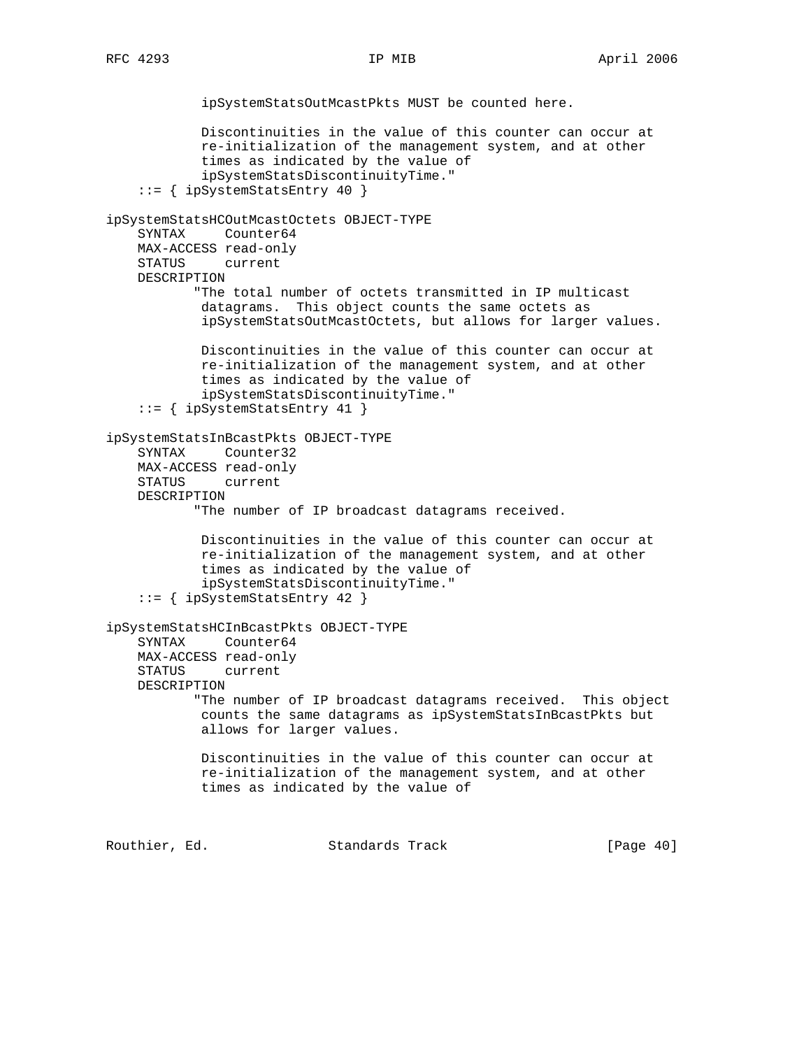```
            ipSystemStatsOutMcastPkts MUST be counted here.

            Discontinuities in the value of this counter can occur at
            re-initialization of the management system, and at other
            times as indicated by the value of
            ipSystemStatsDiscontinuityTime."
    ::= { ipSystemStatsEntry 40 }

ipSystemStatsHCOutMcastOctets OBJECT-TYPE
    SYNTAX     Counter64
    MAX-ACCESS read-only
    STATUS     current
    DESCRIPTION
           "The total number of octets transmitted in IP multicast
            datagrams.  This object counts the same octets as
            ipSystemStatsOutMcastOctets, but allows for larger values.

            Discontinuities in the value of this counter can occur at
            re-initialization of the management system, and at other
            times as indicated by the value of
            ipSystemStatsDiscontinuityTime."
    ::= { ipSystemStatsEntry 41 }

ipSystemStatsInBcastPkts OBJECT-TYPE
    SYNTAX     Counter32
    MAX-ACCESS read-only
    STATUS     current
    DESCRIPTION
           "The number of IP broadcast datagrams received.

            Discontinuities in the value of this counter can occur at
            re-initialization of the management system, and at other
            times as indicated by the value of
            ipSystemStatsDiscontinuityTime."
    ::= { ipSystemStatsEntry 42 }

ipSystemStatsHCInBcastPkts OBJECT-TYPE
    SYNTAX     Counter64
    MAX-ACCESS read-only
    STATUS     current
    DESCRIPTION
           "The number of IP broadcast datagrams received.  This object
            counts the same datagrams as ipSystemStatsInBcastPkts but
            allows for larger values.

            Discontinuities in the value of this counter can occur at
            re-initialization of the management system, and at other
            times as indicated by the value of
```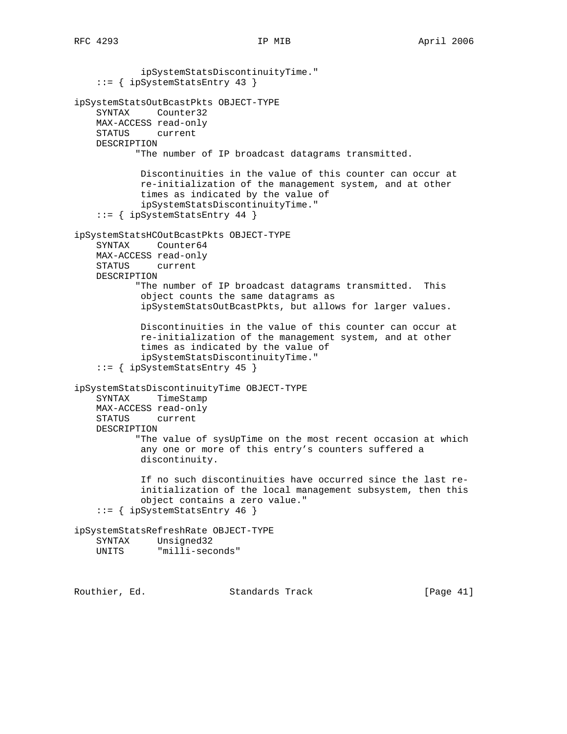```
            ipSystemStatsDiscontinuityTime."
    ::= { ipSystemStatsEntry 43 }

ipSystemStatsOutBcastPkts OBJECT-TYPE
    SYNTAX     Counter32
    MAX-ACCESS read-only
    STATUS     current
    DESCRIPTION
           "The number of IP broadcast datagrams transmitted.

            Discontinuities in the value of this counter can occur at
            re-initialization of the management system, and at other
            times as indicated by the value of
            ipSystemStatsDiscontinuityTime."
    ::= { ipSystemStatsEntry 44 }

ipSystemStatsHCOutBcastPkts OBJECT-TYPE
    SYNTAX     Counter64
    MAX-ACCESS read-only
    STATUS     current
    DESCRIPTION
           "The number of IP broadcast datagrams transmitted.  This
            object counts the same datagrams as
            ipSystemStatsOutBcastPkts, but allows for larger values.

            Discontinuities in the value of this counter can occur at
            re-initialization of the management system, and at other
            times as indicated by the value of
            ipSystemStatsDiscontinuityTime."
    ::= { ipSystemStatsEntry 45 }

ipSystemStatsDiscontinuityTime OBJECT-TYPE
    SYNTAX     TimeStamp
    MAX-ACCESS read-only
    STATUS     current
    DESCRIPTION
           "The value of sysUpTime on the most recent occasion at which
            any one or more of this entry's counters suffered a
            discontinuity.

            If no such discontinuities have occurred since the last re-
            initialization of the local management subsystem, then this
            object contains a zero value."
    ::= { ipSystemStatsEntry 46 }

ipSystemStatsRefreshRate OBJECT-TYPE
    SYNTAX     Unsigned32
    UNITS      "milli-seconds"
```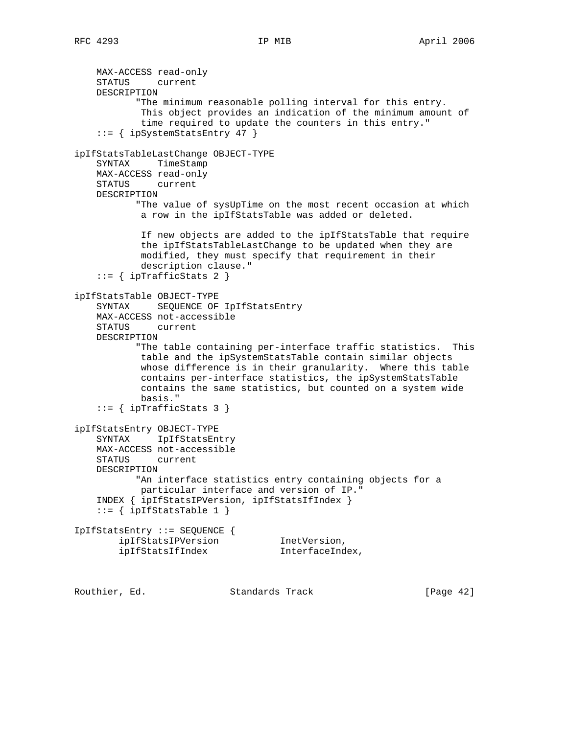```
    MAX-ACCESS read-only
    STATUS     current
    DESCRIPTION
           "The minimum reasonable polling interval for this entry.
            This object provides an indication of the minimum amount of
            time required to update the counters in this entry."
    ::= { ipSystemStatsEntry 47 }

ipIfStatsTableLastChange OBJECT-TYPE
    SYNTAX     TimeStamp
    MAX-ACCESS read-only
    STATUS     current
    DESCRIPTION
           "The value of sysUpTime on the most recent occasion at which
            a row in the ipIfStatsTable was added or deleted.

            If new objects are added to the ipIfStatsTable that require
            the ipIfStatsTableLastChange to be updated when they are
            modified, they must specify that requirement in their
            description clause."
    ::= { ipTrafficStats 2 }

ipIfStatsTable OBJECT-TYPE
    SYNTAX     SEQUENCE OF IpIfStatsEntry
    MAX-ACCESS not-accessible
    STATUS     current
    DESCRIPTION
           "The table containing per-interface traffic statistics.  This
            table and the ipSystemStatsTable contain similar objects
            whose difference is in their granularity.  Where this table
            contains per-interface statistics, the ipSystemStatsTable
            contains the same statistics, but counted on a system wide
            basis."
    ::= { ipTrafficStats 3 }

ipIfStatsEntry OBJECT-TYPE
    SYNTAX     IpIfStatsEntry
    MAX-ACCESS not-accessible
    STATUS     current
    DESCRIPTION
           "An interface statistics entry containing objects for a
            particular interface and version of IP."
    INDEX { ipIfStatsIPVersion, ipIfStatsIfIndex }
    ::= { ipIfStatsTable 1 }

IpIfStatsEntry ::= SEQUENCE {
        ipIfStatsIPVersion           InetVersion,
        ipIfStatsIfIndex             InterfaceIndex,
```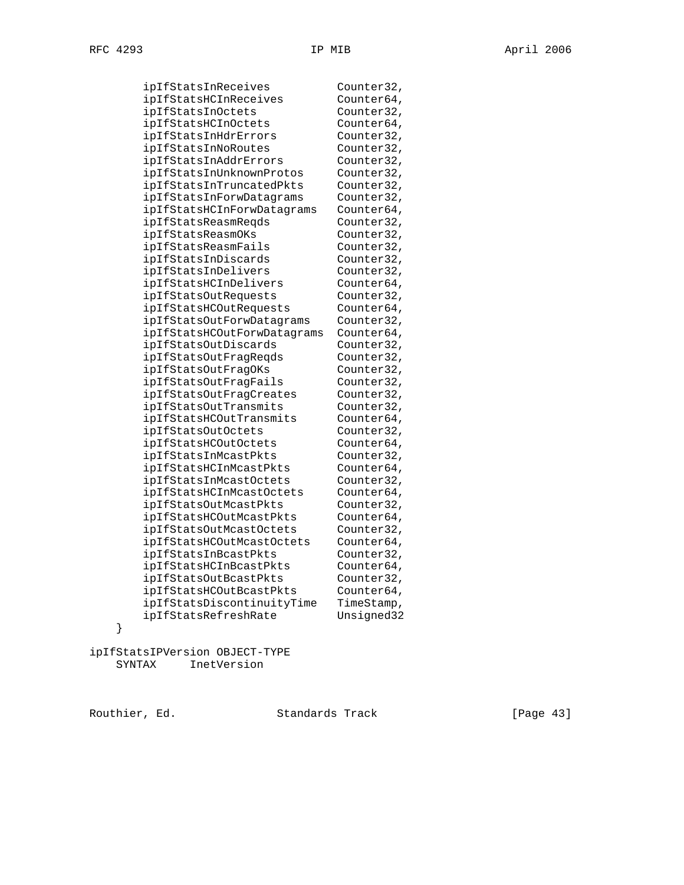```
        ipIfStatsInReceives          Counter32,
        ipIfStatsHCInReceives        Counter64,
        ipIfStatsInOctets            Counter32,
        ipIfStatsHCInOctets          Counter64,
        ipIfStatsInHdrErrors         Counter32,
        ipIfStatsInNoRoutes          Counter32,
        ipIfStatsInAddrErrors        Counter32,
        ipIfStatsInUnknownProtos     Counter32,
        ipIfStatsInTruncatedPkts     Counter32,
        ipIfStatsInForwDatagrams     Counter32,
        ipIfStatsHCInForwDatagrams   Counter64,
        ipIfStatsReasmReqds          Counter32,
        ipIfStatsReasmOKs            Counter32,
        ipIfStatsReasmFails          Counter32,
        ipIfStatsInDiscards          Counter32,
        ipIfStatsInDelivers          Counter32,
        ipIfStatsHCInDelivers        Counter64,
        ipIfStatsOutRequests         Counter32,
        ipIfStatsHCOutRequests       Counter64,
        ipIfStatsOutForwDatagrams    Counter32,
        ipIfStatsHCOutForwDatagrams  Counter64,
        ipIfStatsOutDiscards         Counter32,
        ipIfStatsOutFragReqds        Counter32,
        ipIfStatsOutFragOKs          Counter32,
        ipIfStatsOutFragFails        Counter32,
        ipIfStatsOutFragCreates      Counter32,
        ipIfStatsOutTransmits        Counter32,
        ipIfStatsHCOutTransmits      Counter64,
        ipIfStatsOutOctets           Counter32,
        ipIfStatsHCOutOctets         Counter64,
        ipIfStatsInMcastPkts         Counter32,
        ipIfStatsHCInMcastPkts       Counter64,
        ipIfStatsInMcastOctets       Counter32,
        ipIfStatsHCInMcastOctets     Counter64,
        ipIfStatsOutMcastPkts        Counter32,
        ipIfStatsHCOutMcastPkts      Counter64,
        ipIfStatsOutMcastOctets      Counter32,
        ipIfStatsHCOutMcastOctets    Counter64,
        ipIfStatsInBcastPkts         Counter32,
        ipIfStatsHCInBcastPkts       Counter64,
        ipIfStatsOutBcastPkts        Counter32,
        ipIfStatsHCOutBcastPkts      Counter64,
        ipIfStatsDiscontinuityTime   TimeStamp,
        ipIfStatsRefreshRate         Unsigned32
    }

ipIfStatsIPVersion OBJECT-TYPE
    SYNTAX     InetVersion
```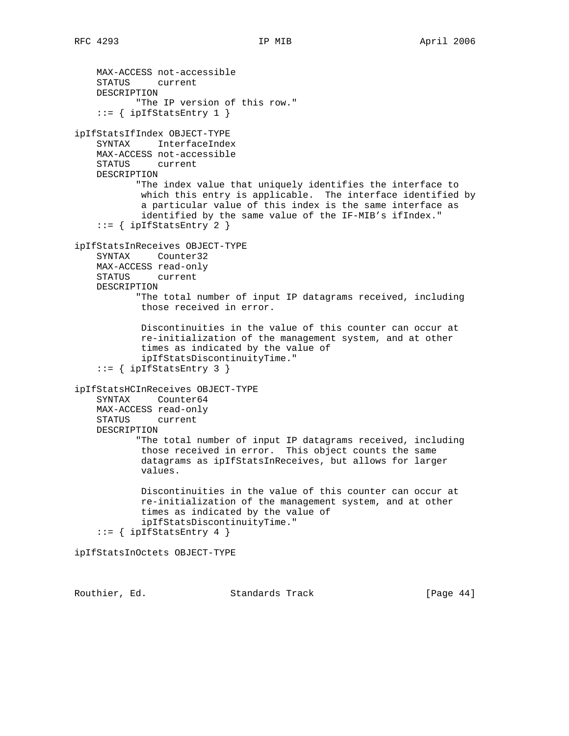```
    MAX-ACCESS not-accessible
    STATUS     current
    DESCRIPTION
           "The IP version of this row."
    ::= { ipIfStatsEntry 1 }

ipIfStatsIfIndex OBJECT-TYPE
    SYNTAX     InterfaceIndex
    MAX-ACCESS not-accessible
    STATUS     current
    DESCRIPTION
           "The index value that uniquely identifies the interface to
            which this entry is applicable.  The interface identified by
            a particular value of this index is the same interface as
            identified by the same value of the IF-MIB's ifIndex."
    ::= { ipIfStatsEntry 2 }

ipIfStatsInReceives OBJECT-TYPE
    SYNTAX     Counter32
    MAX-ACCESS read-only
    STATUS     current
    DESCRIPTION
           "The total number of input IP datagrams received, including
            those received in error.

            Discontinuities in the value of this counter can occur at
            re-initialization of the management system, and at other
            times as indicated by the value of
            ipIfStatsDiscontinuityTime."
    ::= { ipIfStatsEntry 3 }

ipIfStatsHCInReceives OBJECT-TYPE
    SYNTAX     Counter64
    MAX-ACCESS read-only
    STATUS     current
    DESCRIPTION
           "The total number of input IP datagrams received, including
            those received in error.  This object counts the same
            datagrams as ipIfStatsInReceives, but allows for larger
            values.

            Discontinuities in the value of this counter can occur at
            re-initialization of the management system, and at other
            times as indicated by the value of
            ipIfStatsDiscontinuityTime."
    ::= { ipIfStatsEntry 4 }

ipIfStatsInOctets OBJECT-TYPE
```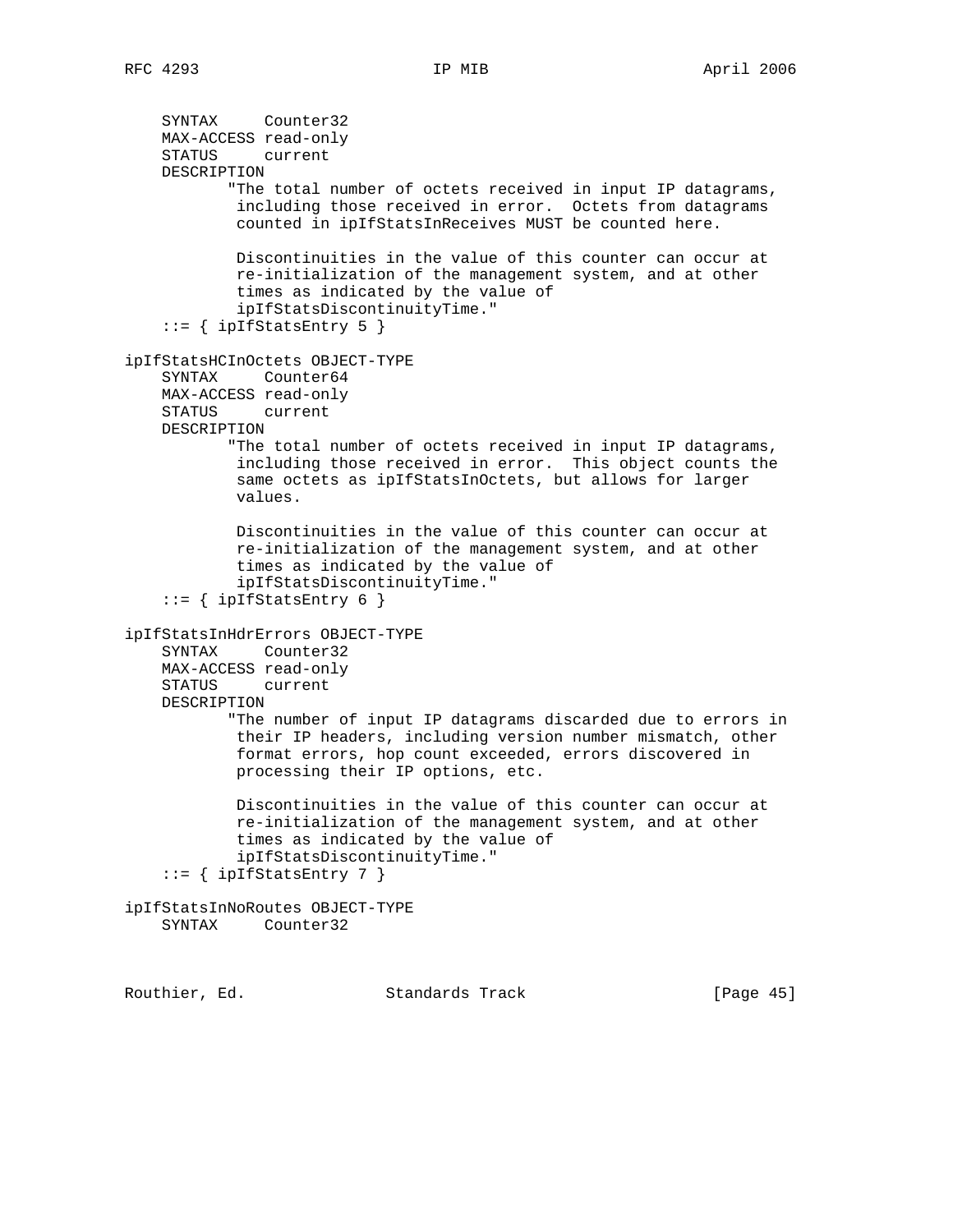```
    SYNTAX     Counter32
    MAX-ACCESS read-only
    STATUS     current
    DESCRIPTION
           "The total number of octets received in input IP datagrams,
            including those received in error.  Octets from datagrams
            counted in ipIfStatsInReceives MUST be counted here.

            Discontinuities in the value of this counter can occur at
            re-initialization of the management system, and at other
            times as indicated by the value of
            ipIfStatsDiscontinuityTime."
    ::= { ipIfStatsEntry 5 }

ipIfStatsHCInOctets OBJECT-TYPE
    SYNTAX     Counter64
    MAX-ACCESS read-only
    STATUS     current
    DESCRIPTION
           "The total number of octets received in input IP datagrams,
            including those received in error.  This object counts the
            same octets as ipIfStatsInOctets, but allows for larger
            values.

            Discontinuities in the value of this counter can occur at
            re-initialization of the management system, and at other
            times as indicated by the value of
            ipIfStatsDiscontinuityTime."
    ::= { ipIfStatsEntry 6 }

ipIfStatsInHdrErrors OBJECT-TYPE
    SYNTAX     Counter32
    MAX-ACCESS read-only
    STATUS     current
    DESCRIPTION
           "The number of input IP datagrams discarded due to errors in
            their IP headers, including version number mismatch, other
            format errors, hop count exceeded, errors discovered in
            processing their IP options, etc.

            Discontinuities in the value of this counter can occur at
            re-initialization of the management system, and at other
            times as indicated by the value of
            ipIfStatsDiscontinuityTime."
    ::= { ipIfStatsEntry 7 }

ipIfStatsInNoRoutes OBJECT-TYPE
    SYNTAX     Counter32
```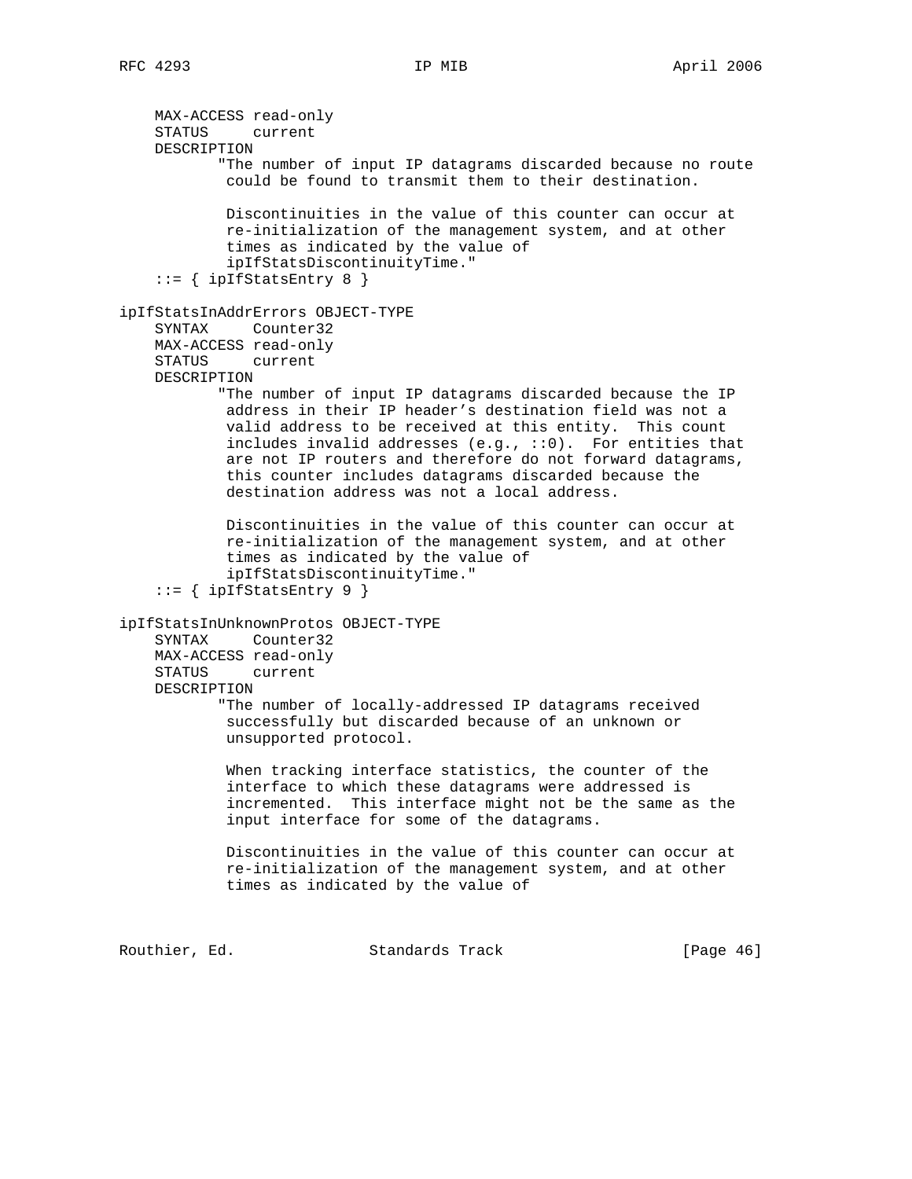```
    MAX-ACCESS read-only
    STATUS     current
    DESCRIPTION
           "The number of input IP datagrams discarded because no route
            could be found to transmit them to their destination.

            Discontinuities in the value of this counter can occur at
            re-initialization of the management system, and at other
            times as indicated by the value of
            ipIfStatsDiscontinuityTime."
    ::= { ipIfStatsEntry 8 }

ipIfStatsInAddrErrors OBJECT-TYPE
    SYNTAX     Counter32
    MAX-ACCESS read-only
    STATUS     current
    DESCRIPTION
           "The number of input IP datagrams discarded because the IP
            address in their IP header's destination field was not a
            valid address to be received at this entity.  This count
            includes invalid addresses (e.g., ::0).  For entities that
            are not IP routers and therefore do not forward datagrams,
            this counter includes datagrams discarded because the
            destination address was not a local address.

            Discontinuities in the value of this counter can occur at
            re-initialization of the management system, and at other
            times as indicated by the value of
            ipIfStatsDiscontinuityTime."
    ::= { ipIfStatsEntry 9 }

ipIfStatsInUnknownProtos OBJECT-TYPE
    SYNTAX     Counter32
    MAX-ACCESS read-only
    STATUS     current
    DESCRIPTION
           "The number of locally-addressed IP datagrams received
            successfully but discarded because of an unknown or
            unsupported protocol.

            When tracking interface statistics, the counter of the
            interface to which these datagrams were addressed is
            incremented.  This interface might not be the same as the
            input interface for some of the datagrams.

            Discontinuities in the value of this counter can occur at
            re-initialization of the management system, and at other
            times as indicated by the value of
```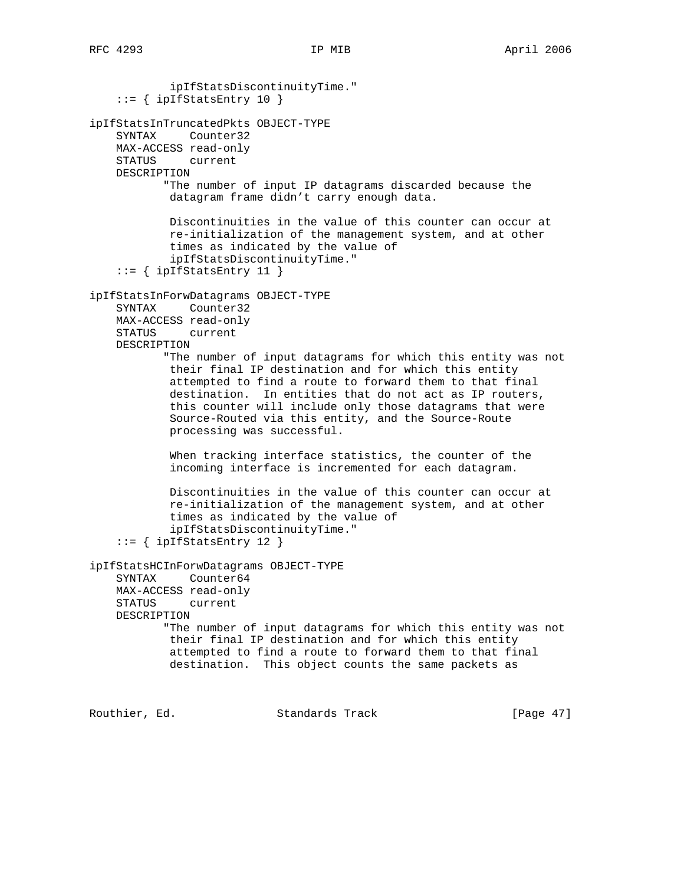```
            ipIfStatsDiscontinuityTime."
    ::= { ipIfStatsEntry 10 }

ipIfStatsInTruncatedPkts OBJECT-TYPE
    SYNTAX     Counter32
    MAX-ACCESS read-only
    STATUS     current
    DESCRIPTION
           "The number of input IP datagrams discarded because the
            datagram frame didn't carry enough data.

            Discontinuities in the value of this counter can occur at
            re-initialization of the management system, and at other
            times as indicated by the value of
            ipIfStatsDiscontinuityTime."
    ::= { ipIfStatsEntry 11 }

ipIfStatsInForwDatagrams OBJECT-TYPE
    SYNTAX     Counter32
    MAX-ACCESS read-only
    STATUS     current
    DESCRIPTION
           "The number of input datagrams for which this entity was not
            their final IP destination and for which this entity
            attempted to find a route to forward them to that final
            destination.  In entities that do not act as IP routers,
            this counter will include only those datagrams that were
            Source-Routed via this entity, and the Source-Route
            processing was successful.

            When tracking interface statistics, the counter of the
            incoming interface is incremented for each datagram.

            Discontinuities in the value of this counter can occur at
            re-initialization of the management system, and at other
            times as indicated by the value of
            ipIfStatsDiscontinuityTime."
    ::= { ipIfStatsEntry 12 }

ipIfStatsHCInForwDatagrams OBJECT-TYPE
    SYNTAX     Counter64
    MAX-ACCESS read-only
    STATUS     current
    DESCRIPTION
           "The number of input datagrams for which this entity was not
            their final IP destination and for which this entity
            attempted to find a route to forward them to that final
            destination.  This object counts the same packets as
```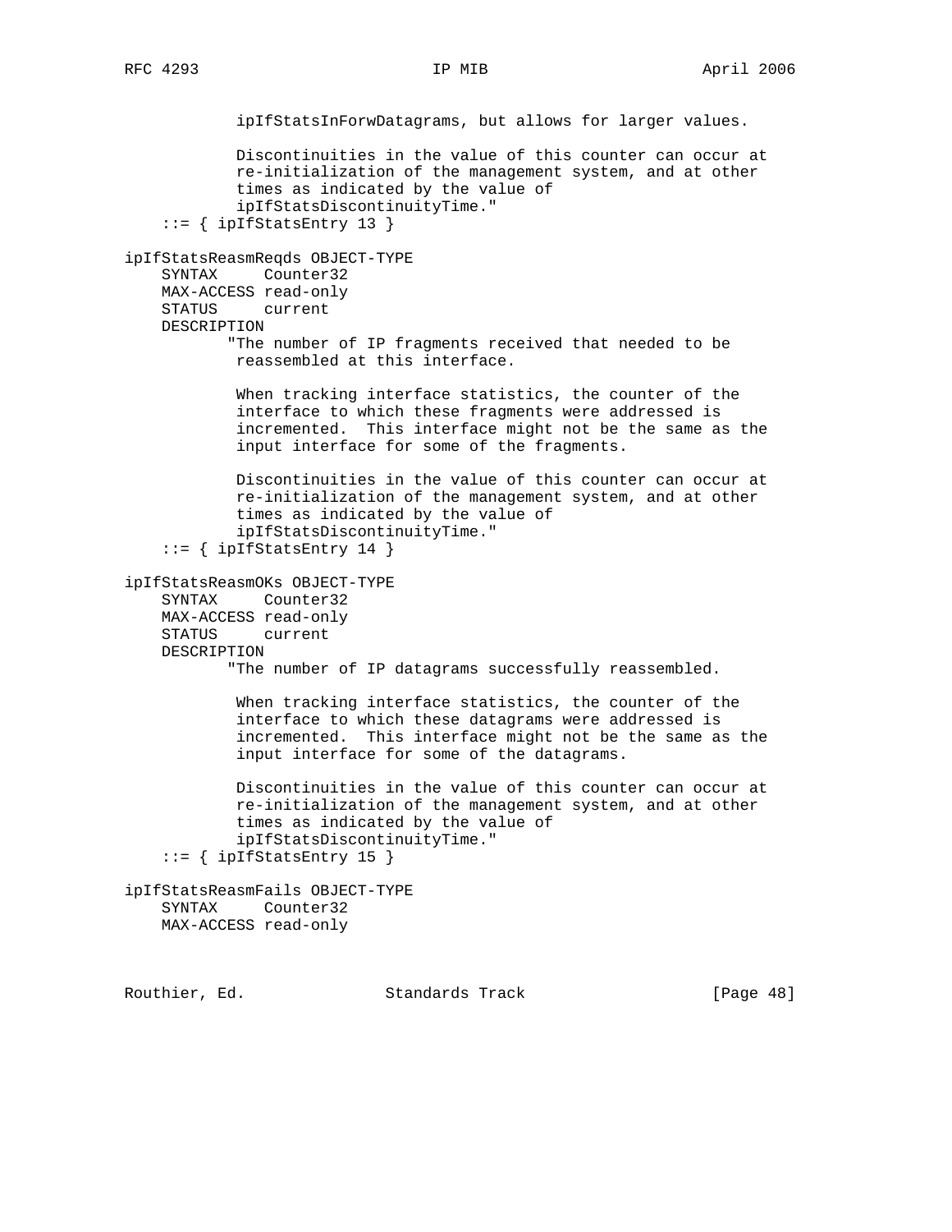```
            ipIfStatsInForwDatagrams, but allows for larger values.

            Discontinuities in the value of this counter can occur at
            re-initialization of the management system, and at other
            times as indicated by the value of
            ipIfStatsDiscontinuityTime."
    ::= { ipIfStatsEntry 13 }

ipIfStatsReasmReqds OBJECT-TYPE
    SYNTAX     Counter32
    MAX-ACCESS read-only
    STATUS     current
    DESCRIPTION
           "The number of IP fragments received that needed to be
            reassembled at this interface.

            When tracking interface statistics, the counter of the
            interface to which these fragments were addressed is
            incremented.  This interface might not be the same as the
            input interface for some of the fragments.

            Discontinuities in the value of this counter can occur at
            re-initialization of the management system, and at other
            times as indicated by the value of
            ipIfStatsDiscontinuityTime."
    ::= { ipIfStatsEntry 14 }

ipIfStatsReasmOKs OBJECT-TYPE
    SYNTAX     Counter32
    MAX-ACCESS read-only
    STATUS     current
    DESCRIPTION
           "The number of IP datagrams successfully reassembled.

            When tracking interface statistics, the counter of the
            interface to which these datagrams were addressed is
            incremented.  This interface might not be the same as the
            input interface for some of the datagrams.

            Discontinuities in the value of this counter can occur at
            re-initialization of the management system, and at other
            times as indicated by the value of
            ipIfStatsDiscontinuityTime."
    ::= { ipIfStatsEntry 15 }

ipIfStatsReasmFails OBJECT-TYPE
    SYNTAX     Counter32
    MAX-ACCESS read-only
```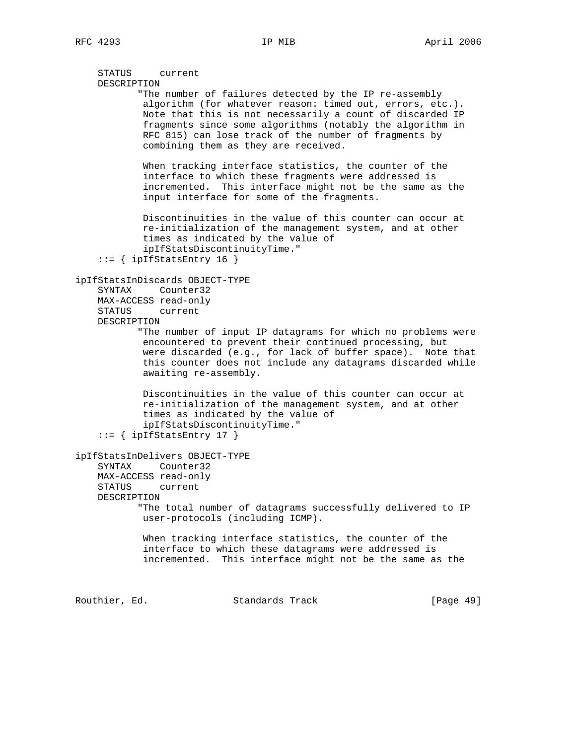```
    STATUS     current
    DESCRIPTION
           "The number of failures detected by the IP re-assembly
            algorithm (for whatever reason: timed out, errors, etc.).
            Note that this is not necessarily a count of discarded IP
            fragments since some algorithms (notably the algorithm in
            RFC 815) can lose track of the number of fragments by
            combining them as they are received.

            When tracking interface statistics, the counter of the
            interface to which these fragments were addressed is
            incremented.  This interface might not be the same as the
            input interface for some of the fragments.

            Discontinuities in the value of this counter can occur at
            re-initialization of the management system, and at other
            times as indicated by the value of
            ipIfStatsDiscontinuityTime."
    ::= { ipIfStatsEntry 16 }

ipIfStatsInDiscards OBJECT-TYPE
    SYNTAX     Counter32
    MAX-ACCESS read-only
    STATUS     current
    DESCRIPTION
           "The number of input IP datagrams for which no problems were
            encountered to prevent their continued processing, but
            were discarded (e.g., for lack of buffer space).  Note that
            this counter does not include any datagrams discarded while
            awaiting re-assembly.

            Discontinuities in the value of this counter can occur at
            re-initialization of the management system, and at other
            times as indicated by the value of
            ipIfStatsDiscontinuityTime."
    ::= { ipIfStatsEntry 17 }

ipIfStatsInDelivers OBJECT-TYPE
    SYNTAX     Counter32
    MAX-ACCESS read-only
    STATUS     current
    DESCRIPTION
           "The total number of datagrams successfully delivered to IP
            user-protocols (including ICMP).

            When tracking interface statistics, the counter of the
            interface to which these datagrams were addressed is
            incremented.  This interface might not be the same as the
```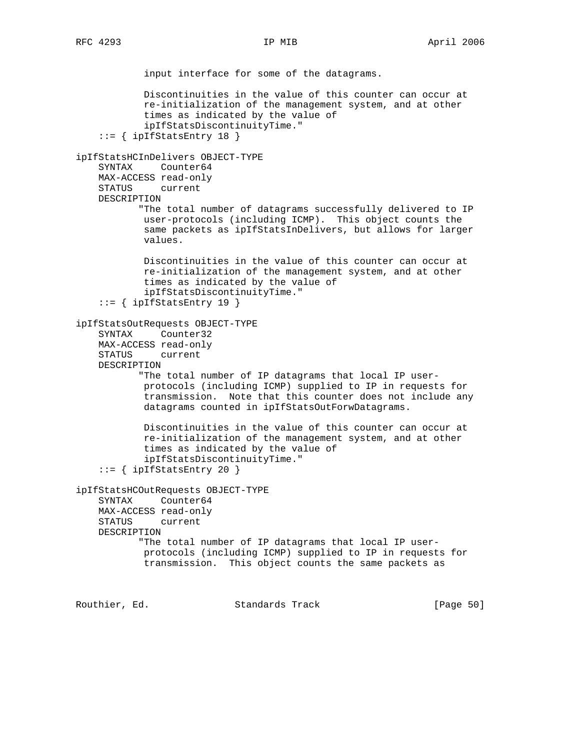```
            input interface for some of the datagrams.

            Discontinuities in the value of this counter can occur at
            re-initialization of the management system, and at other
            times as indicated by the value of
            ipIfStatsDiscontinuityTime."
    ::= { ipIfStatsEntry 18 }

ipIfStatsHCInDelivers OBJECT-TYPE
    SYNTAX     Counter64
    MAX-ACCESS read-only
    STATUS     current
    DESCRIPTION
           "The total number of datagrams successfully delivered to IP
            user-protocols (including ICMP).  This object counts the
            same packets as ipIfStatsInDelivers, but allows for larger
            values.

            Discontinuities in the value of this counter can occur at
            re-initialization of the management system, and at other
            times as indicated by the value of
            ipIfStatsDiscontinuityTime."
    ::= { ipIfStatsEntry 19 }

ipIfStatsOutRequests OBJECT-TYPE
    SYNTAX     Counter32
    MAX-ACCESS read-only
    STATUS     current
    DESCRIPTION
           "The total number of IP datagrams that local IP user-
            protocols (including ICMP) supplied to IP in requests for
            transmission.  Note that this counter does not include any
            datagrams counted in ipIfStatsOutForwDatagrams.

            Discontinuities in the value of this counter can occur at
            re-initialization of the management system, and at other
            times as indicated by the value of
            ipIfStatsDiscontinuityTime."
    ::= { ipIfStatsEntry 20 }

ipIfStatsHCOutRequests OBJECT-TYPE
    SYNTAX     Counter64
    MAX-ACCESS read-only
    STATUS     current
    DESCRIPTION
           "The total number of IP datagrams that local IP user-
            protocols (including ICMP) supplied to IP in requests for
            transmission.  This object counts the same packets as
```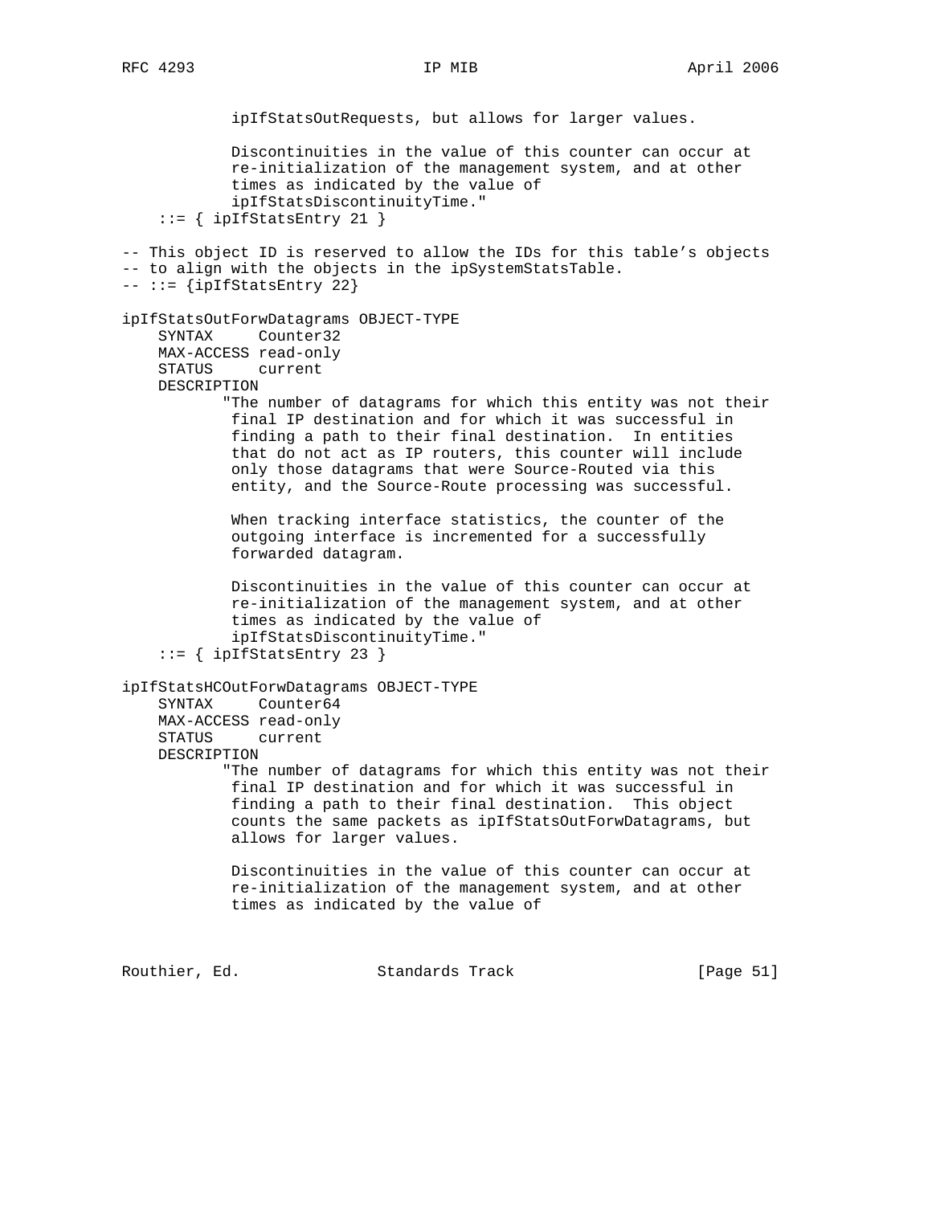```
            ipIfStatsOutRequests, but allows for larger values.

            Discontinuities in the value of this counter can occur at
            re-initialization of the management system, and at other
            times as indicated by the value of
            ipIfStatsDiscontinuityTime."
    ::= { ipIfStatsEntry 21 }

-- This object ID is reserved to allow the IDs for this table's objects
-- to align with the objects in the ipSystemStatsTable.
-- ::= {ipIfStatsEntry 22}

ipIfStatsOutForwDatagrams OBJECT-TYPE
    SYNTAX     Counter32
    MAX-ACCESS read-only
    STATUS     current
    DESCRIPTION
           "The number of datagrams for which this entity was not their
            final IP destination and for which it was successful in
            finding a path to their final destination.  In entities
            that do not act as IP routers, this counter will include
            only those datagrams that were Source-Routed via this
            entity, and the Source-Route processing was successful.

            When tracking interface statistics, the counter of the
            outgoing interface is incremented for a successfully
            forwarded datagram.

            Discontinuities in the value of this counter can occur at
            re-initialization of the management system, and at other
            times as indicated by the value of
            ipIfStatsDiscontinuityTime."
    ::= { ipIfStatsEntry 23 }

ipIfStatsHCOutForwDatagrams OBJECT-TYPE
    SYNTAX     Counter64
    MAX-ACCESS read-only
    STATUS     current
    DESCRIPTION
           "The number of datagrams for which this entity was not their
            final IP destination and for which it was successful in
            finding a path to their final destination.  This object
            counts the same packets as ipIfStatsOutForwDatagrams, but
            allows for larger values.

            Discontinuities in the value of this counter can occur at
            re-initialization of the management system, and at other
            times as indicated by the value of
```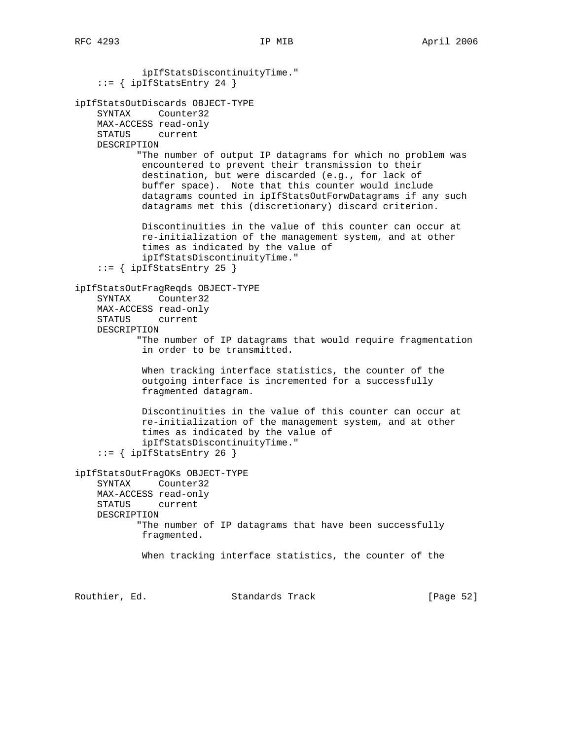```
            ipIfStatsDiscontinuityTime."
    ::= { ipIfStatsEntry 24 }

ipIfStatsOutDiscards OBJECT-TYPE
    SYNTAX     Counter32
    MAX-ACCESS read-only
    STATUS     current
    DESCRIPTION
           "The number of output IP datagrams for which no problem was
            encountered to prevent their transmission to their
            destination, but were discarded (e.g., for lack of
            buffer space).  Note that this counter would include
            datagrams counted in ipIfStatsOutForwDatagrams if any such
            datagrams met this (discretionary) discard criterion.

            Discontinuities in the value of this counter can occur at
            re-initialization of the management system, and at other
            times as indicated by the value of
            ipIfStatsDiscontinuityTime."
    ::= { ipIfStatsEntry 25 }

ipIfStatsOutFragReqds OBJECT-TYPE
    SYNTAX     Counter32
    MAX-ACCESS read-only
    STATUS     current
    DESCRIPTION
           "The number of IP datagrams that would require fragmentation
            in order to be transmitted.

            When tracking interface statistics, the counter of the
            outgoing interface is incremented for a successfully
            fragmented datagram.

            Discontinuities in the value of this counter can occur at
            re-initialization of the management system, and at other
            times as indicated by the value of
            ipIfStatsDiscontinuityTime."
    ::= { ipIfStatsEntry 26 }

ipIfStatsOutFragOKs OBJECT-TYPE
    SYNTAX     Counter32
    MAX-ACCESS read-only
    STATUS     current
    DESCRIPTION
           "The number of IP datagrams that have been successfully
            fragmented.

            When tracking interface statistics, the counter of the
```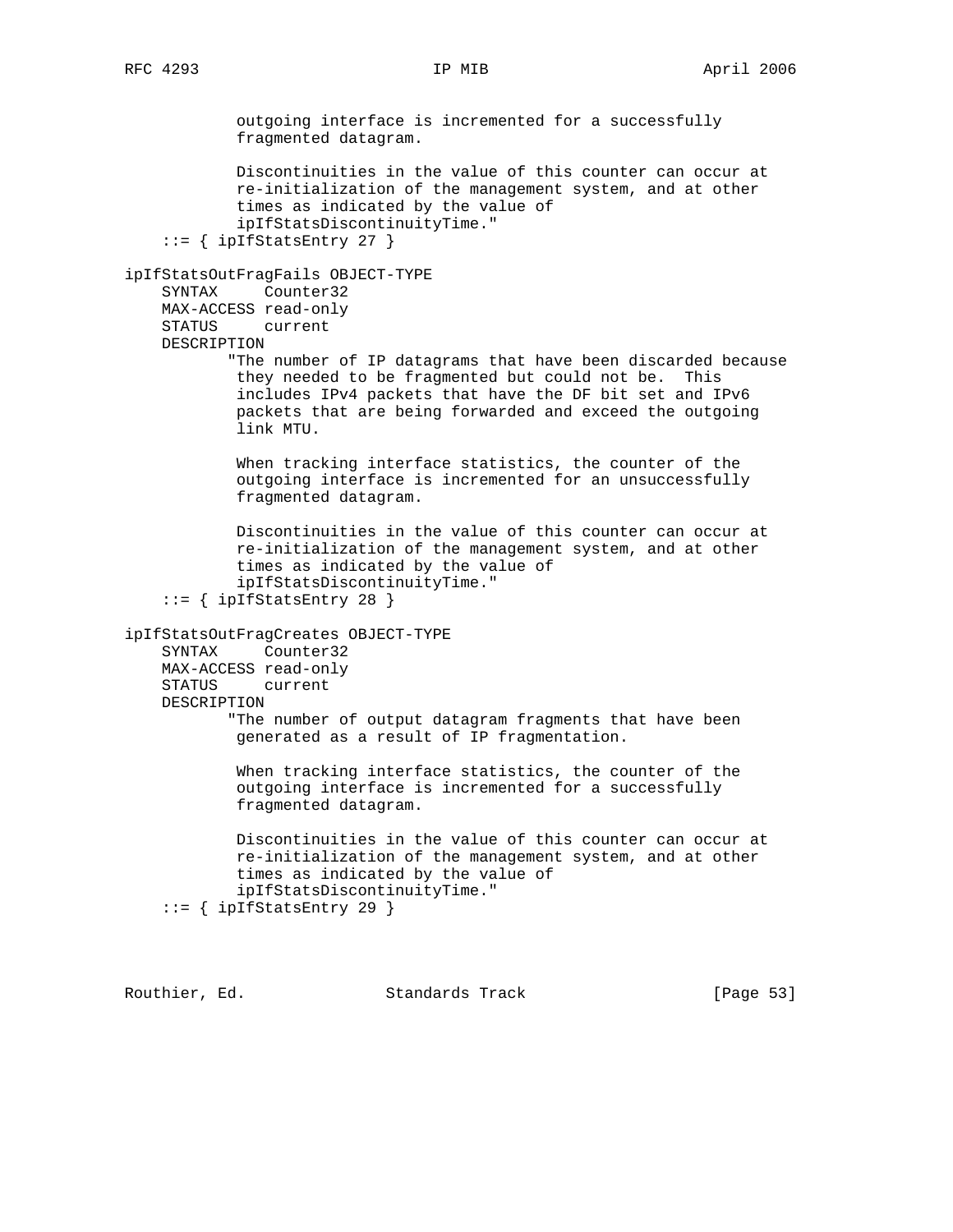```
            outgoing interface is incremented for a successfully
            fragmented datagram.

            Discontinuities in the value of this counter can occur at
            re-initialization of the management system, and at other
            times as indicated by the value of
            ipIfStatsDiscontinuityTime."
    ::= { ipIfStatsEntry 27 }

ipIfStatsOutFragFails OBJECT-TYPE
    SYNTAX     Counter32
    MAX-ACCESS read-only
    STATUS     current
    DESCRIPTION
           "The number of IP datagrams that have been discarded because
            they needed to be fragmented but could not be.  This
            includes IPv4 packets that have the DF bit set and IPv6
            packets that are being forwarded and exceed the outgoing
            link MTU.

            When tracking interface statistics, the counter of the
            outgoing interface is incremented for an unsuccessfully
            fragmented datagram.

            Discontinuities in the value of this counter can occur at
            re-initialization of the management system, and at other
            times as indicated by the value of
            ipIfStatsDiscontinuityTime."
    ::= { ipIfStatsEntry 28 }

ipIfStatsOutFragCreates OBJECT-TYPE
    SYNTAX     Counter32
    MAX-ACCESS read-only
    STATUS     current
    DESCRIPTION
           "The number of output datagram fragments that have been
            generated as a result of IP fragmentation.

            When tracking interface statistics, the counter of the
            outgoing interface is incremented for a successfully
            fragmented datagram.

            Discontinuities in the value of this counter can occur at
            re-initialization of the management system, and at other
            times as indicated by the value of
            ipIfStatsDiscontinuityTime."
    ::= { ipIfStatsEntry 29 }
```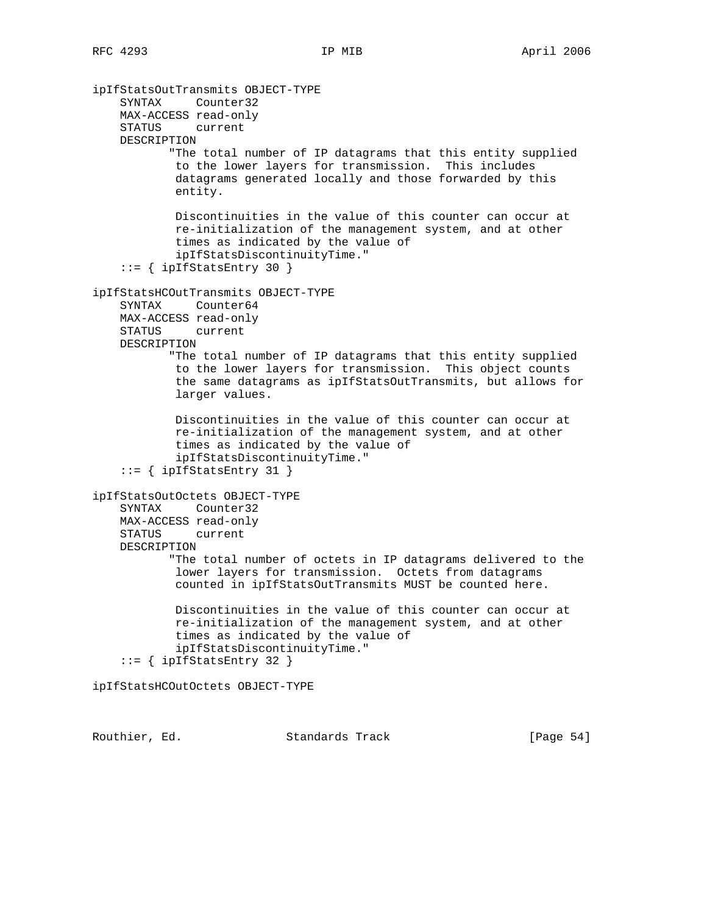```
ipIfStatsOutTransmits OBJECT-TYPE
    SYNTAX     Counter32
    MAX-ACCESS read-only
    STATUS     current
    DESCRIPTION
           "The total number of IP datagrams that this entity supplied
            to the lower layers for transmission.  This includes
            datagrams generated locally and those forwarded by this
            entity.

            Discontinuities in the value of this counter can occur at
            re-initialization of the management system, and at other
            times as indicated by the value of
            ipIfStatsDiscontinuityTime."
    ::= { ipIfStatsEntry 30 }

ipIfStatsHCOutTransmits OBJECT-TYPE
    SYNTAX     Counter64
    MAX-ACCESS read-only
    STATUS     current
    DESCRIPTION
           "The total number of IP datagrams that this entity supplied
            to the lower layers for transmission.  This object counts
            the same datagrams as ipIfStatsOutTransmits, but allows for
            larger values.

            Discontinuities in the value of this counter can occur at
            re-initialization of the management system, and at other
            times as indicated by the value of
            ipIfStatsDiscontinuityTime."
    ::= { ipIfStatsEntry 31 }

ipIfStatsOutOctets OBJECT-TYPE
    SYNTAX     Counter32
    MAX-ACCESS read-only
    STATUS     current
    DESCRIPTION
           "The total number of octets in IP datagrams delivered to the
            lower layers for transmission.  Octets from datagrams
            counted in ipIfStatsOutTransmits MUST be counted here.

            Discontinuities in the value of this counter can occur at
            re-initialization of the management system, and at other
            times as indicated by the value of
            ipIfStatsDiscontinuityTime."
    ::= { ipIfStatsEntry 32 }

ipIfStatsHCOutOctets OBJECT-TYPE
```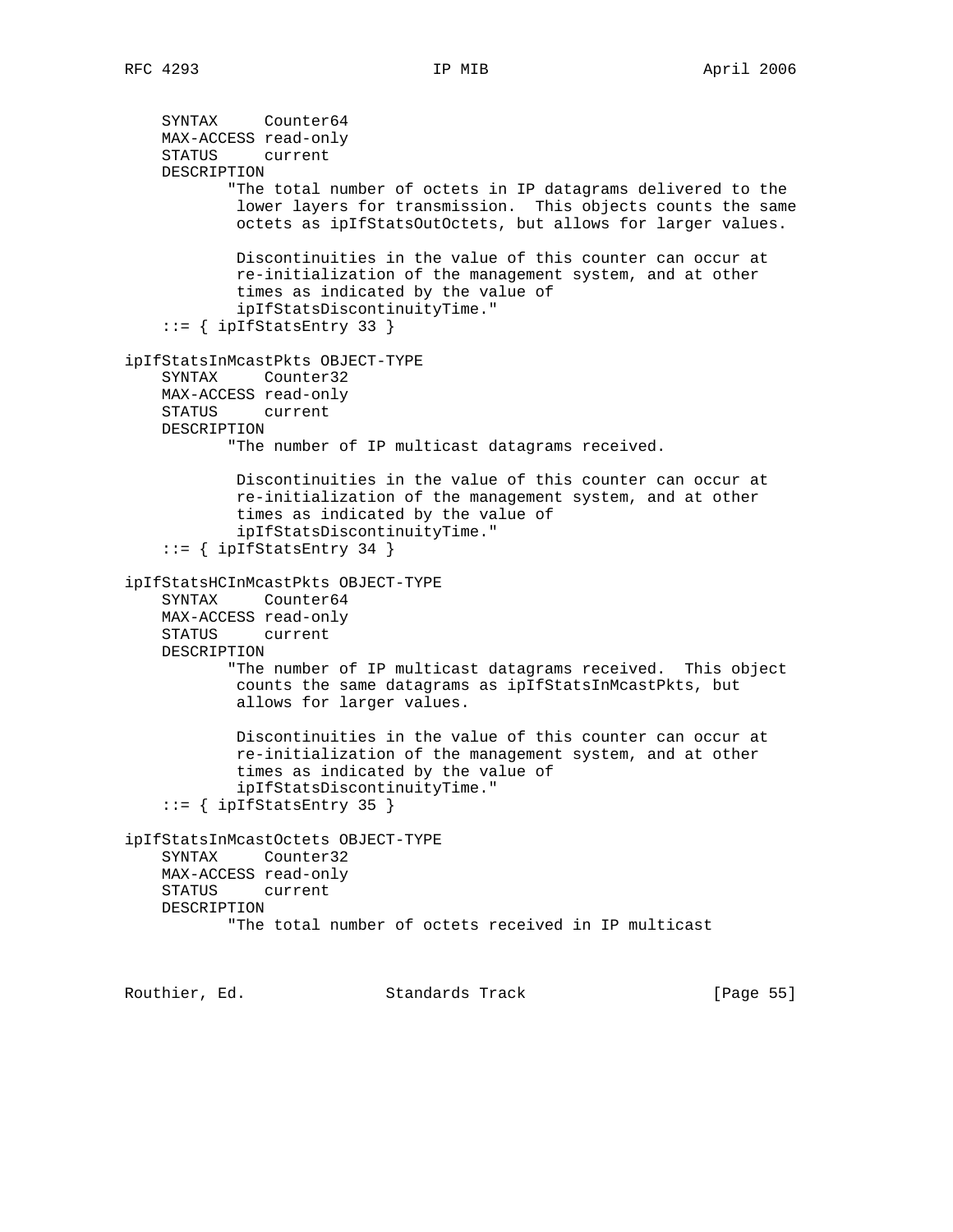```
    SYNTAX     Counter64
    MAX-ACCESS read-only
    STATUS     current
    DESCRIPTION
           "The total number of octets in IP datagrams delivered to the
            lower layers for transmission.  This objects counts the same
            octets as ipIfStatsOutOctets, but allows for larger values.

            Discontinuities in the value of this counter can occur at
            re-initialization of the management system, and at other
            times as indicated by the value of
            ipIfStatsDiscontinuityTime."
    ::= { ipIfStatsEntry 33 }

ipIfStatsInMcastPkts OBJECT-TYPE
    SYNTAX     Counter32
    MAX-ACCESS read-only
    STATUS     current
    DESCRIPTION
           "The number of IP multicast datagrams received.

            Discontinuities in the value of this counter can occur at
            re-initialization of the management system, and at other
            times as indicated by the value of
            ipIfStatsDiscontinuityTime."
    ::= { ipIfStatsEntry 34 }

ipIfStatsHCInMcastPkts OBJECT-TYPE
    SYNTAX     Counter64
    MAX-ACCESS read-only
    STATUS     current
    DESCRIPTION
           "The number of IP multicast datagrams received.  This object
            counts the same datagrams as ipIfStatsInMcastPkts, but
            allows for larger values.

            Discontinuities in the value of this counter can occur at
            re-initialization of the management system, and at other
            times as indicated by the value of
            ipIfStatsDiscontinuityTime."
    ::= { ipIfStatsEntry 35 }

ipIfStatsInMcastOctets OBJECT-TYPE
    SYNTAX     Counter32
    MAX-ACCESS read-only
    STATUS     current
    DESCRIPTION
           "The total number of octets received in IP multicast
```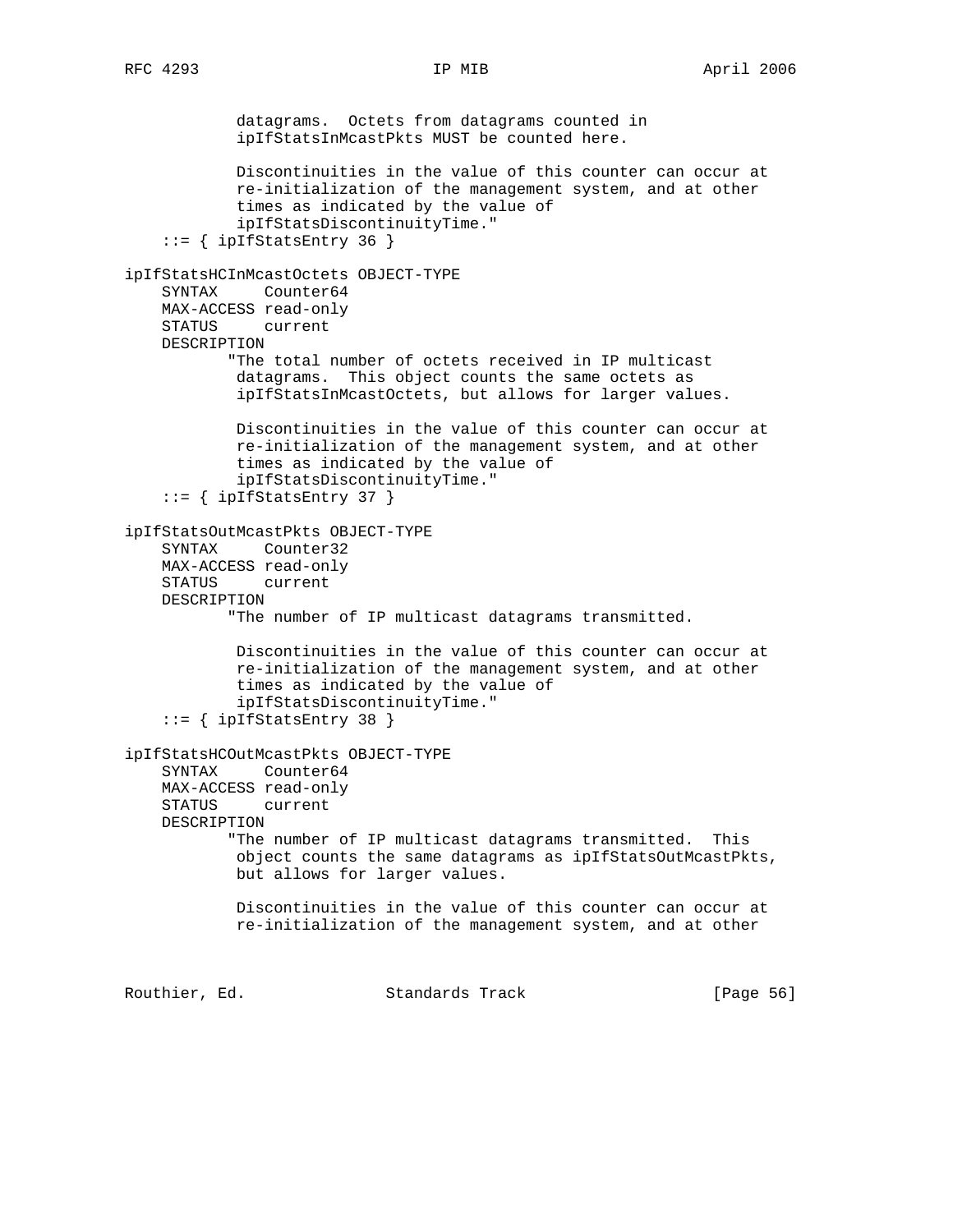```
            datagrams.  Octets from datagrams counted in
            ipIfStatsInMcastPkts MUST be counted here.

            Discontinuities in the value of this counter can occur at
            re-initialization of the management system, and at other
            times as indicated by the value of
            ipIfStatsDiscontinuityTime."
    ::= { ipIfStatsEntry 36 }

ipIfStatsHCInMcastOctets OBJECT-TYPE
    SYNTAX     Counter64
    MAX-ACCESS read-only
    STATUS     current
    DESCRIPTION
           "The total number of octets received in IP multicast
            datagrams.  This object counts the same octets as
            ipIfStatsInMcastOctets, but allows for larger values.

            Discontinuities in the value of this counter can occur at
            re-initialization of the management system, and at other
            times as indicated by the value of
            ipIfStatsDiscontinuityTime."
    ::= { ipIfStatsEntry 37 }

ipIfStatsOutMcastPkts OBJECT-TYPE
    SYNTAX     Counter32
    MAX-ACCESS read-only
    STATUS     current
    DESCRIPTION
           "The number of IP multicast datagrams transmitted.

            Discontinuities in the value of this counter can occur at
            re-initialization of the management system, and at other
            times as indicated by the value of
            ipIfStatsDiscontinuityTime."
    ::= { ipIfStatsEntry 38 }

ipIfStatsHCOutMcastPkts OBJECT-TYPE
    SYNTAX     Counter64
    MAX-ACCESS read-only
    STATUS     current
    DESCRIPTION
           "The number of IP multicast datagrams transmitted.  This
            object counts the same datagrams as ipIfStatsOutMcastPkts,
            but allows for larger values.

            Discontinuities in the value of this counter can occur at
            re-initialization of the management system, and at other
```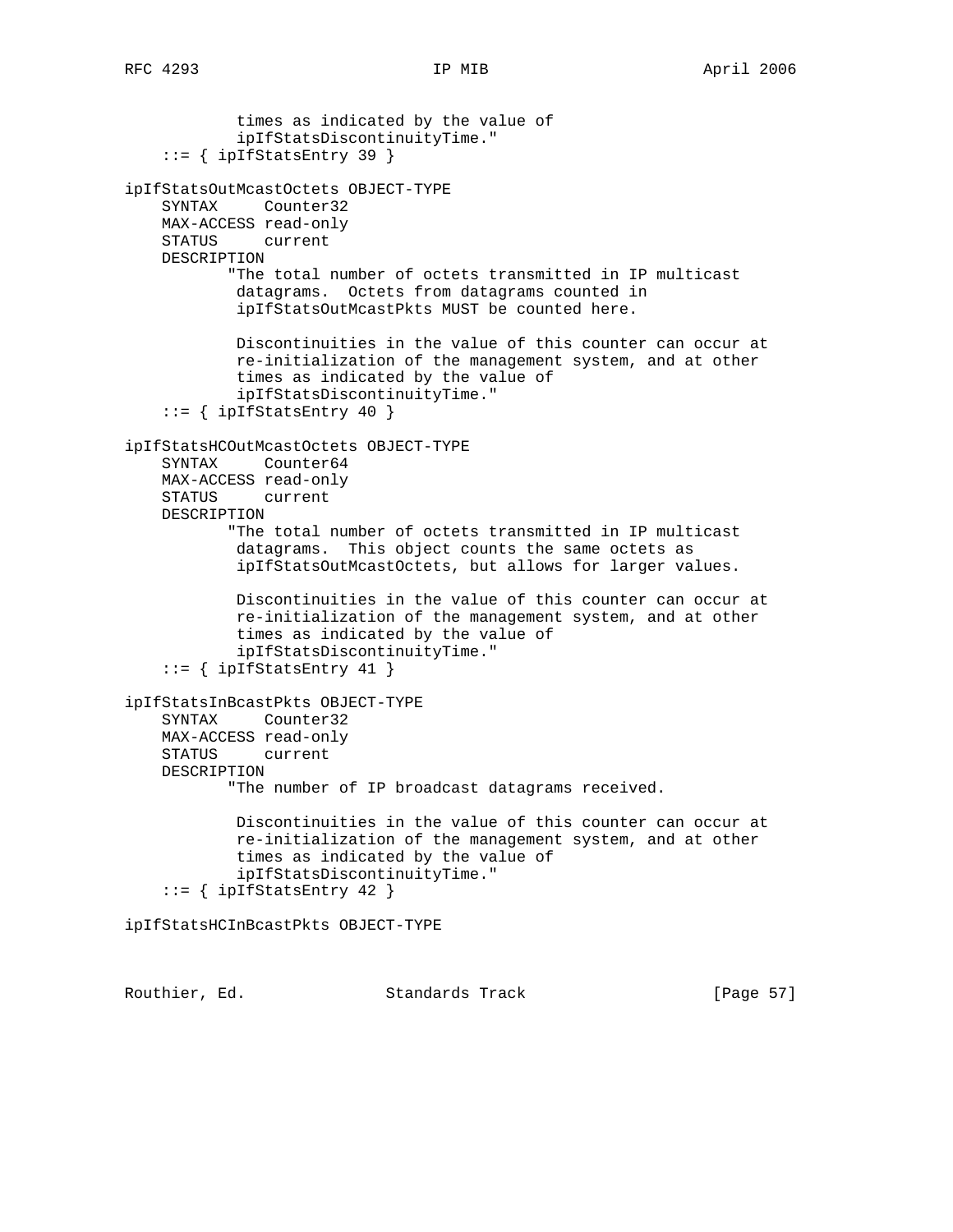```
            times as indicated by the value of
            ipIfStatsDiscontinuityTime."
    ::= { ipIfStatsEntry 39 }

ipIfStatsOutMcastOctets OBJECT-TYPE
    SYNTAX     Counter32
    MAX-ACCESS read-only
    STATUS     current
    DESCRIPTION
           "The total number of octets transmitted in IP multicast
            datagrams.  Octets from datagrams counted in
            ipIfStatsOutMcastPkts MUST be counted here.

            Discontinuities in the value of this counter can occur at
            re-initialization of the management system, and at other
            times as indicated by the value of
            ipIfStatsDiscontinuityTime."
    ::= { ipIfStatsEntry 40 }

ipIfStatsHCOutMcastOctets OBJECT-TYPE
    SYNTAX     Counter64
    MAX-ACCESS read-only
    STATUS     current
    DESCRIPTION
           "The total number of octets transmitted in IP multicast
            datagrams.  This object counts the same octets as
            ipIfStatsOutMcastOctets, but allows for larger values.

            Discontinuities in the value of this counter can occur at
            re-initialization of the management system, and at other
            times as indicated by the value of
            ipIfStatsDiscontinuityTime."
    ::= { ipIfStatsEntry 41 }

ipIfStatsInBcastPkts OBJECT-TYPE
    SYNTAX     Counter32
    MAX-ACCESS read-only
    STATUS     current
    DESCRIPTION
           "The number of IP broadcast datagrams received.

            Discontinuities in the value of this counter can occur at
            re-initialization of the management system, and at other
            times as indicated by the value of
            ipIfStatsDiscontinuityTime."
    ::= { ipIfStatsEntry 42 }

ipIfStatsHCInBcastPkts OBJECT-TYPE
```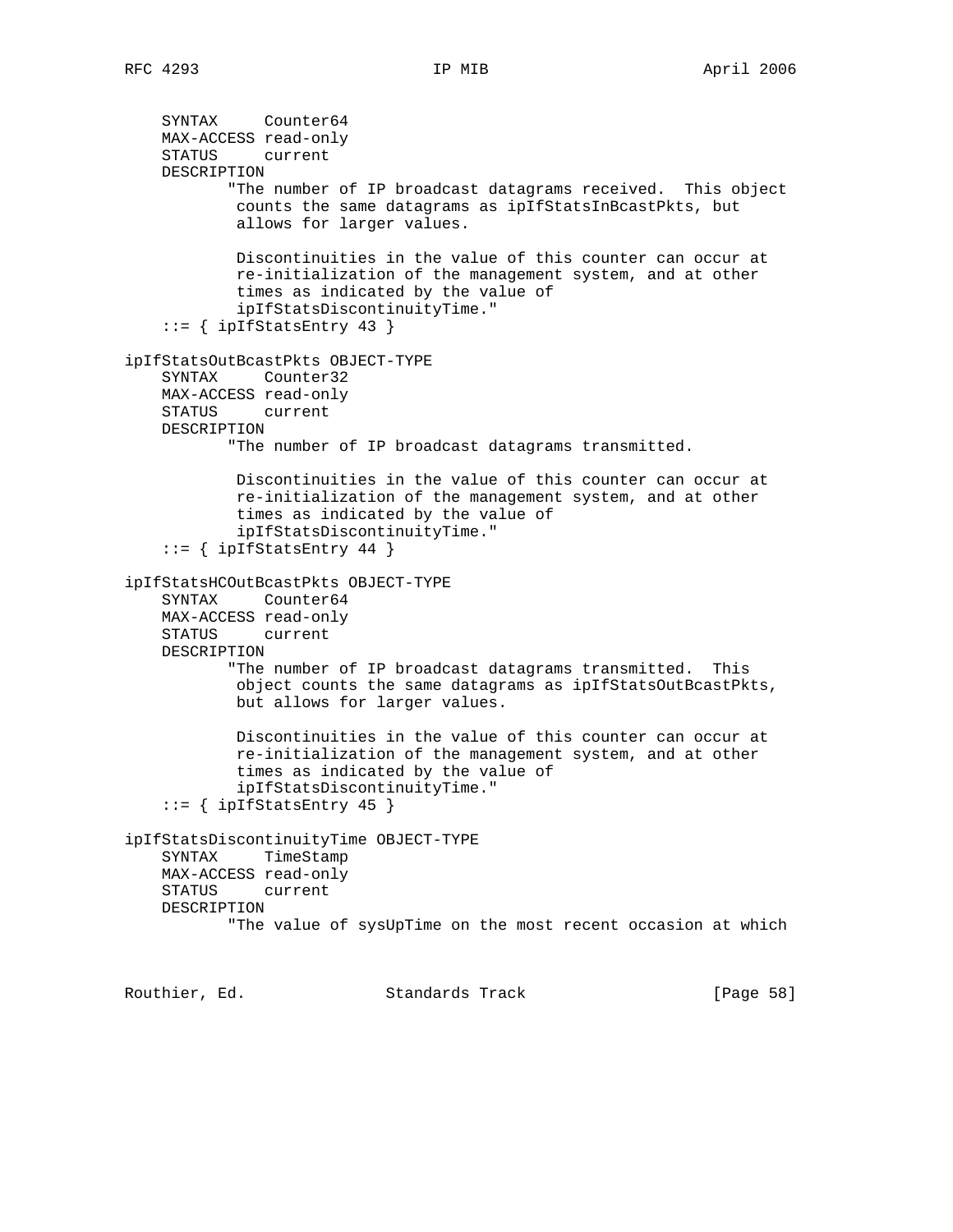```
    SYNTAX     Counter64
    MAX-ACCESS read-only
    STATUS     current
    DESCRIPTION
           "The number of IP broadcast datagrams received.  This object
            counts the same datagrams as ipIfStatsInBcastPkts, but
            allows for larger values.

            Discontinuities in the value of this counter can occur at
            re-initialization of the management system, and at other
            times as indicated by the value of
            ipIfStatsDiscontinuityTime."
    ::= { ipIfStatsEntry 43 }

ipIfStatsOutBcastPkts OBJECT-TYPE
    SYNTAX     Counter32
    MAX-ACCESS read-only
    STATUS     current
    DESCRIPTION
           "The number of IP broadcast datagrams transmitted.

            Discontinuities in the value of this counter can occur at
            re-initialization of the management system, and at other
            times as indicated by the value of
            ipIfStatsDiscontinuityTime."
    ::= { ipIfStatsEntry 44 }

ipIfStatsHCOutBcastPkts OBJECT-TYPE
    SYNTAX     Counter64
    MAX-ACCESS read-only
    STATUS     current
    DESCRIPTION
           "The number of IP broadcast datagrams transmitted.  This
            object counts the same datagrams as ipIfStatsOutBcastPkts,
            but allows for larger values.

            Discontinuities in the value of this counter can occur at
            re-initialization of the management system, and at other
            times as indicated by the value of
            ipIfStatsDiscontinuityTime."
    ::= { ipIfStatsEntry 45 }

ipIfStatsDiscontinuityTime OBJECT-TYPE
    SYNTAX     TimeStamp
    MAX-ACCESS read-only
    STATUS     current
    DESCRIPTION
           "The value of sysUpTime on the most recent occasion at which
```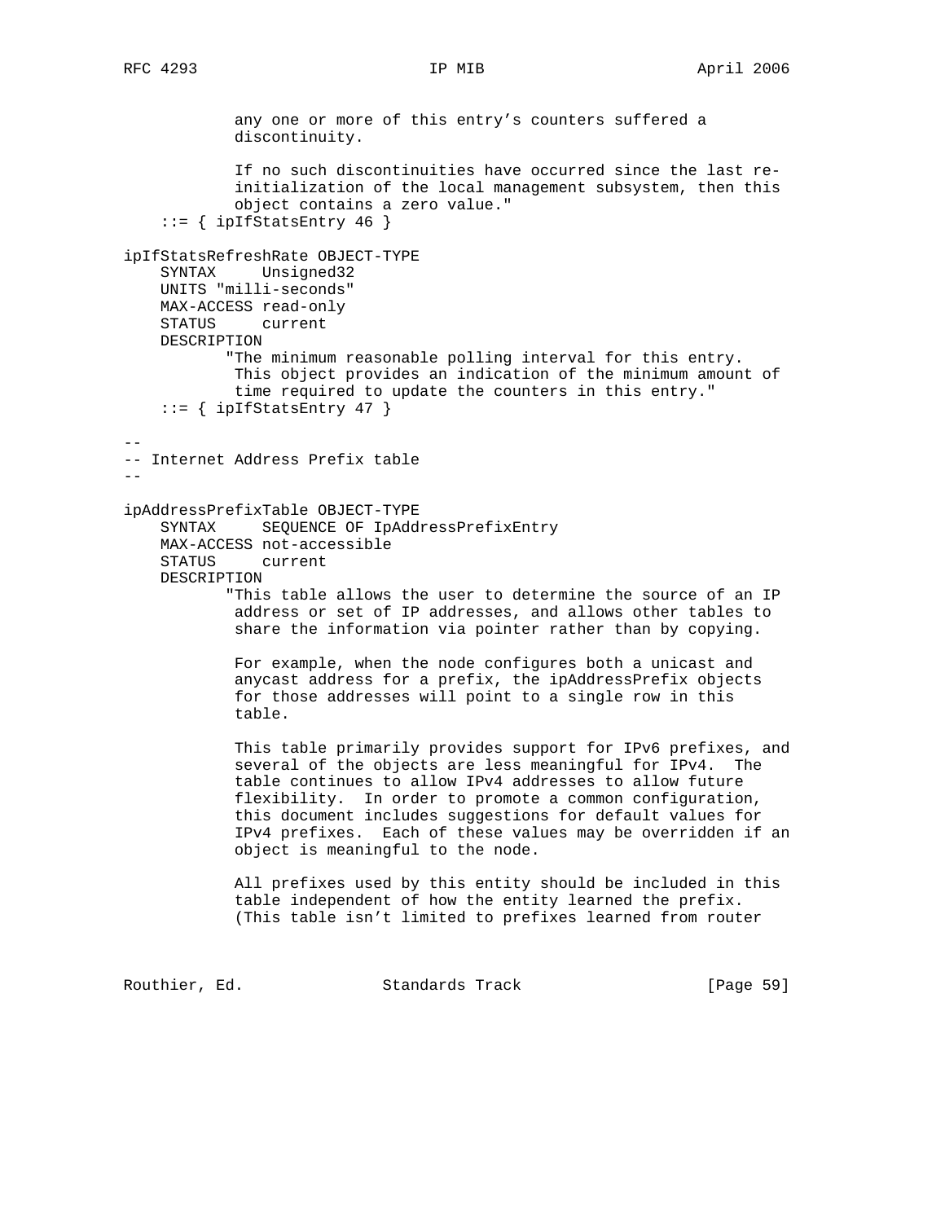```
            any one or more of this entry's counters suffered a
            discontinuity.

            If no such discontinuities have occurred since the last re-
            initialization of the local management subsystem, then this
            object contains a zero value."
    ::= { ipIfStatsEntry 46 }

ipIfStatsRefreshRate OBJECT-TYPE
    SYNTAX     Unsigned32
    UNITS "milli-seconds"
    MAX-ACCESS read-only
    STATUS     current
    DESCRIPTION
           "The minimum reasonable polling interval for this entry.
            This object provides an indication of the minimum amount of
            time required to update the counters in this entry."
    ::= { ipIfStatsEntry 47 }

--
-- Internet Address Prefix table
--

ipAddressPrefixTable OBJECT-TYPE
    SYNTAX     SEQUENCE OF IpAddressPrefixEntry
    MAX-ACCESS not-accessible
    STATUS     current
    DESCRIPTION
           "This table allows the user to determine the source of an IP
            address or set of IP addresses, and allows other tables to
            share the information via pointer rather than by copying.

            For example, when the node configures both a unicast and
            anycast address for a prefix, the ipAddressPrefix objects
            for those addresses will point to a single row in this
            table.

            This table primarily provides support for IPv6 prefixes, and
            several of the objects are less meaningful for IPv4.  The
            table continues to allow IPv4 addresses to allow future
            flexibility.  In order to promote a common configuration,
            this document includes suggestions for default values for
            IPv4 prefixes.  Each of these values may be overridden if an
            object is meaningful to the node.

            All prefixes used by this entity should be included in this
            table independent of how the entity learned the prefix.
            (This table isn't limited to prefixes learned from router
```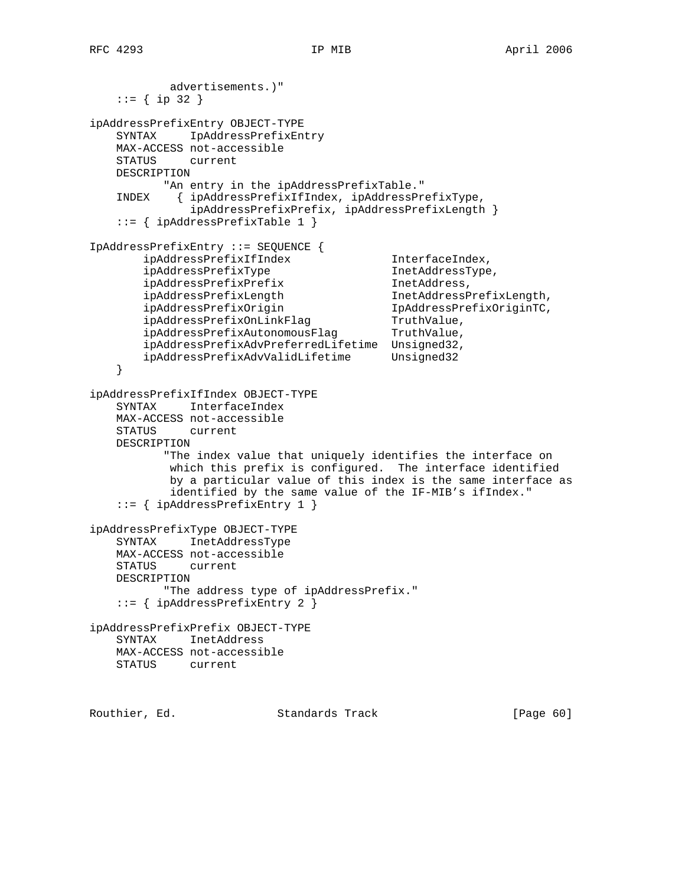```
            advertisements.)"
    ::= { ip 32 }

ipAddressPrefixEntry OBJECT-TYPE
    SYNTAX     IpAddressPrefixEntry
    MAX-ACCESS not-accessible
    STATUS     current
    DESCRIPTION
           "An entry in the ipAddressPrefixTable."
    INDEX    { ipAddressPrefixIfIndex, ipAddressPrefixType,
               ipAddressPrefixPrefix, ipAddressPrefixLength }
    ::= { ipAddressPrefixTable 1 }

IpAddressPrefixEntry ::= SEQUENCE {
        ipAddressPrefixIfIndex               InterfaceIndex,
        ipAddressPrefixType                  InetAddressType,
        ipAddressPrefixPrefix                InetAddress,
        ipAddressPrefixLength                InetAddressPrefixLength,
        ipAddressPrefixOrigin                IpAddressPrefixOriginTC,
        ipAddressPrefixOnLinkFlag            TruthValue,
        ipAddressPrefixAutonomousFlag        TruthValue,
        ipAddressPrefixAdvPreferredLifetime  Unsigned32,
        ipAddressPrefixAdvValidLifetime      Unsigned32
    }

ipAddressPrefixIfIndex OBJECT-TYPE
    SYNTAX     InterfaceIndex
    MAX-ACCESS not-accessible
    STATUS     current
    DESCRIPTION
           "The index value that uniquely identifies the interface on
            which this prefix is configured.  The interface identified
            by a particular value of this index is the same interface as
            identified by the same value of the IF-MIB's ifIndex."
    ::= { ipAddressPrefixEntry 1 }

ipAddressPrefixType OBJECT-TYPE
    SYNTAX     InetAddressType
    MAX-ACCESS not-accessible
    STATUS     current
    DESCRIPTION
           "The address type of ipAddressPrefix."
    ::= { ipAddressPrefixEntry 2 }

ipAddressPrefixPrefix OBJECT-TYPE
    SYNTAX     InetAddress
    MAX-ACCESS not-accessible
    STATUS     current
```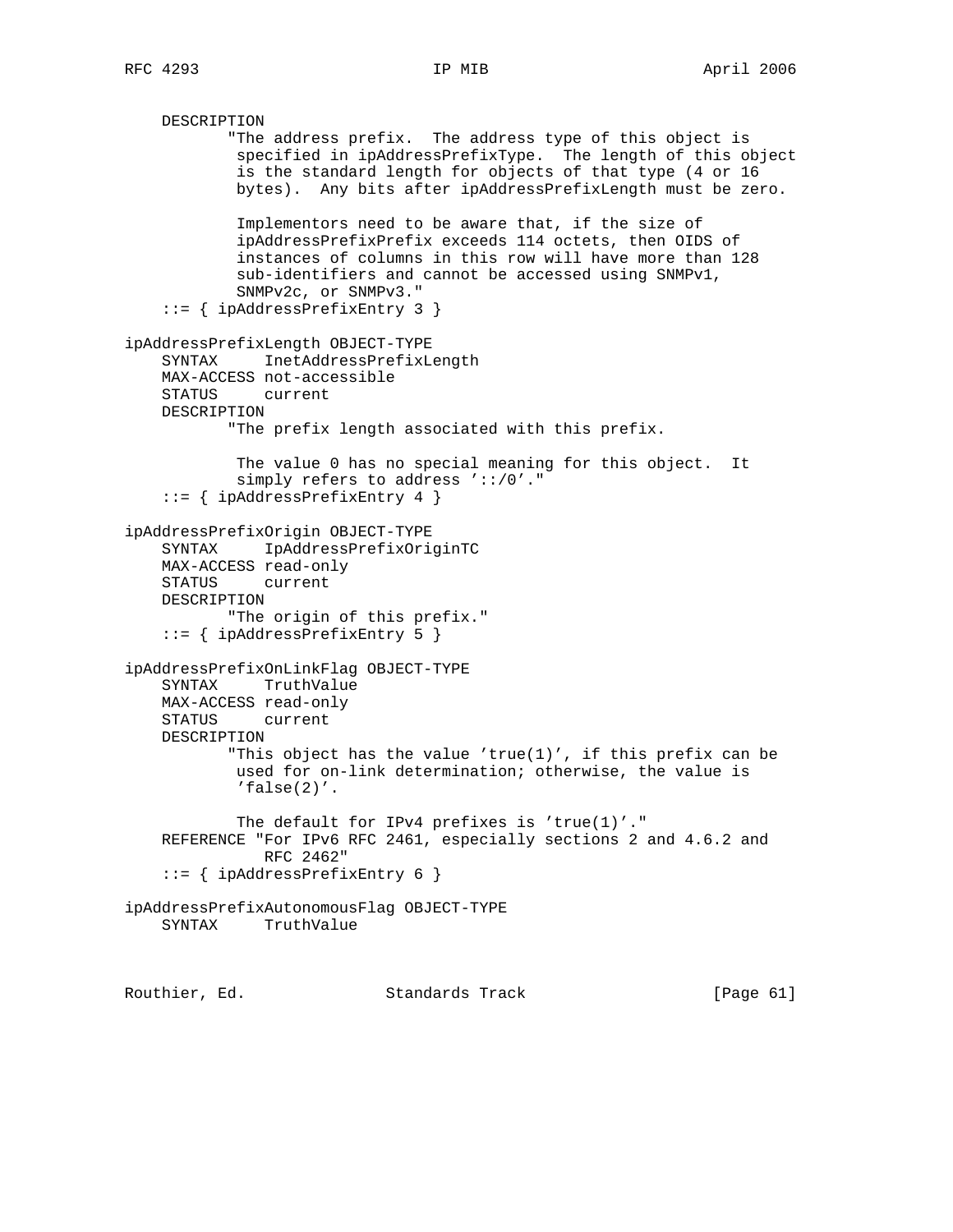```
    DESCRIPTION
           "The address prefix.  The address type of this object is
            specified in ipAddressPrefixType.  The length of this object
            is the standard length for objects of that type (4 or 16
            bytes).  Any bits after ipAddressPrefixLength must be zero.

            Implementors need to be aware that, if the size of
            ipAddressPrefixPrefix exceeds 114 octets, then OIDS of
            instances of columns in this row will have more than 128
            sub-identifiers and cannot be accessed using SNMPv1,
            SNMPv2c, or SNMPv3."
    ::= { ipAddressPrefixEntry 3 }

ipAddressPrefixLength OBJECT-TYPE
    SYNTAX     InetAddressPrefixLength
    MAX-ACCESS not-accessible
    STATUS     current
    DESCRIPTION
           "The prefix length associated with this prefix.

            The value 0 has no special meaning for this object.  It
            simply refers to address '::/0'."
    ::= { ipAddressPrefixEntry 4 }

ipAddressPrefixOrigin OBJECT-TYPE
    SYNTAX     IpAddressPrefixOriginTC
    MAX-ACCESS read-only
    STATUS     current
    DESCRIPTION
           "The origin of this prefix."
    ::= { ipAddressPrefixEntry 5 }

ipAddressPrefixOnLinkFlag OBJECT-TYPE
    SYNTAX     TruthValue
    MAX-ACCESS read-only
    STATUS     current
    DESCRIPTION
           "This object has the value 'true(1)', if this prefix can be
            used for on-link determination; otherwise, the value is
            'false(2)'.

            The default for IPv4 prefixes is 'true(1)'."
    REFERENCE "For IPv6 RFC 2461, especially sections 2 and 4.6.2 and
              RFC 2462"
    ::= { ipAddressPrefixEntry 6 }

ipAddressPrefixAutonomousFlag OBJECT-TYPE
    SYNTAX     TruthValue
```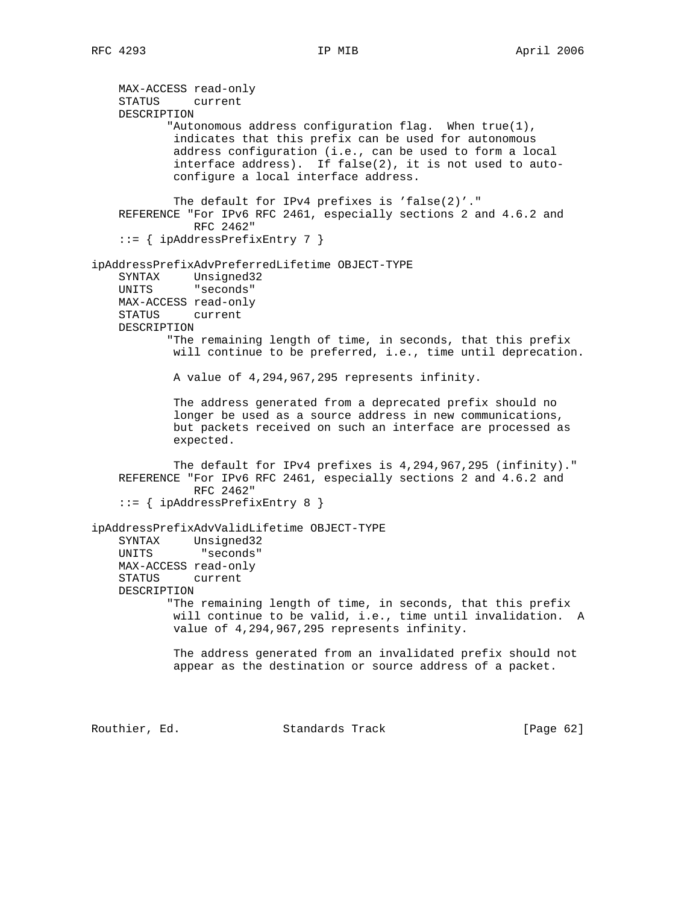```
    MAX-ACCESS read-only
    STATUS     current
    DESCRIPTION
           "Autonomous address configuration flag.  When true(1),
            indicates that this prefix can be used for autonomous
            address configuration (i.e., can be used to form a local
            interface address).  If false(2), it is not used to auto-
            configure a local interface address.

            The default for IPv4 prefixes is 'false(2)'."
    REFERENCE "For IPv6 RFC 2461, especially sections 2 and 4.6.2 and
              RFC 2462"
    ::= { ipAddressPrefixEntry 7 }

ipAddressPrefixAdvPreferredLifetime OBJECT-TYPE
    SYNTAX     Unsigned32
    UNITS      "seconds"
    MAX-ACCESS read-only
    STATUS     current
    DESCRIPTION
           "The remaining length of time, in seconds, that this prefix
            will continue to be preferred, i.e., time until deprecation.

            A value of 4,294,967,295 represents infinity.

            The address generated from a deprecated prefix should no
            longer be used as a source address in new communications,
            but packets received on such an interface are processed as
            expected.

            The default for IPv4 prefixes is 4,294,967,295 (infinity)."
    REFERENCE "For IPv6 RFC 2461, especially sections 2 and 4.6.2 and
              RFC 2462"
    ::= { ipAddressPrefixEntry 8 }

ipAddressPrefixAdvValidLifetime OBJECT-TYPE
    SYNTAX     Unsigned32
    UNITS       "seconds"
    MAX-ACCESS read-only
    STATUS     current
    DESCRIPTION
           "The remaining length of time, in seconds, that this prefix
            will continue to be valid, i.e., time until invalidation.  A
            value of 4,294,967,295 represents infinity.

            The address generated from an invalidated prefix should not
            appear as the destination or source address of a packet.
```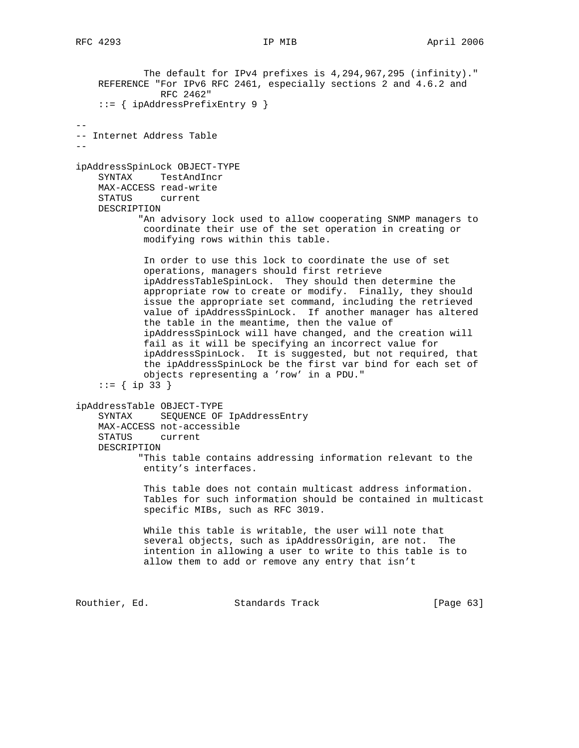```
            The default for IPv4 prefixes is 4,294,967,295 (infinity)."
    REFERENCE "For IPv6 RFC 2461, especially sections 2 and 4.6.2 and
               RFC 2462"
    ::= { ipAddressPrefixEntry 9 }

--
-- Internet Address Table
--

ipAddressSpinLock OBJECT-TYPE
    SYNTAX     TestAndIncr
    MAX-ACCESS read-write
    STATUS     current
    DESCRIPTION
           "An advisory lock used to allow cooperating SNMP managers to
            coordinate their use of the set operation in creating or
            modifying rows within this table.

            In order to use this lock to coordinate the use of set
            operations, managers should first retrieve
            ipAddressTableSpinLock.  They should then determine the
            appropriate row to create or modify.  Finally, they should
            issue the appropriate set command, including the retrieved
            value of ipAddressSpinLock.  If another manager has altered
            the table in the meantime, then the value of
            ipAddressSpinLock will have changed, and the creation will
            fail as it will be specifying an incorrect value for
            ipAddressSpinLock.  It is suggested, but not required, that
            the ipAddressSpinLock be the first var bind for each set of
            objects representing a 'row' in a PDU."
    ::= { ip 33 }

ipAddressTable OBJECT-TYPE
    SYNTAX     SEQUENCE OF IpAddressEntry
    MAX-ACCESS not-accessible
    STATUS     current
    DESCRIPTION
           "This table contains addressing information relevant to the
            entity's interfaces.

            This table does not contain multicast address information.
            Tables for such information should be contained in multicast
            specific MIBs, such as RFC 3019.

            While this table is writable, the user will note that
            several objects, such as ipAddressOrigin, are not.  The
            intention in allowing a user to write to this table is to
            allow them to add or remove any entry that isn't
```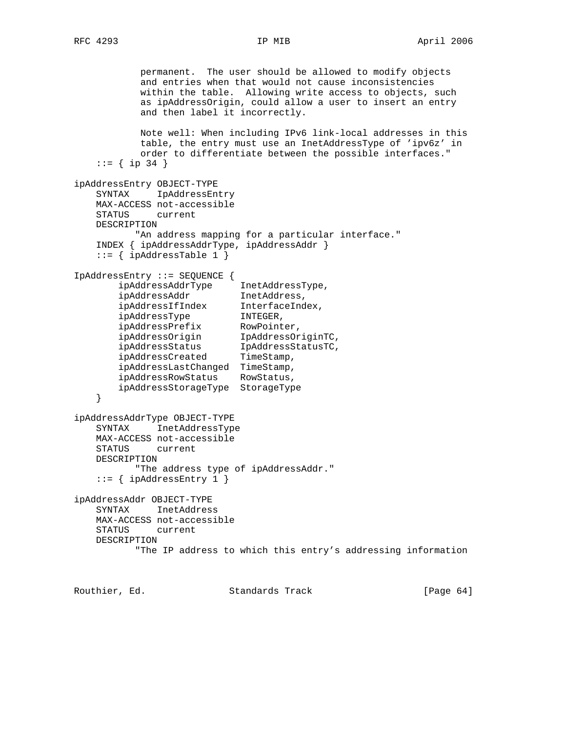```
            permanent.  The user should be allowed to modify objects
            and entries when that would not cause inconsistencies
            within the table.  Allowing write access to objects, such
            as ipAddressOrigin, could allow a user to insert an entry
            and then label it incorrectly.

            Note well: When including IPv6 link-local addresses in this
            table, the entry must use an InetAddressType of 'ipv6z' in
            order to differentiate between the possible interfaces."
    ::= { ip 34 }

ipAddressEntry OBJECT-TYPE
    SYNTAX     IpAddressEntry
    MAX-ACCESS not-accessible
    STATUS     current
    DESCRIPTION
           "An address mapping for a particular interface."
    INDEX { ipAddressAddrType, ipAddressAddr }
    ::= { ipAddressTable 1 }

IpAddressEntry ::= SEQUENCE {
        ipAddressAddrType     InetAddressType,
        ipAddressAddr         InetAddress,
        ipAddressIfIndex      InterfaceIndex,
        ipAddressType         INTEGER,
        ipAddressPrefix       RowPointer,
        ipAddressOrigin       IpAddressOriginTC,
        ipAddressStatus       IpAddressStatusTC,
        ipAddressCreated      TimeStamp,
        ipAddressLastChanged  TimeStamp,
        ipAddressRowStatus    RowStatus,
        ipAddressStorageType  StorageType
    }

ipAddressAddrType OBJECT-TYPE
    SYNTAX     InetAddressType
    MAX-ACCESS not-accessible
    STATUS     current
    DESCRIPTION
           "The address type of ipAddressAddr."
    ::= { ipAddressEntry 1 }

ipAddressAddr OBJECT-TYPE
    SYNTAX     InetAddress
    MAX-ACCESS not-accessible
    STATUS     current
    DESCRIPTION
           "The IP address to which this entry's addressing information
```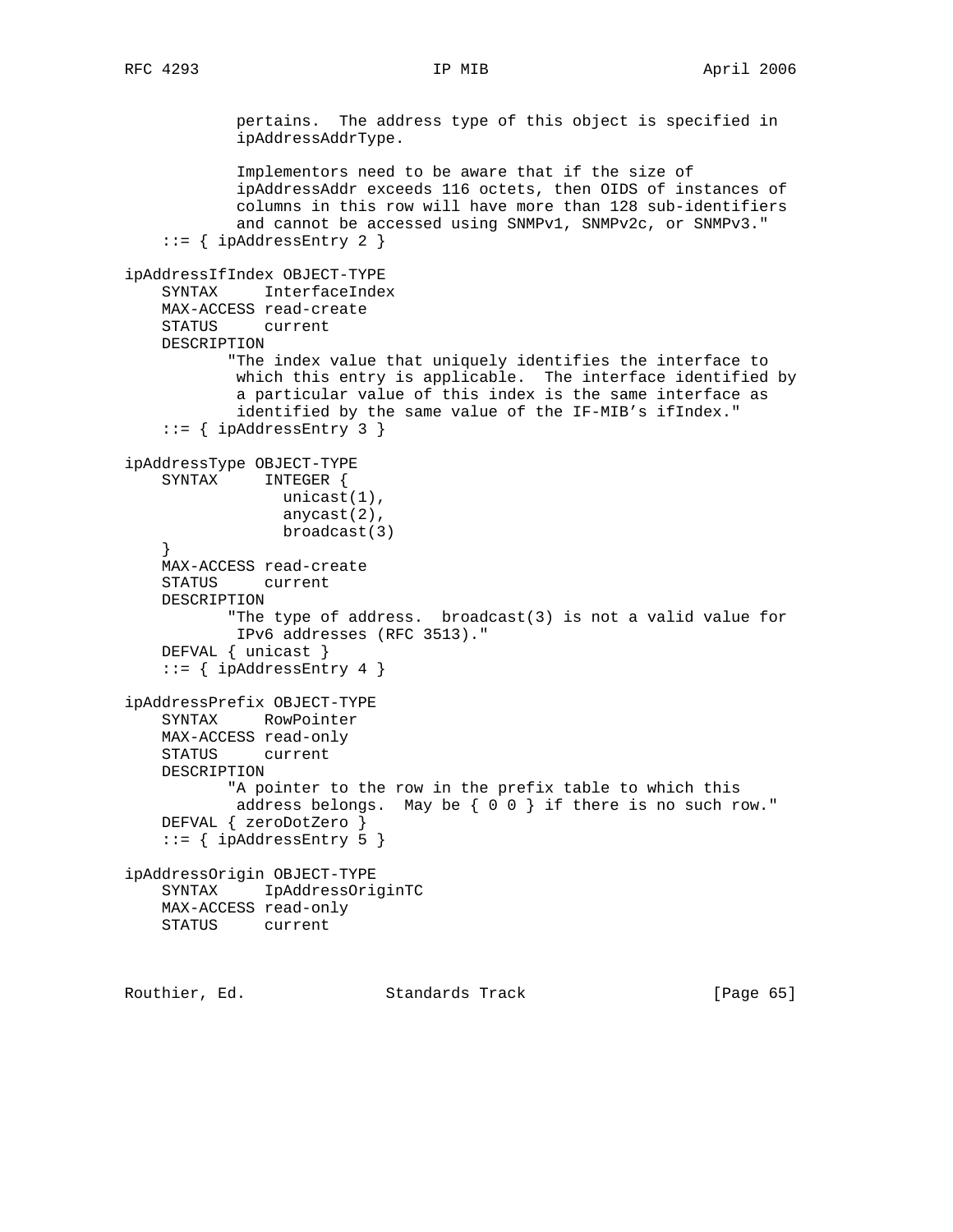```
            pertains.  The address type of this object is specified in
            ipAddressAddrType.

            Implementors need to be aware that if the size of
            ipAddressAddr exceeds 116 octets, then OIDS of instances of
            columns in this row will have more than 128 sub-identifiers
            and cannot be accessed using SNMPv1, SNMPv2c, or SNMPv3."
    ::= { ipAddressEntry 2 }

ipAddressIfIndex OBJECT-TYPE
    SYNTAX     InterfaceIndex
    MAX-ACCESS read-create
    STATUS     current
    DESCRIPTION
           "The index value that uniquely identifies the interface to
            which this entry is applicable.  The interface identified by
            a particular value of this index is the same interface as
            identified by the same value of the IF-MIB's ifIndex."
    ::= { ipAddressEntry 3 }

ipAddressType OBJECT-TYPE
    SYNTAX     INTEGER {
                 unicast(1),
                 anycast(2),
                 broadcast(3)
    }
    MAX-ACCESS read-create
    STATUS     current
    DESCRIPTION
           "The type of address.  broadcast(3) is not a valid value for
            IPv6 addresses (RFC 3513)."
    DEFVAL { unicast }
    ::= { ipAddressEntry 4 }

ipAddressPrefix OBJECT-TYPE
    SYNTAX     RowPointer
    MAX-ACCESS read-only
    STATUS     current
    DESCRIPTION
           "A pointer to the row in the prefix table to which this
            address belongs.  May be { 0 0 } if there is no such row."
    DEFVAL { zeroDotZero }
    ::= { ipAddressEntry 5 }

ipAddressOrigin OBJECT-TYPE
    SYNTAX     IpAddressOriginTC
    MAX-ACCESS read-only
    STATUS     current
```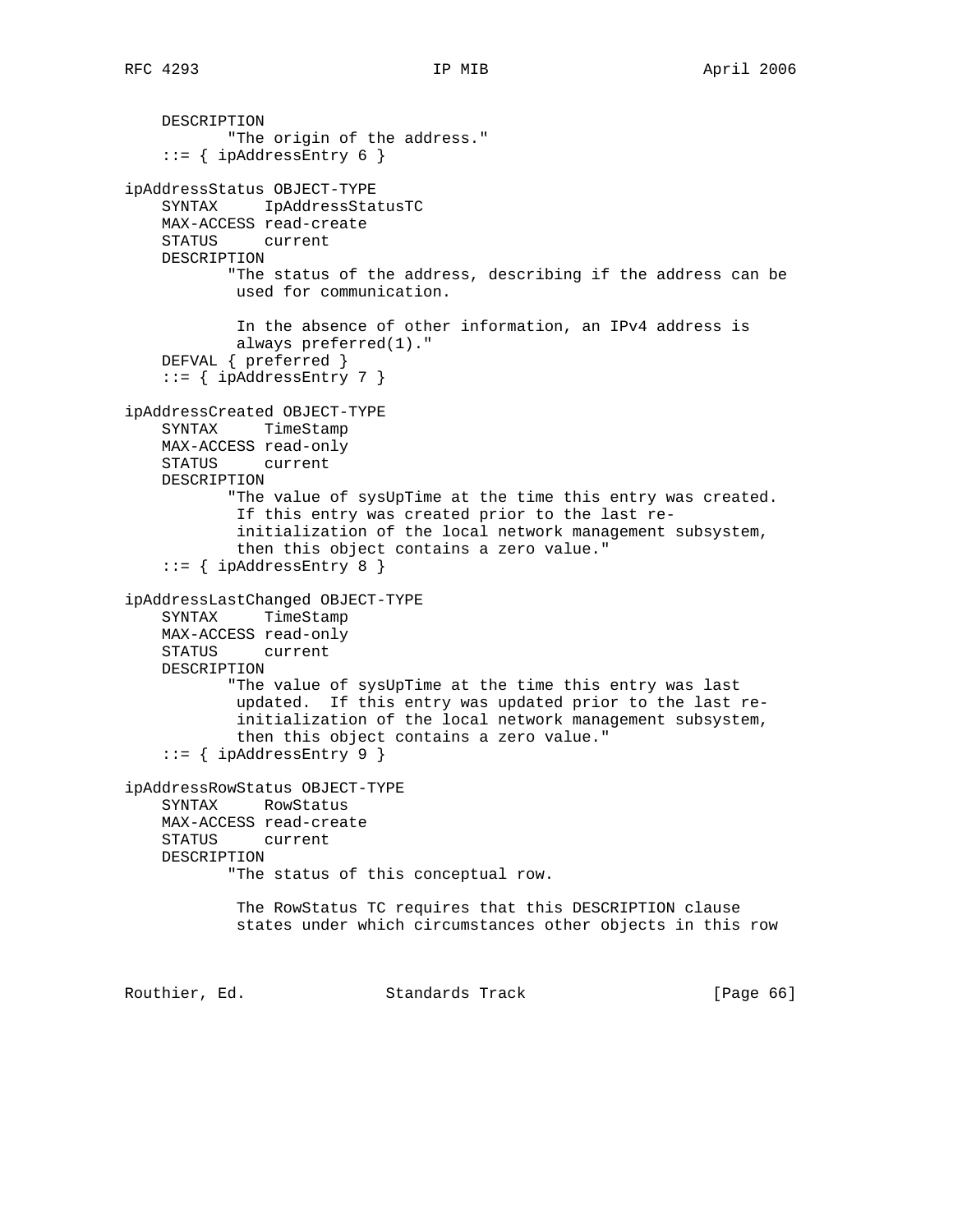```
    DESCRIPTION
           "The origin of the address."
    ::= { ipAddressEntry 6 }

ipAddressStatus OBJECT-TYPE
    SYNTAX     IpAddressStatusTC
    MAX-ACCESS read-create
    STATUS     current
    DESCRIPTION
           "The status of the address, describing if the address can be
            used for communication.

            In the absence of other information, an IPv4 address is
            always preferred(1)."
    DEFVAL { preferred }
    ::= { ipAddressEntry 7 }

ipAddressCreated OBJECT-TYPE
    SYNTAX     TimeStamp
    MAX-ACCESS read-only
    STATUS     current
    DESCRIPTION
           "The value of sysUpTime at the time this entry was created.
            If this entry was created prior to the last re-
            initialization of the local network management subsystem,
            then this object contains a zero value."
    ::= { ipAddressEntry 8 }

ipAddressLastChanged OBJECT-TYPE
    SYNTAX     TimeStamp
    MAX-ACCESS read-only
    STATUS     current
    DESCRIPTION
           "The value of sysUpTime at the time this entry was last
            updated.  If this entry was updated prior to the last re-
            initialization of the local network management subsystem,
            then this object contains a zero value."
    ::= { ipAddressEntry 9 }

ipAddressRowStatus OBJECT-TYPE
    SYNTAX     RowStatus
    MAX-ACCESS read-create
    STATUS     current
    DESCRIPTION
           "The status of this conceptual row.

            The RowStatus TC requires that this DESCRIPTION clause
            states under which circumstances other objects in this row
```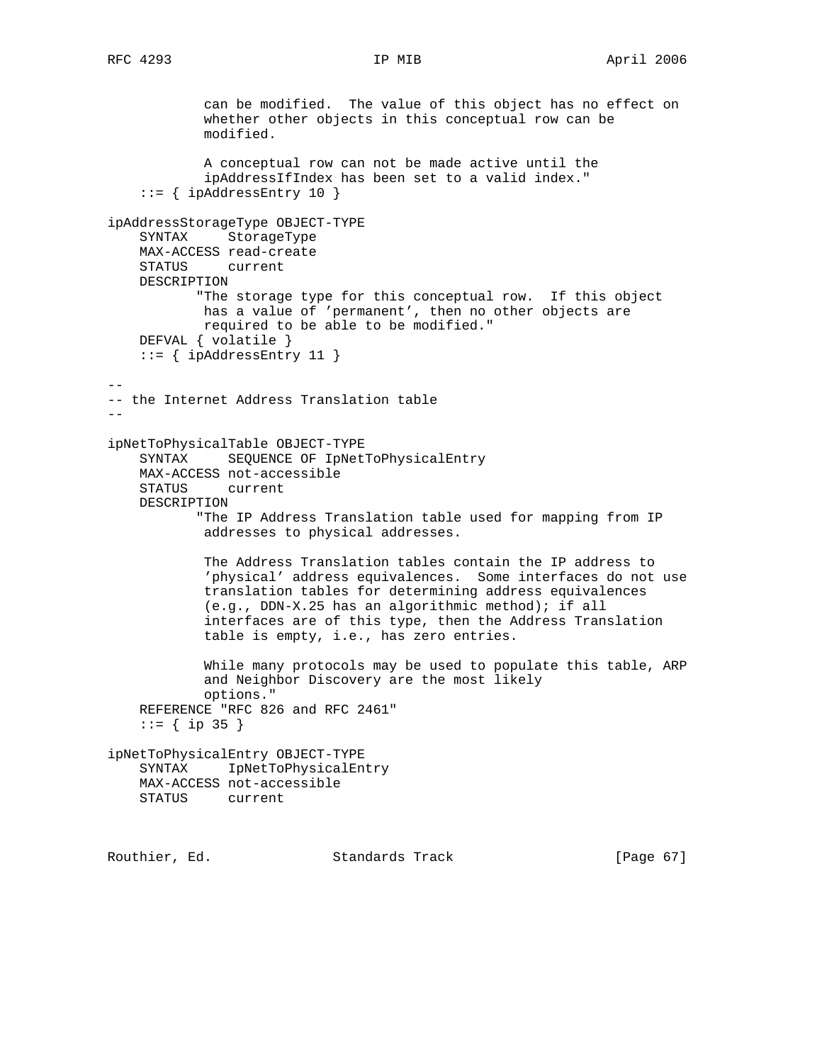```
            can be modified.  The value of this object has no effect on
            whether other objects in this conceptual row can be
            modified.

            A conceptual row can not be made active until the
            ipAddressIfIndex has been set to a valid index."
    ::= { ipAddressEntry 10 }

ipAddressStorageType OBJECT-TYPE
    SYNTAX     StorageType
    MAX-ACCESS read-create
    STATUS     current
    DESCRIPTION
           "The storage type for this conceptual row.  If this object
            has a value of 'permanent', then no other objects are
            required to be able to be modified."
    DEFVAL { volatile }
    ::= { ipAddressEntry 11 }

--
-- the Internet Address Translation table
--

ipNetToPhysicalTable OBJECT-TYPE
    SYNTAX     SEQUENCE OF IpNetToPhysicalEntry
    MAX-ACCESS not-accessible
    STATUS     current
    DESCRIPTION
           "The IP Address Translation table used for mapping from IP
            addresses to physical addresses.

            The Address Translation tables contain the IP address to
            'physical' address equivalences.  Some interfaces do not use
            translation tables for determining address equivalences
            (e.g., DDN-X.25 has an algorithmic method); if all
            interfaces are of this type, then the Address Translation
            table is empty, i.e., has zero entries.

            While many protocols may be used to populate this table, ARP
            and Neighbor Discovery are the most likely
            options."
    REFERENCE "RFC 826 and RFC 2461"
    ::= { ip 35 }

ipNetToPhysicalEntry OBJECT-TYPE
    SYNTAX     IpNetToPhysicalEntry
    MAX-ACCESS not-accessible
    STATUS     current
```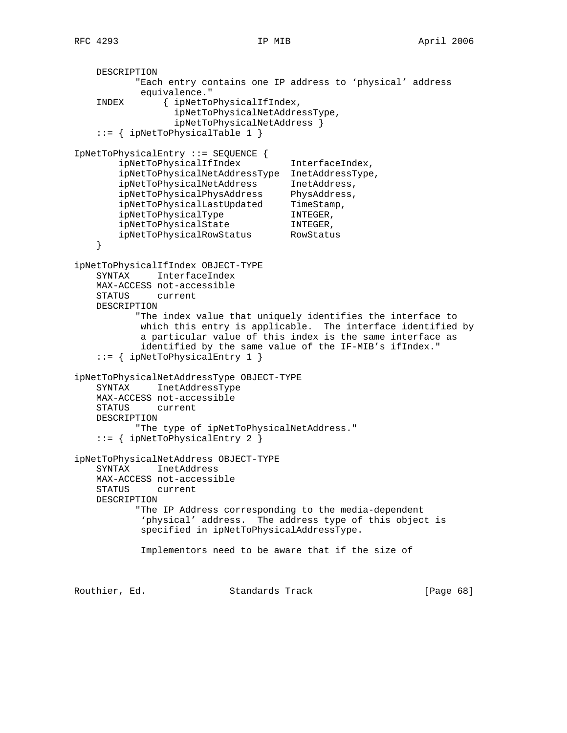```
    DESCRIPTION
           "Each entry contains one IP address to 'physical' address
            equivalence."
    INDEX       { ipNetToPhysicalIfIndex,
                  ipNetToPhysicalNetAddressType,
                  ipNetToPhysicalNetAddress }
    ::= { ipNetToPhysicalTable 1 }

IpNetToPhysicalEntry ::= SEQUENCE {
        ipNetToPhysicalIfIndex         InterfaceIndex,
        ipNetToPhysicalNetAddressType  InetAddressType,
        ipNetToPhysicalNetAddress      InetAddress,
        ipNetToPhysicalPhysAddress     PhysAddress,
        ipNetToPhysicalLastUpdated     TimeStamp,
        ipNetToPhysicalType            INTEGER,
        ipNetToPhysicalState           INTEGER,
        ipNetToPhysicalRowStatus       RowStatus
    }

ipNetToPhysicalIfIndex OBJECT-TYPE
    SYNTAX     InterfaceIndex
    MAX-ACCESS not-accessible
    STATUS     current
    DESCRIPTION
           "The index value that uniquely identifies the interface to
            which this entry is applicable.  The interface identified by
            a particular value of this index is the same interface as
            identified by the same value of the IF-MIB's ifIndex."
    ::= { ipNetToPhysicalEntry 1 }

ipNetToPhysicalNetAddressType OBJECT-TYPE
    SYNTAX     InetAddressType
    MAX-ACCESS not-accessible
    STATUS     current
    DESCRIPTION
           "The type of ipNetToPhysicalNetAddress."
    ::= { ipNetToPhysicalEntry 2 }

ipNetToPhysicalNetAddress OBJECT-TYPE
    SYNTAX     InetAddress
    MAX-ACCESS not-accessible
    STATUS     current
    DESCRIPTION
           "The IP Address corresponding to the media-dependent
            'physical' address.  The address type of this object is
            specified in ipNetToPhysicalAddressType.

            Implementors need to be aware that if the size of
```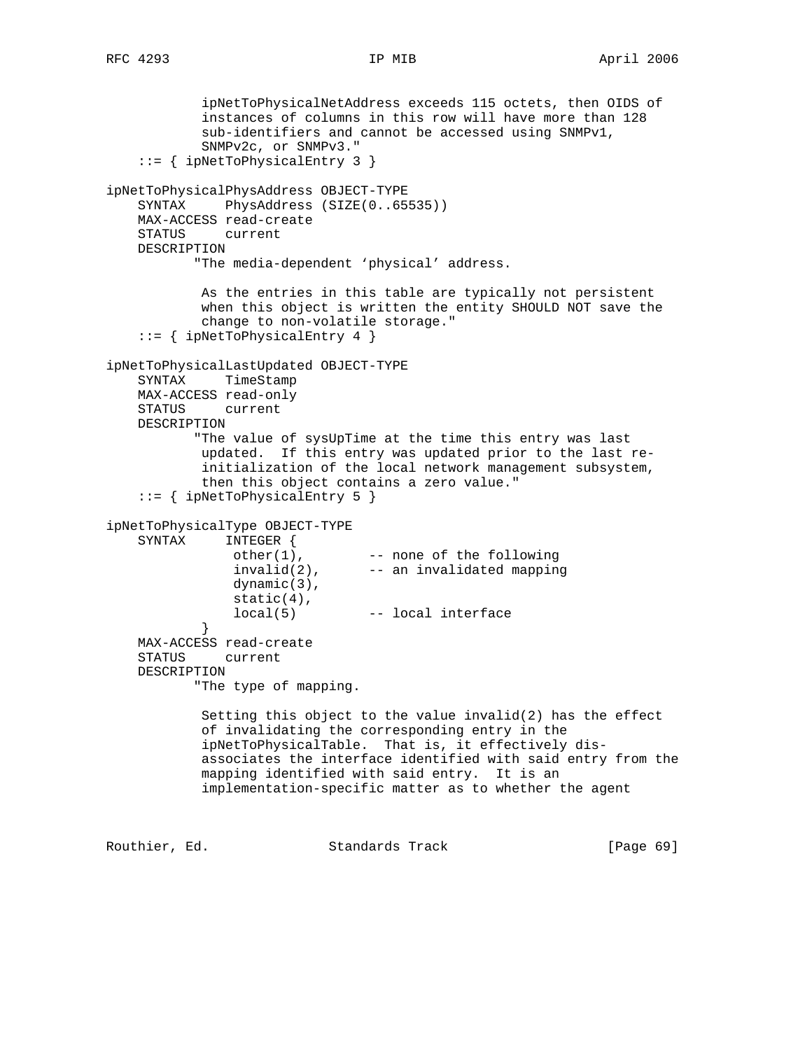```
            ipNetToPhysicalNetAddress exceeds 115 octets, then OIDS of
            instances of columns in this row will have more than 128
            sub-identifiers and cannot be accessed using SNMPv1,
            SNMPv2c, or SNMPv3."
    ::= { ipNetToPhysicalEntry 3 }

ipNetToPhysicalPhysAddress OBJECT-TYPE
    SYNTAX     PhysAddress (SIZE(0..65535))
    MAX-ACCESS read-create
    STATUS     current
    DESCRIPTION
           "The media-dependent 'physical' address.

            As the entries in this table are typically not persistent
            when this object is written the entity SHOULD NOT save the
            change to non-volatile storage."
    ::= { ipNetToPhysicalEntry 4 }

ipNetToPhysicalLastUpdated OBJECT-TYPE
    SYNTAX     TimeStamp
    MAX-ACCESS read-only
    STATUS     current
    DESCRIPTION
           "The value of sysUpTime at the time this entry was last
            updated.  If this entry was updated prior to the last re-
            initialization of the local network management subsystem,
            then this object contains a zero value."
    ::= { ipNetToPhysicalEntry 5 }

ipNetToPhysicalType OBJECT-TYPE
    SYNTAX     INTEGER {
                other(1),        -- none of the following
                invalid(2),      -- an invalidated mapping
                dynamic(3),
                static(4),
                local(5)         -- local interface
            }
    MAX-ACCESS read-create
    STATUS     current
    DESCRIPTION
           "The type of mapping.

            Setting this object to the value invalid(2) has the effect
            of invalidating the corresponding entry in the
            ipNetToPhysicalTable.  That is, it effectively dis-
            associates the interface identified with said entry from the
            mapping identified with said entry.  It is an
            implementation-specific matter as to whether the agent
```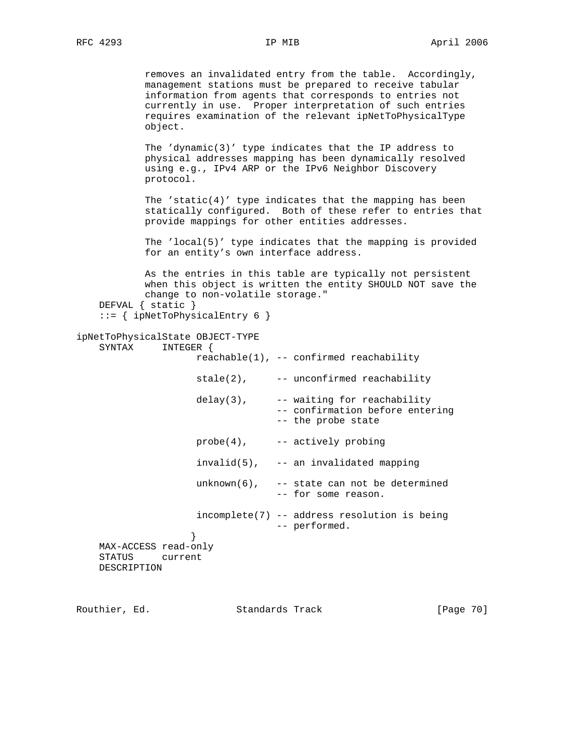```
           removes an invalidated entry from the table.  Accordingly,
           management stations must be prepared to receive tabular
           information from agents that corresponds to entries not
           currently in use.  Proper interpretation of such entries
           requires examination of the relevant ipNetToPhysicalType
           object.

           The 'dynamic(3)' type indicates that the IP address to
           physical addresses mapping has been dynamically resolved
           using e.g., IPv4 ARP or the IPv6 Neighbor Discovery
           protocol.

           The 'static(4)' type indicates that the mapping has been
           statically configured.  Both of these refer to entries that
           provide mappings for other entities addresses.

           The 'local(5)' type indicates that the mapping is provided
           for an entity's own interface address.

           As the entries in this table are typically not persistent
           when this object is written the entity SHOULD NOT save the
           change to non-volatile storage."
    DEFVAL { static }
    ::= { ipNetToPhysicalEntry 6 }

ipNetToPhysicalState OBJECT-TYPE
    SYNTAX     INTEGER {
                     reachable(1), -- confirmed reachability

                     stale(2),     -- unconfirmed reachability

                     delay(3),     -- waiting for reachability
                                   -- confirmation before entering
                                   -- the probe state

                     probe(4),     -- actively probing

                     invalid(5),   -- an invalidated mapping

                     unknown(6),   -- state can not be determined
                                   -- for some reason.

                     incomplete(7) -- address resolution is being
                                   -- performed.
                    }
    MAX-ACCESS read-only
    STATUS     current
    DESCRIPTION
```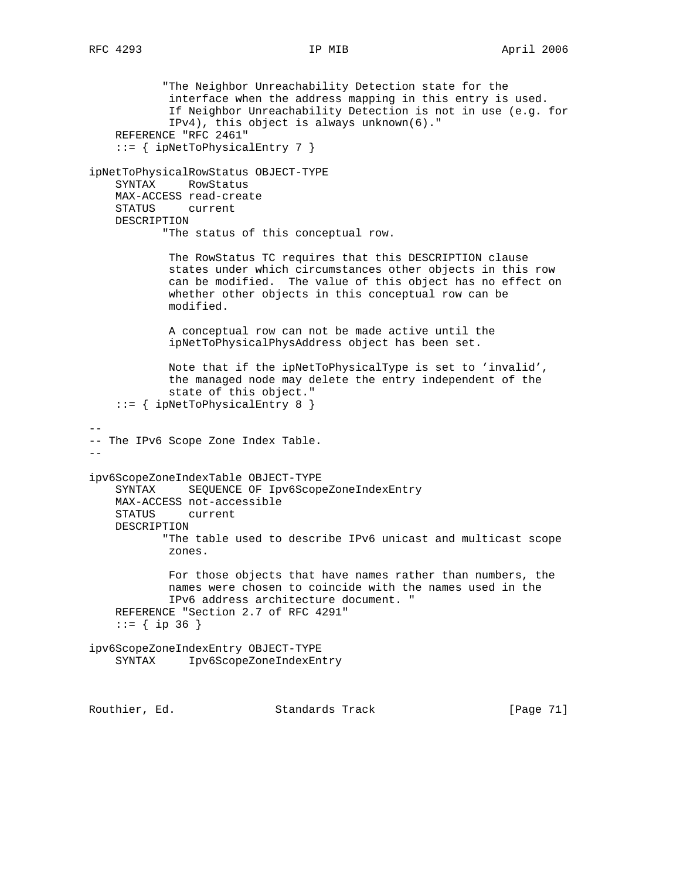```
           "The Neighbor Unreachability Detection state for the
            interface when the address mapping in this entry is used.
            If Neighbor Unreachability Detection is not in use (e.g. for
            IPv4), this object is always unknown(6)."
    REFERENCE "RFC 2461"
    ::= { ipNetToPhysicalEntry 7 }

ipNetToPhysicalRowStatus OBJECT-TYPE
    SYNTAX     RowStatus
    MAX-ACCESS read-create
    STATUS     current
    DESCRIPTION
           "The status of this conceptual row.

            The RowStatus TC requires that this DESCRIPTION clause
            states under which circumstances other objects in this row
            can be modified.  The value of this object has no effect on
            whether other objects in this conceptual row can be
            modified.

            A conceptual row can not be made active until the
            ipNetToPhysicalPhysAddress object has been set.

            Note that if the ipNetToPhysicalType is set to 'invalid',
            the managed node may delete the entry independent of the
            state of this object."
    ::= { ipNetToPhysicalEntry 8 }

--
-- The IPv6 Scope Zone Index Table.
--

ipv6ScopeZoneIndexTable OBJECT-TYPE
    SYNTAX     SEQUENCE OF Ipv6ScopeZoneIndexEntry
    MAX-ACCESS not-accessible
    STATUS     current
    DESCRIPTION
           "The table used to describe IPv6 unicast and multicast scope
            zones.

            For those objects that have names rather than numbers, the
            names were chosen to coincide with the names used in the
            IPv6 address architecture document. "
    REFERENCE "Section 2.7 of RFC 4291"
    ::= { ip 36 }

ipv6ScopeZoneIndexEntry OBJECT-TYPE
    SYNTAX     Ipv6ScopeZoneIndexEntry
```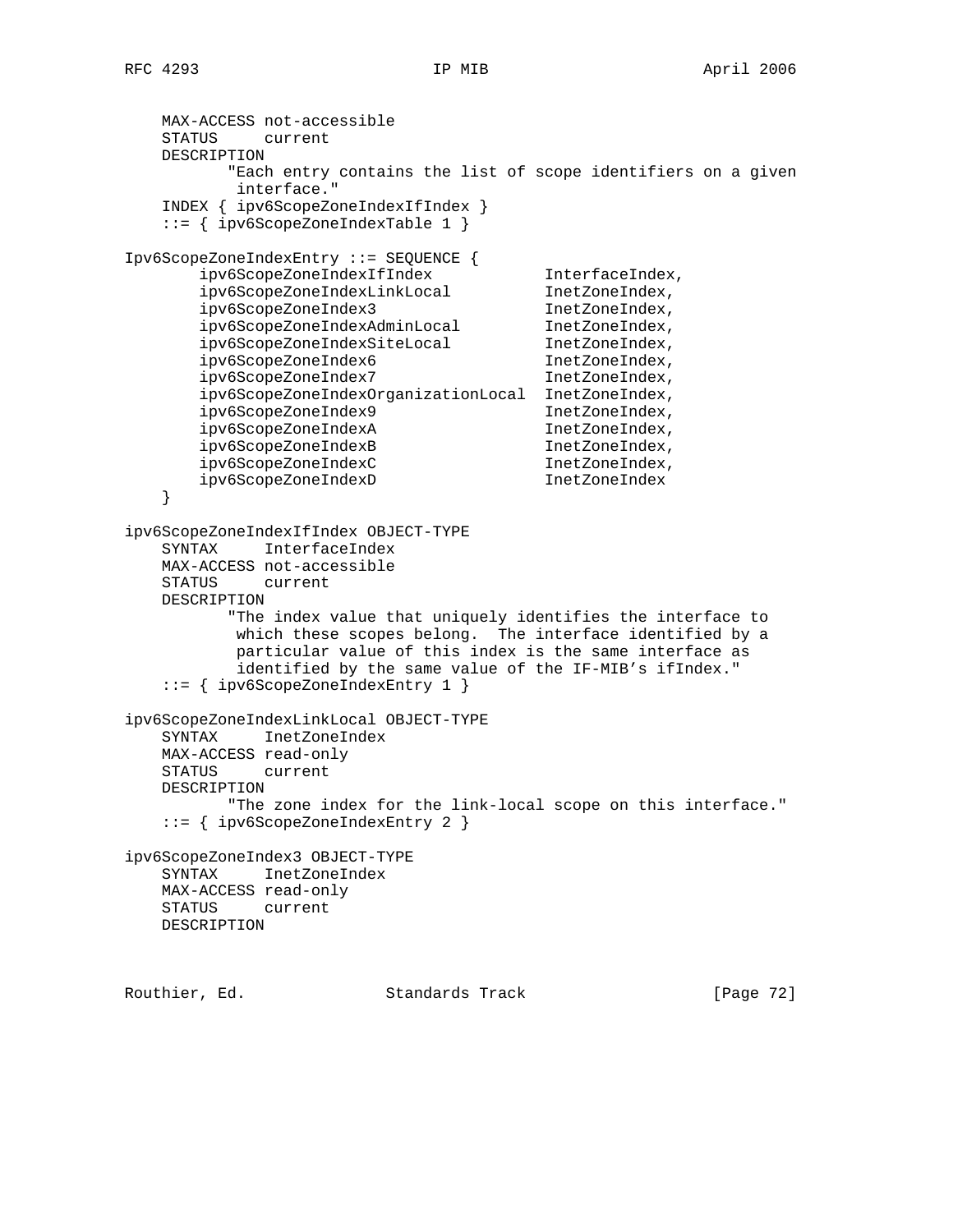```
    MAX-ACCESS not-accessible
    STATUS     current
    DESCRIPTION
           "Each entry contains the list of scope identifiers on a given
            interface."
    INDEX { ipv6ScopeZoneIndexIfIndex }
    ::= { ipv6ScopeZoneIndexTable 1 }

Ipv6ScopeZoneIndexEntry ::= SEQUENCE {
        ipv6ScopeZoneIndexIfIndex            InterfaceIndex,
        ipv6ScopeZoneIndexLinkLocal          InetZoneIndex,
        ipv6ScopeZoneIndex3                  InetZoneIndex,
        ipv6ScopeZoneIndexAdminLocal         InetZoneIndex,
        ipv6ScopeZoneIndexSiteLocal          InetZoneIndex,
        ipv6ScopeZoneIndex6                  InetZoneIndex,
        ipv6ScopeZoneIndex7                  InetZoneIndex,
        ipv6ScopeZoneIndexOrganizationLocal  InetZoneIndex,
        ipv6ScopeZoneIndex9                  InetZoneIndex,
        ipv6ScopeZoneIndexA                  InetZoneIndex,
        ipv6ScopeZoneIndexB                  InetZoneIndex,
        ipv6ScopeZoneIndexC                  InetZoneIndex,
        ipv6ScopeZoneIndexD                  InetZoneIndex
    }

ipv6ScopeZoneIndexIfIndex OBJECT-TYPE
    SYNTAX     InterfaceIndex
    MAX-ACCESS not-accessible
    STATUS     current
    DESCRIPTION
           "The index value that uniquely identifies the interface to
            which these scopes belong.  The interface identified by a
            particular value of this index is the same interface as
            identified by the same value of the IF-MIB's ifIndex."
    ::= { ipv6ScopeZoneIndexEntry 1 }

ipv6ScopeZoneIndexLinkLocal OBJECT-TYPE
    SYNTAX     InetZoneIndex
    MAX-ACCESS read-only
    STATUS     current
    DESCRIPTION
           "The zone index for the link-local scope on this interface."
    ::= { ipv6ScopeZoneIndexEntry 2 }

ipv6ScopeZoneIndex3 OBJECT-TYPE
    SYNTAX     InetZoneIndex
    MAX-ACCESS read-only
    STATUS     current
    DESCRIPTION
```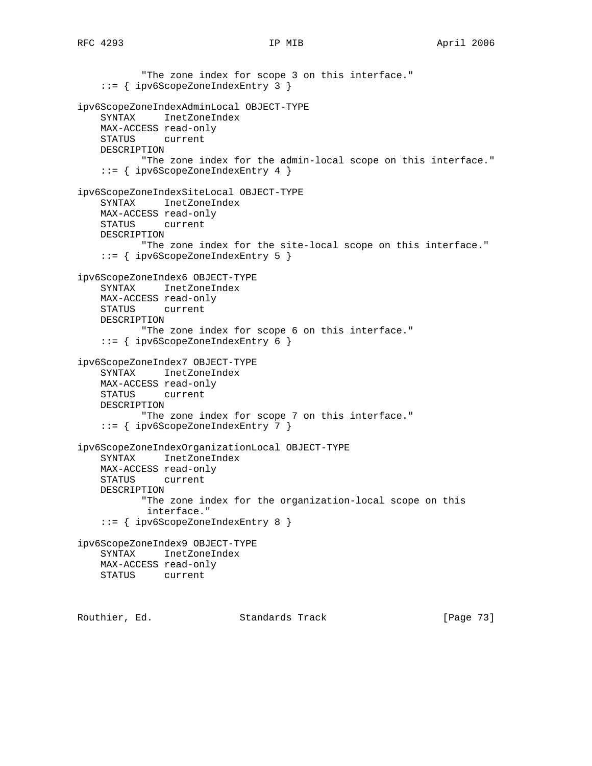```
           "The zone index for scope 3 on this interface."
    ::= { ipv6ScopeZoneIndexEntry 3 }

ipv6ScopeZoneIndexAdminLocal OBJECT-TYPE
    SYNTAX     InetZoneIndex
    MAX-ACCESS read-only
    STATUS     current
    DESCRIPTION
           "The zone index for the admin-local scope on this interface."
    ::= { ipv6ScopeZoneIndexEntry 4 }

ipv6ScopeZoneIndexSiteLocal OBJECT-TYPE
    SYNTAX     InetZoneIndex
    MAX-ACCESS read-only
    STATUS     current
    DESCRIPTION
           "The zone index for the site-local scope on this interface."
    ::= { ipv6ScopeZoneIndexEntry 5 }

ipv6ScopeZoneIndex6 OBJECT-TYPE
    SYNTAX     InetZoneIndex
    MAX-ACCESS read-only
    STATUS     current
    DESCRIPTION
           "The zone index for scope 6 on this interface."
    ::= { ipv6ScopeZoneIndexEntry 6 }

ipv6ScopeZoneIndex7 OBJECT-TYPE
    SYNTAX     InetZoneIndex
    MAX-ACCESS read-only
    STATUS     current
    DESCRIPTION
           "The zone index for scope 7 on this interface."
    ::= { ipv6ScopeZoneIndexEntry 7 }

ipv6ScopeZoneIndexOrganizationLocal OBJECT-TYPE
    SYNTAX     InetZoneIndex
    MAX-ACCESS read-only
    STATUS     current
    DESCRIPTION
           "The zone index for the organization-local scope on this
            interface."
    ::= { ipv6ScopeZoneIndexEntry 8 }

ipv6ScopeZoneIndex9 OBJECT-TYPE
    SYNTAX     InetZoneIndex
    MAX-ACCESS read-only
    STATUS     current
```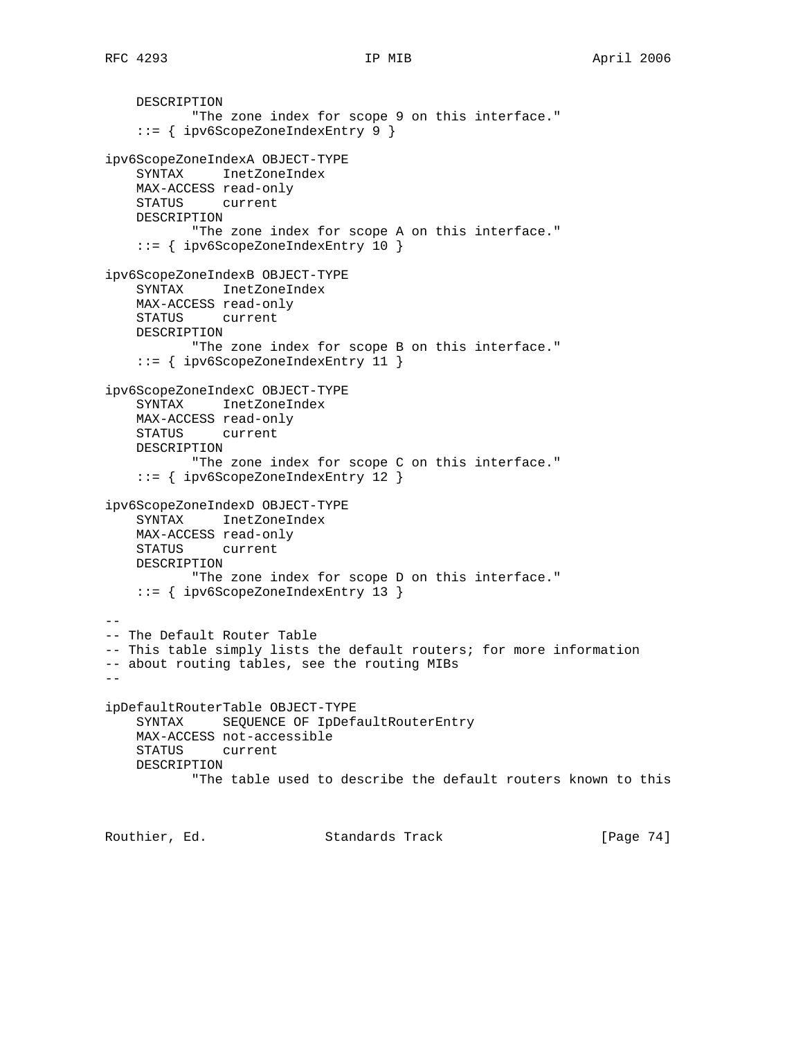```
    DESCRIPTION
           "The zone index for scope 9 on this interface."
    ::= { ipv6ScopeZoneIndexEntry 9 }

ipv6ScopeZoneIndexA OBJECT-TYPE
    SYNTAX     InetZoneIndex
    MAX-ACCESS read-only
    STATUS     current
    DESCRIPTION
           "The zone index for scope A on this interface."
    ::= { ipv6ScopeZoneIndexEntry 10 }

ipv6ScopeZoneIndexB OBJECT-TYPE
    SYNTAX     InetZoneIndex
    MAX-ACCESS read-only
    STATUS     current
    DESCRIPTION
           "The zone index for scope B on this interface."
    ::= { ipv6ScopeZoneIndexEntry 11 }

ipv6ScopeZoneIndexC OBJECT-TYPE
    SYNTAX     InetZoneIndex
    MAX-ACCESS read-only
    STATUS     current
    DESCRIPTION
           "The zone index for scope C on this interface."
    ::= { ipv6ScopeZoneIndexEntry 12 }

ipv6ScopeZoneIndexD OBJECT-TYPE
    SYNTAX     InetZoneIndex
    MAX-ACCESS read-only
    STATUS     current
    DESCRIPTION
           "The zone index for scope D on this interface."
    ::= { ipv6ScopeZoneIndexEntry 13 }

--
-- The Default Router Table
-- This table simply lists the default routers; for more information
-- about routing tables, see the routing MIBs
--

ipDefaultRouterTable OBJECT-TYPE
    SYNTAX     SEQUENCE OF IpDefaultRouterEntry
    MAX-ACCESS not-accessible
    STATUS     current
    DESCRIPTION
           "The table used to describe the default routers known to this
```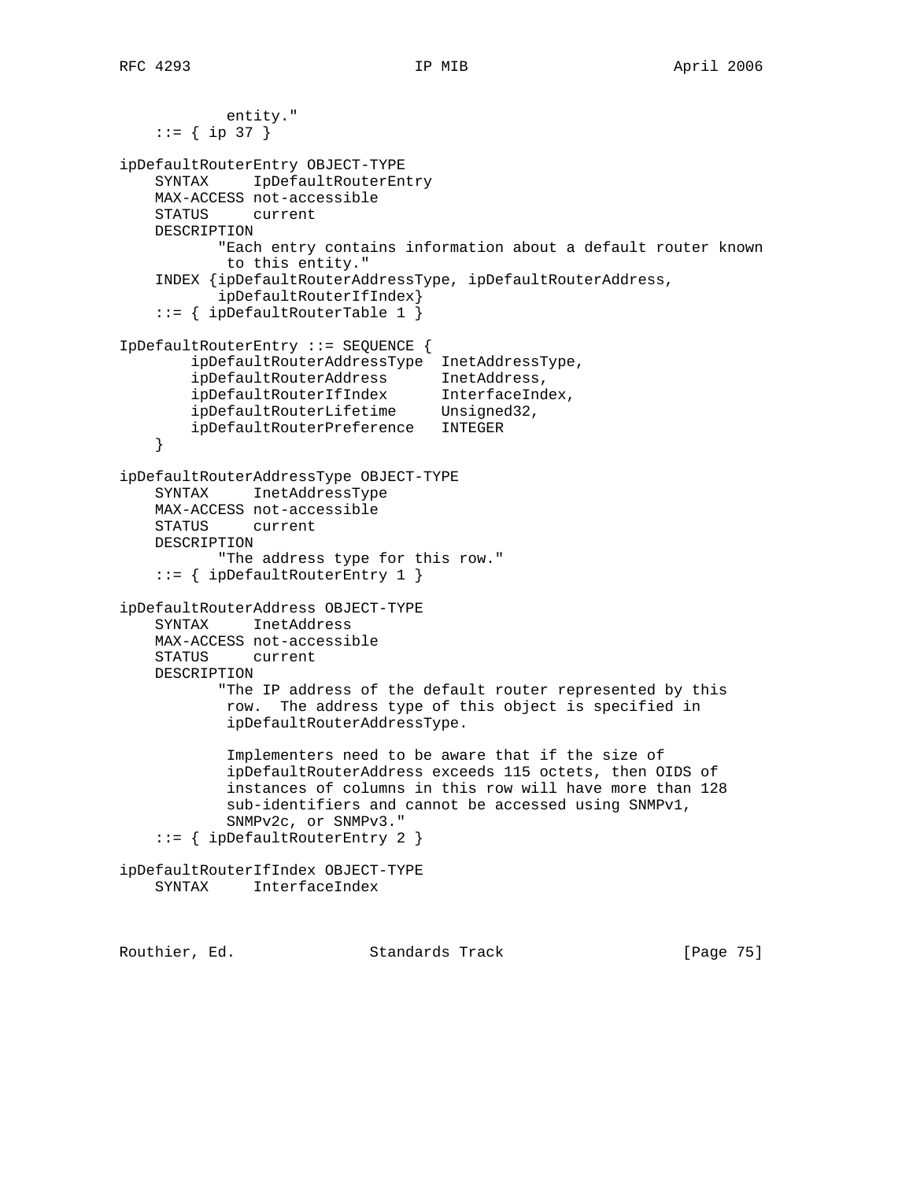```
            entity."
    ::= { ip 37 }

ipDefaultRouterEntry OBJECT-TYPE
    SYNTAX     IpDefaultRouterEntry
    MAX-ACCESS not-accessible
    STATUS     current
    DESCRIPTION
           "Each entry contains information about a default router known
            to this entity."
    INDEX {ipDefaultRouterAddressType, ipDefaultRouterAddress,
           ipDefaultRouterIfIndex}
    ::= { ipDefaultRouterTable 1 }

IpDefaultRouterEntry ::= SEQUENCE {
        ipDefaultRouterAddressType  InetAddressType,
        ipDefaultRouterAddress      InetAddress,
        ipDefaultRouterIfIndex      InterfaceIndex,
        ipDefaultRouterLifetime     Unsigned32,
        ipDefaultRouterPreference   INTEGER
    }

ipDefaultRouterAddressType OBJECT-TYPE
    SYNTAX     InetAddressType
    MAX-ACCESS not-accessible
    STATUS     current
    DESCRIPTION
           "The address type for this row."
    ::= { ipDefaultRouterEntry 1 }

ipDefaultRouterAddress OBJECT-TYPE
    SYNTAX     InetAddress
    MAX-ACCESS not-accessible
    STATUS     current
    DESCRIPTION
           "The IP address of the default router represented by this
            row.  The address type of this object is specified in
            ipDefaultRouterAddressType.

            Implementers need to be aware that if the size of
            ipDefaultRouterAddress exceeds 115 octets, then OIDS of
            instances of columns in this row will have more than 128
            sub-identifiers and cannot be accessed using SNMPv1,
            SNMPv2c, or SNMPv3."
    ::= { ipDefaultRouterEntry 2 }

ipDefaultRouterIfIndex OBJECT-TYPE
    SYNTAX     InterfaceIndex
```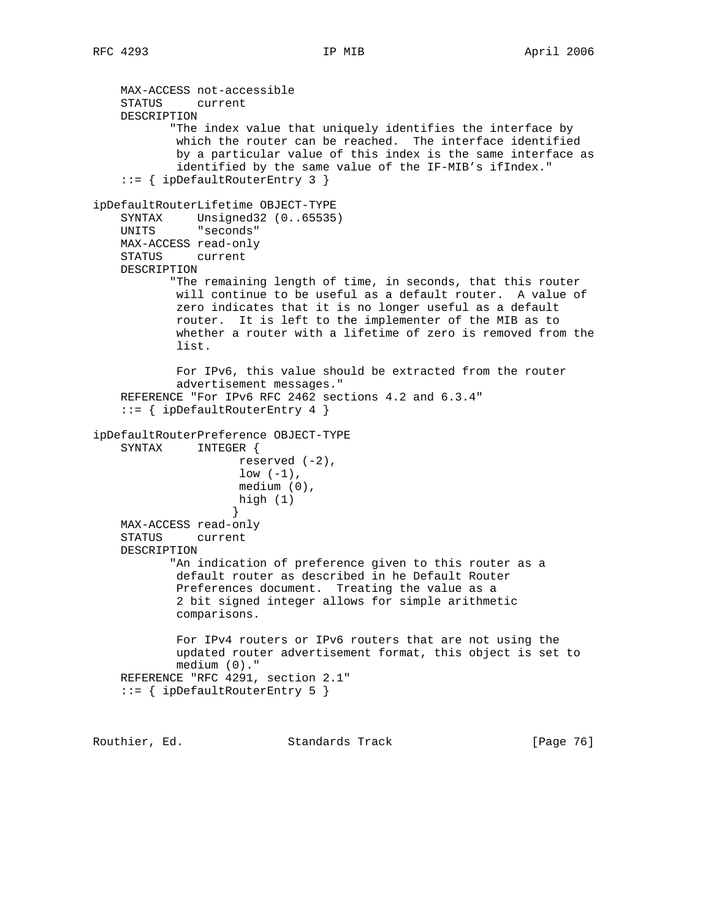```
    MAX-ACCESS not-accessible
    STATUS     current
    DESCRIPTION
           "The index value that uniquely identifies the interface by
            which the router can be reached.  The interface identified
            by a particular value of this index is the same interface as
            identified by the same value of the IF-MIB's ifIndex."
    ::= { ipDefaultRouterEntry 3 }

ipDefaultRouterLifetime OBJECT-TYPE
    SYNTAX     Unsigned32 (0..65535)
    UNITS      "seconds"
    MAX-ACCESS read-only
    STATUS     current
    DESCRIPTION
           "The remaining length of time, in seconds, that this router
            will continue to be useful as a default router.  A value of
            zero indicates that it is no longer useful as a default
            router.  It is left to the implementer of the MIB as to
            whether a router with a lifetime of zero is removed from the
            list.

            For IPv6, this value should be extracted from the router
            advertisement messages."
    REFERENCE "For IPv6 RFC 2462 sections 4.2 and 6.3.4"
    ::= { ipDefaultRouterEntry 4 }

ipDefaultRouterPreference OBJECT-TYPE
    SYNTAX     INTEGER {
                     reserved (-2),
                     low (-1),
                     medium (0),
                     high (1)
                    }
    MAX-ACCESS read-only
    STATUS     current
    DESCRIPTION
           "An indication of preference given to this router as a
            default router as described in he Default Router
            Preferences document.  Treating the value as a
            2 bit signed integer allows for simple arithmetic
            comparisons.

            For IPv4 routers or IPv6 routers that are not using the
            updated router advertisement format, this object is set to
            medium (0)."
    REFERENCE "RFC 4291, section 2.1"
    ::= { ipDefaultRouterEntry 5 }
```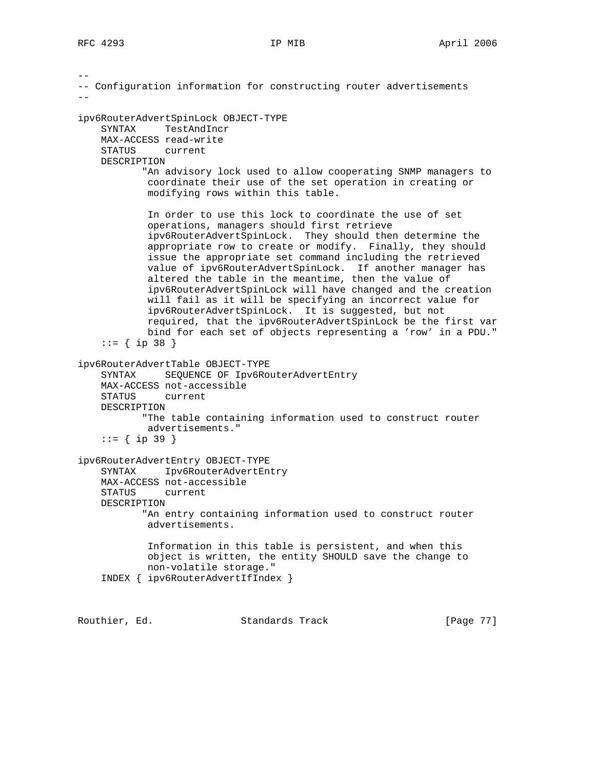```
--
-- Configuration information for constructing router advertisements
--

ipv6RouterAdvertSpinLock OBJECT-TYPE
    SYNTAX     TestAndIncr
    MAX-ACCESS read-write
    STATUS     current
    DESCRIPTION
           "An advisory lock used to allow cooperating SNMP managers to
            coordinate their use of the set operation in creating or
            modifying rows within this table.

            In order to use this lock to coordinate the use of set
            operations, managers should first retrieve
            ipv6RouterAdvertSpinLock.  They should then determine the
            appropriate row to create or modify.  Finally, they should
            issue the appropriate set command including the retrieved
            value of ipv6RouterAdvertSpinLock.  If another manager has
            altered the table in the meantime, then the value of
            ipv6RouterAdvertSpinLock will have changed and the creation
            will fail as it will be specifying an incorrect value for
            ipv6RouterAdvertSpinLock.  It is suggested, but not
            required, that the ipv6RouterAdvertSpinLock be the first var
            bind for each set of objects representing a 'row' in a PDU."
    ::= { ip 38 }

ipv6RouterAdvertTable OBJECT-TYPE
    SYNTAX     SEQUENCE OF Ipv6RouterAdvertEntry
    MAX-ACCESS not-accessible
    STATUS     current
    DESCRIPTION
           "The table containing information used to construct router
            advertisements."
    ::= { ip 39 }

ipv6RouterAdvertEntry OBJECT-TYPE
    SYNTAX     Ipv6RouterAdvertEntry
    MAX-ACCESS not-accessible
    STATUS     current
    DESCRIPTION
           "An entry containing information used to construct router
            advertisements.

            Information in this table is persistent, and when this
            object is written, the entity SHOULD save the change to
            non-volatile storage."
    INDEX { ipv6RouterAdvertIfIndex }
```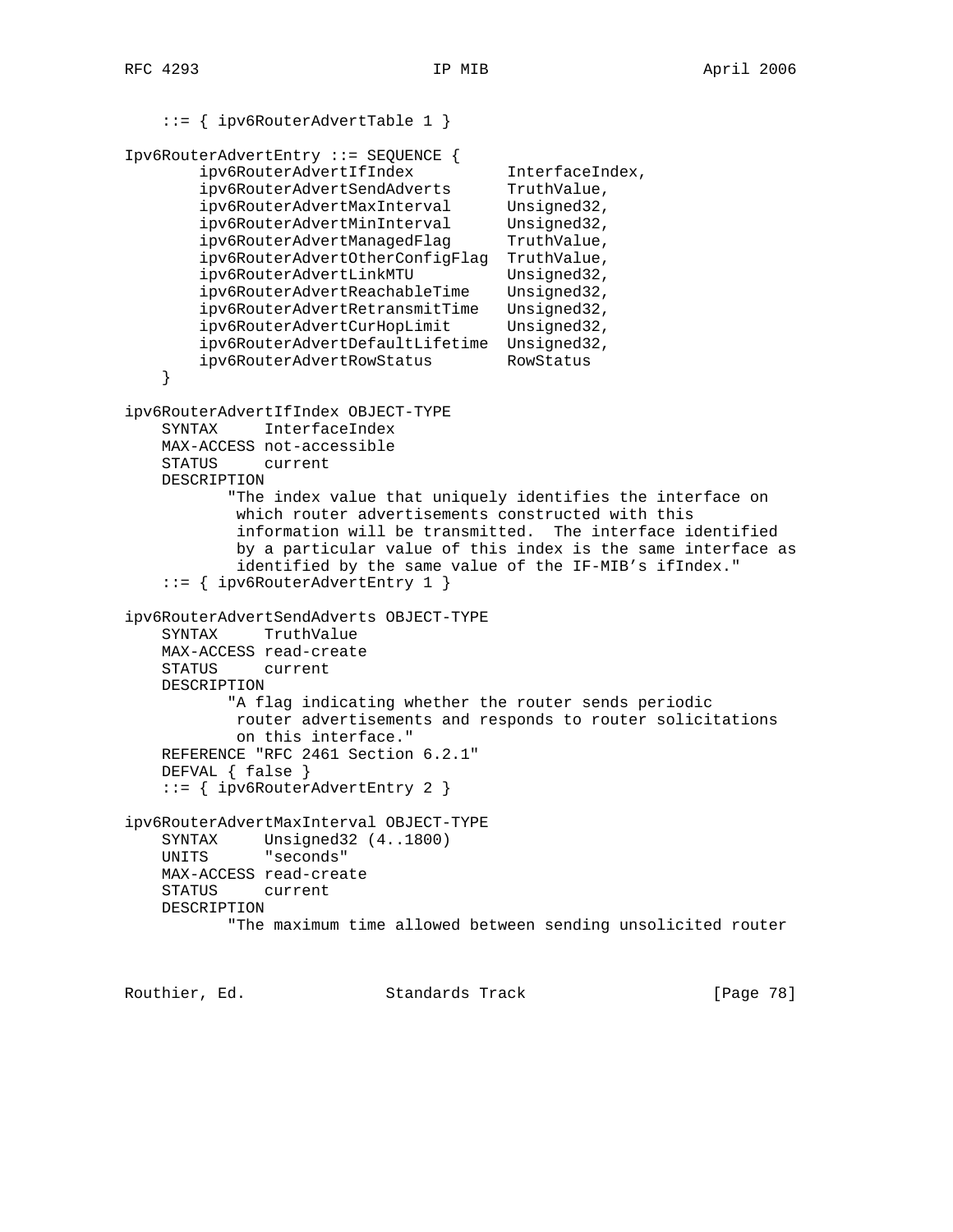```
    ::= { ipv6RouterAdvertTable 1 }

Ipv6RouterAdvertEntry ::= SEQUENCE {
        ipv6RouterAdvertIfIndex          InterfaceIndex,
        ipv6RouterAdvertSendAdverts      TruthValue,
        ipv6RouterAdvertMaxInterval      Unsigned32,
        ipv6RouterAdvertMinInterval      Unsigned32,
        ipv6RouterAdvertManagedFlag      TruthValue,
        ipv6RouterAdvertOtherConfigFlag  TruthValue,
        ipv6RouterAdvertLinkMTU          Unsigned32,
        ipv6RouterAdvertReachableTime    Unsigned32,
        ipv6RouterAdvertRetransmitTime   Unsigned32,
        ipv6RouterAdvertCurHopLimit      Unsigned32,
        ipv6RouterAdvertDefaultLifetime  Unsigned32,
        ipv6RouterAdvertRowStatus        RowStatus
    }

ipv6RouterAdvertIfIndex OBJECT-TYPE
    SYNTAX     InterfaceIndex
    MAX-ACCESS not-accessible
    STATUS     current
    DESCRIPTION
           "The index value that uniquely identifies the interface on
            which router advertisements constructed with this
            information will be transmitted.  The interface identified
            by a particular value of this index is the same interface as
            identified by the same value of the IF-MIB's ifIndex."
    ::= { ipv6RouterAdvertEntry 1 }

ipv6RouterAdvertSendAdverts OBJECT-TYPE
    SYNTAX     TruthValue
    MAX-ACCESS read-create
    STATUS     current
    DESCRIPTION
           "A flag indicating whether the router sends periodic
            router advertisements and responds to router solicitations
            on this interface."
    REFERENCE "RFC 2461 Section 6.2.1"
    DEFVAL { false }
    ::= { ipv6RouterAdvertEntry 2 }

ipv6RouterAdvertMaxInterval OBJECT-TYPE
    SYNTAX     Unsigned32 (4..1800)
    UNITS      "seconds"
    MAX-ACCESS read-create
    STATUS     current
    DESCRIPTION
           "The maximum time allowed between sending unsolicited router
```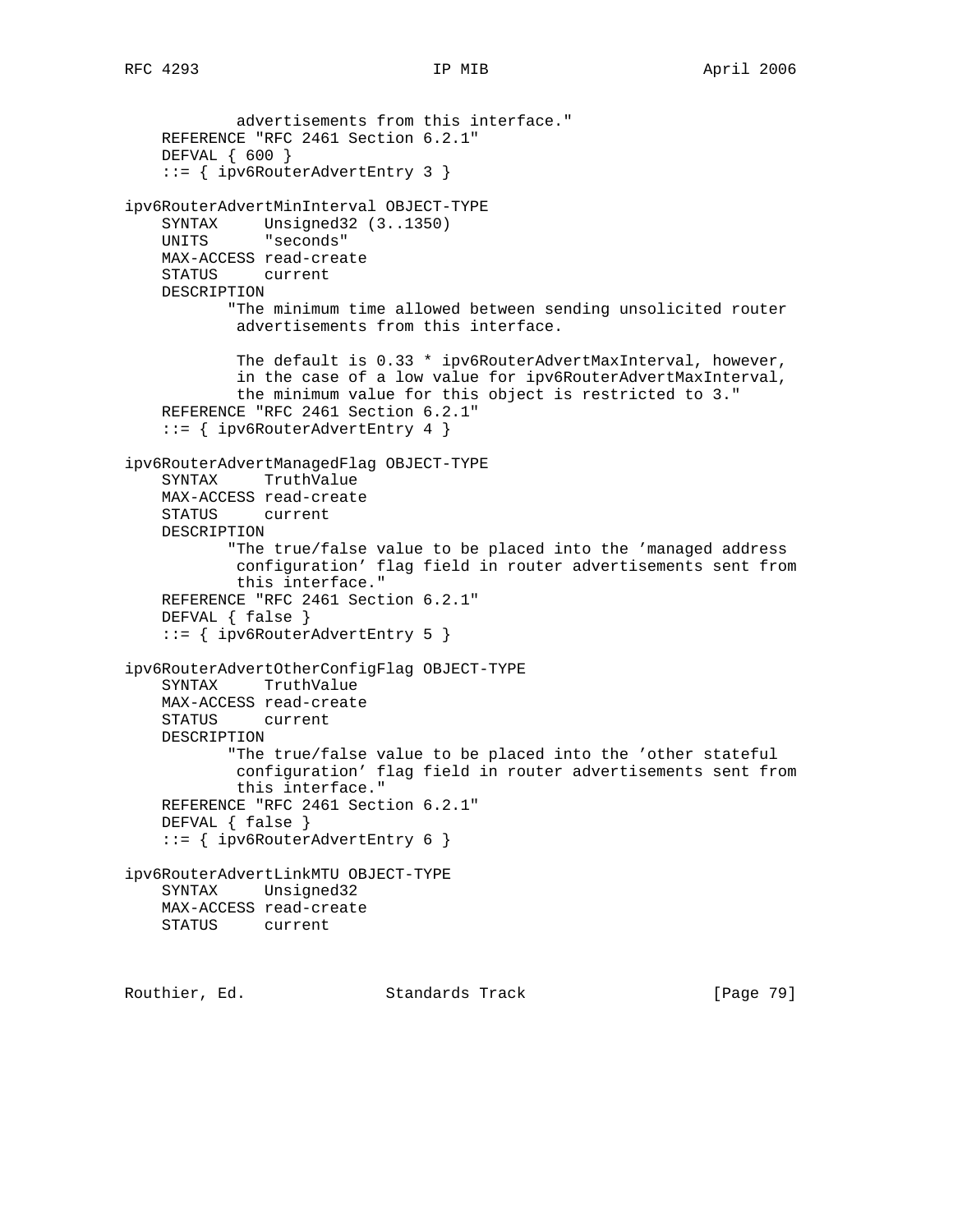```
            advertisements from this interface."
    REFERENCE "RFC 2461 Section 6.2.1"
    DEFVAL { 600 }
    ::= { ipv6RouterAdvertEntry 3 }

ipv6RouterAdvertMinInterval OBJECT-TYPE
    SYNTAX     Unsigned32 (3..1350)
    UNITS      "seconds"
    MAX-ACCESS read-create
    STATUS     current
    DESCRIPTION
           "The minimum time allowed between sending unsolicited router
            advertisements from this interface.

            The default is 0.33 * ipv6RouterAdvertMaxInterval, however,
            in the case of a low value for ipv6RouterAdvertMaxInterval,
            the minimum value for this object is restricted to 3."
    REFERENCE "RFC 2461 Section 6.2.1"
    ::= { ipv6RouterAdvertEntry 4 }

ipv6RouterAdvertManagedFlag OBJECT-TYPE
    SYNTAX     TruthValue
    MAX-ACCESS read-create
    STATUS     current
    DESCRIPTION
           "The true/false value to be placed into the 'managed address
            configuration' flag field in router advertisements sent from
            this interface."
    REFERENCE "RFC 2461 Section 6.2.1"
    DEFVAL { false }
    ::= { ipv6RouterAdvertEntry 5 }

ipv6RouterAdvertOtherConfigFlag OBJECT-TYPE
    SYNTAX     TruthValue
    MAX-ACCESS read-create
    STATUS     current
    DESCRIPTION
           "The true/false value to be placed into the 'other stateful
            configuration' flag field in router advertisements sent from
            this interface."
    REFERENCE "RFC 2461 Section 6.2.1"
    DEFVAL { false }
    ::= { ipv6RouterAdvertEntry 6 }

ipv6RouterAdvertLinkMTU OBJECT-TYPE
    SYNTAX     Unsigned32
    MAX-ACCESS read-create
    STATUS     current
```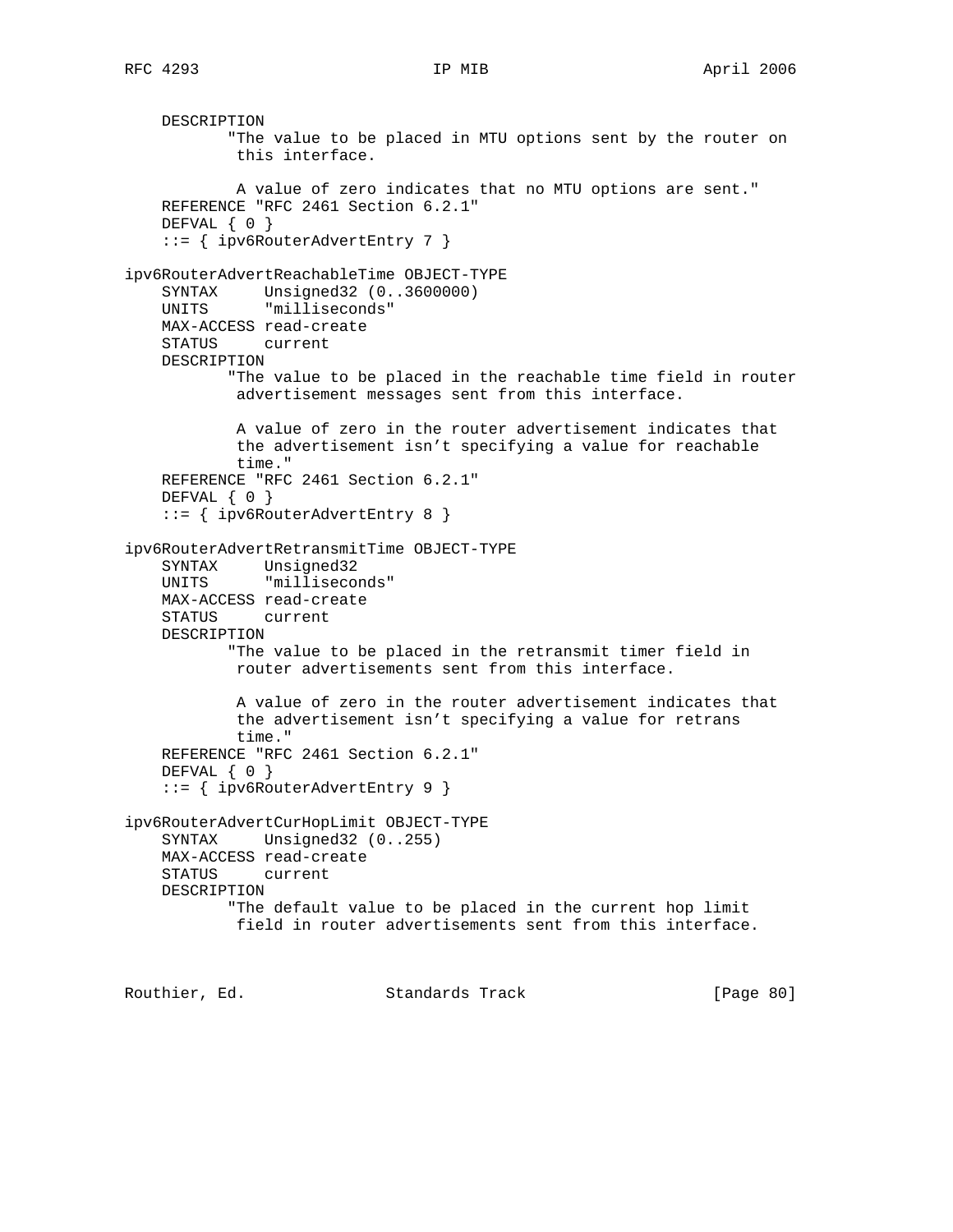```
    DESCRIPTION
           "The value to be placed in MTU options sent by the router on
            this interface.

            A value of zero indicates that no MTU options are sent."
    REFERENCE "RFC 2461 Section 6.2.1"
    DEFVAL { 0 }
    ::= { ipv6RouterAdvertEntry 7 }

ipv6RouterAdvertReachableTime OBJECT-TYPE
    SYNTAX     Unsigned32 (0..3600000)
    UNITS      "milliseconds"
    MAX-ACCESS read-create
    STATUS     current
    DESCRIPTION
           "The value to be placed in the reachable time field in router
            advertisement messages sent from this interface.

            A value of zero in the router advertisement indicates that
            the advertisement isn't specifying a value for reachable
            time."
    REFERENCE "RFC 2461 Section 6.2.1"
    DEFVAL { 0 }
    ::= { ipv6RouterAdvertEntry 8 }

ipv6RouterAdvertRetransmitTime OBJECT-TYPE
    SYNTAX     Unsigned32
    UNITS      "milliseconds"
    MAX-ACCESS read-create
    STATUS     current
    DESCRIPTION
           "The value to be placed in the retransmit timer field in
            router advertisements sent from this interface.

            A value of zero in the router advertisement indicates that
            the advertisement isn't specifying a value for retrans
            time."
    REFERENCE "RFC 2461 Section 6.2.1"
    DEFVAL { 0 }
    ::= { ipv6RouterAdvertEntry 9 }

ipv6RouterAdvertCurHopLimit OBJECT-TYPE
    SYNTAX     Unsigned32 (0..255)
    MAX-ACCESS read-create
    STATUS     current
    DESCRIPTION
           "The default value to be placed in the current hop limit
            field in router advertisements sent from this interface.
```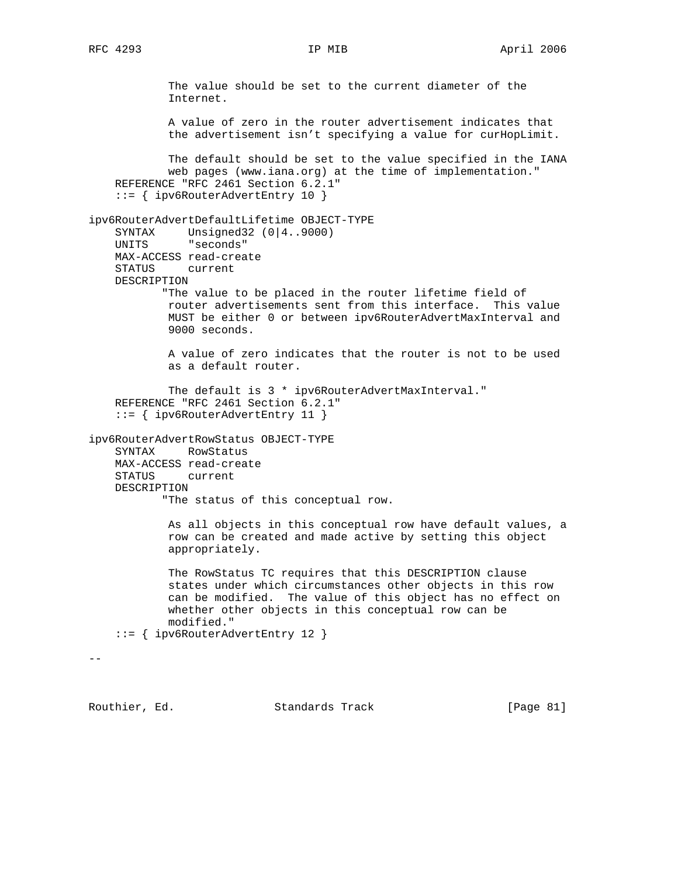```
            The value should be set to the current diameter of the
            Internet.

            A value of zero in the router advertisement indicates that
            the advertisement isn't specifying a value for curHopLimit.

            The default should be set to the value specified in the IANA
            web pages (www.iana.org) at the time of implementation."
    REFERENCE "RFC 2461 Section 6.2.1"
    ::= { ipv6RouterAdvertEntry 10 }

ipv6RouterAdvertDefaultLifetime OBJECT-TYPE
    SYNTAX     Unsigned32 (0|4..9000)
    UNITS      "seconds"
    MAX-ACCESS read-create
    STATUS     current
    DESCRIPTION
           "The value to be placed in the router lifetime field of
            router advertisements sent from this interface.  This value
            MUST be either 0 or between ipv6RouterAdvertMaxInterval and
            9000 seconds.

            A value of zero indicates that the router is not to be used
            as a default router.

            The default is 3 * ipv6RouterAdvertMaxInterval."
    REFERENCE "RFC 2461 Section 6.2.1"
    ::= { ipv6RouterAdvertEntry 11 }

ipv6RouterAdvertRowStatus OBJECT-TYPE
    SYNTAX     RowStatus
    MAX-ACCESS read-create
    STATUS     current
    DESCRIPTION
           "The status of this conceptual row.

            As all objects in this conceptual row have default values, a
            row can be created and made active by setting this object
            appropriately.

            The RowStatus TC requires that this DESCRIPTION clause
            states under which circumstances other objects in this row
            can be modified.  The value of this object has no effect on
            whether other objects in this conceptual row can be
            modified."
    ::= { ipv6RouterAdvertEntry 12 }

--
```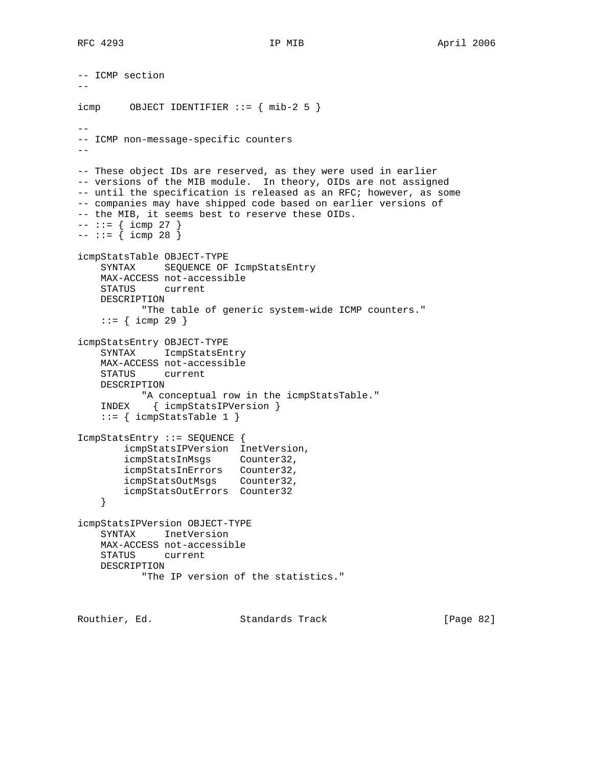```
-- ICMP section
--

icmp     OBJECT IDENTIFIER ::= { mib-2 5 }

--
-- ICMP non-message-specific counters
--

-- These object IDs are reserved, as they were used in earlier
-- versions of the MIB module.  In theory, OIDs are not assigned
-- until the specification is released as an RFC; however, as some
-- companies may have shipped code based on earlier versions of
-- the MIB, it seems best to reserve these OIDs.
-- ::= { icmp 27 }
-- ::= { icmp 28 }

icmpStatsTable OBJECT-TYPE
    SYNTAX     SEQUENCE OF IcmpStatsEntry
    MAX-ACCESS not-accessible
    STATUS     current
    DESCRIPTION
           "The table of generic system-wide ICMP counters."
    ::= { icmp 29 }

icmpStatsEntry OBJECT-TYPE
    SYNTAX     IcmpStatsEntry
    MAX-ACCESS not-accessible
    STATUS     current
    DESCRIPTION
           "A conceptual row in the icmpStatsTable."
    INDEX    { icmpStatsIPVersion }
    ::= { icmpStatsTable 1 }

IcmpStatsEntry ::= SEQUENCE {
        icmpStatsIPVersion  InetVersion,
        icmpStatsInMsgs     Counter32,
        icmpStatsInErrors   Counter32,
        icmpStatsOutMsgs    Counter32,
        icmpStatsOutErrors  Counter32
    }

icmpStatsIPVersion OBJECT-TYPE
    SYNTAX     InetVersion
    MAX-ACCESS not-accessible
    STATUS     current
    DESCRIPTION
           "The IP version of the statistics."
```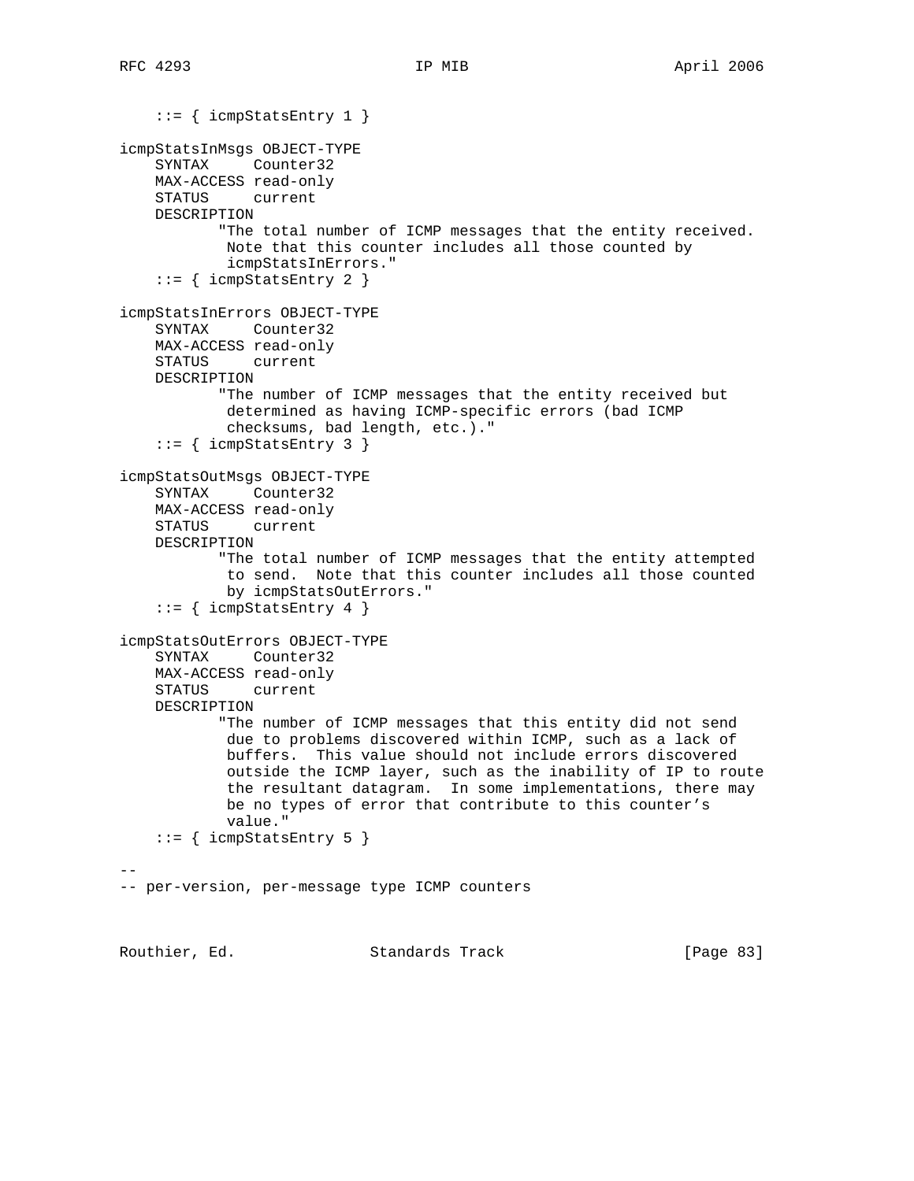```
    ::= { icmpStatsEntry 1 }

icmpStatsInMsgs OBJECT-TYPE
    SYNTAX     Counter32
    MAX-ACCESS read-only
    STATUS     current
    DESCRIPTION
           "The total number of ICMP messages that the entity received.
            Note that this counter includes all those counted by
            icmpStatsInErrors."
    ::= { icmpStatsEntry 2 }

icmpStatsInErrors OBJECT-TYPE
    SYNTAX     Counter32
    MAX-ACCESS read-only
    STATUS     current
    DESCRIPTION
           "The number of ICMP messages that the entity received but
            determined as having ICMP-specific errors (bad ICMP
            checksums, bad length, etc.)."
    ::= { icmpStatsEntry 3 }

icmpStatsOutMsgs OBJECT-TYPE
    SYNTAX     Counter32
    MAX-ACCESS read-only
    STATUS     current
    DESCRIPTION
           "The total number of ICMP messages that the entity attempted
            to send.  Note that this counter includes all those counted
            by icmpStatsOutErrors."
    ::= { icmpStatsEntry 4 }

icmpStatsOutErrors OBJECT-TYPE
    SYNTAX     Counter32
    MAX-ACCESS read-only
    STATUS     current
    DESCRIPTION
           "The number of ICMP messages that this entity did not send
            due to problems discovered within ICMP, such as a lack of
            buffers.  This value should not include errors discovered
            outside the ICMP layer, such as the inability of IP to route
            the resultant datagram.  In some implementations, there may
            be no types of error that contribute to this counter's
            value."
    ::= { icmpStatsEntry 5 }

--
-- per-version, per-message type ICMP counters
```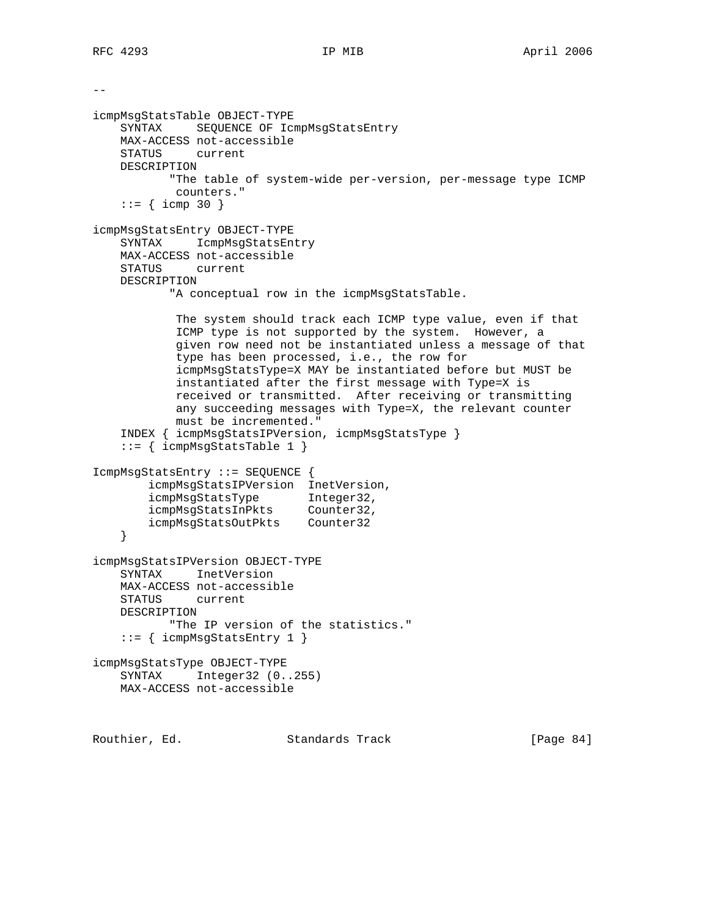```
--

icmpMsgStatsTable OBJECT-TYPE
    SYNTAX     SEQUENCE OF IcmpMsgStatsEntry
    MAX-ACCESS not-accessible
    STATUS     current
    DESCRIPTION
           "The table of system-wide per-version, per-message type ICMP
            counters."
    ::= { icmp 30 }

icmpMsgStatsEntry OBJECT-TYPE
    SYNTAX     IcmpMsgStatsEntry
    MAX-ACCESS not-accessible
    STATUS     current
    DESCRIPTION
           "A conceptual row in the icmpMsgStatsTable.

            The system should track each ICMP type value, even if that
            ICMP type is not supported by the system.  However, a
            given row need not be instantiated unless a message of that
            type has been processed, i.e., the row for
            icmpMsgStatsType=X MAY be instantiated before but MUST be
            instantiated after the first message with Type=X is
            received or transmitted.  After receiving or transmitting
            any succeeding messages with Type=X, the relevant counter
            must be incremented."
    INDEX { icmpMsgStatsIPVersion, icmpMsgStatsType }
    ::= { icmpMsgStatsTable 1 }

IcmpMsgStatsEntry ::= SEQUENCE {
        icmpMsgStatsIPVersion  InetVersion,
        icmpMsgStatsType       Integer32,
        icmpMsgStatsInPkts     Counter32,
        icmpMsgStatsOutPkts    Counter32
    }

icmpMsgStatsIPVersion OBJECT-TYPE
    SYNTAX     InetVersion
    MAX-ACCESS not-accessible
    STATUS     current
    DESCRIPTION
           "The IP version of the statistics."
    ::= { icmpMsgStatsEntry 1 }

icmpMsgStatsType OBJECT-TYPE
    SYNTAX     Integer32 (0..255)
    MAX-ACCESS not-accessible
```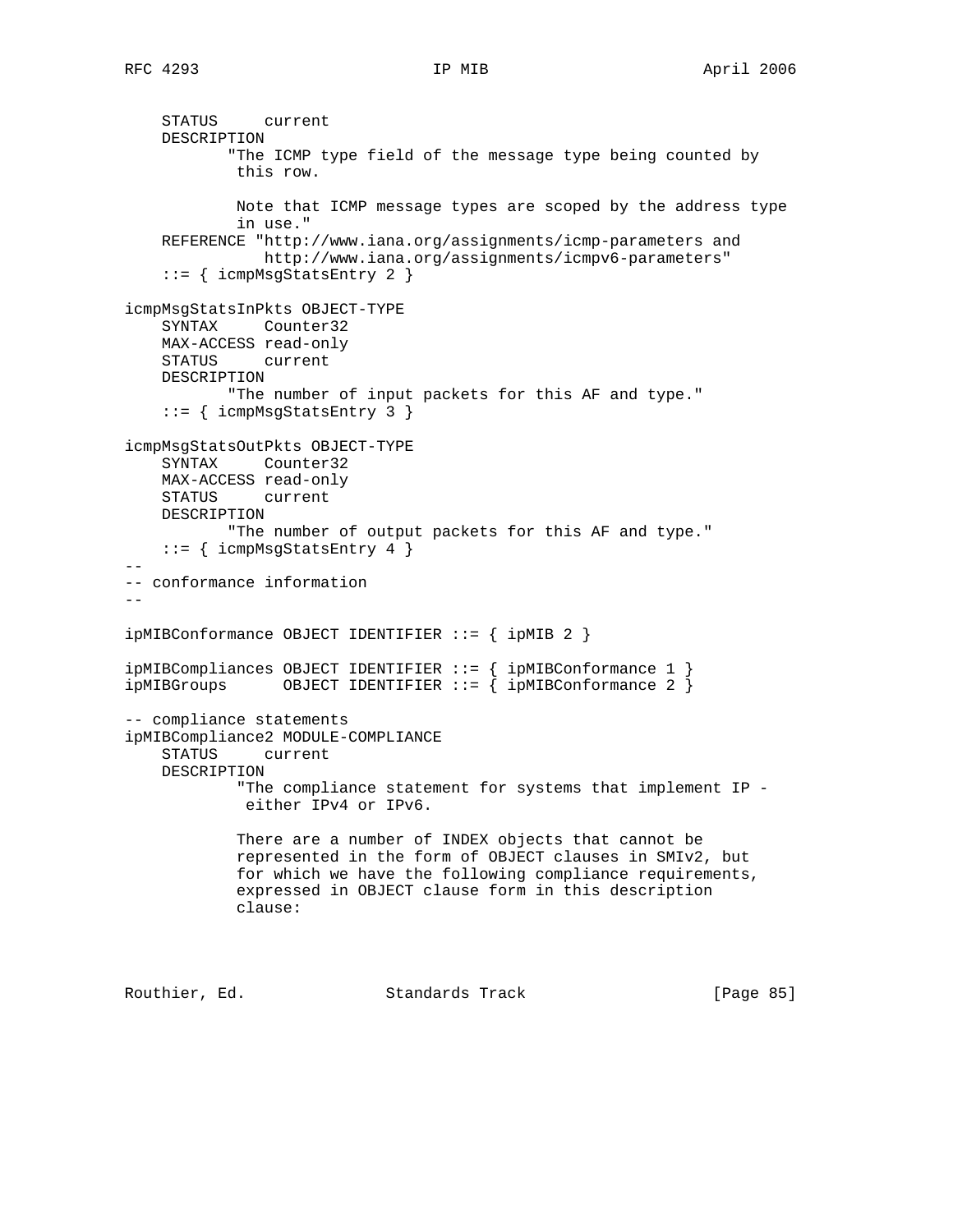```
    STATUS     current
    DESCRIPTION
           "The ICMP type field of the message type being counted by
            this row.

            Note that ICMP message types are scoped by the address type
            in use."
    REFERENCE "http://www.iana.org/assignments/icmp-parameters and
               http://www.iana.org/assignments/icmpv6-parameters"
    ::= { icmpMsgStatsEntry 2 }

icmpMsgStatsInPkts OBJECT-TYPE
    SYNTAX     Counter32
    MAX-ACCESS read-only
    STATUS     current
    DESCRIPTION
           "The number of input packets for this AF and type."
    ::= { icmpMsgStatsEntry 3 }

icmpMsgStatsOutPkts OBJECT-TYPE
    SYNTAX     Counter32
    MAX-ACCESS read-only
    STATUS     current
    DESCRIPTION
           "The number of output packets for this AF and type."
    ::= { icmpMsgStatsEntry 4 }
--
-- conformance information
--

ipMIBConformance OBJECT IDENTIFIER ::= { ipMIB 2 }

ipMIBCompliances OBJECT IDENTIFIER ::= { ipMIBConformance 1 }
ipMIBGroups      OBJECT IDENTIFIER ::= { ipMIBConformance 2 }

-- compliance statements
ipMIBCompliance2 MODULE-COMPLIANCE
    STATUS     current
    DESCRIPTION
            "The compliance statement for systems that implement IP -
             either IPv4 or IPv6.

            There are a number of INDEX objects that cannot be
            represented in the form of OBJECT clauses in SMIv2, but
            for which we have the following compliance requirements,
            expressed in OBJECT clause form in this description
            clause:
```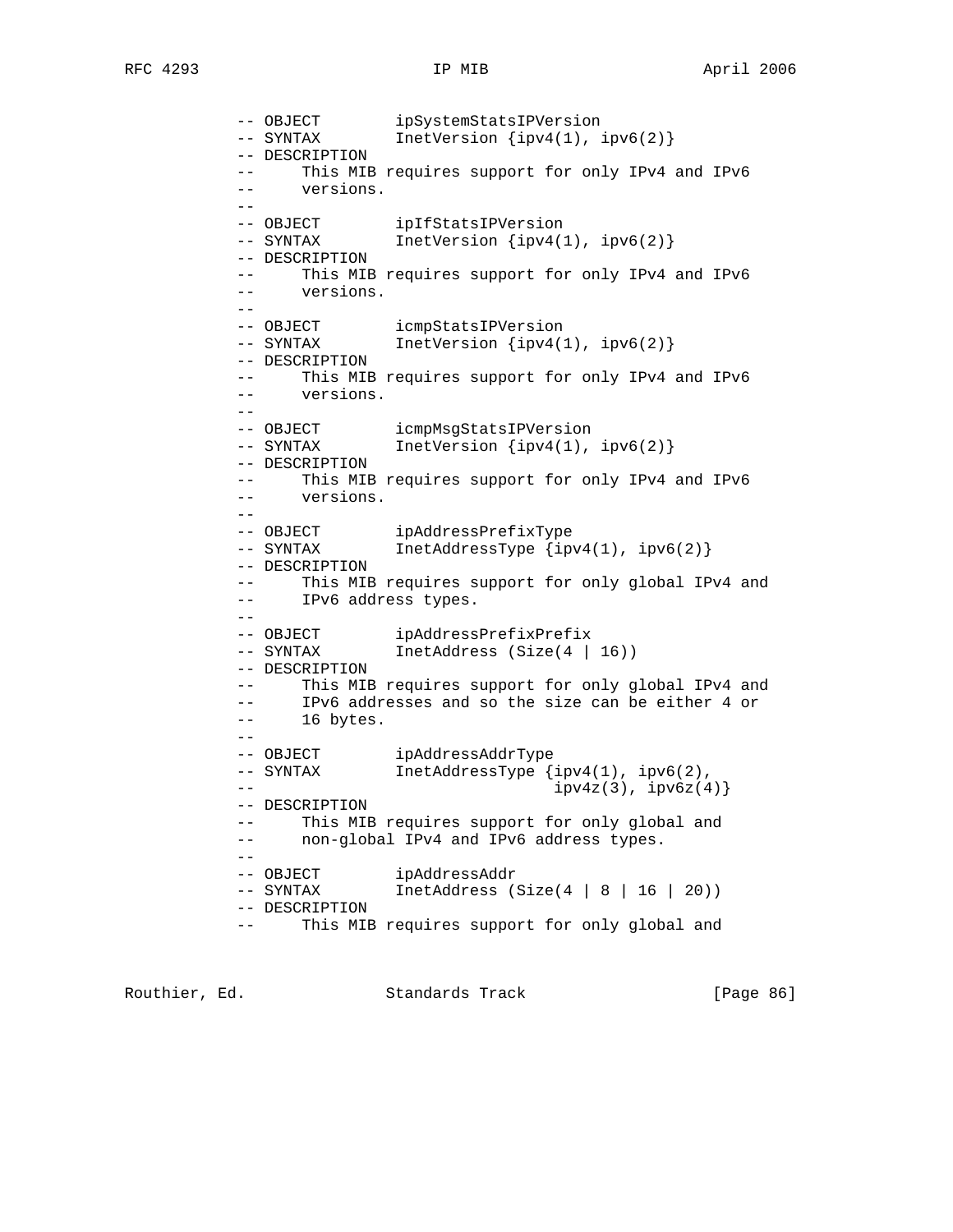```
          -- OBJECT        ipSystemStatsIPVersion
          -- SYNTAX        InetVersion {ipv4(1), ipv6(2)}
          -- DESCRIPTION
          --     This MIB requires support for only IPv4 and IPv6
          --     versions.
          --
          -- OBJECT        ipIfStatsIPVersion
          -- SYNTAX        InetVersion {ipv4(1), ipv6(2)}
          -- DESCRIPTION
          --     This MIB requires support for only IPv4 and IPv6
          --     versions.
          --
          -- OBJECT        icmpStatsIPVersion
          -- SYNTAX        InetVersion {ipv4(1), ipv6(2)}
          -- DESCRIPTION
          --     This MIB requires support for only IPv4 and IPv6
          --     versions.
          --
          -- OBJECT        icmpMsgStatsIPVersion
          -- SYNTAX        InetVersion {ipv4(1), ipv6(2)}
          -- DESCRIPTION
          --     This MIB requires support for only IPv4 and IPv6
          --     versions.
          --
          -- OBJECT        ipAddressPrefixType
          -- SYNTAX        InetAddressType {ipv4(1), ipv6(2)}
          -- DESCRIPTION
          --     This MIB requires support for only global IPv4 and
          --     IPv6 address types.
          --
          -- OBJECT        ipAddressPrefixPrefix
          -- SYNTAX        InetAddress (Size(4 | 16))
          -- DESCRIPTION
          --     This MIB requires support for only global IPv4 and
          --     IPv6 addresses and so the size can be either 4 or
          --     16 bytes.
          --
          -- OBJECT        ipAddressAddrType
          -- SYNTAX        InetAddressType {ipv4(1), ipv6(2),
          --                                 ipv4z(3), ipv6z(4)}
          -- DESCRIPTION
          --     This MIB requires support for only global and
          --     non-global IPv4 and IPv6 address types.
          --
          -- OBJECT        ipAddressAddr
          -- SYNTAX        InetAddress (Size(4 | 8 | 16 | 20))
          -- DESCRIPTION
          --     This MIB requires support for only global and
```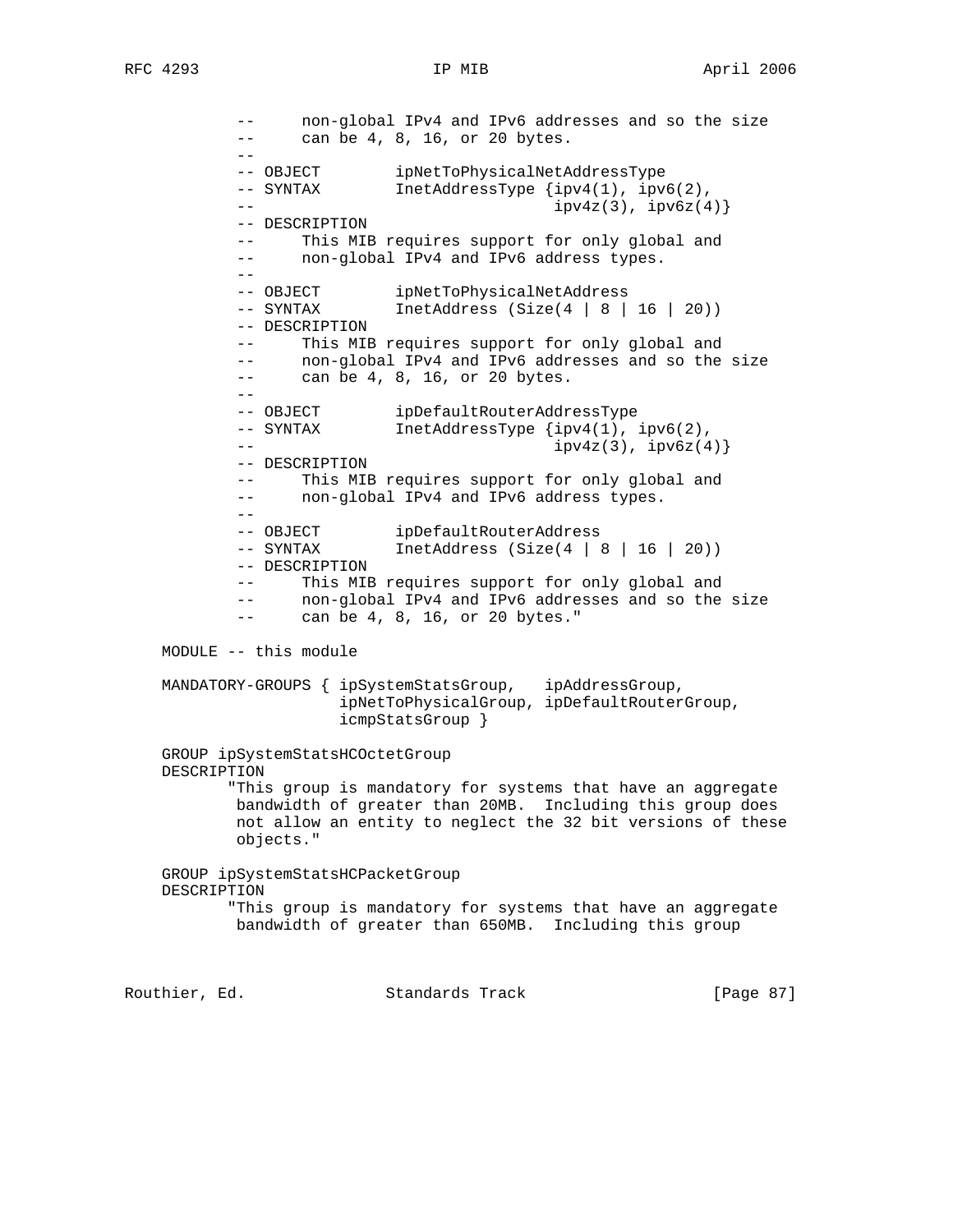```
          --      non-global IPv4 and IPv6 addresses and so the size
          --      can be 4, 8, 16, or 20 bytes.
          --
          -- OBJECT        ipNetToPhysicalNetAddressType
          -- SYNTAX        InetAddressType {ipv4(1), ipv6(2),
          --                               ipv4z(3), ipv6z(4)}
          -- DESCRIPTION
          --      This MIB requires support for only global and
          --      non-global IPv4 and IPv6 address types.
          --
          -- OBJECT        ipNetToPhysicalNetAddress
          -- SYNTAX        InetAddress (Size(4 | 8 | 16 | 20))
          -- DESCRIPTION
          --      This MIB requires support for only global and
          --      non-global IPv4 and IPv6 addresses and so the size
          --      can be 4, 8, 16, or 20 bytes.
          --
          -- OBJECT        ipDefaultRouterAddressType
          -- SYNTAX        InetAddressType {ipv4(1), ipv6(2),
          --                               ipv4z(3), ipv6z(4)}
          -- DESCRIPTION
          --      This MIB requires support for only global and
          --      non-global IPv4 and IPv6 address types.
          --
          -- OBJECT        ipDefaultRouterAddress
          -- SYNTAX        InetAddress (Size(4 | 8 | 16 | 20))
          -- DESCRIPTION
          --      This MIB requires support for only global and
          --      non-global IPv4 and IPv6 addresses and so the size
          --      can be 4, 8, 16, or 20 bytes."

    MODULE -- this module

    MANDATORY-GROUPS { ipSystemStatsGroup,   ipAddressGroup,
                       ipNetToPhysicalGroup, ipDefaultRouterGroup,
                       icmpStatsGroup }

    GROUP ipSystemStatsHCOctetGroup
    DESCRIPTION
           "This group is mandatory for systems that have an aggregate
            bandwidth of greater than 20MB.  Including this group does
            not allow an entity to neglect the 32 bit versions of these
            objects."

    GROUP ipSystemStatsHCPacketGroup
    DESCRIPTION
           "This group is mandatory for systems that have an aggregate
            bandwidth of greater than 650MB.  Including this group
```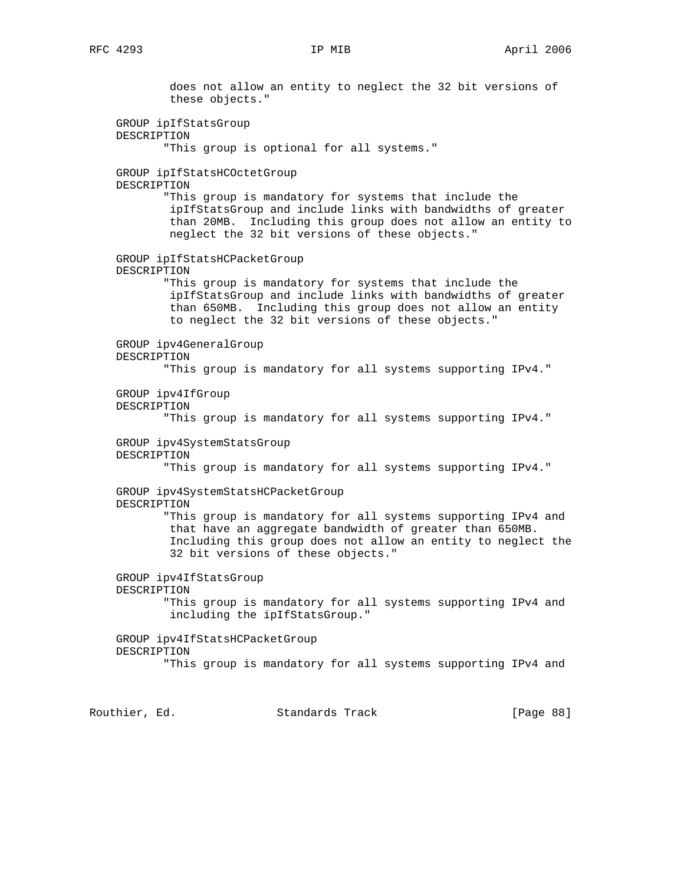```
             does not allow an entity to neglect the 32 bit versions of
             these objects."

        GROUP ipIfStatsGroup
        DESCRIPTION
            "This group is optional for all systems."

        GROUP ipIfStatsHCOctetGroup
        DESCRIPTION
            "This group is mandatory for systems that include the
             ipIfStatsGroup and include links with bandwidths of greater
             than 20MB.  Including this group does not allow an entity to
             neglect the 32 bit versions of these objects."

        GROUP ipIfStatsHCPacketGroup
        DESCRIPTION
            "This group is mandatory for systems that include the
             ipIfStatsGroup and include links with bandwidths of greater
             than 650MB.  Including this group does not allow an entity
             to neglect the 32 bit versions of these objects."

        GROUP ipv4GeneralGroup
        DESCRIPTION
            "This group is mandatory for all systems supporting IPv4."

        GROUP ipv4IfGroup
        DESCRIPTION
            "This group is mandatory for all systems supporting IPv4."

        GROUP ipv4SystemStatsGroup
        DESCRIPTION
            "This group is mandatory for all systems supporting IPv4."

        GROUP ipv4SystemStatsHCPacketGroup
        DESCRIPTION
            "This group is mandatory for all systems supporting IPv4 and
             that have an aggregate bandwidth of greater than 650MB.
             Including this group does not allow an entity to neglect the
             32 bit versions of these objects."

        GROUP ipv4IfStatsGroup
        DESCRIPTION
            "This group is mandatory for all systems supporting IPv4 and
             including the ipIfStatsGroup."

        GROUP ipv4IfStatsHCPacketGroup
        DESCRIPTION
            "This group is mandatory for all systems supporting IPv4 and
```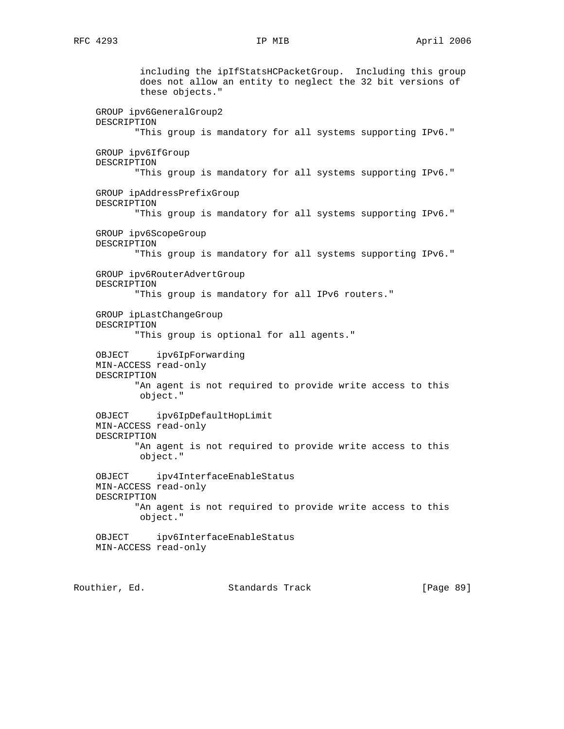```
             including the ipIfStatsHCPacketGroup.  Including this group
             does not allow an entity to neglect the 32 bit versions of
             these objects."

    GROUP ipv6GeneralGroup2
    DESCRIPTION
           "This group is mandatory for all systems supporting IPv6."

    GROUP ipv6IfGroup
    DESCRIPTION
           "This group is mandatory for all systems supporting IPv6."

    GROUP ipAddressPrefixGroup
    DESCRIPTION
           "This group is mandatory for all systems supporting IPv6."

    GROUP ipv6ScopeGroup
    DESCRIPTION
           "This group is mandatory for all systems supporting IPv6."

    GROUP ipv6RouterAdvertGroup
    DESCRIPTION
           "This group is mandatory for all IPv6 routers."

    GROUP ipLastChangeGroup
    DESCRIPTION
           "This group is optional for all agents."

    OBJECT     ipv6IpForwarding
    MIN-ACCESS read-only
    DESCRIPTION
           "An agent is not required to provide write access to this
            object."

    OBJECT     ipv6IpDefaultHopLimit
    MIN-ACCESS read-only
    DESCRIPTION
           "An agent is not required to provide write access to this
            object."

    OBJECT     ipv4InterfaceEnableStatus
    MIN-ACCESS read-only
    DESCRIPTION
           "An agent is not required to provide write access to this
            object."

    OBJECT     ipv6InterfaceEnableStatus
    MIN-ACCESS read-only
```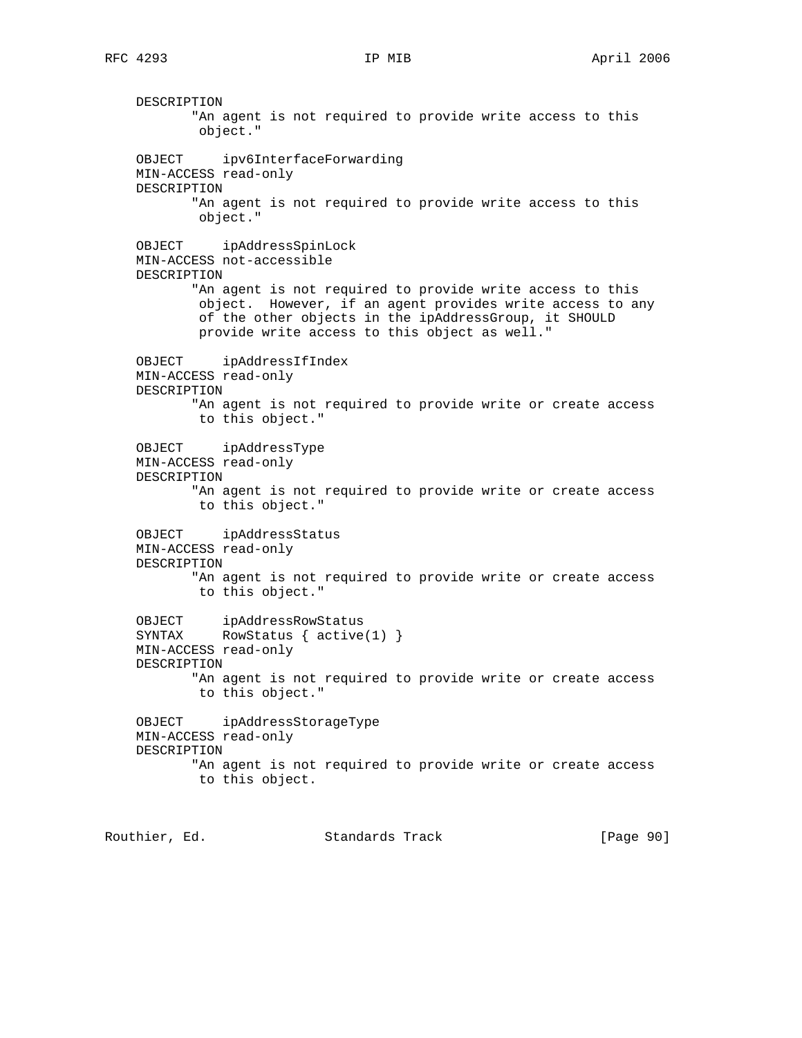```
    DESCRIPTION
           "An agent is not required to provide write access to this
            object."

    OBJECT      ipv6InterfaceForwarding
    MIN-ACCESS read-only
    DESCRIPTION
           "An agent is not required to provide write access to this
            object."

    OBJECT      ipAddressSpinLock
    MIN-ACCESS not-accessible
    DESCRIPTION
           "An agent is not required to provide write access to this
            object.  However, if an agent provides write access to any
            of the other objects in the ipAddressGroup, it SHOULD
            provide write access to this object as well."

    OBJECT      ipAddressIfIndex
    MIN-ACCESS read-only
    DESCRIPTION
           "An agent is not required to provide write or create access
            to this object."

    OBJECT      ipAddressType
    MIN-ACCESS read-only
    DESCRIPTION
           "An agent is not required to provide write or create access
            to this object."

    OBJECT      ipAddressStatus
    MIN-ACCESS read-only
    DESCRIPTION
           "An agent is not required to provide write or create access
            to this object."

    OBJECT      ipAddressRowStatus
    SYNTAX      RowStatus { active(1) }
    MIN-ACCESS read-only
    DESCRIPTION
           "An agent is not required to provide write or create access
            to this object."

    OBJECT      ipAddressStorageType
    MIN-ACCESS read-only
    DESCRIPTION
           "An agent is not required to provide write or create access
            to this object.
```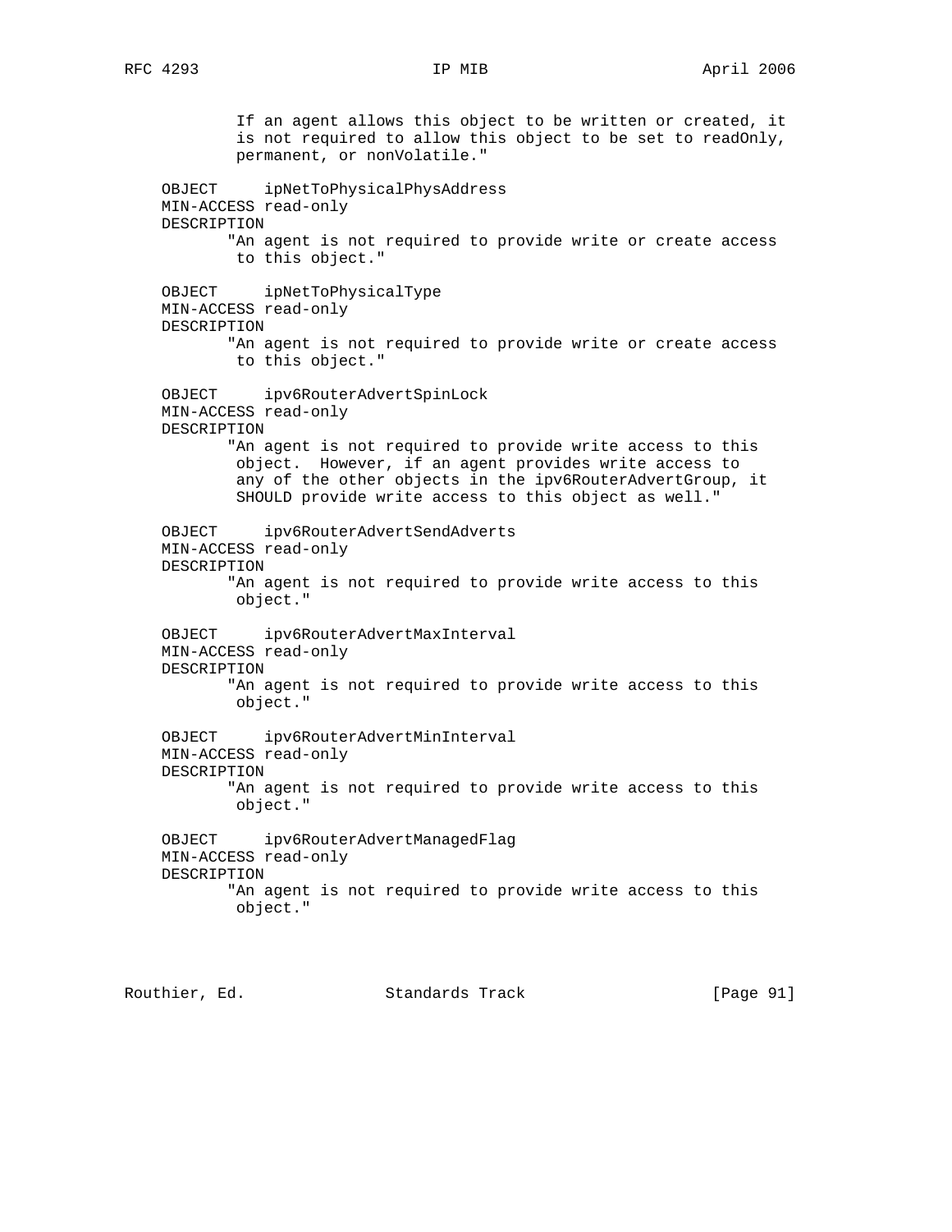```
             If an agent allows this object to be written or created, it
             is not required to allow this object to be set to readOnly,
             permanent, or nonVolatile."

       OBJECT      ipNetToPhysicalPhysAddress
       MIN-ACCESS read-only
       DESCRIPTION
              "An agent is not required to provide write or create access
               to this object."

       OBJECT      ipNetToPhysicalType
       MIN-ACCESS read-only
       DESCRIPTION
              "An agent is not required to provide write or create access
               to this object."

       OBJECT      ipv6RouterAdvertSpinLock
       MIN-ACCESS read-only
       DESCRIPTION
              "An agent is not required to provide write access to this
               object.  However, if an agent provides write access to
               any of the other objects in the ipv6RouterAdvertGroup, it
               SHOULD provide write access to this object as well."

       OBJECT      ipv6RouterAdvertSendAdverts
       MIN-ACCESS read-only
       DESCRIPTION
              "An agent is not required to provide write access to this
               object."

       OBJECT      ipv6RouterAdvertMaxInterval
       MIN-ACCESS read-only
       DESCRIPTION
              "An agent is not required to provide write access to this
               object."

       OBJECT      ipv6RouterAdvertMinInterval
       MIN-ACCESS read-only
       DESCRIPTION
              "An agent is not required to provide write access to this
               object."

       OBJECT      ipv6RouterAdvertManagedFlag
       MIN-ACCESS read-only
       DESCRIPTION
              "An agent is not required to provide write access to this
               object."
```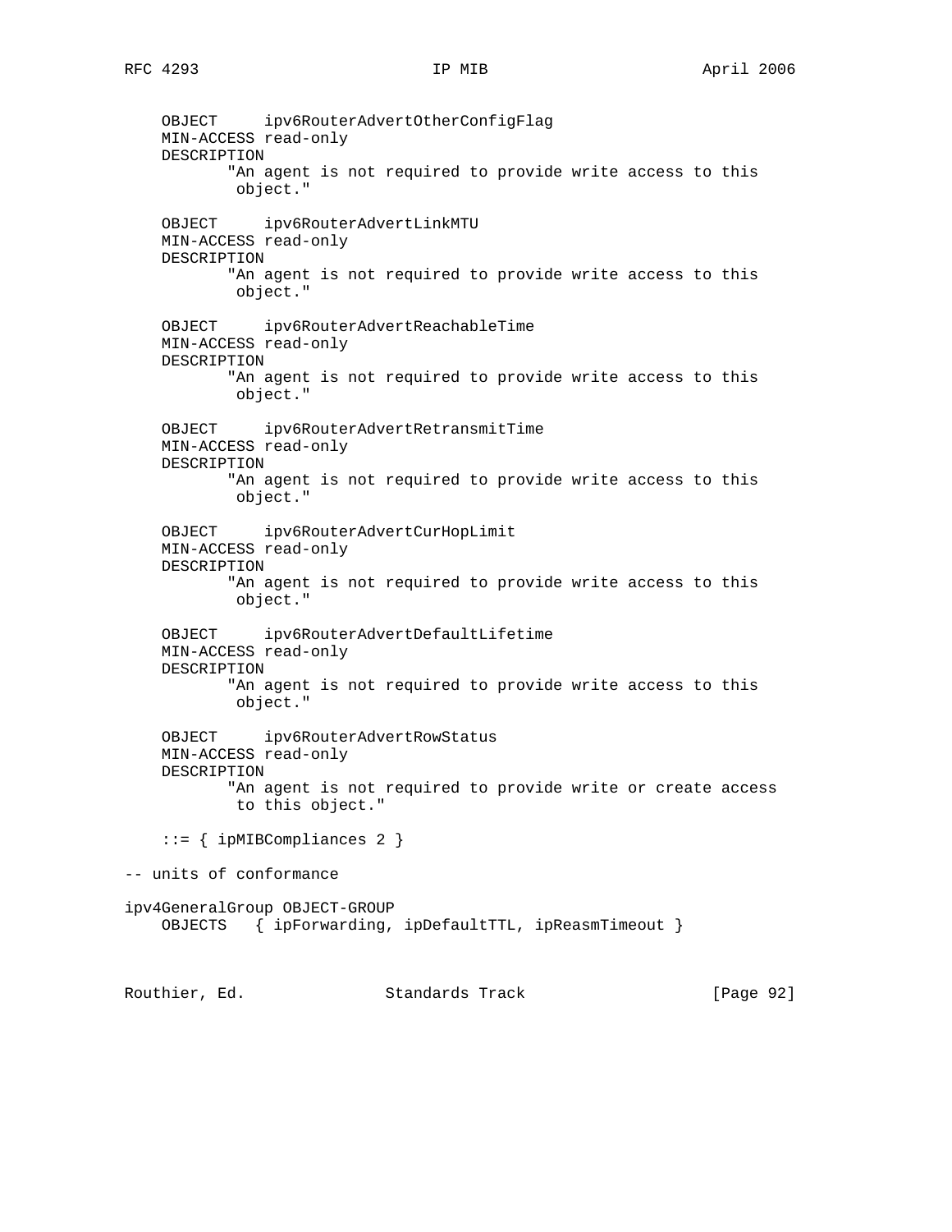```
    OBJECT      ipv6RouterAdvertOtherConfigFlag
    MIN-ACCESS read-only
    DESCRIPTION
           "An agent is not required to provide write access to this
            object."

    OBJECT      ipv6RouterAdvertLinkMTU
    MIN-ACCESS read-only
    DESCRIPTION
           "An agent is not required to provide write access to this
            object."

    OBJECT      ipv6RouterAdvertReachableTime
    MIN-ACCESS read-only
    DESCRIPTION
           "An agent is not required to provide write access to this
            object."

    OBJECT      ipv6RouterAdvertRetransmitTime
    MIN-ACCESS read-only
    DESCRIPTION
           "An agent is not required to provide write access to this
            object."

    OBJECT      ipv6RouterAdvertCurHopLimit
    MIN-ACCESS read-only
    DESCRIPTION
           "An agent is not required to provide write access to this
            object."

    OBJECT      ipv6RouterAdvertDefaultLifetime
    MIN-ACCESS read-only
    DESCRIPTION
           "An agent is not required to provide write access to this
            object."

    OBJECT      ipv6RouterAdvertRowStatus
    MIN-ACCESS read-only
    DESCRIPTION
           "An agent is not required to provide write or create access
            to this object."

    ::= { ipMIBCompliances 2 }

-- units of conformance

ipv4GeneralGroup OBJECT-GROUP
    OBJECTS   { ipForwarding, ipDefaultTTL, ipReasmTimeout }
```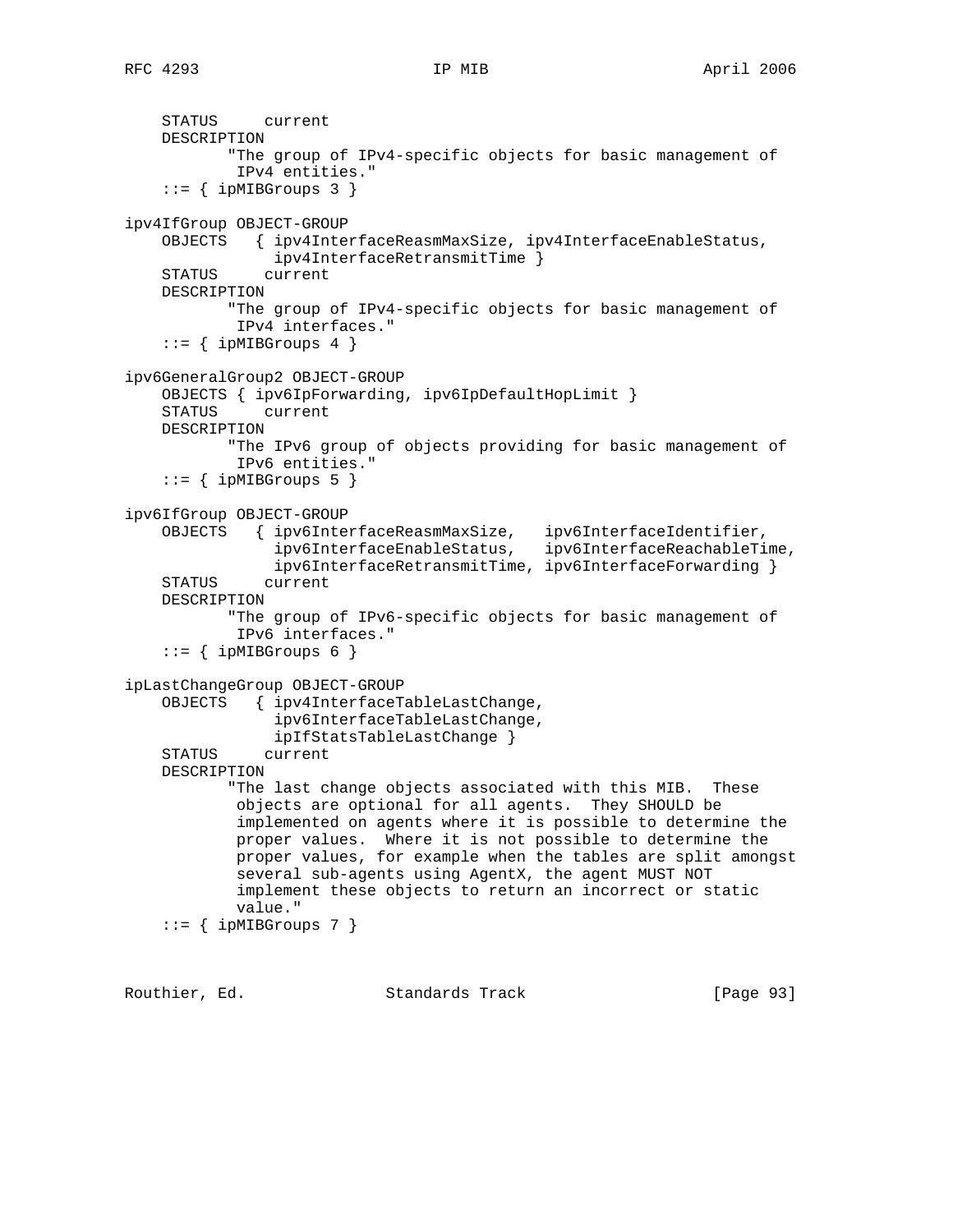```
    STATUS     current
    DESCRIPTION
           "The group of IPv4-specific objects for basic management of
            IPv4 entities."
    ::= { ipMIBGroups 3 }

ipv4IfGroup OBJECT-GROUP
    OBJECTS   { ipv4InterfaceReasmMaxSize, ipv4InterfaceEnableStatus,
                ipv4InterfaceRetransmitTime }
    STATUS     current
    DESCRIPTION
           "The group of IPv4-specific objects for basic management of
            IPv4 interfaces."
    ::= { ipMIBGroups 4 }

ipv6GeneralGroup2 OBJECT-GROUP
    OBJECTS { ipv6IpForwarding, ipv6IpDefaultHopLimit }
    STATUS     current
    DESCRIPTION
           "The IPv6 group of objects providing for basic management of
            IPv6 entities."
    ::= { ipMIBGroups 5 }

ipv6IfGroup OBJECT-GROUP
    OBJECTS   { ipv6InterfaceReasmMaxSize,   ipv6InterfaceIdentifier,
                ipv6InterfaceEnableStatus,   ipv6InterfaceReachableTime,
                ipv6InterfaceRetransmitTime, ipv6InterfaceForwarding }
    STATUS     current
    DESCRIPTION
           "The group of IPv6-specific objects for basic management of
            IPv6 interfaces."
    ::= { ipMIBGroups 6 }

ipLastChangeGroup OBJECT-GROUP
    OBJECTS   { ipv4InterfaceTableLastChange,
                ipv6InterfaceTableLastChange,
                ipIfStatsTableLastChange }
    STATUS     current
    DESCRIPTION
           "The last change objects associated with this MIB.  These
            objects are optional for all agents.  They SHOULD be
            implemented on agents where it is possible to determine the
            proper values.  Where it is not possible to determine the
            proper values, for example when the tables are split amongst
            several sub-agents using AgentX, the agent MUST NOT
            implement these objects to return an incorrect or static
            value."
    ::= { ipMIBGroups 7 }
```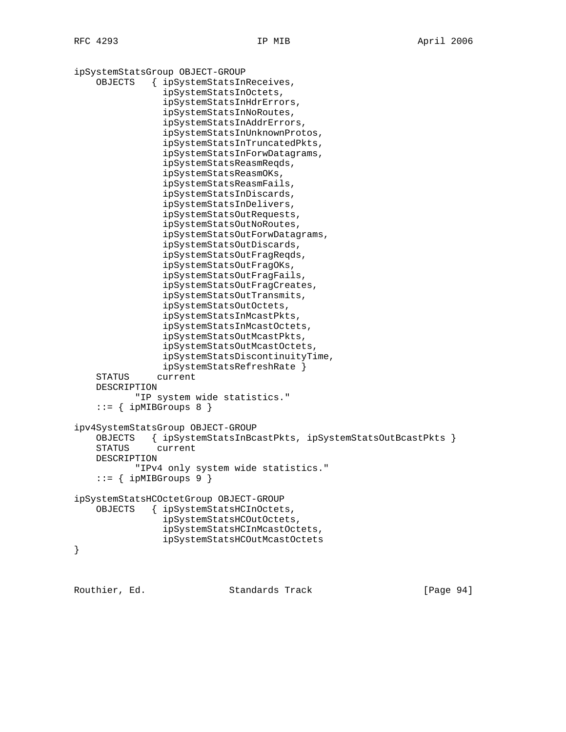```
ipSystemStatsGroup OBJECT-GROUP
    OBJECTS   { ipSystemStatsInReceives,
                ipSystemStatsInOctets,
                ipSystemStatsInHdrErrors,
                ipSystemStatsInNoRoutes,
                ipSystemStatsInAddrErrors,
                ipSystemStatsInUnknownProtos,
                ipSystemStatsInTruncatedPkts,
                ipSystemStatsInForwDatagrams,
                ipSystemStatsReasmReqds,
                ipSystemStatsReasmOKs,
                ipSystemStatsReasmFails,
                ipSystemStatsInDiscards,
                ipSystemStatsInDelivers,
                ipSystemStatsOutRequests,
                ipSystemStatsOutNoRoutes,
                ipSystemStatsOutForwDatagrams,
                ipSystemStatsOutDiscards,
                ipSystemStatsOutFragReqds,
                ipSystemStatsOutFragOKs,
                ipSystemStatsOutFragFails,
                ipSystemStatsOutFragCreates,
                ipSystemStatsOutTransmits,
                ipSystemStatsOutOctets,
                ipSystemStatsInMcastPkts,
                ipSystemStatsInMcastOctets,
                ipSystemStatsOutMcastPkts,
                ipSystemStatsOutMcastOctets,
                ipSystemStatsDiscontinuityTime,
                ipSystemStatsRefreshRate }
    STATUS     current
    DESCRIPTION
           "IP system wide statistics."
    ::= { ipMIBGroups 8 }

ipv4SystemStatsGroup OBJECT-GROUP
    OBJECTS   { ipSystemStatsInBcastPkts, ipSystemStatsOutBcastPkts }
    STATUS     current
    DESCRIPTION
           "IPv4 only system wide statistics."
    ::= { ipMIBGroups 9 }

ipSystemStatsHCOctetGroup OBJECT-GROUP
    OBJECTS   { ipSystemStatsHCInOctets,
                ipSystemStatsHCOutOctets,
                ipSystemStatsHCInMcastOctets,
                ipSystemStatsHCOutMcastOctets
}
```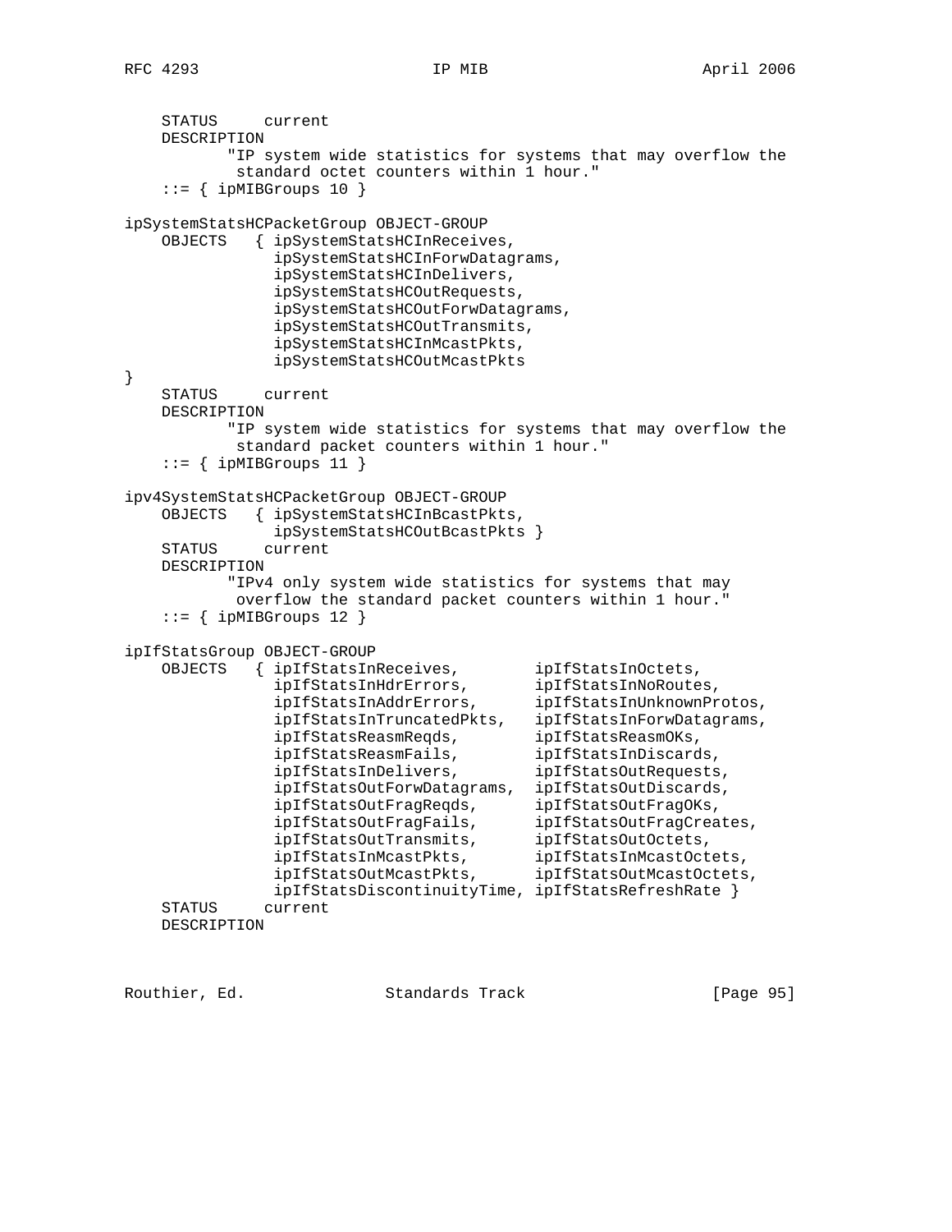```
    STATUS     current
    DESCRIPTION
           "IP system wide statistics for systems that may overflow the
            standard octet counters within 1 hour."
    ::= { ipMIBGroups 10 }

ipSystemStatsHCPacketGroup OBJECT-GROUP
    OBJECTS   { ipSystemStatsHCInReceives,
                ipSystemStatsHCInForwDatagrams,
                ipSystemStatsHCInDelivers,
                ipSystemStatsHCOutRequests,
                ipSystemStatsHCOutForwDatagrams,
                ipSystemStatsHCOutTransmits,
                ipSystemStatsHCInMcastPkts,
                ipSystemStatsHCOutMcastPkts
}
    STATUS     current
    DESCRIPTION
           "IP system wide statistics for systems that may overflow the
            standard packet counters within 1 hour."
    ::= { ipMIBGroups 11 }

ipv4SystemStatsHCPacketGroup OBJECT-GROUP
    OBJECTS   { ipSystemStatsHCInBcastPkts,
                ipSystemStatsHCOutBcastPkts }
    STATUS     current
    DESCRIPTION
           "IPv4 only system wide statistics for systems that may
            overflow the standard packet counters within 1 hour."
    ::= { ipMIBGroups 12 }

ipIfStatsGroup OBJECT-GROUP
    OBJECTS   { ipIfStatsInReceives,        ipIfStatsInOctets,
                ipIfStatsInHdrErrors,       ipIfStatsInNoRoutes,
                ipIfStatsInAddrErrors,      ipIfStatsInUnknownProtos,
                ipIfStatsInTruncatedPkts,   ipIfStatsInForwDatagrams,
                ipIfStatsReasmReqds,        ipIfStatsReasmOKs,
                ipIfStatsReasmFails,        ipIfStatsInDiscards,
                ipIfStatsInDelivers,        ipIfStatsOutRequests,
                ipIfStatsOutForwDatagrams,  ipIfStatsOutDiscards,
                ipIfStatsOutFragReqds,      ipIfStatsOutFragOKs,
                ipIfStatsOutFragFails,      ipIfStatsOutFragCreates,
                ipIfStatsOutTransmits,      ipIfStatsOutOctets,
                ipIfStatsInMcastPkts,       ipIfStatsInMcastOctets,
                ipIfStatsOutMcastPkts,      ipIfStatsOutMcastOctets,
                ipIfStatsDiscontinuityTime, ipIfStatsRefreshRate }
    STATUS     current
    DESCRIPTION
```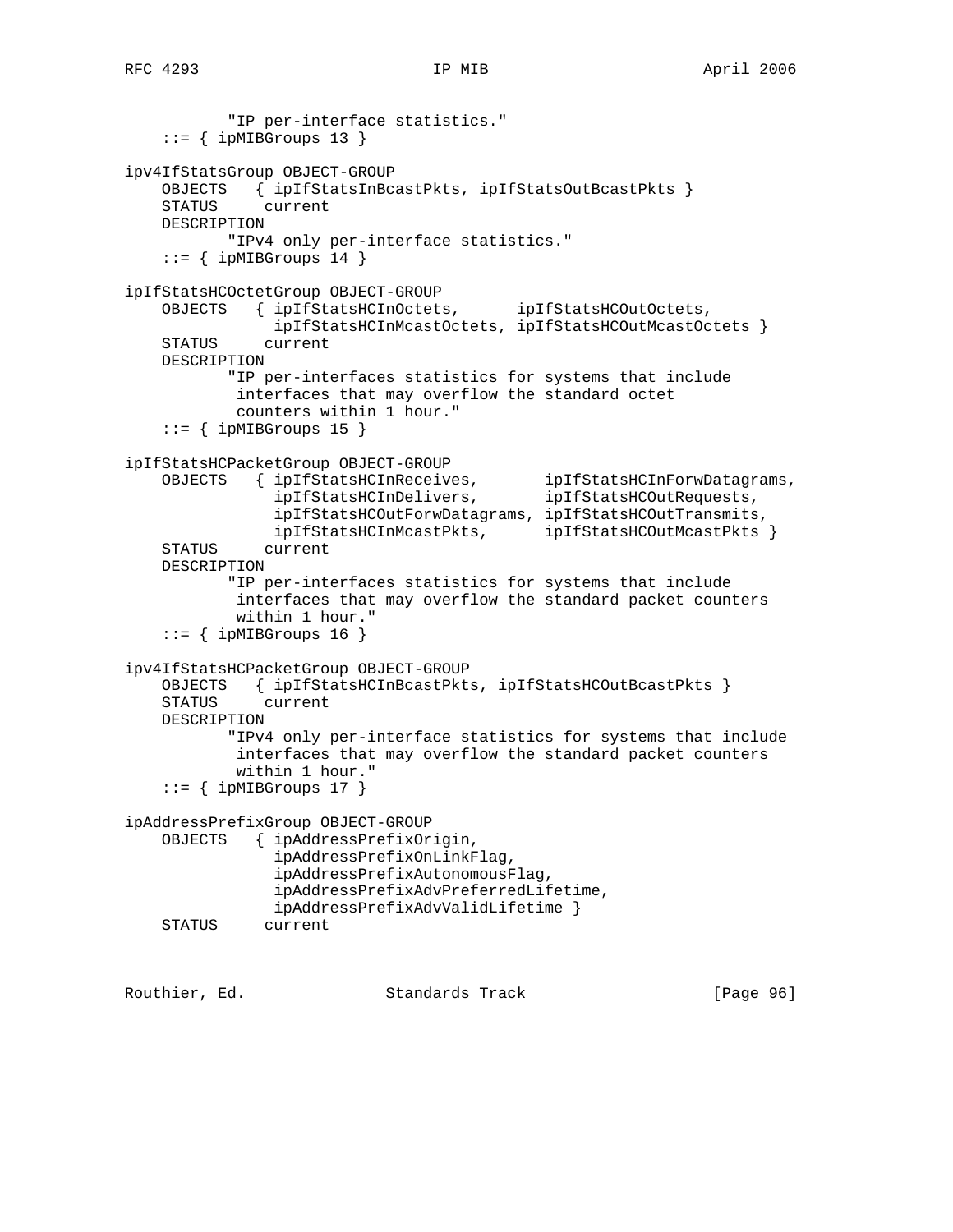```
           "IP per-interface statistics."
    ::= { ipMIBGroups 13 }

ipv4IfStatsGroup OBJECT-GROUP
    OBJECTS   { ipIfStatsInBcastPkts, ipIfStatsOutBcastPkts }
    STATUS     current
    DESCRIPTION
           "IPv4 only per-interface statistics."
    ::= { ipMIBGroups 14 }

ipIfStatsHCOctetGroup OBJECT-GROUP
    OBJECTS   { ipIfStatsHCInOctets,      ipIfStatsHCOutOctets,
                ipIfStatsHCInMcastOctets, ipIfStatsHCOutMcastOctets }
    STATUS     current
    DESCRIPTION
           "IP per-interfaces statistics for systems that include
            interfaces that may overflow the standard octet
            counters within 1 hour."
    ::= { ipMIBGroups 15 }

ipIfStatsHCPacketGroup OBJECT-GROUP
    OBJECTS   { ipIfStatsHCInReceives,       ipIfStatsHCInForwDatagrams,
                ipIfStatsHCInDelivers,       ipIfStatsHCOutRequests,
                ipIfStatsHCOutForwDatagrams, ipIfStatsHCOutTransmits,
                ipIfStatsHCInMcastPkts,      ipIfStatsHCOutMcastPkts }
    STATUS     current
    DESCRIPTION
           "IP per-interfaces statistics for systems that include
            interfaces that may overflow the standard packet counters
            within 1 hour."
    ::= { ipMIBGroups 16 }

ipv4IfStatsHCPacketGroup OBJECT-GROUP
    OBJECTS   { ipIfStatsHCInBcastPkts, ipIfStatsHCOutBcastPkts }
    STATUS     current
    DESCRIPTION
           "IPv4 only per-interface statistics for systems that include
            interfaces that may overflow the standard packet counters
            within 1 hour."
    ::= { ipMIBGroups 17 }

ipAddressPrefixGroup OBJECT-GROUP
    OBJECTS   { ipAddressPrefixOrigin,
                ipAddressPrefixOnLinkFlag,
                ipAddressPrefixAutonomousFlag,
                ipAddressPrefixAdvPreferredLifetime,
                ipAddressPrefixAdvValidLifetime }
    STATUS     current
```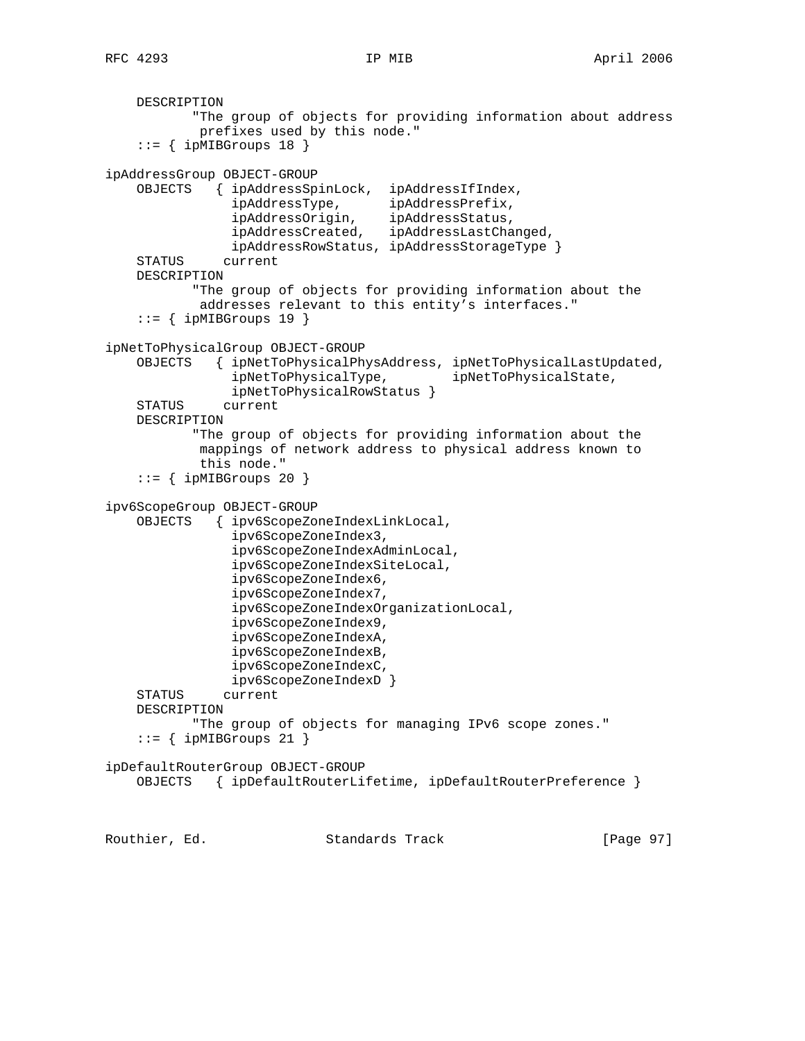```
    DESCRIPTION
           "The group of objects for providing information about address
            prefixes used by this node."
    ::= { ipMIBGroups 18 }

ipAddressGroup OBJECT-GROUP
    OBJECTS   { ipAddressSpinLock,  ipAddressIfIndex,
                ipAddressType,      ipAddressPrefix,
                ipAddressOrigin,    ipAddressStatus,
                ipAddressCreated,   ipAddressLastChanged,
                ipAddressRowStatus, ipAddressStorageType }
    STATUS     current
    DESCRIPTION
           "The group of objects for providing information about the
            addresses relevant to this entity's interfaces."
    ::= { ipMIBGroups 19 }

ipNetToPhysicalGroup OBJECT-GROUP
    OBJECTS   { ipNetToPhysicalPhysAddress, ipNetToPhysicalLastUpdated,
                ipNetToPhysicalType,        ipNetToPhysicalState,
                ipNetToPhysicalRowStatus }
    STATUS     current
    DESCRIPTION
           "The group of objects for providing information about the
            mappings of network address to physical address known to
            this node."
    ::= { ipMIBGroups 20 }

ipv6ScopeGroup OBJECT-GROUP
    OBJECTS   { ipv6ScopeZoneIndexLinkLocal,
                ipv6ScopeZoneIndex3,
                ipv6ScopeZoneIndexAdminLocal,
                ipv6ScopeZoneIndexSiteLocal,
                ipv6ScopeZoneIndex6,
                ipv6ScopeZoneIndex7,
                ipv6ScopeZoneIndexOrganizationLocal,
                ipv6ScopeZoneIndex9,
                ipv6ScopeZoneIndexA,
                ipv6ScopeZoneIndexB,
                ipv6ScopeZoneIndexC,
                ipv6ScopeZoneIndexD }
    STATUS     current
    DESCRIPTION
           "The group of objects for managing IPv6 scope zones."
    ::= { ipMIBGroups 21 }

ipDefaultRouterGroup OBJECT-GROUP
    OBJECTS   { ipDefaultRouterLifetime, ipDefaultRouterPreference }
```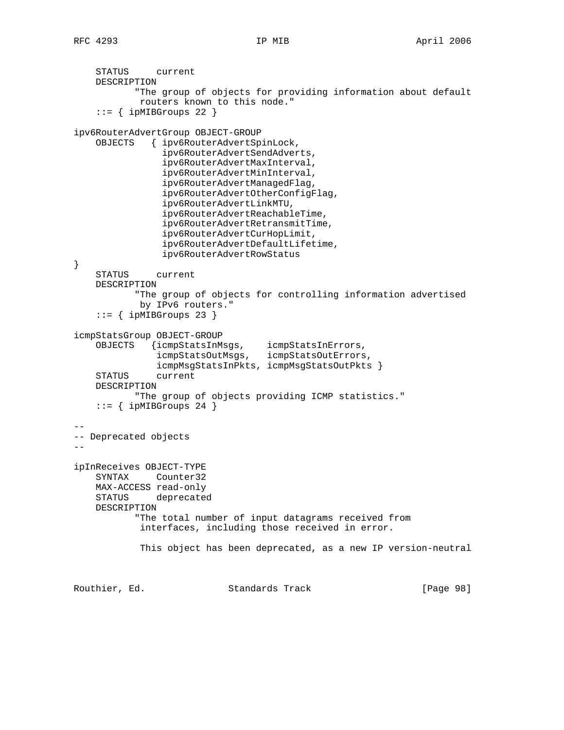```
    STATUS     current
    DESCRIPTION
           "The group of objects for providing information about default
            routers known to this node."
    ::= { ipMIBGroups 22 }

ipv6RouterAdvertGroup OBJECT-GROUP
    OBJECTS   { ipv6RouterAdvertSpinLock,
                ipv6RouterAdvertSendAdverts,
                ipv6RouterAdvertMaxInterval,
                ipv6RouterAdvertMinInterval,
                ipv6RouterAdvertManagedFlag,
                ipv6RouterAdvertOtherConfigFlag,
                ipv6RouterAdvertLinkMTU,
                ipv6RouterAdvertReachableTime,
                ipv6RouterAdvertRetransmitTime,
                ipv6RouterAdvertCurHopLimit,
                ipv6RouterAdvertDefaultLifetime,
                ipv6RouterAdvertRowStatus
}
    STATUS     current
    DESCRIPTION
           "The group of objects for controlling information advertised
            by IPv6 routers."
    ::= { ipMIBGroups 23 }

icmpStatsGroup OBJECT-GROUP
    OBJECTS   {icmpStatsInMsgs,    icmpStatsInErrors,
               icmpStatsOutMsgs,   icmpStatsOutErrors,
               icmpMsgStatsInPkts, icmpMsgStatsOutPkts }
    STATUS     current
    DESCRIPTION
           "The group of objects providing ICMP statistics."
    ::= { ipMIBGroups 24 }

--
-- Deprecated objects
--

ipInReceives OBJECT-TYPE
    SYNTAX     Counter32
    MAX-ACCESS read-only
    STATUS     deprecated
    DESCRIPTION
           "The total number of input datagrams received from
            interfaces, including those received in error.

            This object has been deprecated, as a new IP version-neutral
```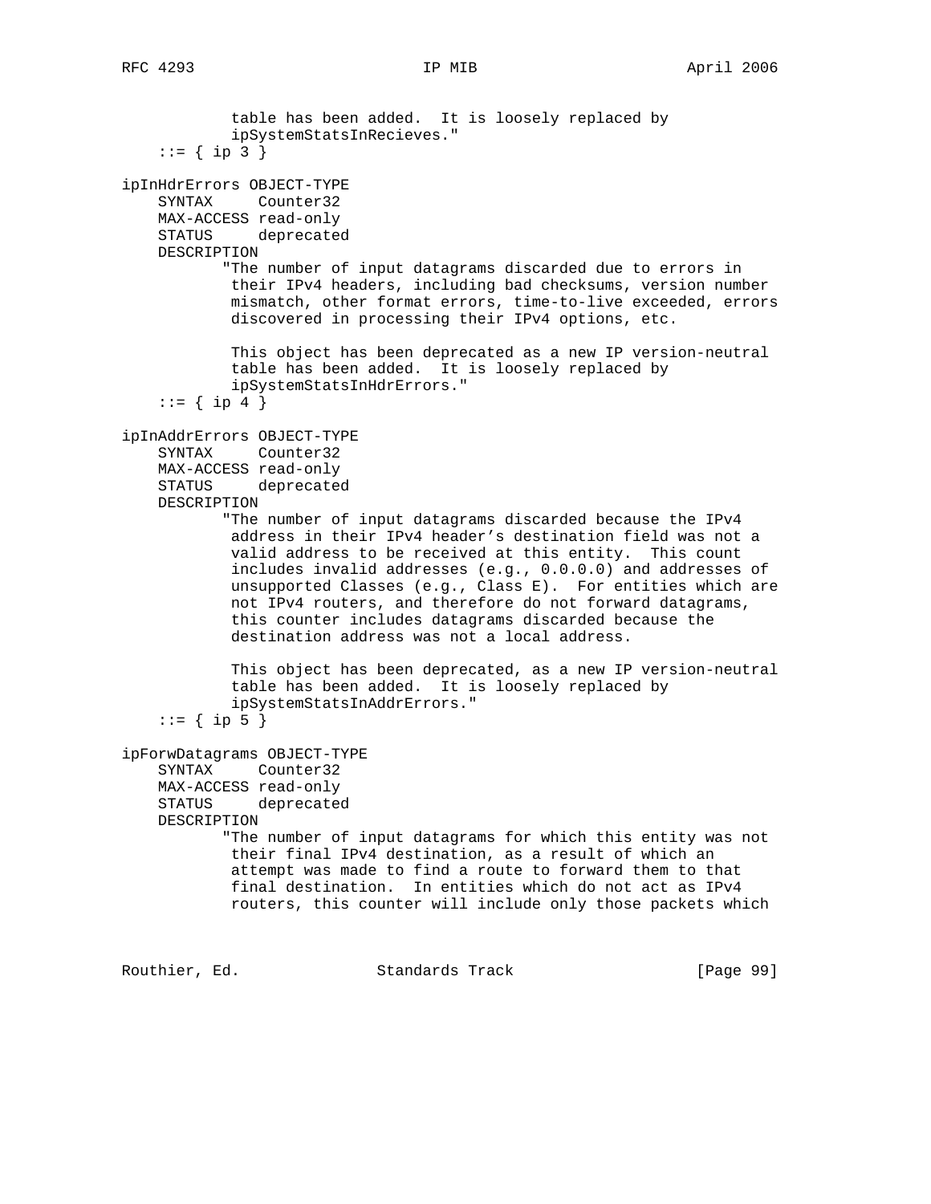```
            table has been added.  It is loosely replaced by
            ipSystemStatsInRecieves."
    ::= { ip 3 }

ipInHdrErrors OBJECT-TYPE
    SYNTAX     Counter32
    MAX-ACCESS read-only
    STATUS     deprecated
    DESCRIPTION
           "The number of input datagrams discarded due to errors in
            their IPv4 headers, including bad checksums, version number
            mismatch, other format errors, time-to-live exceeded, errors
            discovered in processing their IPv4 options, etc.

            This object has been deprecated as a new IP version-neutral
            table has been added.  It is loosely replaced by
            ipSystemStatsInHdrErrors."
    ::= { ip 4 }

ipInAddrErrors OBJECT-TYPE
    SYNTAX     Counter32
    MAX-ACCESS read-only
    STATUS     deprecated
    DESCRIPTION
           "The number of input datagrams discarded because the IPv4
            address in their IPv4 header's destination field was not a
            valid address to be received at this entity.  This count
            includes invalid addresses (e.g., 0.0.0.0) and addresses of
            unsupported Classes (e.g., Class E).  For entities which are
            not IPv4 routers, and therefore do not forward datagrams,
            this counter includes datagrams discarded because the
            destination address was not a local address.

            This object has been deprecated, as a new IP version-neutral
            table has been added.  It is loosely replaced by
            ipSystemStatsInAddrErrors."
    ::= { ip 5 }

ipForwDatagrams OBJECT-TYPE
    SYNTAX     Counter32
    MAX-ACCESS read-only
    STATUS     deprecated
    DESCRIPTION
           "The number of input datagrams for which this entity was not
            their final IPv4 destination, as a result of which an
            attempt was made to find a route to forward them to that
            final destination.  In entities which do not act as IPv4
            routers, this counter will include only those packets which
```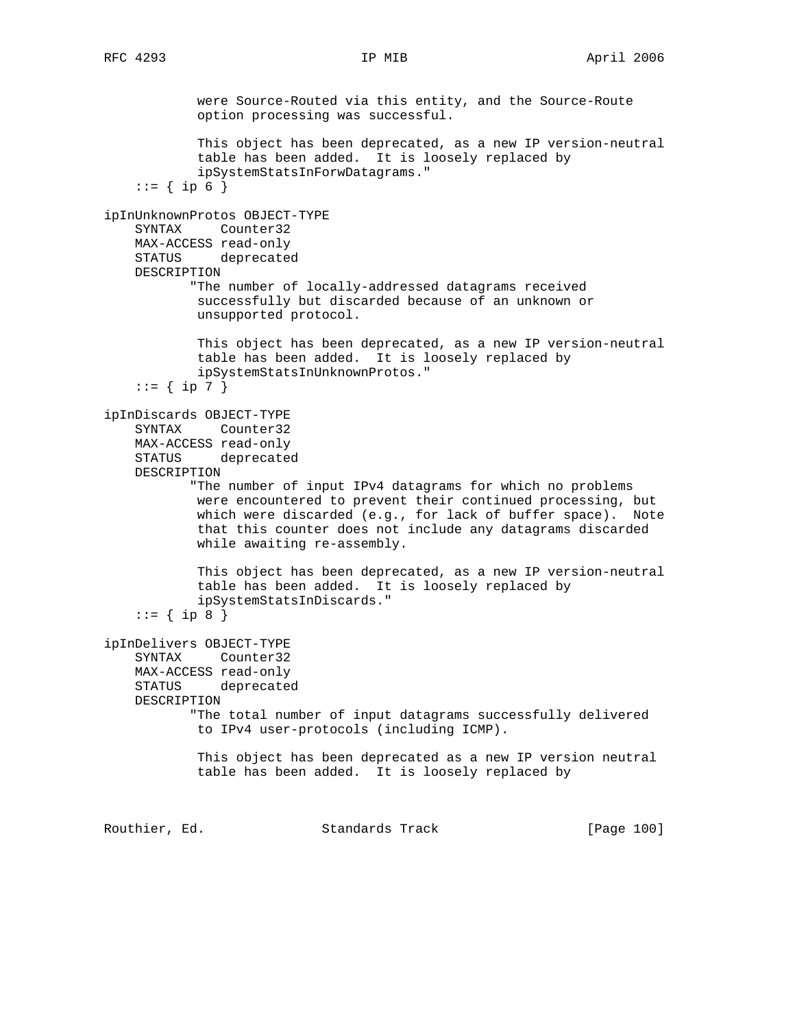```
            were Source-Routed via this entity, and the Source-Route
            option processing was successful.

            This object has been deprecated, as a new IP version-neutral
            table has been added.  It is loosely replaced by
            ipSystemStatsInForwDatagrams."
    ::= { ip 6 }

ipInUnknownProtos OBJECT-TYPE
    SYNTAX     Counter32
    MAX-ACCESS read-only
    STATUS     deprecated
    DESCRIPTION
           "The number of locally-addressed datagrams received
            successfully but discarded because of an unknown or
            unsupported protocol.

            This object has been deprecated, as a new IP version-neutral
            table has been added.  It is loosely replaced by
            ipSystemStatsInUnknownProtos."
    ::= { ip 7 }

ipInDiscards OBJECT-TYPE
    SYNTAX     Counter32
    MAX-ACCESS read-only
    STATUS     deprecated
    DESCRIPTION
           "The number of input IPv4 datagrams for which no problems
            were encountered to prevent their continued processing, but
            which were discarded (e.g., for lack of buffer space).  Note
            that this counter does not include any datagrams discarded
            while awaiting re-assembly.

            This object has been deprecated, as a new IP version-neutral
            table has been added.  It is loosely replaced by
            ipSystemStatsInDiscards."
    ::= { ip 8 }

ipInDelivers OBJECT-TYPE
    SYNTAX     Counter32
    MAX-ACCESS read-only
    STATUS     deprecated
    DESCRIPTION
           "The total number of input datagrams successfully delivered
            to IPv4 user-protocols (including ICMP).

            This object has been deprecated as a new IP version neutral
            table has been added.  It is loosely replaced by
```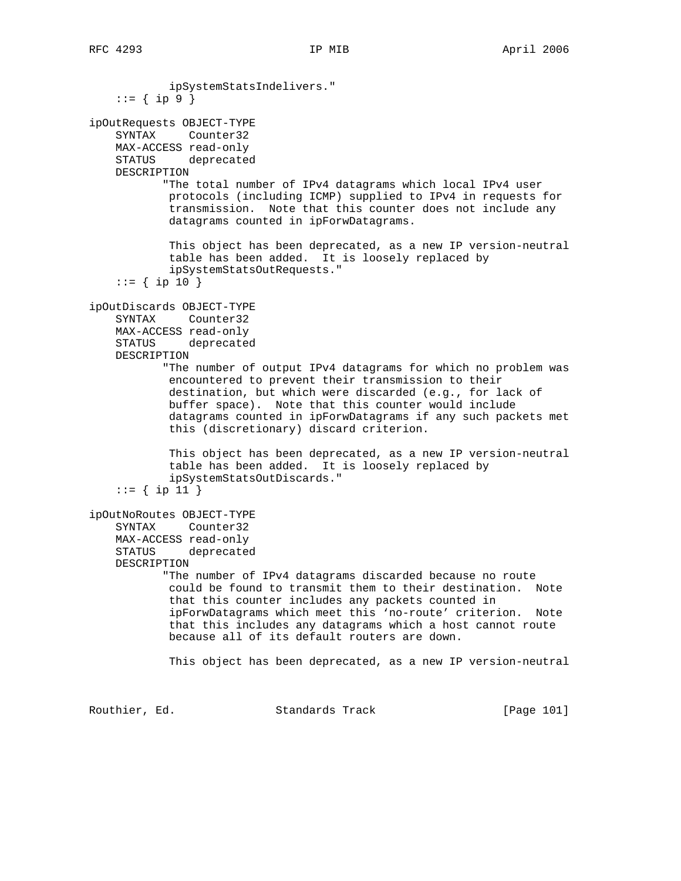```
            ipSystemStatsIndelivers."
    ::= { ip 9 }

ipOutRequests OBJECT-TYPE
    SYNTAX     Counter32
    MAX-ACCESS read-only
    STATUS     deprecated
    DESCRIPTION
           "The total number of IPv4 datagrams which local IPv4 user
            protocols (including ICMP) supplied to IPv4 in requests for
            transmission.  Note that this counter does not include any
            datagrams counted in ipForwDatagrams.

            This object has been deprecated, as a new IP version-neutral
            table has been added.  It is loosely replaced by
            ipSystemStatsOutRequests."
    ::= { ip 10 }

ipOutDiscards OBJECT-TYPE
    SYNTAX     Counter32
    MAX-ACCESS read-only
    STATUS     deprecated
    DESCRIPTION
           "The number of output IPv4 datagrams for which no problem was
            encountered to prevent their transmission to their
            destination, but which were discarded (e.g., for lack of
            buffer space).  Note that this counter would include
            datagrams counted in ipForwDatagrams if any such packets met
            this (discretionary) discard criterion.

            This object has been deprecated, as a new IP version-neutral
            table has been added.  It is loosely replaced by
            ipSystemStatsOutDiscards."
    ::= { ip 11 }

ipOutNoRoutes OBJECT-TYPE
    SYNTAX     Counter32
    MAX-ACCESS read-only
    STATUS     deprecated
    DESCRIPTION
           "The number of IPv4 datagrams discarded because no route
            could be found to transmit them to their destination.  Note
            that this counter includes any packets counted in
            ipForwDatagrams which meet this 'no-route' criterion.  Note
            that this includes any datagrams which a host cannot route
            because all of its default routers are down.

            This object has been deprecated, as a new IP version-neutral
```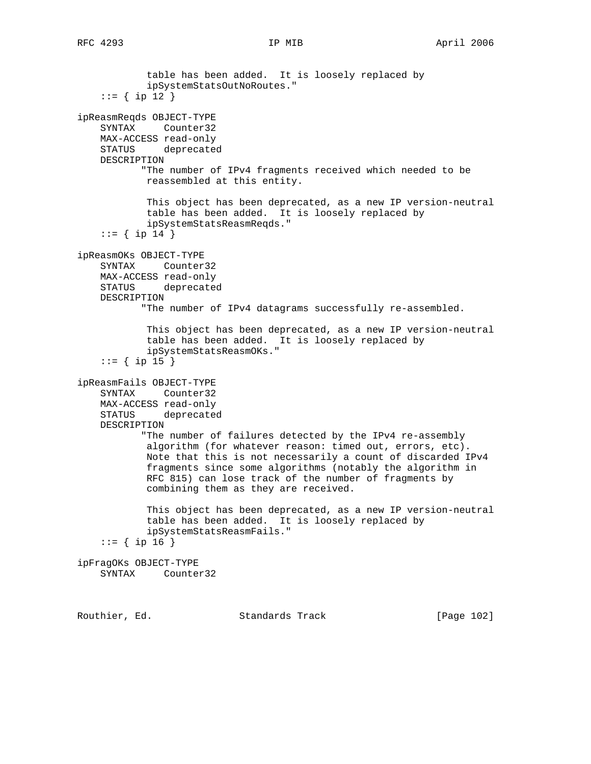```
            table has been added.  It is loosely replaced by
            ipSystemStatsOutNoRoutes."
    ::= { ip 12 }

ipReasmReqds OBJECT-TYPE
    SYNTAX     Counter32
    MAX-ACCESS read-only
    STATUS     deprecated
    DESCRIPTION
           "The number of IPv4 fragments received which needed to be
            reassembled at this entity.

            This object has been deprecated, as a new IP version-neutral
            table has been added.  It is loosely replaced by
            ipSystemStatsReasmReqds."
    ::= { ip 14 }

ipReasmOKs OBJECT-TYPE
    SYNTAX     Counter32
    MAX-ACCESS read-only
    STATUS     deprecated
    DESCRIPTION
           "The number of IPv4 datagrams successfully re-assembled.

            This object has been deprecated, as a new IP version-neutral
            table has been added.  It is loosely replaced by
            ipSystemStatsReasmOKs."
    ::= { ip 15 }

ipReasmFails OBJECT-TYPE
    SYNTAX     Counter32
    MAX-ACCESS read-only
    STATUS     deprecated
    DESCRIPTION
           "The number of failures detected by the IPv4 re-assembly
            algorithm (for whatever reason: timed out, errors, etc).
            Note that this is not necessarily a count of discarded IPv4
            fragments since some algorithms (notably the algorithm in
            RFC 815) can lose track of the number of fragments by
            combining them as they are received.

            This object has been deprecated, as a new IP version-neutral
            table has been added.  It is loosely replaced by
            ipSystemStatsReasmFails."
    ::= { ip 16 }

ipFragOKs OBJECT-TYPE
    SYNTAX     Counter32
```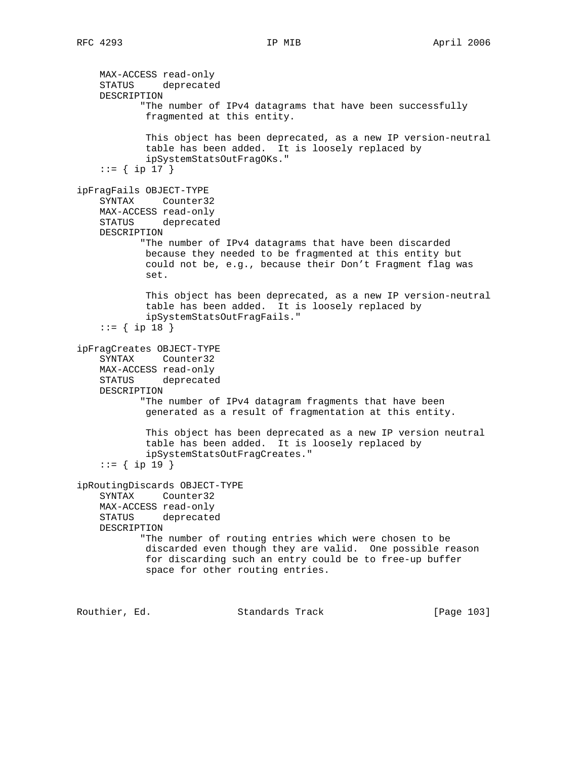```
    MAX-ACCESS read-only
    STATUS     deprecated
    DESCRIPTION
           "The number of IPv4 datagrams that have been successfully
            fragmented at this entity.

            This object has been deprecated, as a new IP version-neutral
            table has been added.  It is loosely replaced by
            ipSystemStatsOutFragOKs."
    ::= { ip 17 }

ipFragFails OBJECT-TYPE
    SYNTAX     Counter32
    MAX-ACCESS read-only
    STATUS     deprecated
    DESCRIPTION
           "The number of IPv4 datagrams that have been discarded
            because they needed to be fragmented at this entity but
            could not be, e.g., because their Don't Fragment flag was
            set.

            This object has been deprecated, as a new IP version-neutral
            table has been added.  It is loosely replaced by
            ipSystemStatsOutFragFails."
    ::= { ip 18 }

ipFragCreates OBJECT-TYPE
    SYNTAX     Counter32
    MAX-ACCESS read-only
    STATUS     deprecated
    DESCRIPTION
           "The number of IPv4 datagram fragments that have been
            generated as a result of fragmentation at this entity.

            This object has been deprecated as a new IP version neutral
            table has been added.  It is loosely replaced by
            ipSystemStatsOutFragCreates."
    ::= { ip 19 }

ipRoutingDiscards OBJECT-TYPE
    SYNTAX     Counter32
    MAX-ACCESS read-only
    STATUS     deprecated
    DESCRIPTION
           "The number of routing entries which were chosen to be
            discarded even though they are valid.  One possible reason
            for discarding such an entry could be to free-up buffer
            space for other routing entries.
```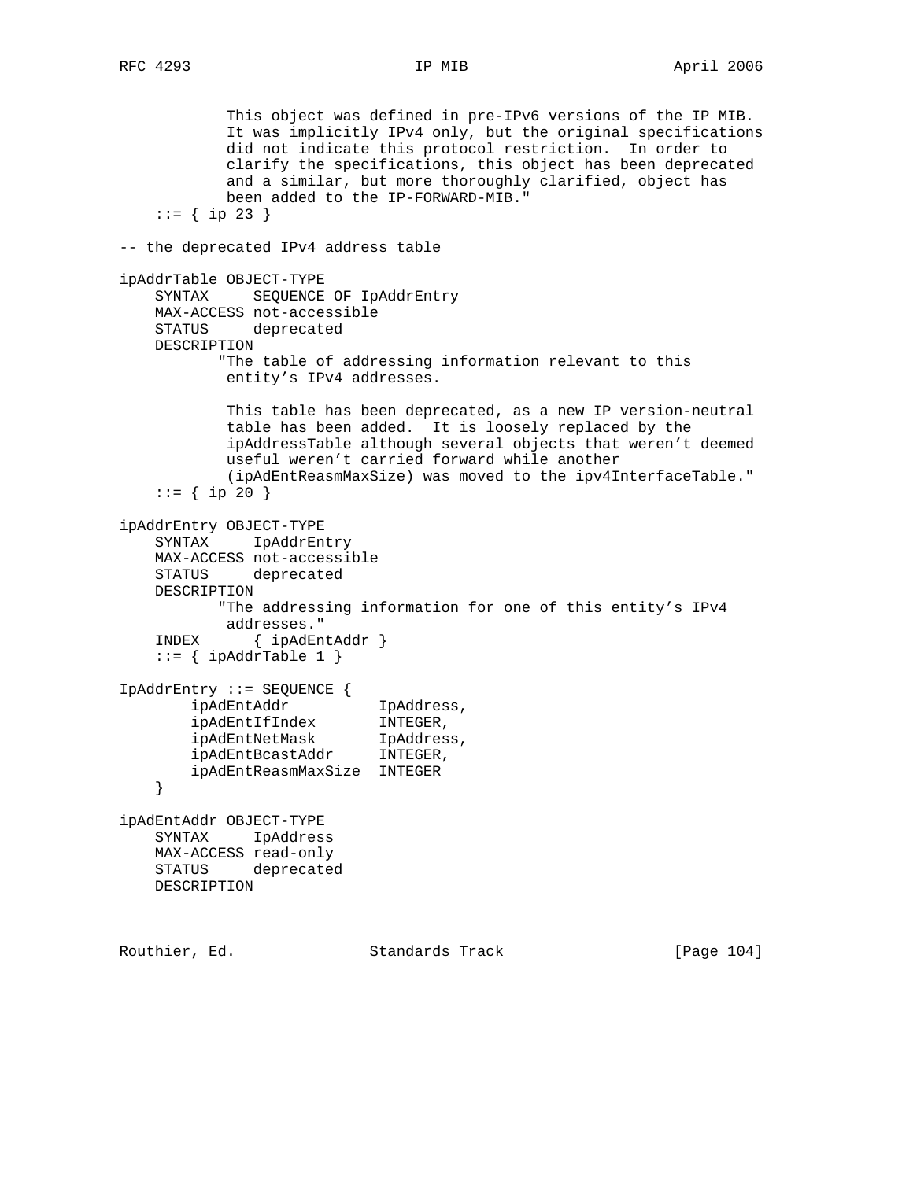```
            This object was defined in pre-IPv6 versions of the IP MIB.
            It was implicitly IPv4 only, but the original specifications
            did not indicate this protocol restriction.  In order to
            clarify the specifications, this object has been deprecated
            and a similar, but more thoroughly clarified, object has
            been added to the IP-FORWARD-MIB."
    ::= { ip 23 }

-- the deprecated IPv4 address table

ipAddrTable OBJECT-TYPE
    SYNTAX     SEQUENCE OF IpAddrEntry
    MAX-ACCESS not-accessible
    STATUS     deprecated
    DESCRIPTION
           "The table of addressing information relevant to this
            entity's IPv4 addresses.

            This table has been deprecated, as a new IP version-neutral
            table has been added.  It is loosely replaced by the
            ipAddressTable although several objects that weren't deemed
            useful weren't carried forward while another
            (ipAdEntReasmMaxSize) was moved to the ipv4InterfaceTable."
    ::= { ip 20 }

ipAddrEntry OBJECT-TYPE
    SYNTAX     IpAddrEntry
    MAX-ACCESS not-accessible
    STATUS     deprecated
    DESCRIPTION
           "The addressing information for one of this entity's IPv4
            addresses."
    INDEX      { ipAdEntAddr }
    ::= { ipAddrTable 1 }

IpAddrEntry ::= SEQUENCE {
        ipAdEntAddr          IpAddress,
        ipAdEntIfIndex       INTEGER,
        ipAdEntNetMask       IpAddress,
        ipAdEntBcastAddr     INTEGER,
        ipAdEntReasmMaxSize  INTEGER
    }

ipAdEntAddr OBJECT-TYPE
    SYNTAX     IpAddress
    MAX-ACCESS read-only
    STATUS     deprecated
    DESCRIPTION
```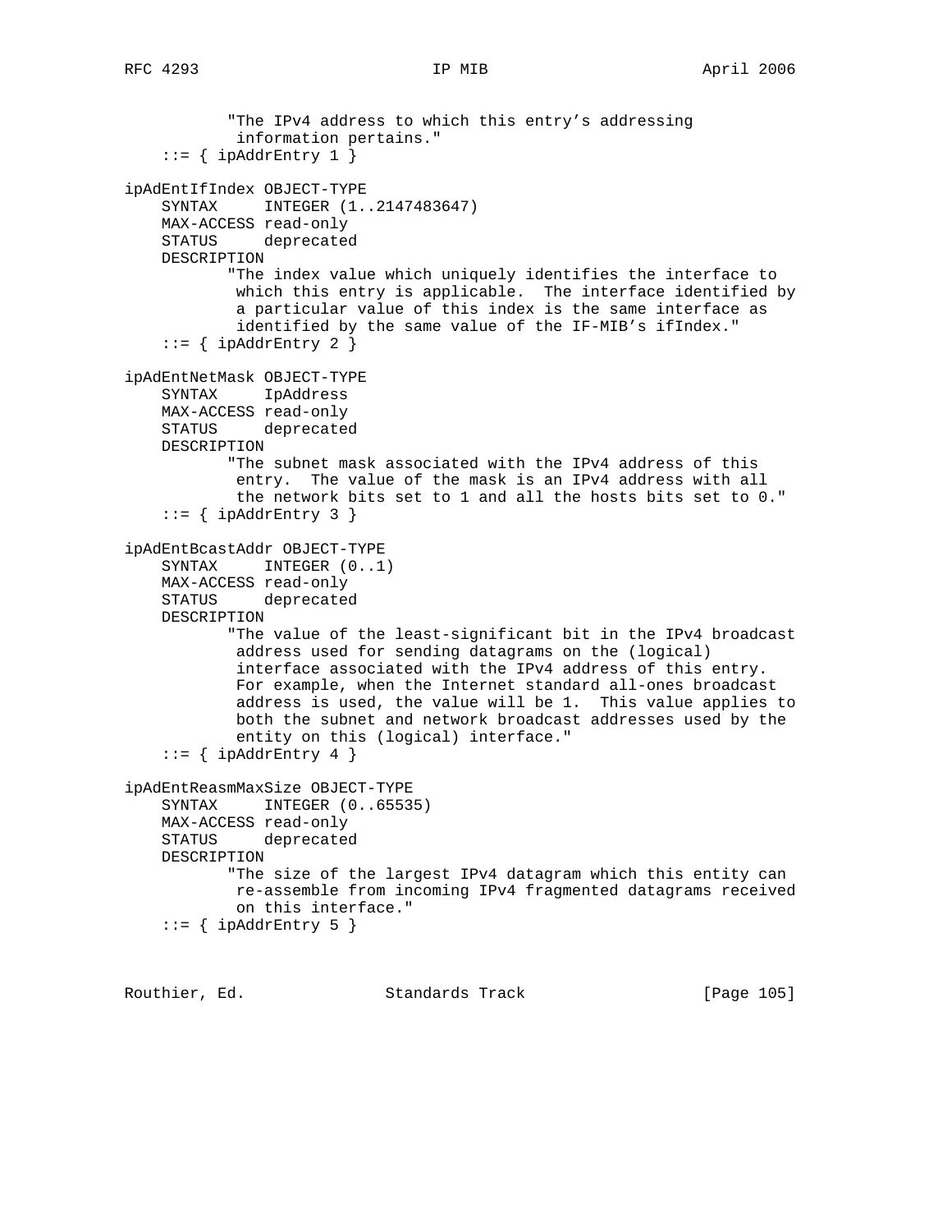```
           "The IPv4 address to which this entry's addressing
            information pertains."
    ::= { ipAddrEntry 1 }

ipAdEntIfIndex OBJECT-TYPE
    SYNTAX     INTEGER (1..2147483647)
    MAX-ACCESS read-only
    STATUS     deprecated
    DESCRIPTION
           "The index value which uniquely identifies the interface to
            which this entry is applicable.  The interface identified by
            a particular value of this index is the same interface as
            identified by the same value of the IF-MIB's ifIndex."
    ::= { ipAddrEntry 2 }

ipAdEntNetMask OBJECT-TYPE
    SYNTAX     IpAddress
    MAX-ACCESS read-only
    STATUS     deprecated
    DESCRIPTION
           "The subnet mask associated with the IPv4 address of this
            entry.  The value of the mask is an IPv4 address with all
            the network bits set to 1 and all the hosts bits set to 0."
    ::= { ipAddrEntry 3 }

ipAdEntBcastAddr OBJECT-TYPE
    SYNTAX     INTEGER (0..1)
    MAX-ACCESS read-only
    STATUS     deprecated
    DESCRIPTION
           "The value of the least-significant bit in the IPv4 broadcast
            address used for sending datagrams on the (logical)
            interface associated with the IPv4 address of this entry.
            For example, when the Internet standard all-ones broadcast
            address is used, the value will be 1.  This value applies to
            both the subnet and network broadcast addresses used by the
            entity on this (logical) interface."
    ::= { ipAddrEntry 4 }

ipAdEntReasmMaxSize OBJECT-TYPE
    SYNTAX     INTEGER (0..65535)
    MAX-ACCESS read-only
    STATUS     deprecated
    DESCRIPTION
           "The size of the largest IPv4 datagram which this entity can
            re-assemble from incoming IPv4 fragmented datagrams received
            on this interface."
    ::= { ipAddrEntry 5 }
```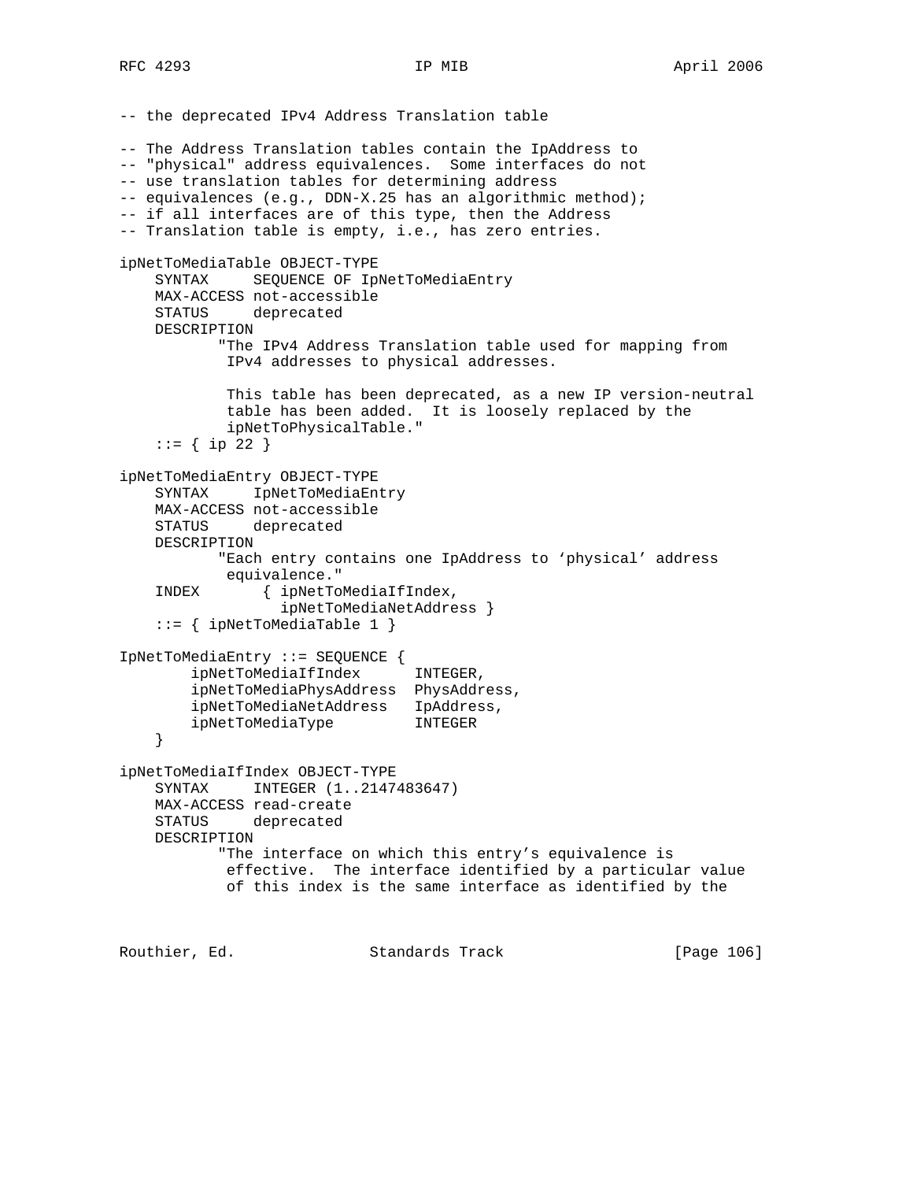```
-- the deprecated IPv4 Address Translation table

-- The Address Translation tables contain the IpAddress to
-- "physical" address equivalences.  Some interfaces do not
-- use translation tables for determining address
-- equivalences (e.g., DDN-X.25 has an algorithmic method);
-- if all interfaces are of this type, then the Address
-- Translation table is empty, i.e., has zero entries.

ipNetToMediaTable OBJECT-TYPE
    SYNTAX     SEQUENCE OF IpNetToMediaEntry
    MAX-ACCESS not-accessible
    STATUS     deprecated
    DESCRIPTION
           "The IPv4 Address Translation table used for mapping from
            IPv4 addresses to physical addresses.

            This table has been deprecated, as a new IP version-neutral
            table has been added.  It is loosely replaced by the
            ipNetToPhysicalTable."
    ::= { ip 22 }

ipNetToMediaEntry OBJECT-TYPE
    SYNTAX     IpNetToMediaEntry
    MAX-ACCESS not-accessible
    STATUS     deprecated
    DESCRIPTION
           "Each entry contains one IpAddress to 'physical' address
            equivalence."
    INDEX       { ipNetToMediaIfIndex,
                  ipNetToMediaNetAddress }
    ::= { ipNetToMediaTable 1 }

IpNetToMediaEntry ::= SEQUENCE {
        ipNetToMediaIfIndex      INTEGER,
        ipNetToMediaPhysAddress  PhysAddress,
        ipNetToMediaNetAddress   IpAddress,
        ipNetToMediaType         INTEGER
    }

ipNetToMediaIfIndex OBJECT-TYPE
    SYNTAX     INTEGER (1..2147483647)
    MAX-ACCESS read-create
    STATUS     deprecated
    DESCRIPTION
           "The interface on which this entry's equivalence is
            effective.  The interface identified by a particular value
            of this index is the same interface as identified by the
```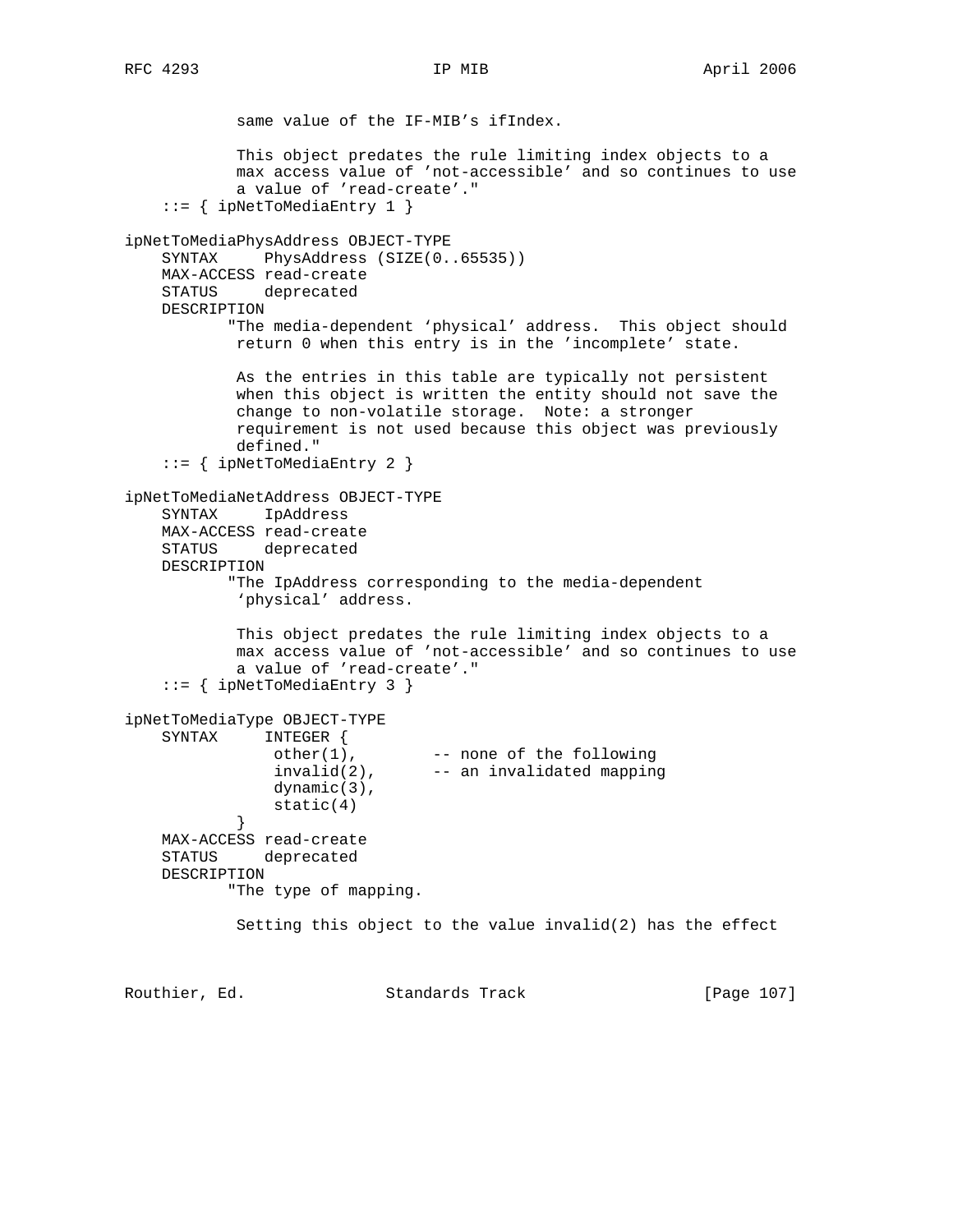```
            same value of the IF-MIB's ifIndex.

            This object predates the rule limiting index objects to a
            max access value of 'not-accessible' and so continues to use
            a value of 'read-create'."
    ::= { ipNetToMediaEntry 1 }

ipNetToMediaPhysAddress OBJECT-TYPE
    SYNTAX     PhysAddress (SIZE(0..65535))
    MAX-ACCESS read-create
    STATUS     deprecated
    DESCRIPTION
           "The media-dependent `physical' address.  This object should
            return 0 when this entry is in the 'incomplete' state.

            As the entries in this table are typically not persistent
            when this object is written the entity should not save the
            change to non-volatile storage.  Note: a stronger
            requirement is not used because this object was previously
            defined."
    ::= { ipNetToMediaEntry 2 }

ipNetToMediaNetAddress OBJECT-TYPE
    SYNTAX     IpAddress
    MAX-ACCESS read-create
    STATUS     deprecated
    DESCRIPTION
           "The IpAddress corresponding to the media-dependent
            `physical' address.

            This object predates the rule limiting index objects to a
            max access value of 'not-accessible' and so continues to use
            a value of 'read-create'."
    ::= { ipNetToMediaEntry 3 }

ipNetToMediaType OBJECT-TYPE
    SYNTAX     INTEGER {
                other(1),        -- none of the following
                invalid(2),      -- an invalidated mapping
                dynamic(3),
                static(4)
            }
    MAX-ACCESS read-create
    STATUS     deprecated
    DESCRIPTION
           "The type of mapping.

            Setting this object to the value invalid(2) has the effect
```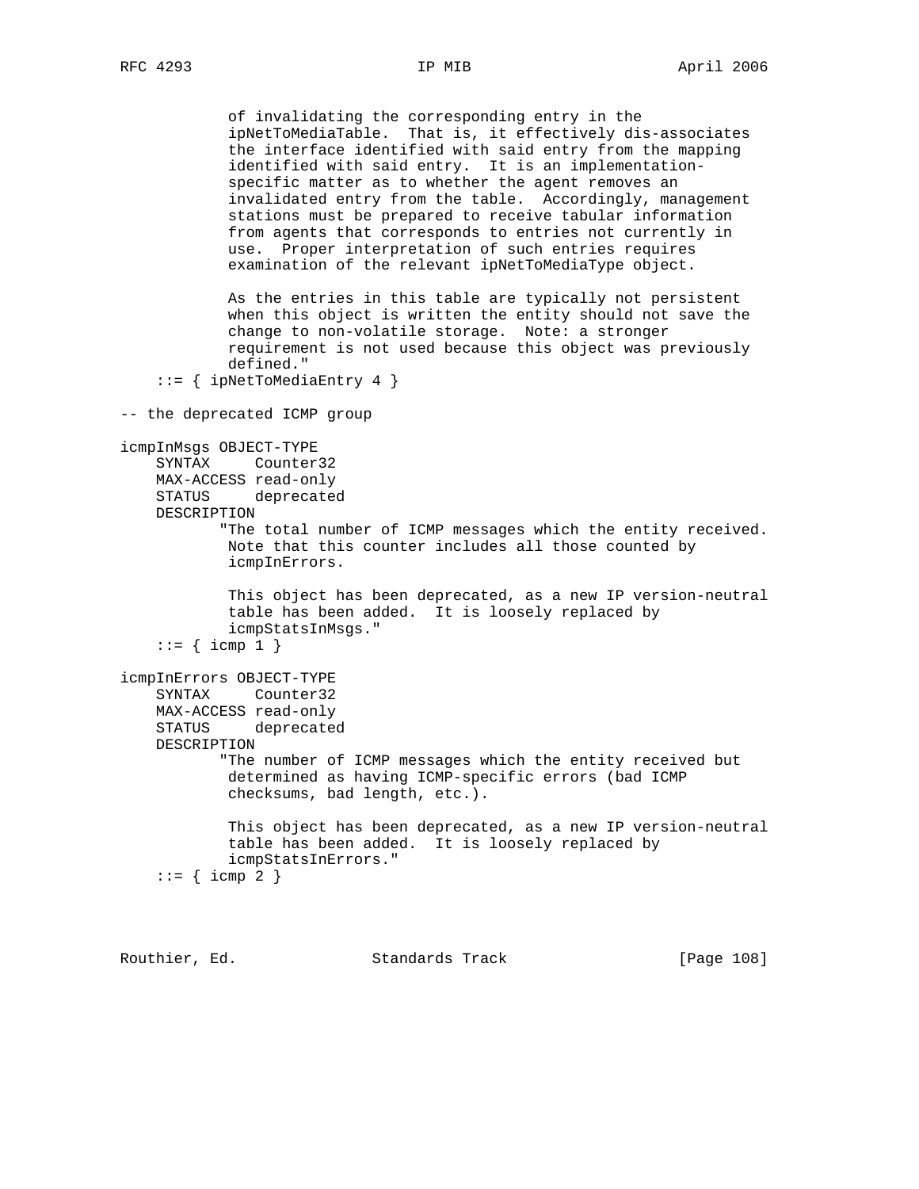```
            of invalidating the corresponding entry in the
            ipNetToMediaTable.  That is, it effectively dis-associates
            the interface identified with said entry from the mapping
            identified with said entry.  It is an implementation-
            specific matter as to whether the agent removes an
            invalidated entry from the table.  Accordingly, management
            stations must be prepared to receive tabular information
            from agents that corresponds to entries not currently in
            use.  Proper interpretation of such entries requires
            examination of the relevant ipNetToMediaType object.

            As the entries in this table are typically not persistent
            when this object is written the entity should not save the
            change to non-volatile storage.  Note: a stronger
            requirement is not used because this object was previously
            defined."
    ::= { ipNetToMediaEntry 4 }

-- the deprecated ICMP group

icmpInMsgs OBJECT-TYPE
    SYNTAX     Counter32
    MAX-ACCESS read-only
    STATUS     deprecated
    DESCRIPTION
           "The total number of ICMP messages which the entity received.
            Note that this counter includes all those counted by
            icmpInErrors.

            This object has been deprecated, as a new IP version-neutral
            table has been added.  It is loosely replaced by
            icmpStatsInMsgs."
    ::= { icmp 1 }

icmpInErrors OBJECT-TYPE
    SYNTAX     Counter32
    MAX-ACCESS read-only
    STATUS     deprecated
    DESCRIPTION
           "The number of ICMP messages which the entity received but
            determined as having ICMP-specific errors (bad ICMP
            checksums, bad length, etc.).

            This object has been deprecated, as a new IP version-neutral
            table has been added.  It is loosely replaced by
            icmpStatsInErrors."
    ::= { icmp 2 }
```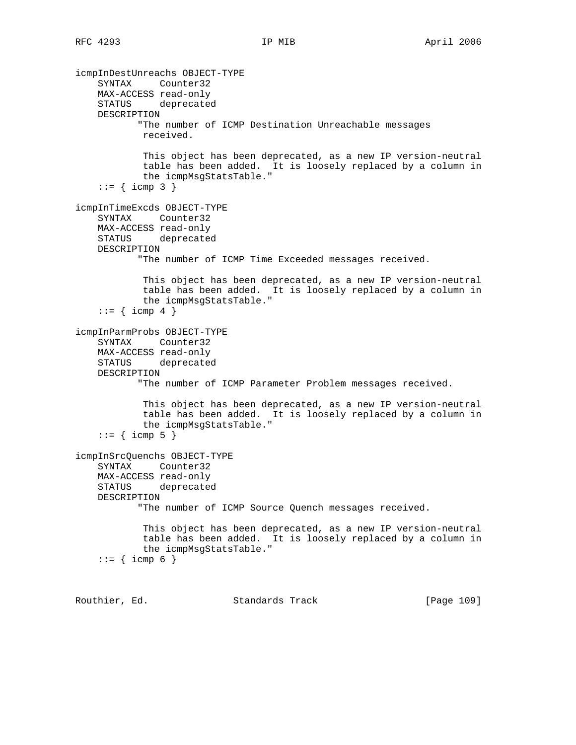```
icmpInDestUnreachs OBJECT-TYPE
    SYNTAX     Counter32
    MAX-ACCESS read-only
    STATUS     deprecated
    DESCRIPTION
           "The number of ICMP Destination Unreachable messages
            received.

            This object has been deprecated, as a new IP version-neutral
            table has been added.  It is loosely replaced by a column in
            the icmpMsgStatsTable."
    ::= { icmp 3 }

icmpInTimeExcds OBJECT-TYPE
    SYNTAX     Counter32
    MAX-ACCESS read-only
    STATUS     deprecated
    DESCRIPTION
           "The number of ICMP Time Exceeded messages received.

            This object has been deprecated, as a new IP version-neutral
            table has been added.  It is loosely replaced by a column in
            the icmpMsgStatsTable."
    ::= { icmp 4 }

icmpInParmProbs OBJECT-TYPE
    SYNTAX     Counter32
    MAX-ACCESS read-only
    STATUS     deprecated
    DESCRIPTION
           "The number of ICMP Parameter Problem messages received.

            This object has been deprecated, as a new IP version-neutral
            table has been added.  It is loosely replaced by a column in
            the icmpMsgStatsTable."
    ::= { icmp 5 }

icmpInSrcQuenchs OBJECT-TYPE
    SYNTAX     Counter32
    MAX-ACCESS read-only
    STATUS     deprecated
    DESCRIPTION
           "The number of ICMP Source Quench messages received.

            This object has been deprecated, as a new IP version-neutral
            table has been added.  It is loosely replaced by a column in
            the icmpMsgStatsTable."
    ::= { icmp 6 }
```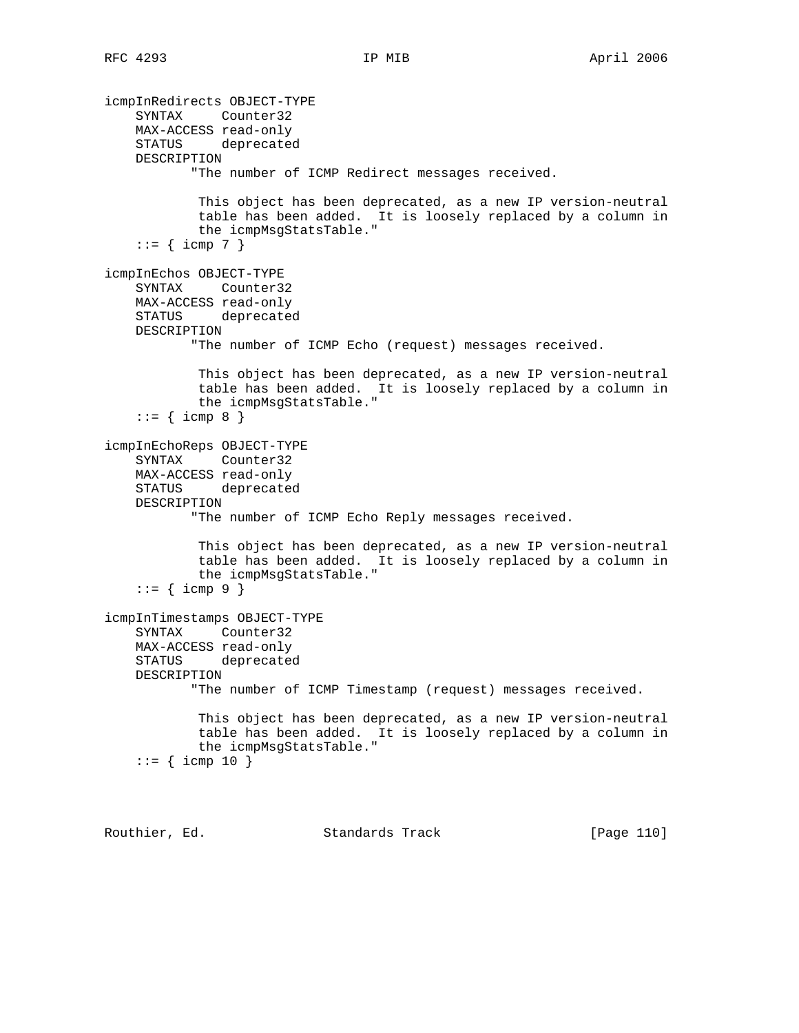```
icmpInRedirects OBJECT-TYPE
    SYNTAX     Counter32
    MAX-ACCESS read-only
    STATUS     deprecated
    DESCRIPTION
           "The number of ICMP Redirect messages received.

            This object has been deprecated, as a new IP version-neutral
            table has been added.  It is loosely replaced by a column in
            the icmpMsgStatsTable."
    ::= { icmp 7 }

icmpInEchos OBJECT-TYPE
    SYNTAX     Counter32
    MAX-ACCESS read-only
    STATUS     deprecated
    DESCRIPTION
           "The number of ICMP Echo (request) messages received.

            This object has been deprecated, as a new IP version-neutral
            table has been added.  It is loosely replaced by a column in
            the icmpMsgStatsTable."
    ::= { icmp 8 }

icmpInEchoReps OBJECT-TYPE
    SYNTAX     Counter32
    MAX-ACCESS read-only
    STATUS     deprecated
    DESCRIPTION
           "The number of ICMP Echo Reply messages received.

            This object has been deprecated, as a new IP version-neutral
            table has been added.  It is loosely replaced by a column in
            the icmpMsgStatsTable."
    ::= { icmp 9 }

icmpInTimestamps OBJECT-TYPE
    SYNTAX     Counter32
    MAX-ACCESS read-only
    STATUS     deprecated
    DESCRIPTION
           "The number of ICMP Timestamp (request) messages received.

            This object has been deprecated, as a new IP version-neutral
            table has been added.  It is loosely replaced by a column in
            the icmpMsgStatsTable."
    ::= { icmp 10 }
```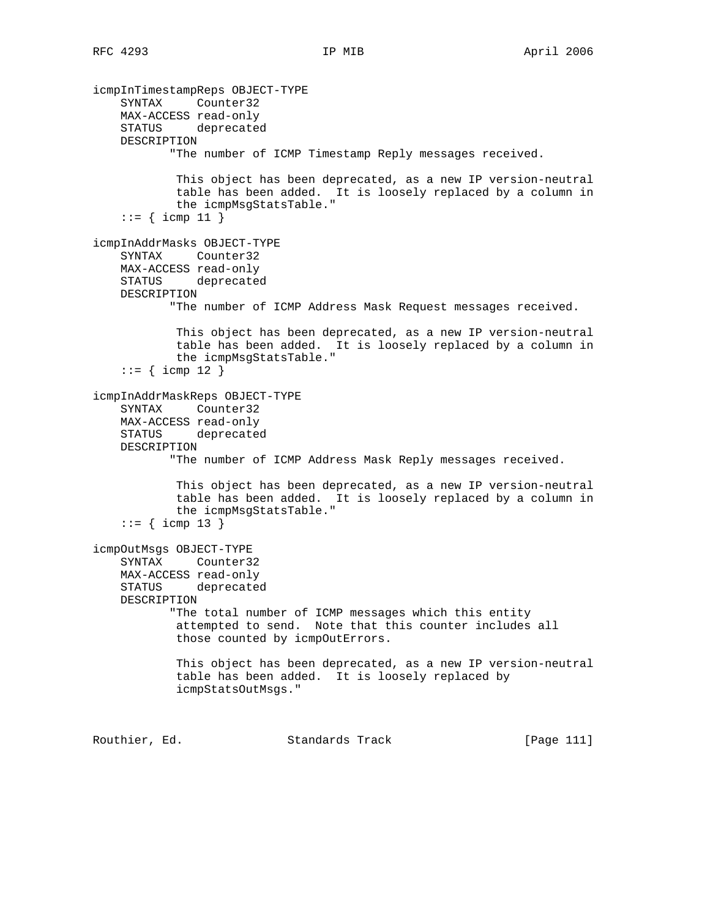```
icmpInTimestampReps OBJECT-TYPE
    SYNTAX     Counter32
    MAX-ACCESS read-only
    STATUS     deprecated
    DESCRIPTION
           "The number of ICMP Timestamp Reply messages received.

            This object has been deprecated, as a new IP version-neutral
            table has been added.  It is loosely replaced by a column in
            the icmpMsgStatsTable."
    ::= { icmp 11 }

icmpInAddrMasks OBJECT-TYPE
    SYNTAX     Counter32
    MAX-ACCESS read-only
    STATUS     deprecated
    DESCRIPTION
           "The number of ICMP Address Mask Request messages received.

            This object has been deprecated, as a new IP version-neutral
            table has been added.  It is loosely replaced by a column in
            the icmpMsgStatsTable."
    ::= { icmp 12 }

icmpInAddrMaskReps OBJECT-TYPE
    SYNTAX     Counter32
    MAX-ACCESS read-only
    STATUS     deprecated
    DESCRIPTION
           "The number of ICMP Address Mask Reply messages received.

            This object has been deprecated, as a new IP version-neutral
            table has been added.  It is loosely replaced by a column in
            the icmpMsgStatsTable."
    ::= { icmp 13 }

icmpOutMsgs OBJECT-TYPE
    SYNTAX     Counter32
    MAX-ACCESS read-only
    STATUS     deprecated
    DESCRIPTION
           "The total number of ICMP messages which this entity
            attempted to send.  Note that this counter includes all
            those counted by icmpOutErrors.

            This object has been deprecated, as a new IP version-neutral
            table has been added.  It is loosely replaced by
            icmpStatsOutMsgs."
```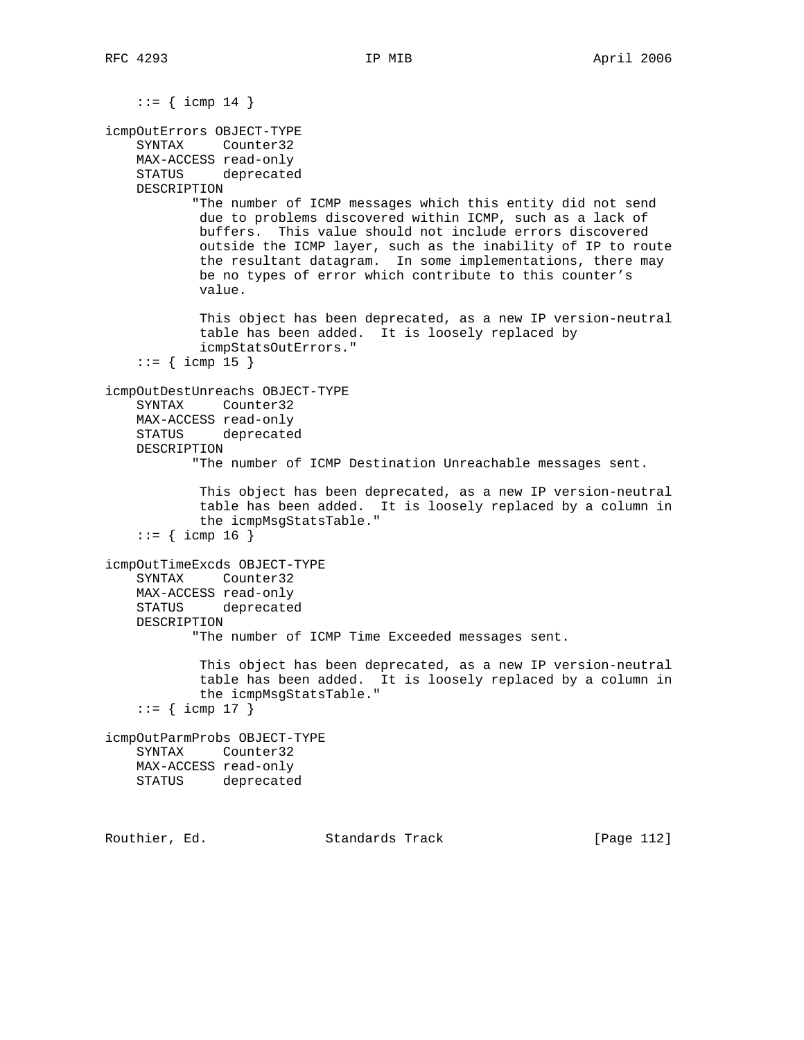```
    ::= { icmp 14 }

icmpOutErrors OBJECT-TYPE
    SYNTAX     Counter32
    MAX-ACCESS read-only
    STATUS     deprecated
    DESCRIPTION
           "The number of ICMP messages which this entity did not send
            due to problems discovered within ICMP, such as a lack of
            buffers.  This value should not include errors discovered
            outside the ICMP layer, such as the inability of IP to route
            the resultant datagram.  In some implementations, there may
            be no types of error which contribute to this counter's
            value.

            This object has been deprecated, as a new IP version-neutral
            table has been added.  It is loosely replaced by
            icmpStatsOutErrors."
    ::= { icmp 15 }

icmpOutDestUnreachs OBJECT-TYPE
    SYNTAX     Counter32
    MAX-ACCESS read-only
    STATUS     deprecated
    DESCRIPTION
           "The number of ICMP Destination Unreachable messages sent.

            This object has been deprecated, as a new IP version-neutral
            table has been added.  It is loosely replaced by a column in
            the icmpMsgStatsTable."
    ::= { icmp 16 }

icmpOutTimeExcds OBJECT-TYPE
    SYNTAX     Counter32
    MAX-ACCESS read-only
    STATUS     deprecated
    DESCRIPTION
           "The number of ICMP Time Exceeded messages sent.

            This object has been deprecated, as a new IP version-neutral
            table has been added.  It is loosely replaced by a column in
            the icmpMsgStatsTable."
    ::= { icmp 17 }

icmpOutParmProbs OBJECT-TYPE
    SYNTAX     Counter32
    MAX-ACCESS read-only
    STATUS     deprecated
```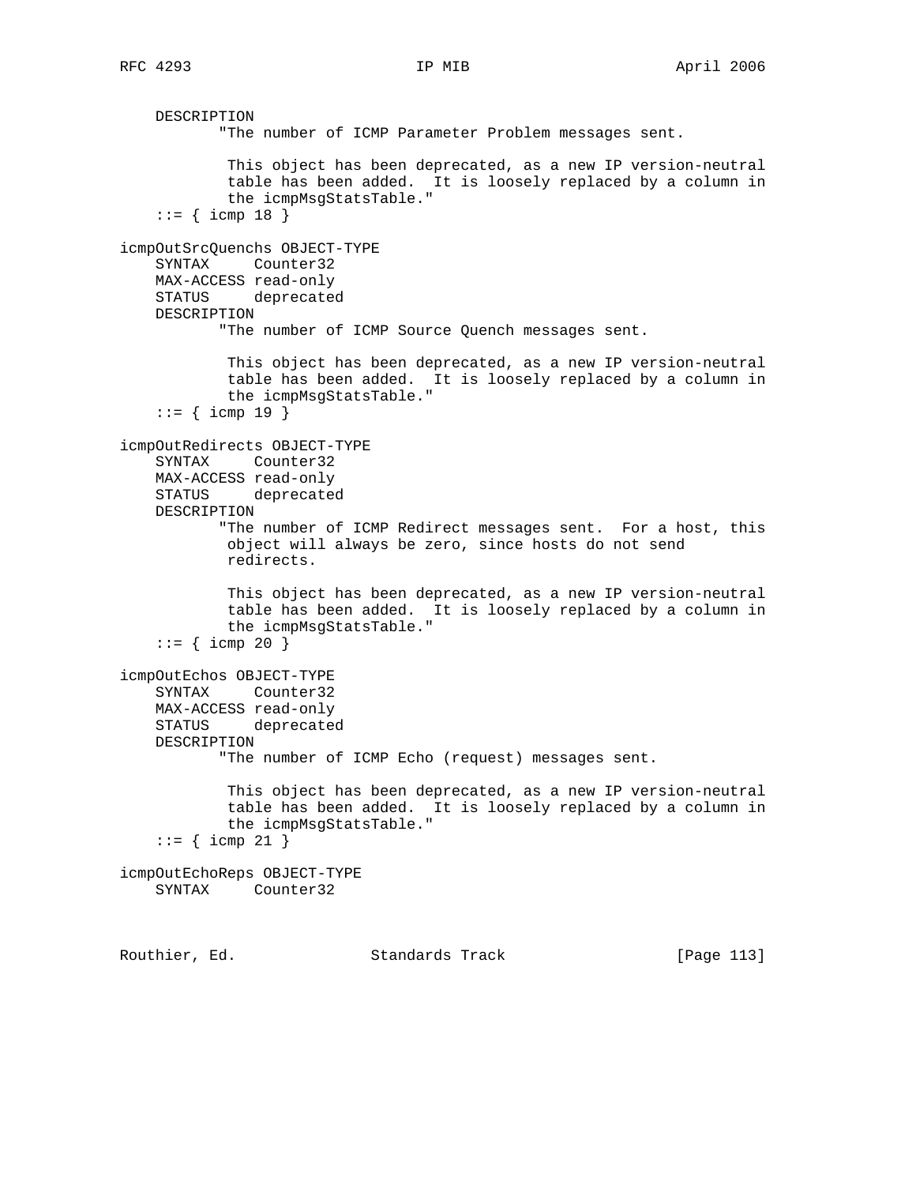```
    DESCRIPTION
           "The number of ICMP Parameter Problem messages sent.

            This object has been deprecated, as a new IP version-neutral
            table has been added.  It is loosely replaced by a column in
            the icmpMsgStatsTable."
    ::= { icmp 18 }

icmpOutSrcQuenchs OBJECT-TYPE
    SYNTAX     Counter32
    MAX-ACCESS read-only
    STATUS     deprecated
    DESCRIPTION
           "The number of ICMP Source Quench messages sent.

            This object has been deprecated, as a new IP version-neutral
            table has been added.  It is loosely replaced by a column in
            the icmpMsgStatsTable."
    ::= { icmp 19 }

icmpOutRedirects OBJECT-TYPE
    SYNTAX     Counter32
    MAX-ACCESS read-only
    STATUS     deprecated
    DESCRIPTION
           "The number of ICMP Redirect messages sent.  For a host, this
            object will always be zero, since hosts do not send
            redirects.

            This object has been deprecated, as a new IP version-neutral
            table has been added.  It is loosely replaced by a column in
            the icmpMsgStatsTable."
    ::= { icmp 20 }

icmpOutEchos OBJECT-TYPE
    SYNTAX     Counter32
    MAX-ACCESS read-only
    STATUS     deprecated
    DESCRIPTION
           "The number of ICMP Echo (request) messages sent.

            This object has been deprecated, as a new IP version-neutral
            table has been added.  It is loosely replaced by a column in
            the icmpMsgStatsTable."
    ::= { icmp 21 }

icmpOutEchoReps OBJECT-TYPE
    SYNTAX     Counter32
```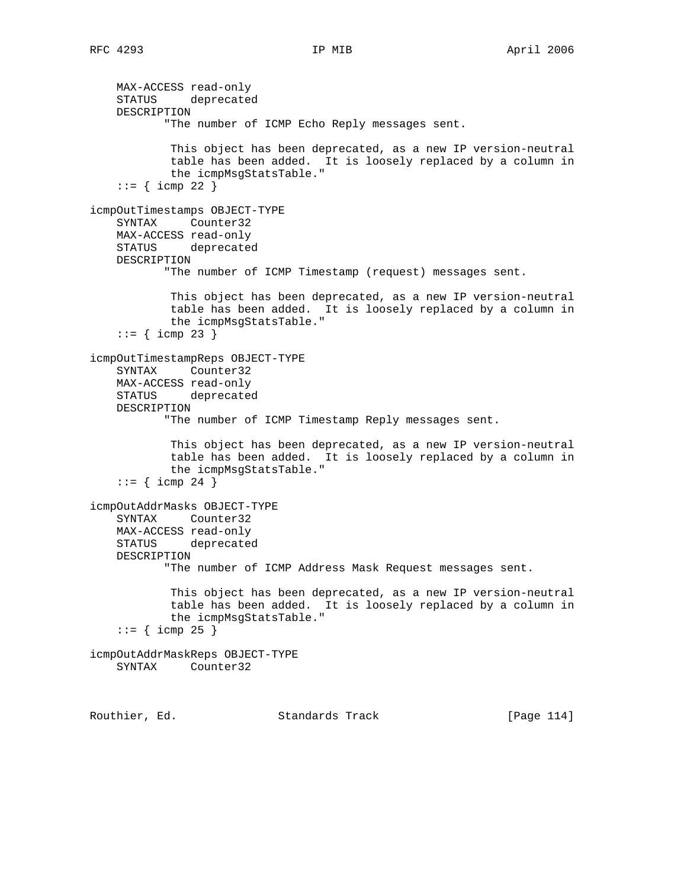```
    MAX-ACCESS read-only
    STATUS     deprecated
    DESCRIPTION
           "The number of ICMP Echo Reply messages sent.

            This object has been deprecated, as a new IP version-neutral
            table has been added.  It is loosely replaced by a column in
            the icmpMsgStatsTable."
    ::= { icmp 22 }

icmpOutTimestamps OBJECT-TYPE
    SYNTAX     Counter32
    MAX-ACCESS read-only
    STATUS     deprecated
    DESCRIPTION
           "The number of ICMP Timestamp (request) messages sent.

            This object has been deprecated, as a new IP version-neutral
            table has been added.  It is loosely replaced by a column in
            the icmpMsgStatsTable."
    ::= { icmp 23 }

icmpOutTimestampReps OBJECT-TYPE
    SYNTAX     Counter32
    MAX-ACCESS read-only
    STATUS     deprecated
    DESCRIPTION
           "The number of ICMP Timestamp Reply messages sent.

            This object has been deprecated, as a new IP version-neutral
            table has been added.  It is loosely replaced by a column in
            the icmpMsgStatsTable."
    ::= { icmp 24 }

icmpOutAddrMasks OBJECT-TYPE
    SYNTAX     Counter32
    MAX-ACCESS read-only
    STATUS     deprecated
    DESCRIPTION
           "The number of ICMP Address Mask Request messages sent.

            This object has been deprecated, as a new IP version-neutral
            table has been added.  It is loosely replaced by a column in
            the icmpMsgStatsTable."
    ::= { icmp 25 }

icmpOutAddrMaskReps OBJECT-TYPE
    SYNTAX     Counter32
```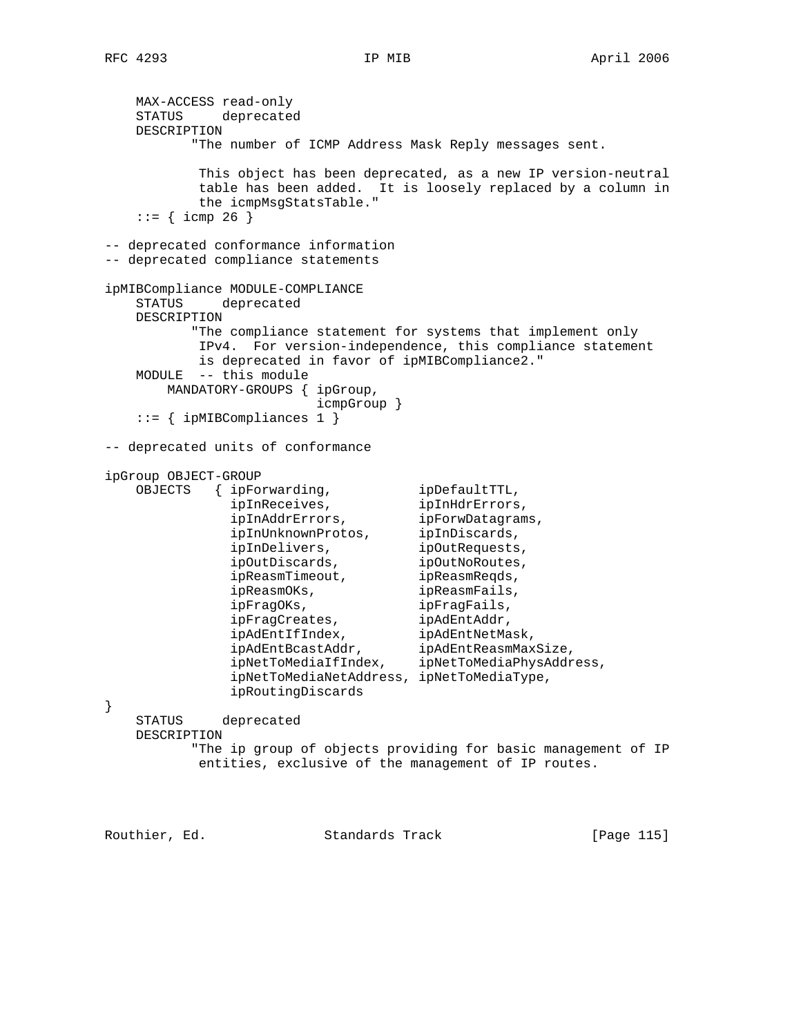```
    MAX-ACCESS read-only
    STATUS     deprecated
    DESCRIPTION
           "The number of ICMP Address Mask Reply messages sent.

            This object has been deprecated, as a new IP version-neutral
            table has been added.  It is loosely replaced by a column in
            the icmpMsgStatsTable."
    ::= { icmp 26 }

-- deprecated conformance information
-- deprecated compliance statements

ipMIBCompliance MODULE-COMPLIANCE
    STATUS     deprecated
    DESCRIPTION
           "The compliance statement for systems that implement only
            IPv4.  For version-independence, this compliance statement
            is deprecated in favor of ipMIBCompliance2."
    MODULE  -- this module
        MANDATORY-GROUPS { ipGroup,
                           icmpGroup }
    ::= { ipMIBCompliances 1 }

-- deprecated units of conformance

ipGroup OBJECT-GROUP
    OBJECTS   { ipForwarding,           ipDefaultTTL,
                ipInReceives,           ipInHdrErrors,
                ipInAddrErrors,         ipForwDatagrams,
                ipInUnknownProtos,      ipInDiscards,
                ipInDelivers,           ipOutRequests,
                ipOutDiscards,          ipOutNoRoutes,
                ipReasmTimeout,         ipReasmReqds,
                ipReasmOKs,             ipReasmFails,
                ipFragOKs,              ipFragFails,
                ipFragCreates,          ipAdEntAddr,
                ipAdEntIfIndex,         ipAdEntNetMask,
                ipAdEntBcastAddr,       ipAdEntReasmMaxSize,
                ipNetToMediaIfIndex,    ipNetToMediaPhysAddress,
                ipNetToMediaNetAddress, ipNetToMediaType,
                ipRoutingDiscards
}
    STATUS     deprecated
    DESCRIPTION
           "The ip group of objects providing for basic management of IP
            entities, exclusive of the management of IP routes.
```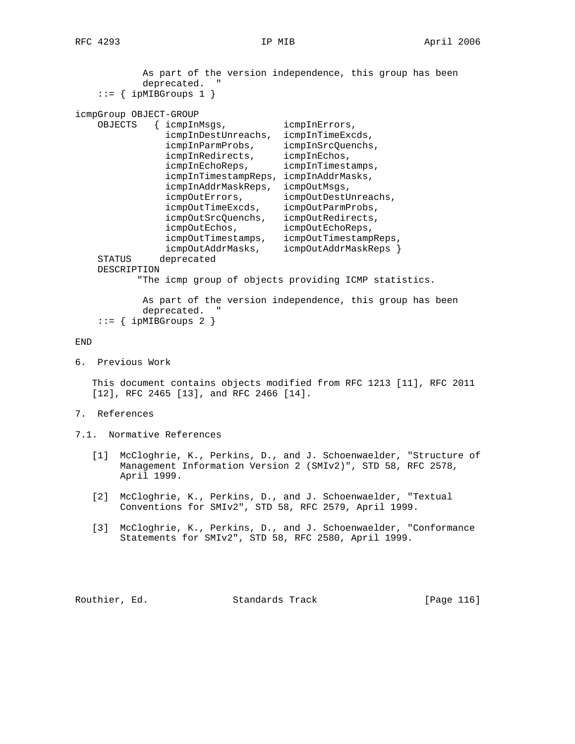```
            As part of the version independence, this group has been
            deprecated.  "
    ::= { ipMIBGroups 1 }

icmpGroup OBJECT-GROUP
    OBJECTS   { icmpInMsgs,          icmpInErrors,
                icmpInDestUnreachs,  icmpInTimeExcds,
                icmpInParmProbs,     icmpInSrcQuenchs,
                icmpInRedirects,     icmpInEchos,
                icmpInEchoReps,      icmpInTimestamps,
                icmpInTimestampReps, icmpInAddrMasks,
                icmpInAddrMaskReps,  icmpOutMsgs,
                icmpOutErrors,       icmpOutDestUnreachs,
                icmpOutTimeExcds,    icmpOutParmProbs,
                icmpOutSrcQuenchs,   icmpOutRedirects,
                icmpOutEchos,        icmpOutEchoReps,
                icmpOutTimestamps,   icmpOutTimestampReps,
                icmpOutAddrMasks,    icmpOutAddrMaskReps }
    STATUS     deprecated
    DESCRIPTION
           "The icmp group of objects providing ICMP statistics.

            As part of the version independence, this group has been
            deprecated.  "
    ::= { ipMIBGroups 2 }

END
```

## 6. Previous Work

This document contains objects modified from RFC 1213 [11], RFC 2011 [12], RFC 2465 [13], and RFC 2466 [14].

## 7. References

### 7.1. Normative References

[1] McCloghrie, K., Perkins, D., and J. Schoenwaelder, "Structure of Management Information Version 2 (SMIv2)", STD 58, RFC 2578, April 1999.

[2] McCloghrie, K., Perkins, D., and J. Schoenwaelder, "Textual Conventions for SMIv2", STD 58, RFC 2579, April 1999.

[3] McCloghrie, K., Perkins, D., and J. Schoenwaelder, "Conformance Statements for SMIv2", STD 58, RFC 2580, April 1999.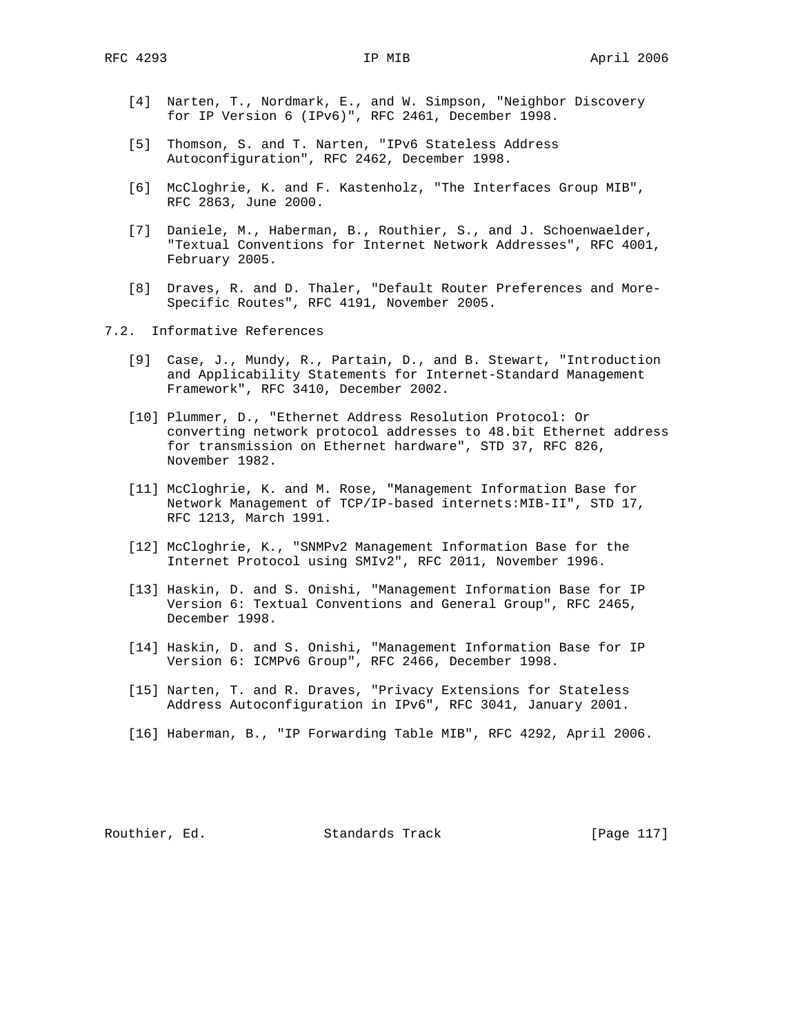[4] Narten, T., Nordmark, E., and W. Simpson, "Neighbor Discovery for IP Version 6 (IPv6)", RFC 2461, December 1998.

[5] Thomson, S. and T. Narten, "IPv6 Stateless Address Autoconfiguration", RFC 2462, December 1998.

[6] McCloghrie, K. and F. Kastenholz, "The Interfaces Group MIB", RFC 2863, June 2000.

[7] Daniele, M., Haberman, B., Routhier, S., and J. Schoenwaelder, "Textual Conventions for Internet Network Addresses", RFC 4001, February 2005.

[8] Draves, R. and D. Thaler, "Default Router Preferences and More-Specific Routes", RFC 4191, November 2005.

## 7.2. Informative References

[9] Case, J., Mundy, R., Partain, D., and B. Stewart, "Introduction and Applicability Statements for Internet-Standard Management Framework", RFC 3410, December 2002.

[10] Plummer, D., "Ethernet Address Resolution Protocol: Or converting network protocol addresses to 48.bit Ethernet address for transmission on Ethernet hardware", STD 37, RFC 826, November 1982.

[11] McCloghrie, K. and M. Rose, "Management Information Base for Network Management of TCP/IP-based internets:MIB-II", STD 17, RFC 1213, March 1991.

[12] McCloghrie, K., "SNMPv2 Management Information Base for the Internet Protocol using SMIv2", RFC 2011, November 1996.

[13] Haskin, D. and S. Onishi, "Management Information Base for IP Version 6: Textual Conventions and General Group", RFC 2465, December 1998.

[14] Haskin, D. and S. Onishi, "Management Information Base for IP Version 6: ICMPv6 Group", RFC 2466, December 1998.

[15] Narten, T. and R. Draves, "Privacy Extensions for Stateless Address Autoconfiguration in IPv6", RFC 3041, January 2001.

[16] Haberman, B., "IP Forwarding Table MIB", RFC 4292, April 2006.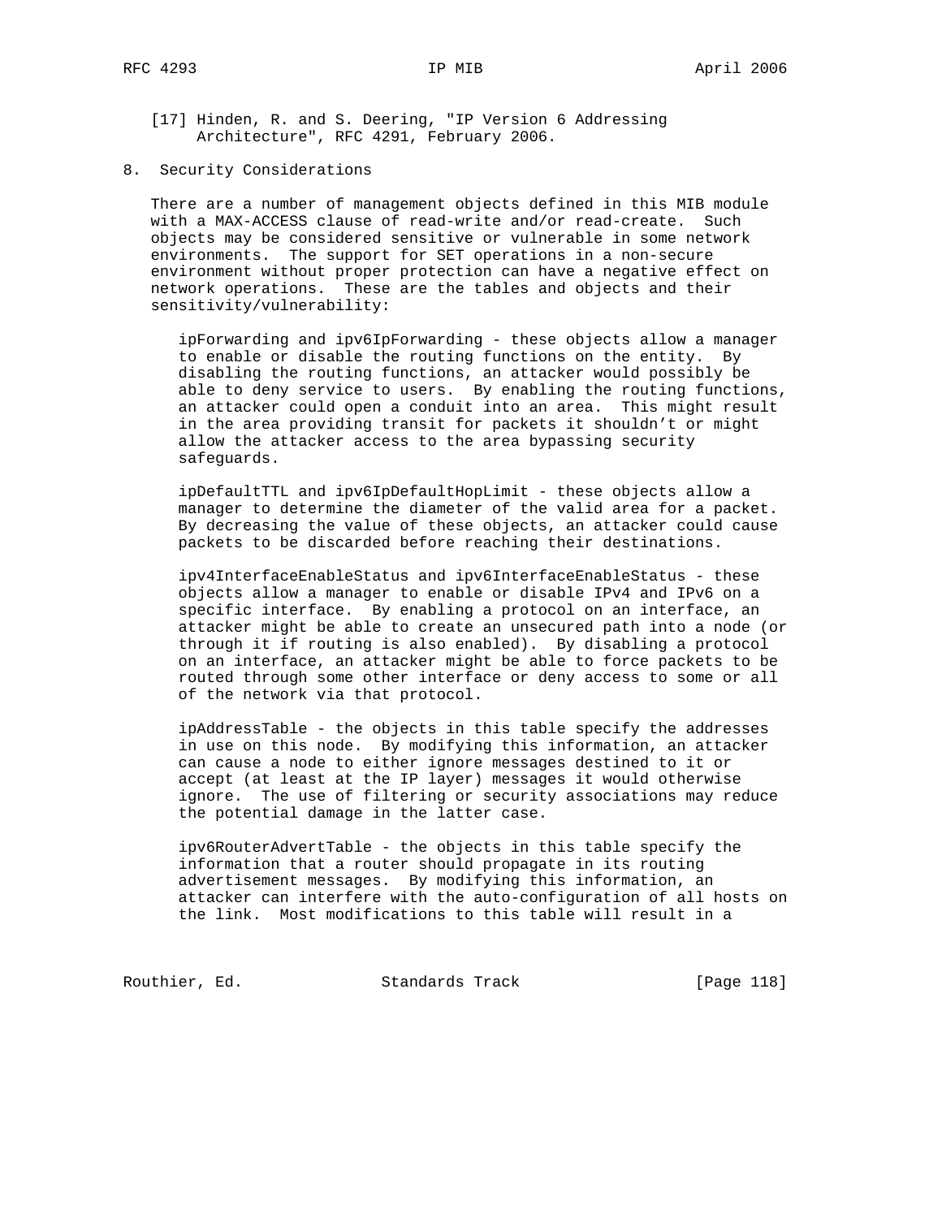[17] Hinden, R. and S. Deering, "IP Version 6 Addressing Architecture", RFC 4291, February 2006.

## 8. Security Considerations

There are a number of management objects defined in this MIB module with a MAX-ACCESS clause of read-write and/or read-create. Such objects may be considered sensitive or vulnerable in some network environments. The support for SET operations in a non-secure environment without proper protection can have a negative effect on network operations. These are the tables and objects and their sensitivity/vulnerability:

ipForwarding and ipv6IpForwarding - these objects allow a manager to enable or disable the routing functions on the entity. By disabling the routing functions, an attacker would possibly be able to deny service to users. By enabling the routing functions, an attacker could open a conduit into an area. This might result in the area providing transit for packets it shouldn't or might allow the attacker access to the area bypassing security safeguards.

ipDefaultTTL and ipv6IpDefaultHopLimit - these objects allow a manager to determine the diameter of the valid area for a packet. By decreasing the value of these objects, an attacker could cause packets to be discarded before reaching their destinations.

ipv4InterfaceEnableStatus and ipv6InterfaceEnableStatus - these objects allow a manager to enable or disable IPv4 and IPv6 on a specific interface. By enabling a protocol on an interface, an attacker might be able to create an unsecured path into a node (or through it if routing is also enabled). By disabling a protocol on an interface, an attacker might be able to force packets to be routed through some other interface or deny access to some or all of the network via that protocol.

ipAddressTable - the objects in this table specify the addresses in use on this node. By modifying this information, an attacker can cause a node to either ignore messages destined to it or accept (at least at the IP layer) messages it would otherwise ignore. The use of filtering or security associations may reduce the potential damage in the latter case.

ipv6RouterAdvertTable - the objects in this table specify the information that a router should propagate in its routing advertisement messages. By modifying this information, an attacker can interfere with the auto-configuration of all hosts on the link. Most modifications to this table will result in a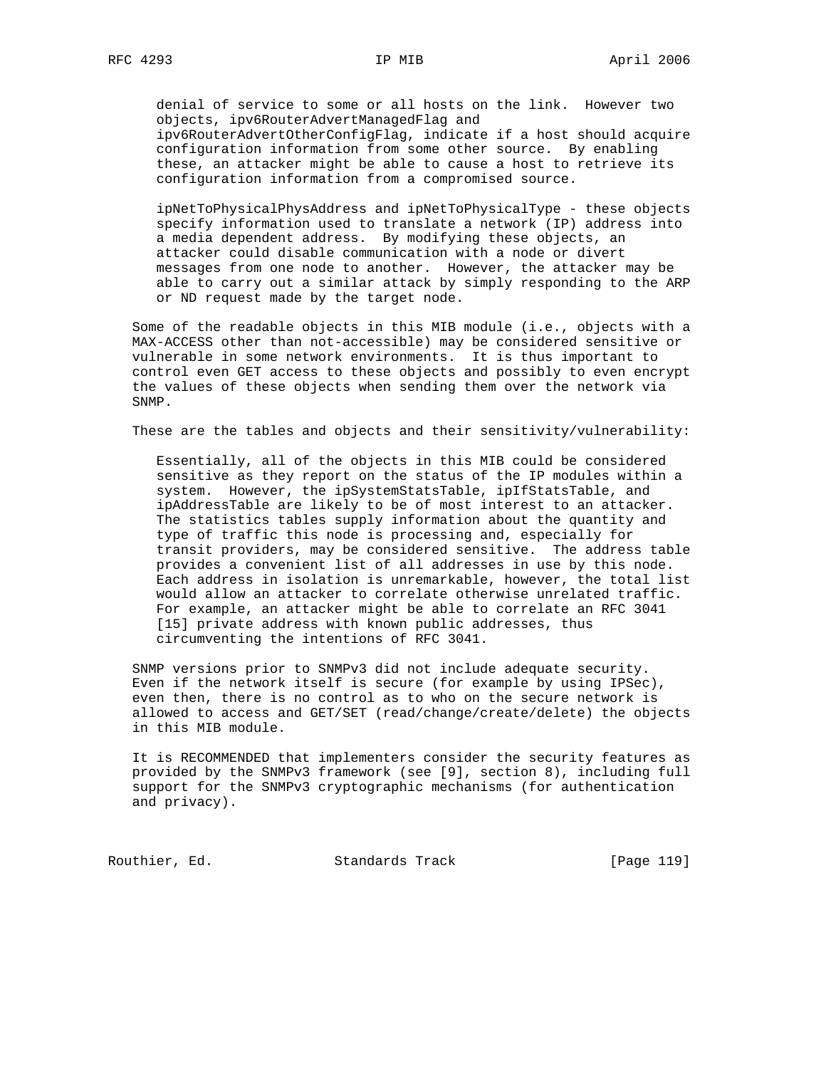denial of service to some or all hosts on the link. However two objects, ipv6RouterAdvertManagedFlag and ipv6RouterAdvertOtherConfigFlag, indicate if a host should acquire configuration information from some other source. By enabling these, an attacker might be able to cause a host to retrieve its configuration information from a compromised source.

ipNetToPhysicalPhysAddress and ipNetToPhysicalType - these objects specify information used to translate a network (IP) address into a media dependent address. By modifying these objects, an attacker could disable communication with a node or divert messages from one node to another. However, the attacker may be able to carry out a similar attack by simply responding to the ARP or ND request made by the target node.

Some of the readable objects in this MIB module (i.e., objects with a MAX-ACCESS other than not-accessible) may be considered sensitive or vulnerable in some network environments. It is thus important to control even GET access to these objects and possibly to even encrypt the values of these objects when sending them over the network via SNMP.

These are the tables and objects and their sensitivity/vulnerability:

Essentially, all of the objects in this MIB could be considered sensitive as they report on the status of the IP modules within a system. However, the ipSystemStatsTable, ipIfStatsTable, and ipAddressTable are likely to be of most interest to an attacker. The statistics tables supply information about the quantity and type of traffic this node is processing and, especially for transit providers, may be considered sensitive. The address table provides a convenient list of all addresses in use by this node. Each address in isolation is unremarkable, however, the total list would allow an attacker to correlate otherwise unrelated traffic. For example, an attacker might be able to correlate an RFC 3041 [15] private address with known public addresses, thus circumventing the intentions of RFC 3041.

SNMP versions prior to SNMPv3 did not include adequate security. Even if the network itself is secure (for example by using IPSec), even then, there is no control as to who on the secure network is allowed to access and GET/SET (read/change/create/delete) the objects in this MIB module.

It is RECOMMENDED that implementers consider the security features as provided by the SNMPv3 framework (see [9], section 8), including full support for the SNMPv3 cryptographic mechanisms (for authentication and privacy).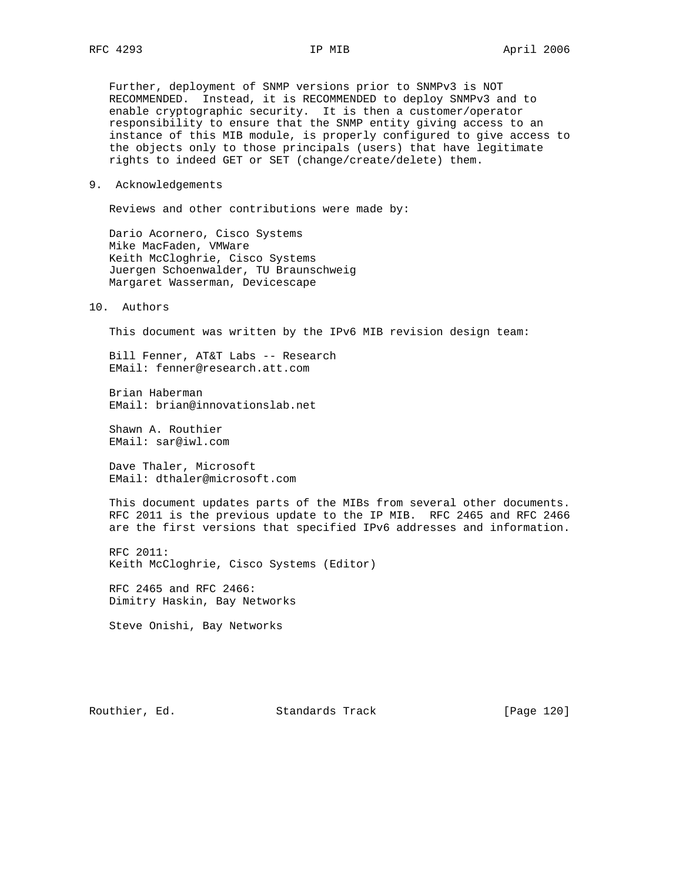Further, deployment of SNMP versions prior to SNMPv3 is NOT RECOMMENDED. Instead, it is RECOMMENDED to deploy SNMPv3 and to enable cryptographic security. It is then a customer/operator responsibility to ensure that the SNMP entity giving access to an instance of this MIB module, is properly configured to give access to the objects only to those principals (users) that have legitimate rights to indeed GET or SET (change/create/delete) them.

## 9. Acknowledgements

Reviews and other contributions were made by:

Dario Acornero, Cisco Systems
Mike MacFaden, VMWare
Keith McCloghrie, Cisco Systems
Juergen Schoenwalder, TU Braunschweig
Margaret Wasserman, Devicescape

## 10. Authors

This document was written by the IPv6 MIB revision design team:

Bill Fenner, AT&T Labs -- Research
EMail: fenner@research.att.com

Brian Haberman
EMail: brian@innovationslab.net

Shawn A. Routhier
EMail: sar@iwl.com

Dave Thaler, Microsoft
EMail: dthaler@microsoft.com

This document updates parts of the MIBs from several other documents. RFC 2011 is the previous update to the IP MIB. RFC 2465 and RFC 2466 are the first versions that specified IPv6 addresses and information.

RFC 2011:
Keith McCloghrie, Cisco Systems (Editor)

RFC 2465 and RFC 2466:
Dimitry Haskin, Bay Networks

Steve Onishi, Bay Networks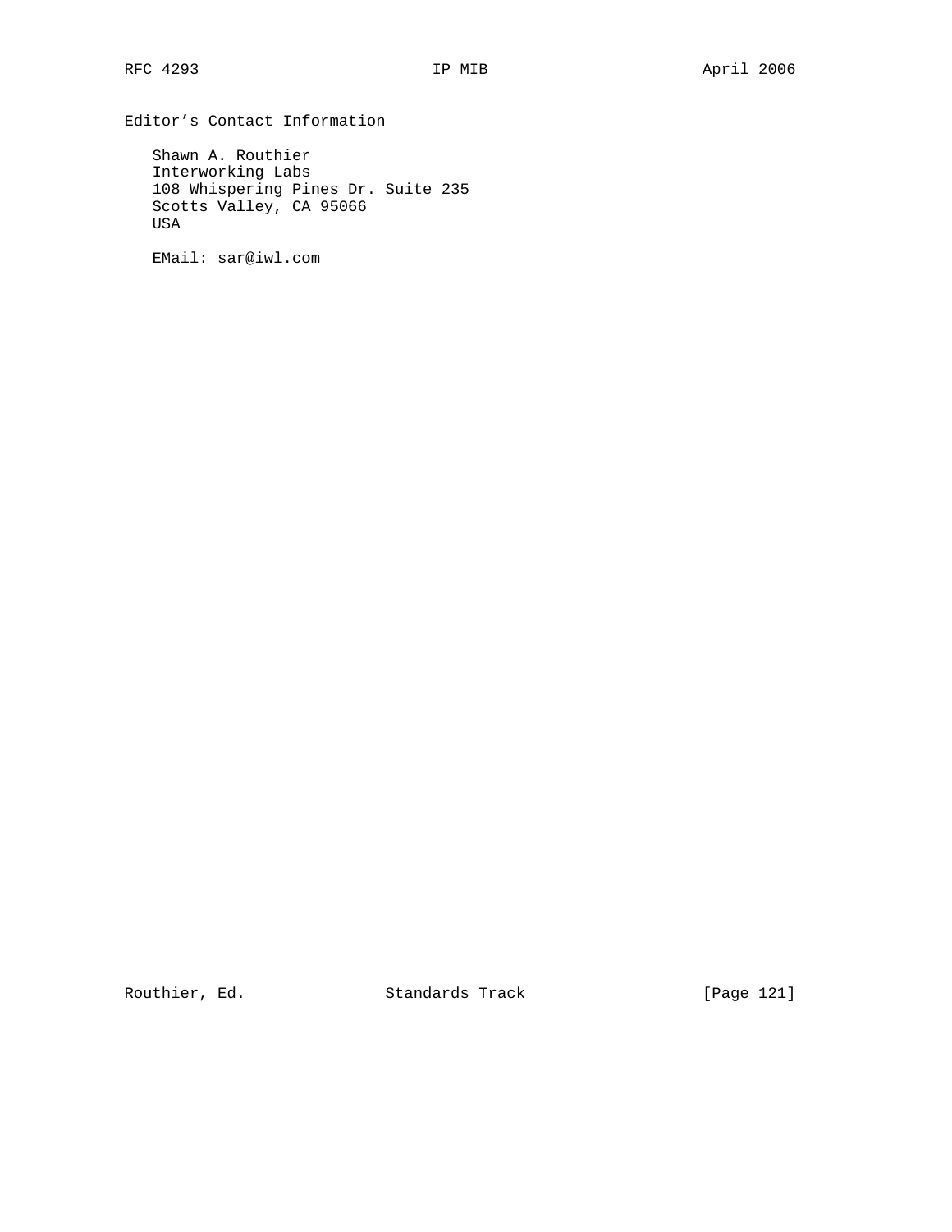## Editor's Contact Information

Shawn A. Routhier
Interworking Labs
108 Whispering Pines Dr. Suite 235
Scotts Valley, CA 95066
USA

EMail: sar@iwl.com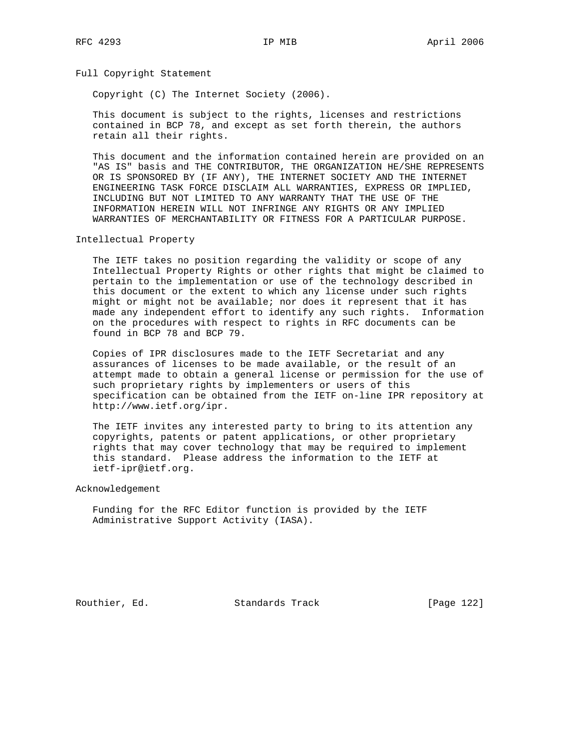## Full Copyright Statement

Copyright (C) The Internet Society (2006).

This document is subject to the rights, licenses and restrictions contained in BCP 78, and except as set forth therein, the authors retain all their rights.

This document and the information contained herein are provided on an "AS IS" basis and THE CONTRIBUTOR, THE ORGANIZATION HE/SHE REPRESENTS OR IS SPONSORED BY (IF ANY), THE INTERNET SOCIETY AND THE INTERNET ENGINEERING TASK FORCE DISCLAIM ALL WARRANTIES, EXPRESS OR IMPLIED, INCLUDING BUT NOT LIMITED TO ANY WARRANTY THAT THE USE OF THE INFORMATION HEREIN WILL NOT INFRINGE ANY RIGHTS OR ANY IMPLIED WARRANTIES OF MERCHANTABILITY OR FITNESS FOR A PARTICULAR PURPOSE.

## Intellectual Property

The IETF takes no position regarding the validity or scope of any Intellectual Property Rights or other rights that might be claimed to pertain to the implementation or use of the technology described in this document or the extent to which any license under such rights might or might not be available; nor does it represent that it has made any independent effort to identify any such rights. Information on the procedures with respect to rights in RFC documents can be found in BCP 78 and BCP 79.

Copies of IPR disclosures made to the IETF Secretariat and any assurances of licenses to be made available, or the result of an attempt made to obtain a general license or permission for the use of such proprietary rights by implementers or users of this specification can be obtained from the IETF on-line IPR repository at http://www.ietf.org/ipr.

The IETF invites any interested party to bring to its attention any copyrights, patents or patent applications, or other proprietary rights that may cover technology that may be required to implement this standard. Please address the information to the IETF at ietf-ipr@ietf.org.

## Acknowledgement

Funding for the RFC Editor function is provided by the IETF Administrative Support Activity (IASA).